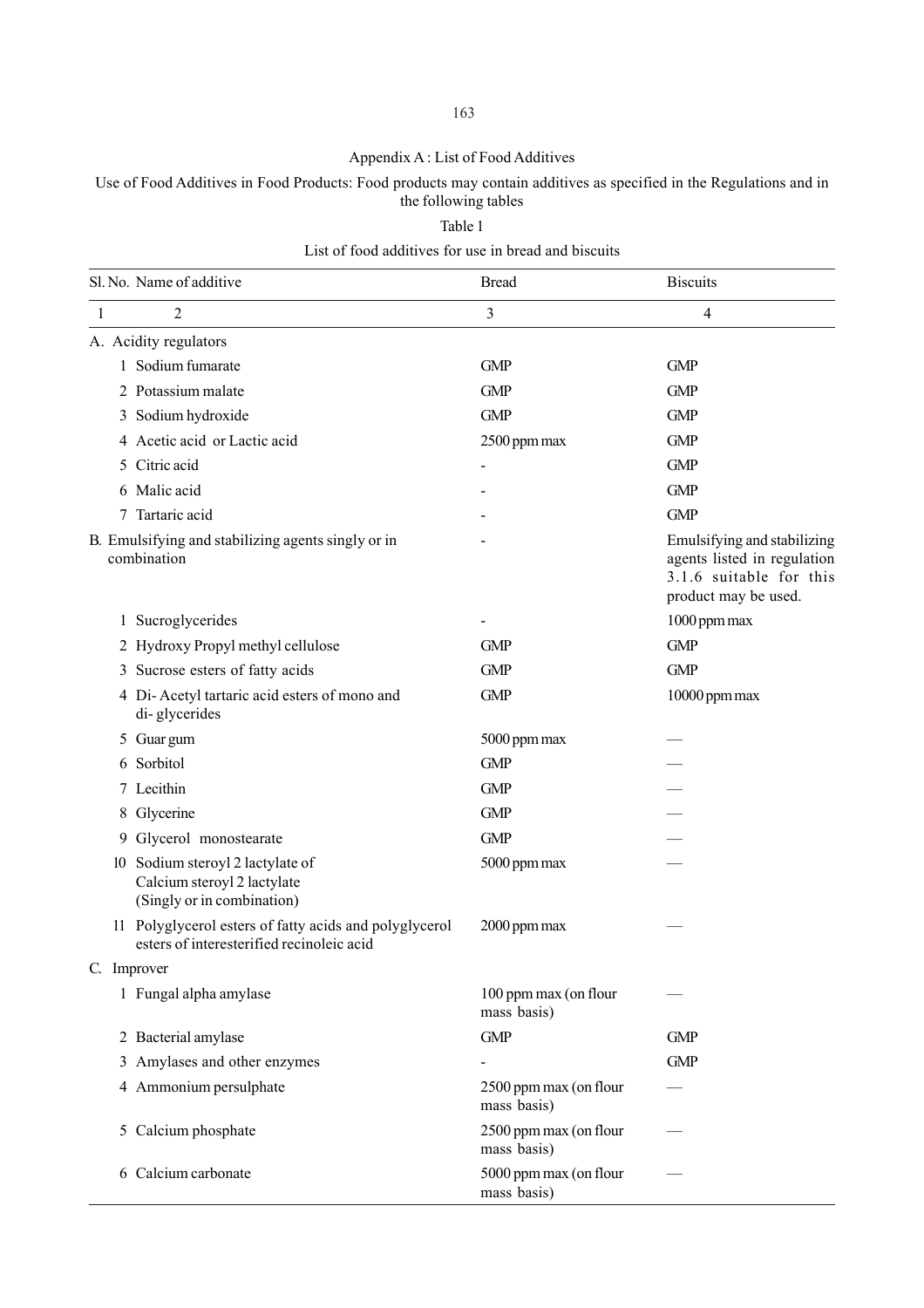Appendix A : List of Food Additives

Use of Food Additives in Food Products: Food products may contain additives as specified in the Regulations and in the following tables

Table 1

List of food additives for use in bread and biscuits

| Sl. No. | Name of additive | Bread | Biscuits |
|---|---|---|---|
| 1 | 2 | 3 | 4 |
| A. | Acidity regulators | | |
| 1 | Sodium fumarate | GMP | GMP |
| 2 | Potassium malate | GMP | GMP |
| 3 | Sodium hydroxide | GMP | GMP |
| 4 | Acetic acid or Lactic acid | 2500 ppm max | GMP |
| 5 | Citric acid | - | GMP |
| 6 | Malic acid | - | GMP |
| 7 | Tartaric acid | - | GMP |
| B. | Emulsifying and stabilizing agents singly or in combination | - | Emulsifying and stabilizing agents listed in regulation 3.1.6 suitable for this product may be used. |
| 1 | Sucroglycerides | - | 1000 ppm max |
| 2 | Hydroxy Propyl methyl cellulose | GMP | GMP |
| 3 | Sucrose esters of fatty acids | GMP | GMP |
| 4 | Di- Acetyl tartaric acid esters of mono and di- glycerides | GMP | 10000 ppm max |
| 5 | Guar gum | 5000 ppm max | — |
| 6 | Sorbitol | GMP | — |
| 7 | Lecithin | GMP | — |
| 8 | Glycerine | GMP | — |
| 9 | Glycerol monostearate | GMP | — |
| 10 | Sodium steroyl 2 lactylate of Calcium steroyl 2 lactylate (Singly or in combination) | 5000 ppm max | — |
| 11 | Polyglycerol esters of fatty acids and polyglycerol esters of interesterified recinoleic acid | 2000 ppm max | — |
| C. | Improver | | |
| 1 | Fungal alpha amylase | 100 ppm max (on flour mass basis) | — |
| 2 | Bacterial amylase | GMP | GMP |
| 3 | Amylases and other enzymes | - | GMP |
| 4 | Ammonium persulphate | 2500 ppm max (on flour mass basis) | — |
| 5 | Calcium phosphate | 2500 ppm max (on flour mass basis) | — |
| 6 | Calcium carbonate | 5000 ppm max (on flour mass basis) | — |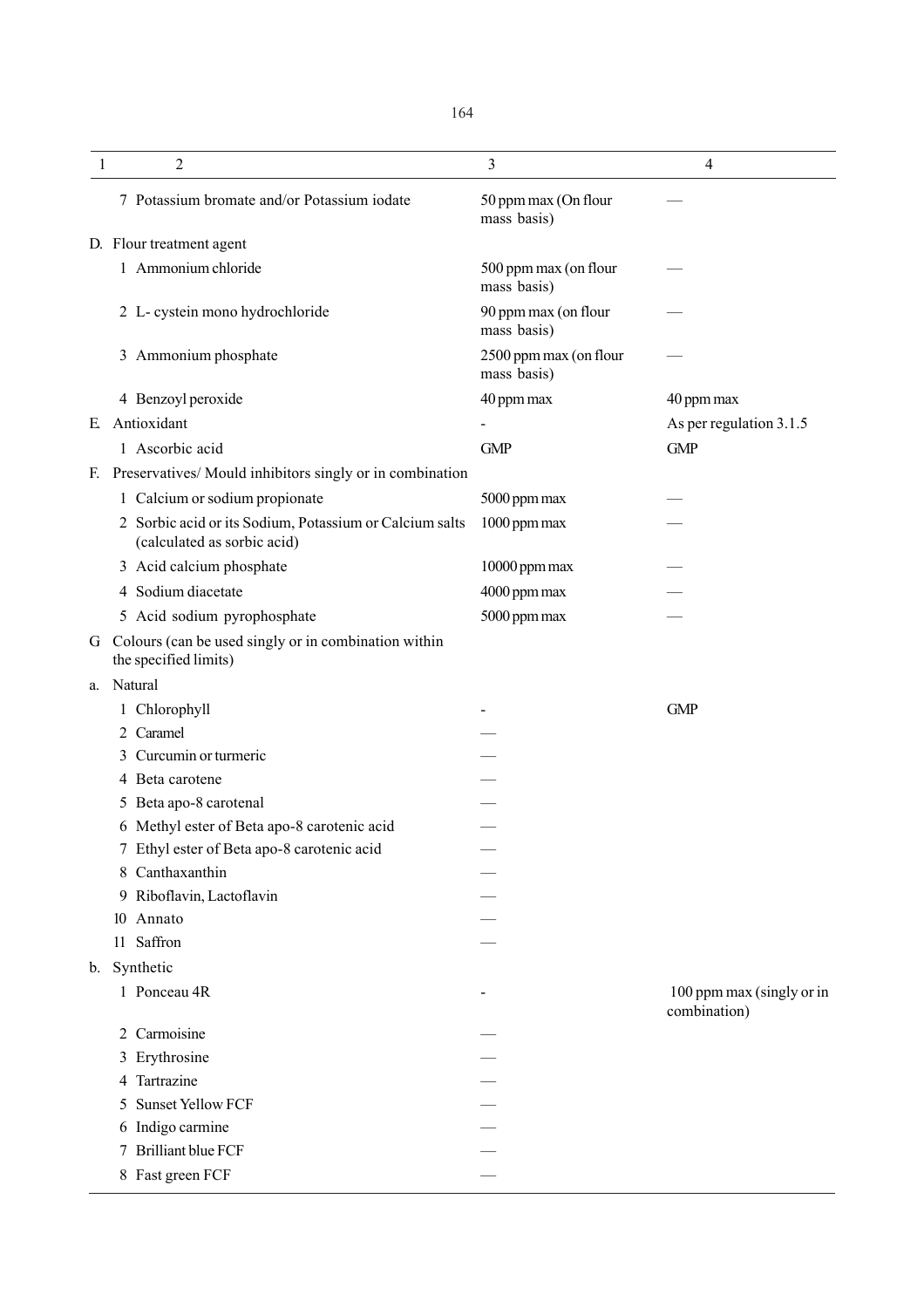| 1 | 2 | 3 | 4 |
|---|---|---|---|
| | 7 Potassium bromate and/or Potassium iodate | 50 ppm max (On flour mass basis) | — |
| D. | Flour treatment agent | | |
| | 1 Ammonium chloride | 500 ppm max (on flour mass basis) | — |
| | 2 L- cystein mono hydrochloride | 90 ppm max (on flour mass basis) | — |
| | 3 Ammonium phosphate | 2500 ppm max (on flour mass basis) | — |
| | 4 Benzoyl peroxide | 40 ppm max | 40 ppm max |
| E. | Antioxidant | - | As per regulation 3.1.5 |
| | 1 Ascorbic acid | GMP | GMP |
| F. | Preservatives/ Mould inhibitors singly or in combination | | |
| | 1 Calcium or sodium propionate | 5000 ppm max | — |
| | 2 Sorbic acid or its Sodium, Potassium or Calcium salts (calculated as sorbic acid) | 1000 ppm max | — |
| | 3 Acid calcium phosphate | 10000 ppm max | — |
| | 4 Sodium diacetate | 4000 ppm max | — |
| | 5 Acid sodium pyrophosphate | 5000 ppm max | — |
| G | Colours (can be used singly or in combination within the specified limits) | | |
| a. | Natural | | |
| | 1 Chlorophyll | - | GMP |
| | 2 Caramel | — | |
| | 3 Curcumin or turmeric | — | |
| | 4 Beta carotene | — | |
| | 5 Beta apo-8 carotenal | — | |
| | 6 Methyl ester of Beta apo-8 carotenic acid | — | |
| | 7 Ethyl ester of Beta apo-8 carotenic acid | — | |
| | 8 Canthaxanthin | — | |
| | 9 Riboflavin, Lactoflavin | — | |
| | 10 Annato | — | |
| | 11 Saffron | — | |
| b. | Synthetic | | |
| | 1 Ponceau 4R | - | 100 ppm max (singly or in combination) |
| | 2 Carmoisine | — | |
| | 3 Erythrosine | — | |
| | 4 Tartrazine | — | |
| | 5 Sunset Yellow FCF | — | |
| | 6 Indigo carmine | — | |
| | 7 Brilliant blue FCF | — | |
| | 8 Fast green FCF | — | |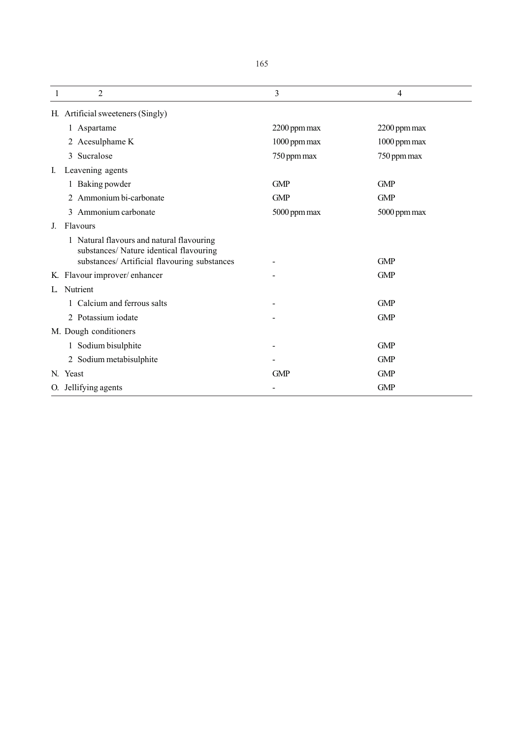| 1 | 2 | 3 | 4 |
|---|---|---|---|
| H. | Artificial sweeteners (Singly) | | |
| | 1 Aspartame | 2200 ppm max | 2200 ppm max |
| | 2 Acesulphame K | 1000 ppm max | 1000 ppm max |
| | 3 Sucralose | 750 ppm max | 750 ppm max |
| I. | Leavening agents | | |
| | 1 Baking powder | GMP | GMP |
| | 2 Ammonium bi-carbonate | GMP | GMP |
| | 3 Ammonium carbonate | 5000 ppm max | 5000 ppm max |
| J. | Flavours | | |
| | 1 Natural flavours and natural flavouring substances/ Nature identical flavouring substances/ Artificial flavouring substances | - | GMP |
| K. | Flavour improver/ enhancer | - | GMP |
| L. | Nutrient | | |
| | 1 Calcium and ferrous salts | - | GMP |
| | 2 Potassium iodate | - | GMP |
| M. | Dough conditioners | | |
| | 1 Sodium bisulphite | - | GMP |
| | 2 Sodium metabisulphite | - | GMP |
| N. | Yeast | GMP | GMP |
| O. | Jellifying agents | - | GMP |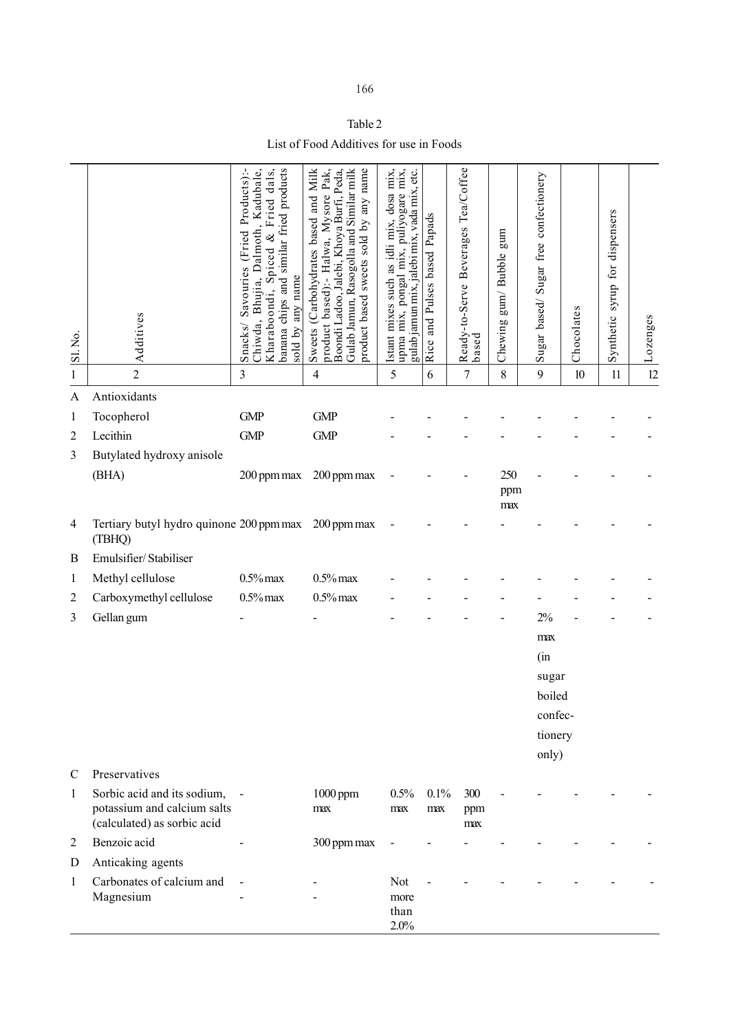Table 2

List of Food Additives for use in Foods

| Sl. No. | Additives | Snacks/ Savouries (Fried Products):- Chiwda, Bhujia, Dalmoth, Kadubale, Kharaboondi, Spiced & Fried dals, banana chips and similar fried products sold by any name | Sweets (Carbohydrates based and Milk product based):- Halwa, Mysore Pak, Boondi Ladoo, Jalebi, Khoya Burfi, Peda, Gulab Jamun, Rasogolla and Similar milk product based sweets sold by any name | Istant mixes such as idli mix, dosa mix, upma mix, pongal mix, puliyogare mix, gulab jamun mix, jalebi mix, vada mix, etc. | Rice and Pulses based Papads | Ready-to-Serve Beverages Tea/Coffee based | Chewing gum/ Bubble gum | Sugar based/ Sugar free confectionery | Chocolates | Synthetic syrup for dispensers | Lozenges |
|---|---|---|---|---|---|---|---|---|---|---|---|
| 1 | 2 | 3 | 4 | 5 | 6 | 7 | 8 | 9 | 10 | 11 | 12 |
| A | Antioxidants | | | | | | | | | | |
| 1 | Tocopherol | GMP | GMP | - | - | - | - | - | - | - | - |
| 2 | Lecithin | GMP | GMP | - | - | - | - | - | - | - | - |
| 3 | Butylated hydroxy anisole (BHA) | 200 ppm max | 200 ppm max | - | - | - | 250 ppm max | - | - | - | - |
| 4 | Tertiary butyl hydro quinone (TBHQ) | 200 ppm max | 200 ppm max | - | - | - | - | - | - | - | - |
| B | Emulsifier/ Stabiliser | | | | | | | | | | |
| 1 | Methyl cellulose | 0.5% max | 0.5% max | - | - | - | - | - | - | - | - |
| 2 | Carboxymethyl cellulose | 0.5% max | 0.5% max | - | - | - | - | - | - | - | - |
| 3 | Gellan gum | - | - | - | - | - | - | 2% max (in sugar boiled confec-tionery only) | - | - | - |
| C | Preservatives | | | | | | | | | | |
| 1 | Sorbic acid and its sodium, potassium and calcium salts (calculated) as sorbic acid | - | 1000 ppm max | 0.5% max | 0.1% max | 300 ppm max | - | - | - | - | - |
| 2 | Benzoic acid | - | 300 ppm max | - | - | - | - | - | - | - | - |
| D | Anticaking agents | | | | | | | | | | |
| 1 | Carbonates of calcium and Magnesium | - - | - - | Not more than 2.0% | - | - | - | - | - | - | - |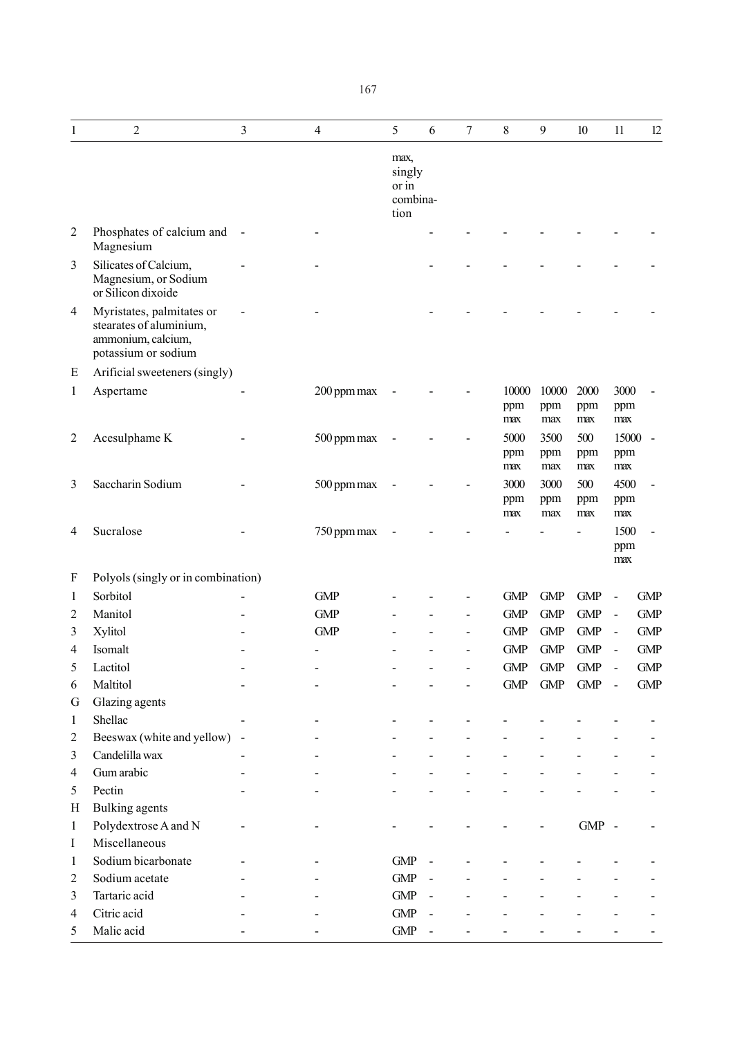| 1 | 2 | 3 | 4 | 5 | 6 | 7 | 8 | 9 | 10 | 11 | 12 |
|---|---|---|---|---|---|---|---|---|---|---|---|
| | | | | max, singly or in combina-tion | | | | | | | |
| 2 | Phosphates of calcium and Magnesium | - | - | | - | - | - | - | - | - | - |
| 3 | Silicates of Calcium, Magnesium, or Sodium or Silicon dixoide | - | - | | - | - | - | - | - | - | - |
| 4 | Myristates, palmitates or stearates of aluminium, ammonium, calcium, potassium or sodium | - | - | | - | - | - | - | - | - | - |
| E | Arificial sweeteners (singly) | | | | | | | | | | |
| 1 | Aspertame | - | 200 ppm max | - | - | - | 10000 ppm max | 10000 ppm max | 2000 ppm max | 3000 ppm max | - |
| 2 | Acesulphame K | - | 500 ppm max | - | - | - | 5000 ppm max | 3500 ppm max | 500 ppm max | 15000 ppm max | - |
| 3 | Saccharin Sodium | - | 500 ppm max | - | - | - | 3000 ppm max | 3000 ppm max | 500 ppm max | 4500 ppm max | - |
| 4 | Sucralose | - | 750 ppm max | - | - | - | - | - | - | 1500 ppm max | - |
| F | Polyols (singly or in combination) | | | | | | | | | | |
| 1 | Sorbitol | - | GMP | - | - | - | GMP | GMP | GMP | - | GMP |
| 2 | Manitol | - | GMP | - | - | - | GMP | GMP | GMP | - | GMP |
| 3 | Xylitol | - | GMP | - | - | - | GMP | GMP | GMP | - | GMP |
| 4 | Isomalt | - | - | - | - | - | GMP | GMP | GMP | - | GMP |
| 5 | Lactitol | - | - | - | - | - | GMP | GMP | GMP | - | GMP |
| 6 | Maltitol | - | - | - | - | - | GMP | GMP | GMP | - | GMP |
| G | Glazing agents | | | | | | | | | | |
| 1 | Shellac | - | - | - | - | - | - | - | - | - | - |
| 2 | Beeswax (white and yellow) | - | - | - | - | - | - | - | - | - | - |
| 3 | Candelilla wax | - | - | - | - | - | - | - | - | - | - |
| 4 | Gum arabic | - | - | - | - | - | - | - | - | - | - |
| 5 | Pectin | - | - | - | - | - | - | - | - | - | - |
| H | Bulking agents | | | | | | | | | | |
| 1 | Polydextrose A and N | - | - | - | - | - | - | - | GMP | - | - |
| I | Miscellaneous | | | | | | | | | | |
| 1 | Sodium bicarbonate | - | - | GMP | - | - | - | - | - | - | - |
| 2 | Sodium acetate | - | - | GMP | - | - | - | - | - | - | - |
| 3 | Tartaric acid | - | - | GMP | - | - | - | - | - | - | - |
| 4 | Citric acid | - | - | GMP | - | - | - | - | - | - | - |
| 5 | Malic acid | - | - | GMP | - | - | - | - | - | - | - |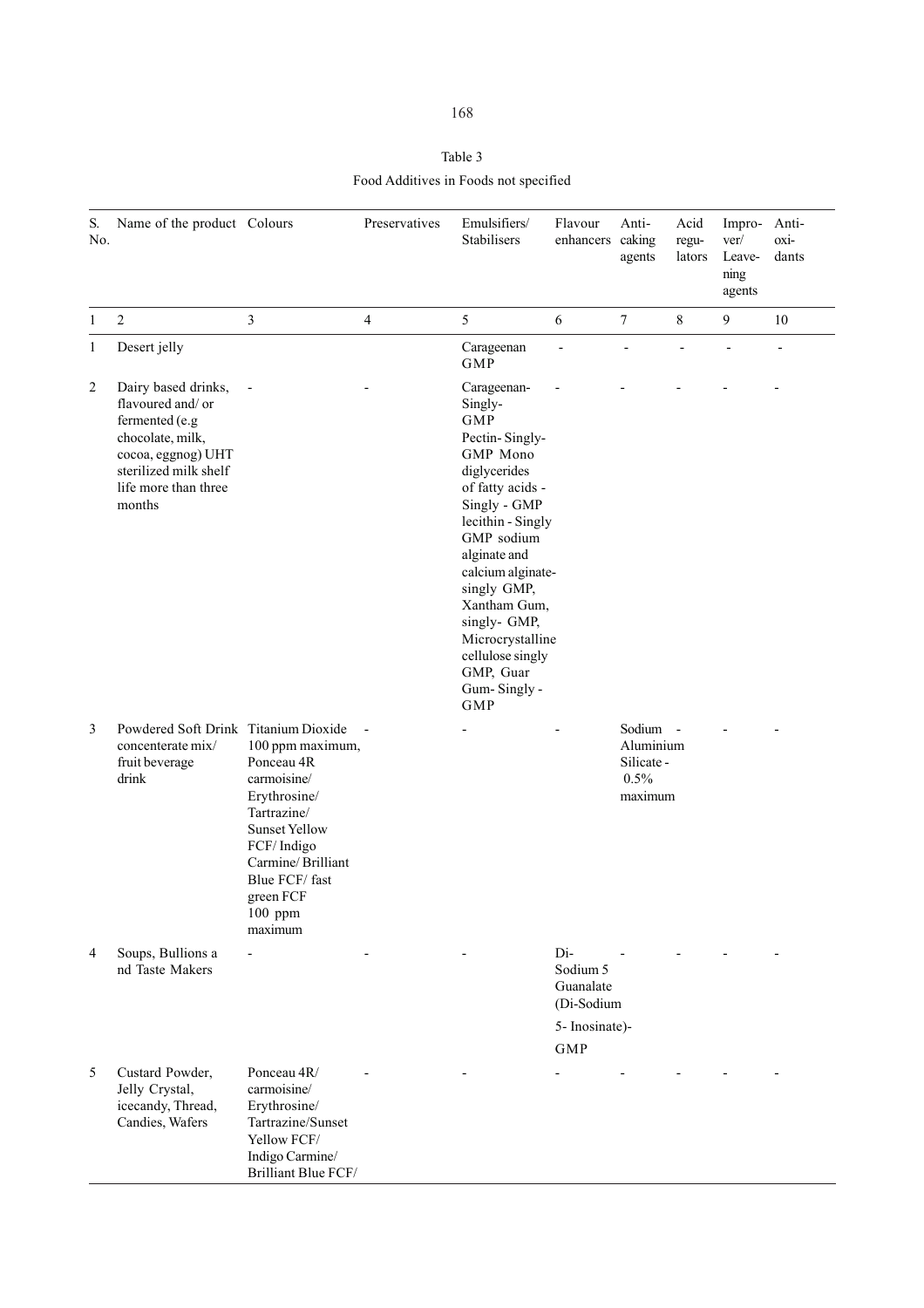Table 3

Food Additives in Foods not specified

| S. No. | Name of the product | Colours | Preservatives | Emulsifiers/ Stabilisers | Flavour enhancers | Anti-caking agents | Acid regu-lators | Impro-ver/ Leave-ning agents | Anti-oxi-dants |
|---|---|---|---|---|---|---|---|---|---|
| 1 | 2 | 3 | 4 | 5 | 6 | 7 | 8 | 9 | 10 |
| 1 | Desert jelly | | | Carageenan GMP | - | - | - | - | - |
| 2 | Dairy based drinks, flavoured and/ or fermented (e.g chocolate, milk, cocoa, eggnog) UHT sterilized milk shelf life more than three months | - | - | Carageenan-Singly-GMP Pectin- Singly-GMP Mono diglycerides of fatty acids - Singly - GMP lecithin - Singly GMP sodium alginate and calcium alginate-singly GMP, Xantham Gum, singly- GMP, Microcrystalline cellulose singly GMP, Guar Gum- Singly - GMP | - | - | - | - | - |
| 3 | Powdered Soft Drink concenterate mix/ fruit beverage drink | Titanium Dioxide 100 ppm maximum, Ponceau 4R carmoisine/ Erythrosine/ Tartrazine/ Sunset Yellow FCF/ Indigo Carmine/ Brilliant Blue FCF/ fast green FCF 100 ppm maximum | - | - | - | Sodium Aluminium Silicate - 0.5% maximum | - | - | - |
| 4 | Soups, Bullions a nd Taste Makers | - | - | - | Di-Sodium 5 Guanalate (Di-Sodium 5- Inosinate)- GMP | - | - | - | - |
| 5 | Custard Powder, Jelly Crystal, icecandy, Thread, Candies, Wafers | Ponceau 4R/ carmoisine/ Erythrosine/ Tartrazine/Sunset Yellow FCF/ Indigo Carmine/ Brilliant Blue FCF/ | - | - | - | - | - | - | - |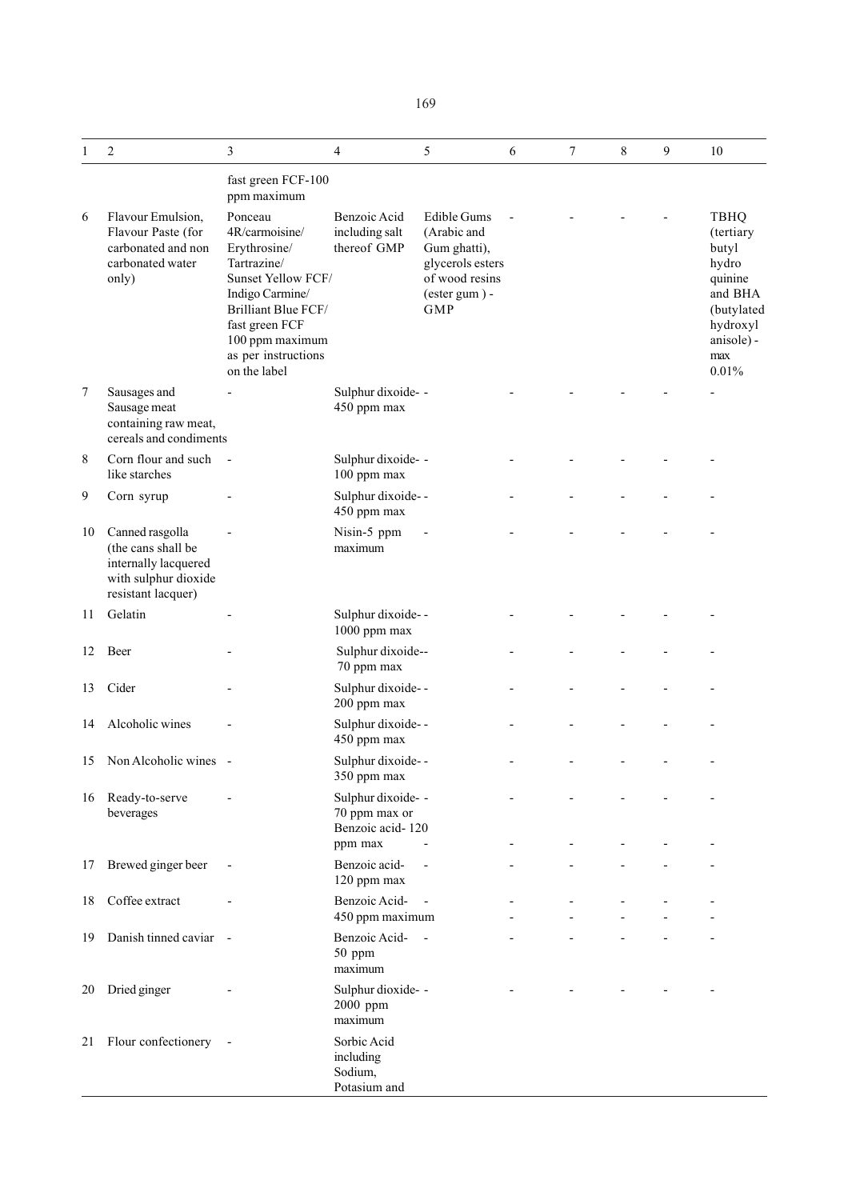| 1 | 2 | 3 | 4 | 5 | 6 | 7 | 8 | 9 | 10 |
|---|---|---|---|---|---|---|---|---|---|
| | | fast green FCF-100 ppm maximum | | | | | | | |
| 6 | Flavour Emulsion, Flavour Paste (for carbonated and non carbonated water only) | Ponceau 4R/carmoisine/ Erythrosine/ Tartrazine/ Sunset Yellow FCF/ Indigo Carmine/ Brilliant Blue FCF/ fast green FCF 100 ppm maximum as per instructions on the label | Benzoic Acid including salt thereof GMP | Edible Gums (Arabic and Gum ghatti), glycerols esters of wood resins (ester gum ) - GMP | - | - | - | - | TBHQ (tertiary butyl hydro quinine and BHA (butylated hydroxyl anisole) - max 0.01% |
| 7 | Sausages and Sausage meat containing raw meat, cereals and condiments | - | Sulphur dixoide- 450 ppm max | - | - | - | - | - | - |
| 8 | Corn flour and such like starches | - | Sulphur dixoide- 100 ppm max | - | - | - | - | - | - |
| 9 | Corn syrup | - | Sulphur dixoide- 450 ppm max | - | - | - | - | - | - |
| 10 | Canned rasgolla (the cans shall be internally lacquered with sulphur dioxide resistant lacquer) | - | Nisin-5 ppm maximum | - | - | - | - | - | - |
| 11 | Gelatin | - | Sulphur dixoide- 1000 ppm max | - | - | - | - | - | - |
| 12 | Beer | - | Sulphur dixoide- 70 ppm max | - | - | - | - | - | - |
| 13 | Cider | - | Sulphur dixoide- 200 ppm max | - | - | - | - | - | - |
| 14 | Alcoholic wines | - | Sulphur dixoide- 450 ppm max | - | - | - | - | - | - |
| 15 | Non Alcoholic wines | - | Sulphur dixoide- 350 ppm max | - | - | - | - | - | - |
| 16 | Ready-to-serve beverages | - | Sulphur dixoide- 70 ppm max or Benzoic acid- 120 ppm max | - | - | - | - | - | - |
| 17 | Brewed ginger beer | - | Benzoic acid- 120 ppm max | - | - | - | - | - | - |
| 18 | Coffee extract | - | Benzoic Acid- 450 ppm maximum | - | - | - | - | - | - |
| 19 | Danish tinned caviar | - | Benzoic Acid- 50 ppm maximum | - | - | - | - | - | - |
| 20 | Dried ginger | - | Sulphur dioxide- 2000 ppm maximum | - | - | - | - | - | - |
| 21 | Flour confectionery | - | Sorbic Acid including Sodium, Potasium and | | | | | | |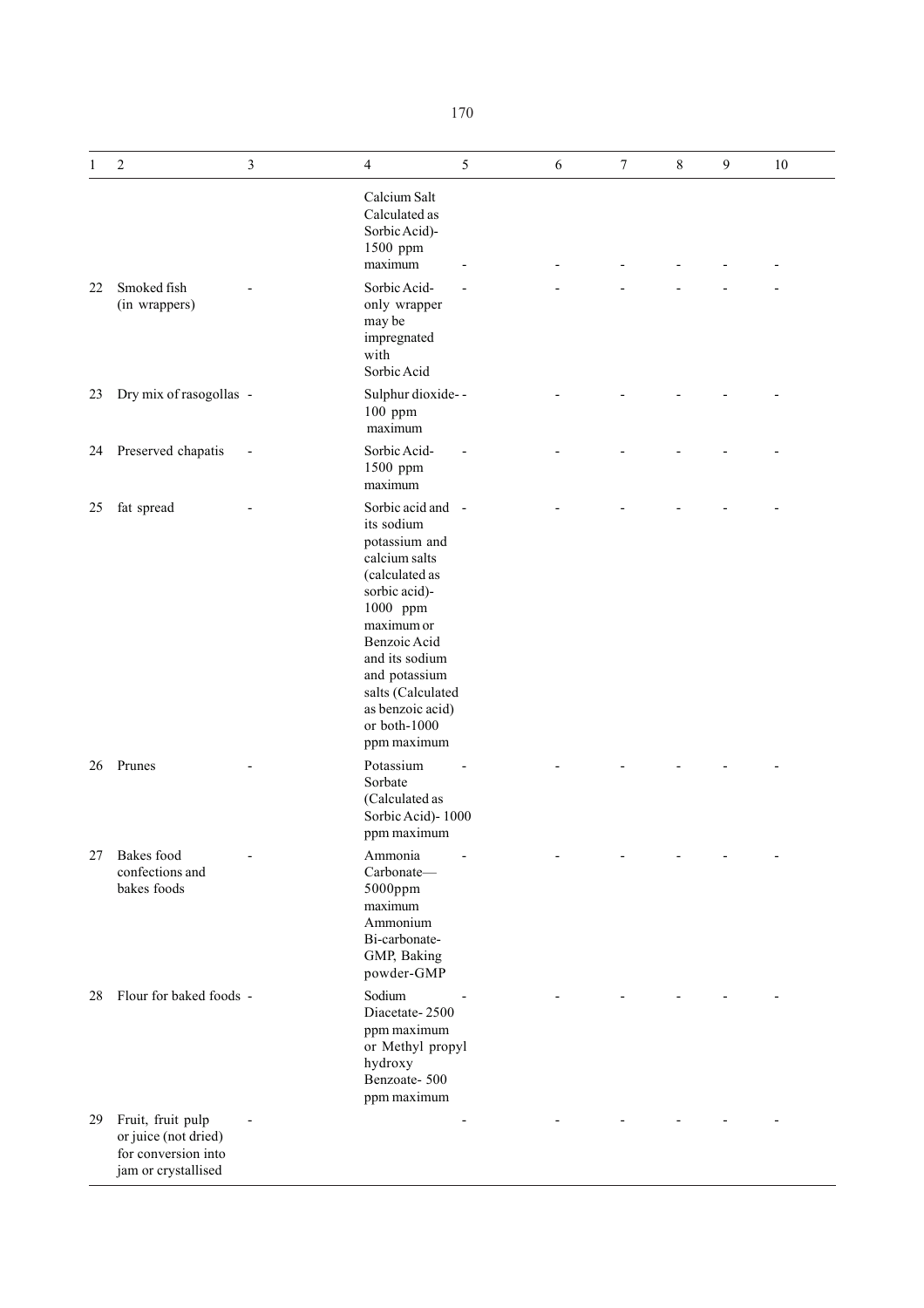| 1 | 2 | 3 | 4 | 5 | 6 | 7 | 8 | 9 | 10 |
|---|---|---|---|---|---|---|---|---|---|
| | | | Calcium Salt Calculated as Sorbic Acid)- 1500 ppm maximum | - | - | - | - | - | - |
| 22 | Smoked fish (in wrappers) | - | Sorbic Acid- only wrapper may be impregnated with Sorbic Acid | - | - | - | - | - | - |
| 23 | Dry mix of rasogollas | - | Sulphur dioxide- 100 ppm maximum | - | - | - | - | - | - |
| 24 | Preserved chapatis | - | Sorbic Acid- 1500 ppm maximum | - | - | - | - | - | - |
| 25 | fat spread | - | Sorbic acid and its sodium potassium and calcium salts (calculated as sorbic acid)- 1000 ppm maximum or Benzoic Acid and its sodium and potassium salts (Calculated as benzoic acid) or both-1000 ppm maximum | - | - | - | - | - | - |
| 26 | Prunes | - | Potassium Sorbate (Calculated as Sorbic Acid)- 1000 ppm maximum | - | - | - | - | - | - |
| 27 | Bakes food confections and bakes foods | - | Ammonia Carbonate— 5000ppm maximum Ammonium Bi-carbonate- GMP, Baking powder-GMP | - | - | - | - | - | - |
| 28 | Flour for baked foods | - | Sodium Diacetate- 2500 ppm maximum or Methyl propyl hydroxy Benzoate- 500 ppm maximum | - | - | - | - | - | - |
| 29 | Fruit, fruit pulp or juice (not dried) for conversion into jam or crystallised | - | | - | - | - | - | - | - |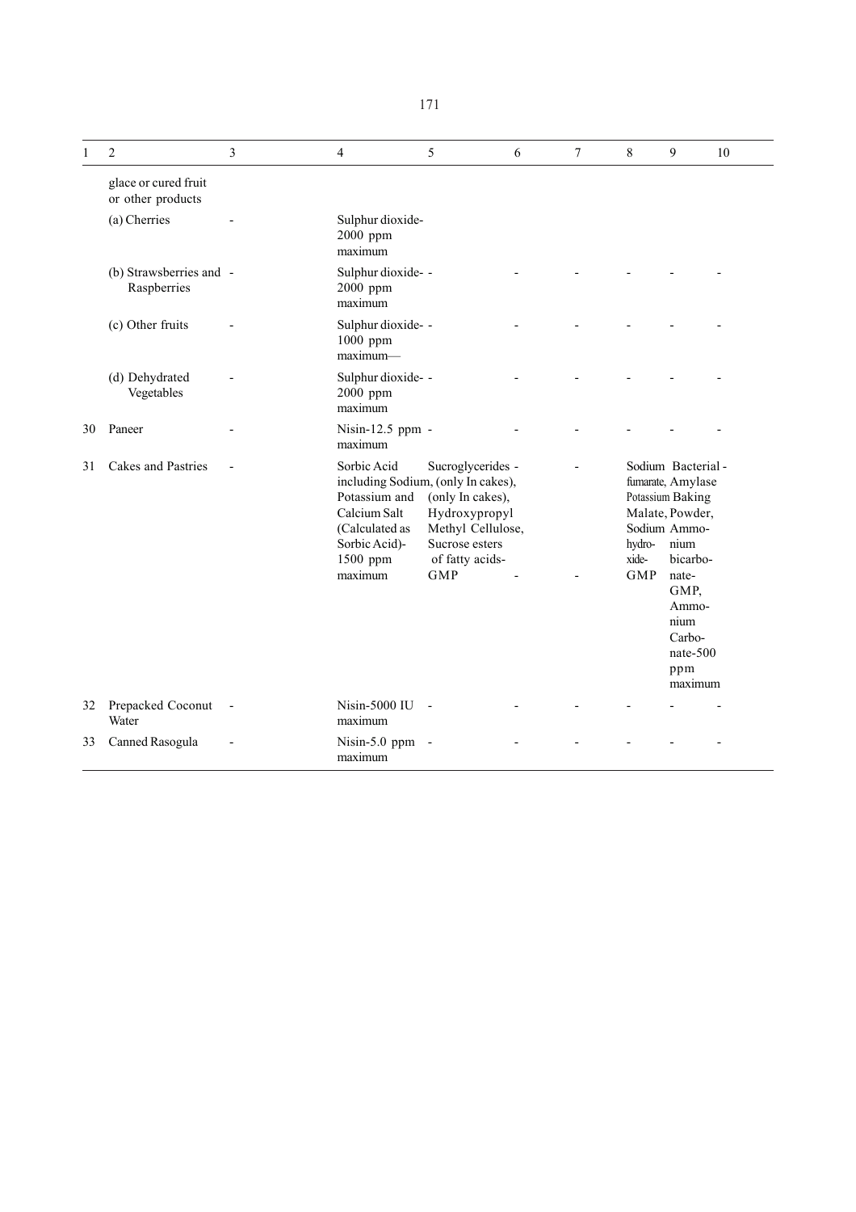| 1 | 2 | 3 | 4 | 5 | 6 | 7 | 8 | 9 | 10 |
|---|---|---|---|---|---|---|---|---|---|
| | glace or cured fruit or other products | | | | | | | | |
| | (a) Cherries | - | Sulphur dioxide- 2000 ppm maximum | | | | | | |
| | (b) Strawsberries and Raspberries | - | Sulphur dioxide- 2000 ppm maximum | - | - | - | - | - | - |
| | (c) Other fruits | - | Sulphur dioxide- 1000 ppm maximum— | - | - | - | - | - | - |
| | (d) Dehydrated Vegetables | - | Sulphur dioxide- 2000 ppm maximum | - | - | - | - | - | - |
| 30 | Paneer | - | Nisin-12.5 ppm maximum | - | - | - | - | - | - |
| 31 | Cakes and Pastries | - | Sorbic Acid including Sodium, Potassium and Calcium Salt (Calculated as Sorbic Acid)- 1500 ppm maximum | Sucroglycerides (only In cakes), (only In cakes), Hydroxypropyl Methyl Cellulose, Sucrose esters of fatty acids-GMP | - - | - - | Sodium fumarate, Potassium Malate, Sodium hydroxide-GMP | Bacterial Amylase Baking Powder, Ammonium bicarbonate-GMP, Ammonium Carbonate-500 ppm maximum | - |
| 32 | Prepacked Coconut Water | - | Nisin-5000 IU maximum | - | - | - | - | - | - |
| 33 | Canned Rasogula | - | Nisin-5.0 ppm maximum | - | - | - | - | - | - |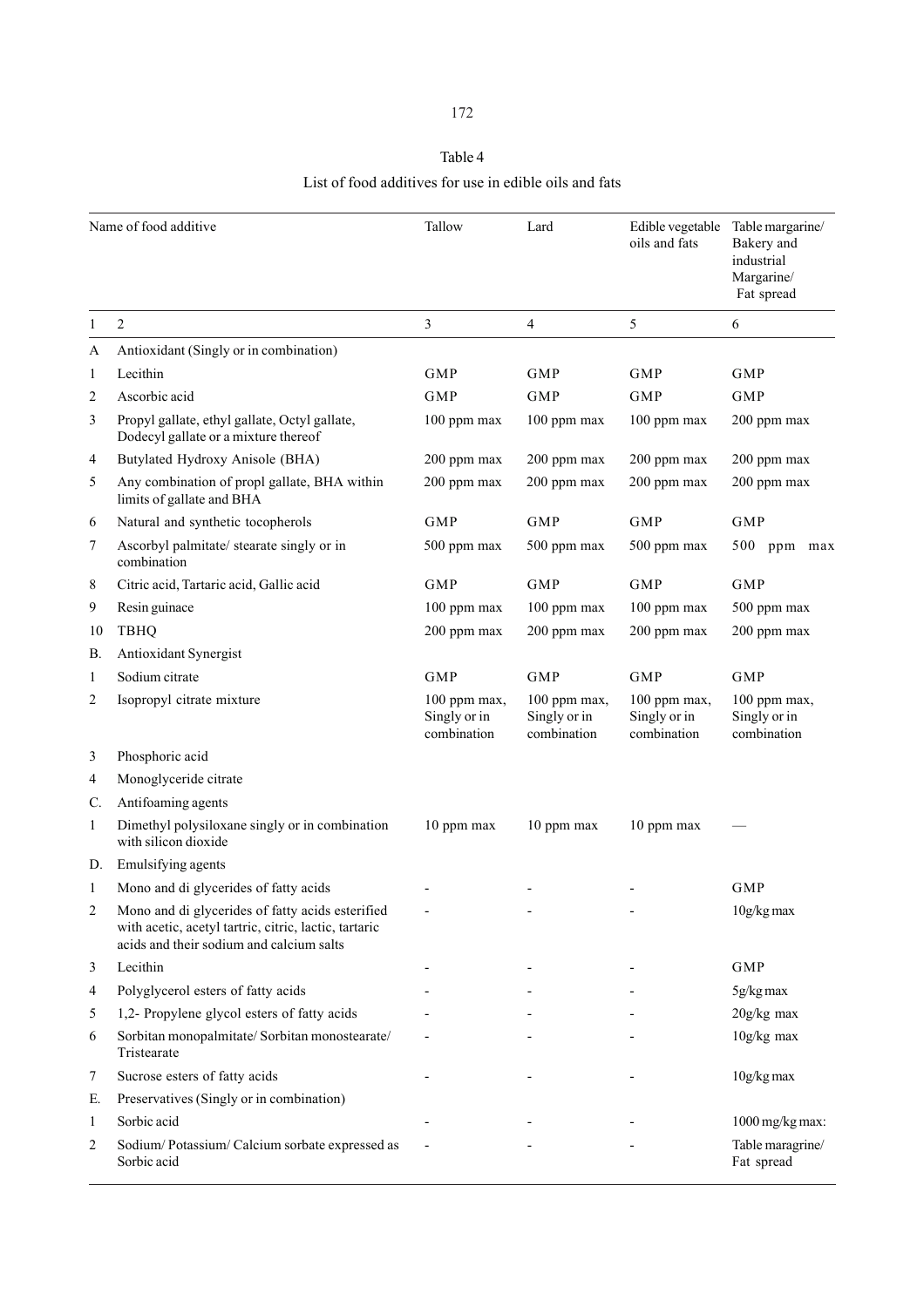Table 4

List of food additives for use in edible oils and fats

| | Name of food additive | Tallow | Lard | Edible vegetable oils and fats | Table margarine/ Bakery and industrial Margarine/ Fat spread |
|---|---|---|---|---|---|
| 1 | 2 | 3 | 4 | 5 | 6 |
| A | Antioxidant (Singly or in combination) | | | | |
| 1 | Lecithin | GMP | GMP | GMP | GMP |
| 2 | Ascorbic acid | GMP | GMP | GMP | GMP |
| 3 | Propyl gallate, ethyl gallate, Octyl gallate, Dodecyl gallate or a mixture thereof | 100 ppm max | 100 ppm max | 100 ppm max | 200 ppm max |
| 4 | Butylated Hydroxy Anisole (BHA) | 200 ppm max | 200 ppm max | 200 ppm max | 200 ppm max |
| 5 | Any combination of propl gallate, BHA within limits of gallate and BHA | 200 ppm max | 200 ppm max | 200 ppm max | 200 ppm max |
| 6 | Natural and synthetic tocopherols | GMP | GMP | GMP | GMP |
| 7 | Ascorbyl palmitate/ stearate singly or in combination | 500 ppm max | 500 ppm max | 500 ppm max | 500 ppm max |
| 8 | Citric acid, Tartaric acid, Gallic acid | GMP | GMP | GMP | GMP |
| 9 | Resin guinace | 100 ppm max | 100 ppm max | 100 ppm max | 500 ppm max |
| 10 | TBHQ | 200 ppm max | 200 ppm max | 200 ppm max | 200 ppm max |
| B. | Antioxidant Synergist | | | | |
| 1 | Sodium citrate | GMP | GMP | GMP | GMP |
| 2 | Isopropyl citrate mixture | 100 ppm max, Singly or in combination | 100 ppm max, Singly or in combination | 100 ppm max, Singly or in combination | 100 ppm max, Singly or in combination |
| 3 | Phosphoric acid | | | | |
| 4 | Monoglyceride citrate | | | | |
| C. | Antifoaming agents | | | | |
| 1 | Dimethyl polysiloxane singly or in combination with silicon dioxide | 10 ppm max | 10 ppm max | 10 ppm max | — |
| D. | Emulsifying agents | | | | |
| 1 | Mono and di glycerides of fatty acids | - | - | - | GMP |
| 2 | Mono and di glycerides of fatty acids esterified with acetic, acetyl tartric, citric, lactic, tartaric acids and their sodium and calcium salts | - | - | - | 10g/kg max |
| 3 | Lecithin | - | - | - | GMP |
| 4 | Polyglycerol esters of fatty acids | - | - | - | 5g/kg max |
| 5 | 1,2- Propylene glycol esters of fatty acids | - | - | - | 20g/kg max |
| 6 | Sorbitan monopalmitate/ Sorbitan monostearate/ Tristearate | - | - | - | 10g/kg max |
| 7 | Sucrose esters of fatty acids | - | - | - | 10g/kg max |
| E. | Preservatives (Singly or in combination) | | | | |
| 1 | Sorbic acid | - | - | - | 1000 mg/kg max: |
| 2 | Sodium/ Potassium/ Calcium sorbate expressed as Sorbic acid | - | - | - | Table maragrine/ Fat spread |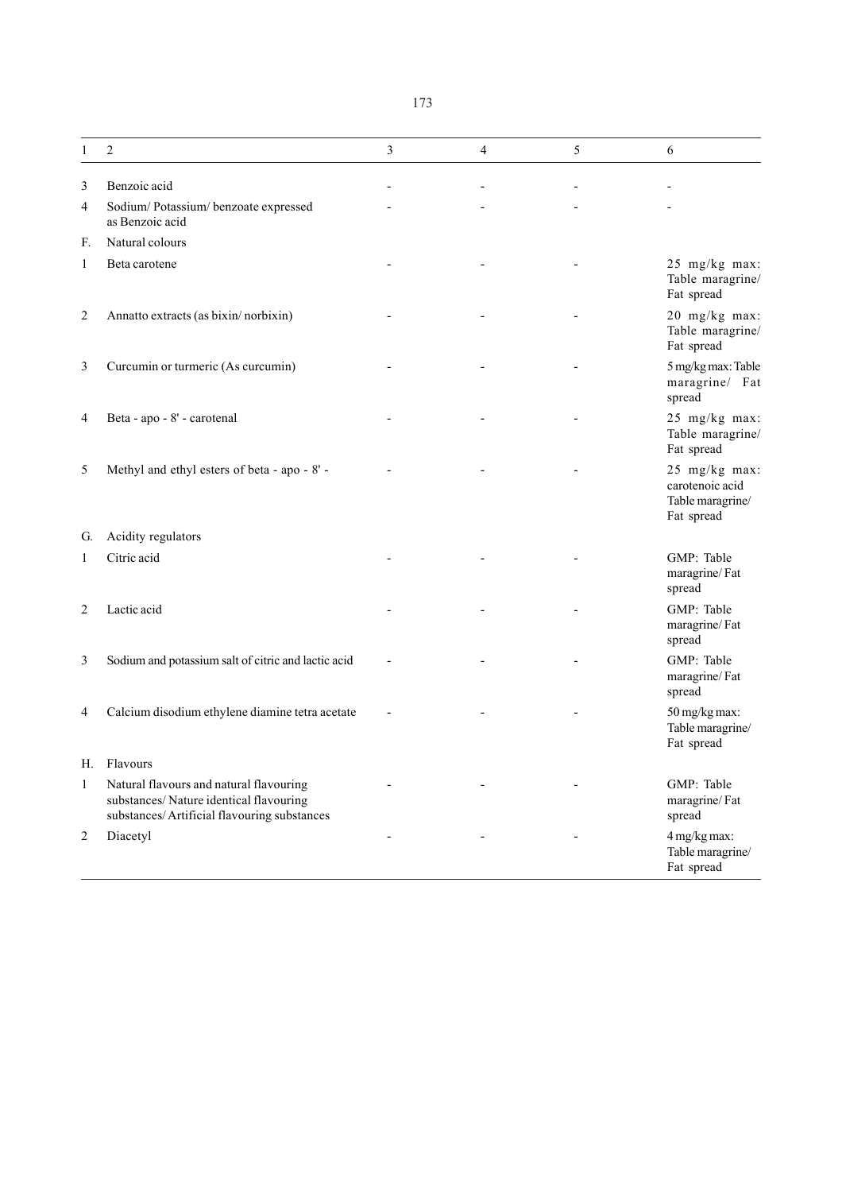| 1 | 2 | 3 | 4 | 5 | 6 |
|---|---|---|---|---|---|
| 3 | Benzoic acid | - | - | - | - |
| 4 | Sodium/ Potassium/ benzoate expressed as Benzoic acid | - | - | - | - |
| F. | Natural colours | | | | |
| 1 | Beta carotene | - | - | - | 25 mg/kg max: Table maragrine/ Fat spread |
| 2 | Annatto extracts (as bixin/ norbixin) | - | - | - | 20 mg/kg max: Table maragrine/ Fat spread |
| 3 | Curcumin or turmeric (As curcumin) | - | - | - | 5 mg/kg max: Table maragrine/ Fat spread |
| 4 | Beta - apo - 8' - carotenal | - | - | - | 25 mg/kg max: Table maragrine/ Fat spread |
| 5 | Methyl and ethyl esters of beta - apo - 8' - | - | - | - | 25 mg/kg max: carotenoic acid Table maragrine/ Fat spread |
| G. | Acidity regulators | | | | |
| 1 | Citric acid | - | - | - | GMP: Table maragrine/ Fat spread |
| 2 | Lactic acid | - | - | - | GMP: Table maragrine/ Fat spread |
| 3 | Sodium and potassium salt of citric and lactic acid | - | - | - | GMP: Table maragrine/ Fat spread |
| 4 | Calcium disodium ethylene diamine tetra acetate | - | - | - | 50 mg/kg max: Table maragrine/ Fat spread |
| H. | Flavours | | | | |
| 1 | Natural flavours and natural flavouring substances/ Nature identical flavouring substances/ Artificial flavouring substances | - | - | - | GMP: Table maragrine/ Fat spread |
| 2 | Diacetyl | - | - | - | 4 mg/kg max: Table maragrine/ Fat spread |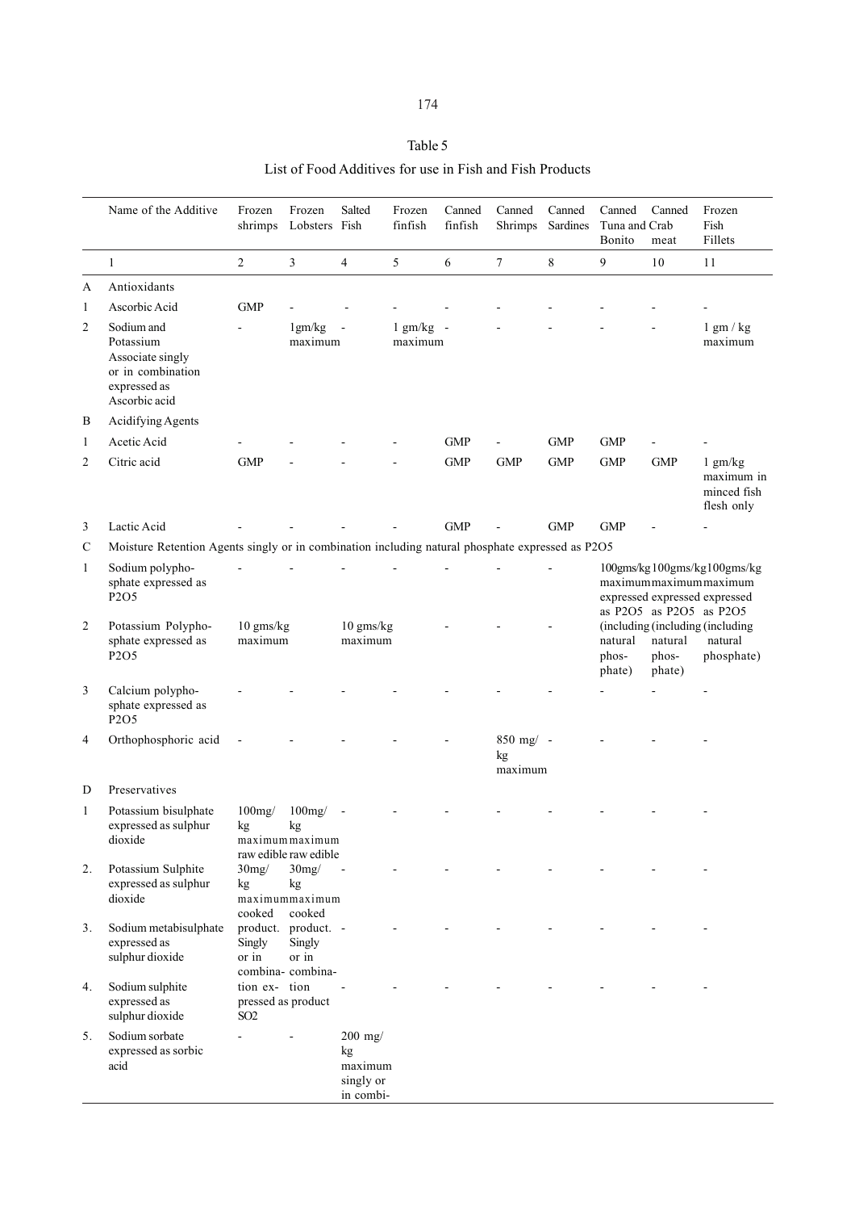Table 5

List of Food Additives for use in Fish and Fish Products

| | Name of the Additive | Frozen shrimps | Frozen Lobsters | Salted Fish | Frozen finfish | Canned finfish | Canned Shrimps | Canned Sardines | Canned Tuna and Bonito | Canned Crab meat | Frozen Fish Fillets |
|---|---|---|---|---|---|---|---|---|---|---|---|
| | 1 | 2 | 3 | 4 | 5 | 6 | 7 | 8 | 9 | 10 | 11 |
| A | Antioxidants | | | | | | | | | | |
| 1 | Ascorbic Acid | GMP | - | - | - | - | - | - | - | - | - |
| 2 | Sodium and Potassium Associate singly or in combination expressed as Ascorbic acid | - | 1gm/kg maximum | - | 1 gm/kg maximum | - | - | - | - | - | 1 gm / kg maximum |
| B | Acidifying Agents | | | | | | | | | | |
| 1 | Acetic Acid | - | - | - | - | GMP | - | GMP | GMP | - | - |
| 2 | Citric acid | GMP | - | - | - | GMP | GMP | GMP | GMP | GMP | 1 gm/kg maximum in minced fish flesh only |
| 3 | Lactic Acid | - | - | - | - | GMP | - | GMP | GMP | - | - |
| C | Moisture Retention Agents singly or in combination including natural phosphate expressed as P2O5 | | | | | | | | | | |
| 1 | Sodium polyphosphate expressed as P2O5 | - | - | - | - | - | - | - | 100gms/kg maximum expressed as P2O5 (including natural phosphate) | 100gms/kg maximum expressed as P2O5 (including natural phosphate) | 100gms/kg maximum expressed as P2O5 (including natural phosphate) |
| 2 | Potassium Polyphosphate expressed as P2O5 | 10 gms/kg maximum | | 10 gms/kg maximum | | - | - | - | | | |
| 3 | Calcium polyphosphate expressed as P2O5 | - | - | - | - | - | - | - | - | - | - |
| 4 | Orthophosphoric acid | - | - | - | - | - | 850 mg/kg maximum | - | - | - | - |
| D | Preservatives | | | | | | | | | | |
| 1 | Potassium bisulphate expressed as sulphur dioxide | 100mg/kg maximum raw edible | 100mg/kg maximum raw edible | - | - | - | - | - | - | - | - |
| 2. | Potassium Sulphite expressed as sulphur dioxide | 30mg/kg maximum cooked | 30mg/kg maximum cooked | - | - | - | - | - | - | - | - |
| 3. | Sodium metabisulphate expressed as sulphur dioxide | product. Singly or in combination expressed as product SO2 | product. Singly or in combination | - | - | - | - | - | - | - | - |
| 4. | Sodium sulphite expressed as sulphur dioxide | | | - | - | - | - | - | - | - | - |
| 5. | Sodium sorbate expressed as sorbic acid | - | - | 200 mg/kg maximum singly or in combi- | | | | | | | |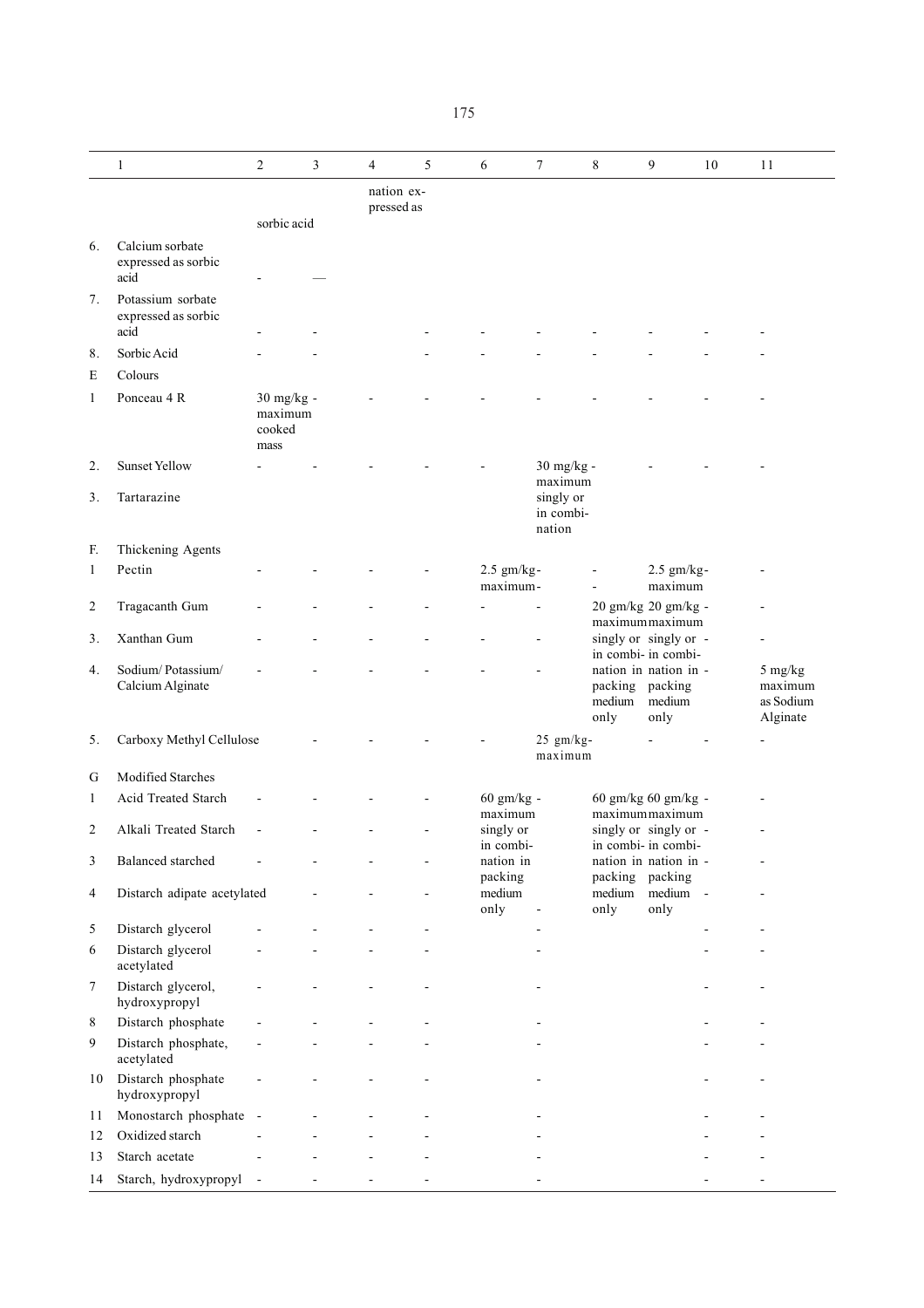| | 1 | 2 | 3 | 4 | 5 | 6 | 7 | 8 | 9 | 10 | 11 |
|---|---|---|---|---|---|---|---|---|---|---|---|
| | | sorbic acid | | nation expressed as | | | | | | | |
| 6. | Calcium sorbate expressed as sorbic acid | - | — | | | | | | | | |
| 7. | Potassium sorbate expressed as sorbic acid | - | - | | - | - | - | - | - | - | - |
| 8. | Sorbic Acid | - | - | | - | - | - | - | - | - | - |
| E | Colours | | | | | | | | | | |
| 1 | Ponceau 4 R | 30 mg/kg - maximum cooked mass | | - | - | - | - | - | - | - | - |
| 2. | Sunset Yellow | - | - | - | - | - | 30 mg/kg - maximum singly or in combination | | - | - | - |
| 3. | Tartarazine | | | | | | | | | | |
| F. | Thickening Agents | | | | | | | | | | |
| 1 | Pectin | - | - | - | - | 2.5 gm/kg- maximum- | | - - | 2.5 gm/kg- maximum | | - |
| 2 | Tragacanth Gum | - | - | - | - | - | - | 20 gm/kg maximum singly or in combination in packing medium only | 20 gm/kg - maximum singly or in combination in packing medium only | - - - | - |
| 3. | Xanthan Gum | - | - | - | - | - | - | | | | - |
| 4. | Sodium/ Potassium/ Calcium Alginate | - | - | - | - | - | - | | | | 5 mg/kg maximum as Sodium Alginate |
| 5. | Carboxy Methyl Cellulose | | - | - | - | - | 25 gm/kg- maximum | | - | - | - |
| G | Modified Starches | | | | | | | | | | |
| 1 | Acid Treated Starch | - | - | - | - | 60 gm/kg - maximum singly or in combination packing medium only | | 60 gm/kg maximum singly or in combination in packing medium only | 60 gm/kg - maximum singly or in combination in packing medium only | - - - - | - |
| 2 | Alkali Treated Starch | - | - | - | - | | | | | | - |
| 3 | Balanced starched | - | - | - | - | | | | | | - |
| 4 | Distarch adipate acetylated | | - | - | - | | - | | | | - |
| 5 | Distarch glycerol | - | - | - | - | | - | | | - | - |
| 6 | Distarch glycerol acetylated | - | - | - | - | | - | | | - | - |
| 7 | Distarch glycerol, hydroxypropyl | - | - | - | - | | - | | | - | - |
| 8 | Distarch phosphate | - | - | - | - | | - | | | - | - |
| 9 | Distarch phosphate, acetylated | - | - | - | - | | - | | | - | - |
| 10 | Distarch phosphate hydroxypropyl | - | - | - | - | | - | | | - | - |
| 11 | Monostarch phosphate | - | - | - | - | | - | | | - | - |
| 12 | Oxidized starch | - | - | - | - | | - | | | - | - |
| 13 | Starch acetate | - | - | - | - | | - | | | - | - |
| 14 | Starch, hydroxypropyl | - | - | - | - | | - | | | - | - |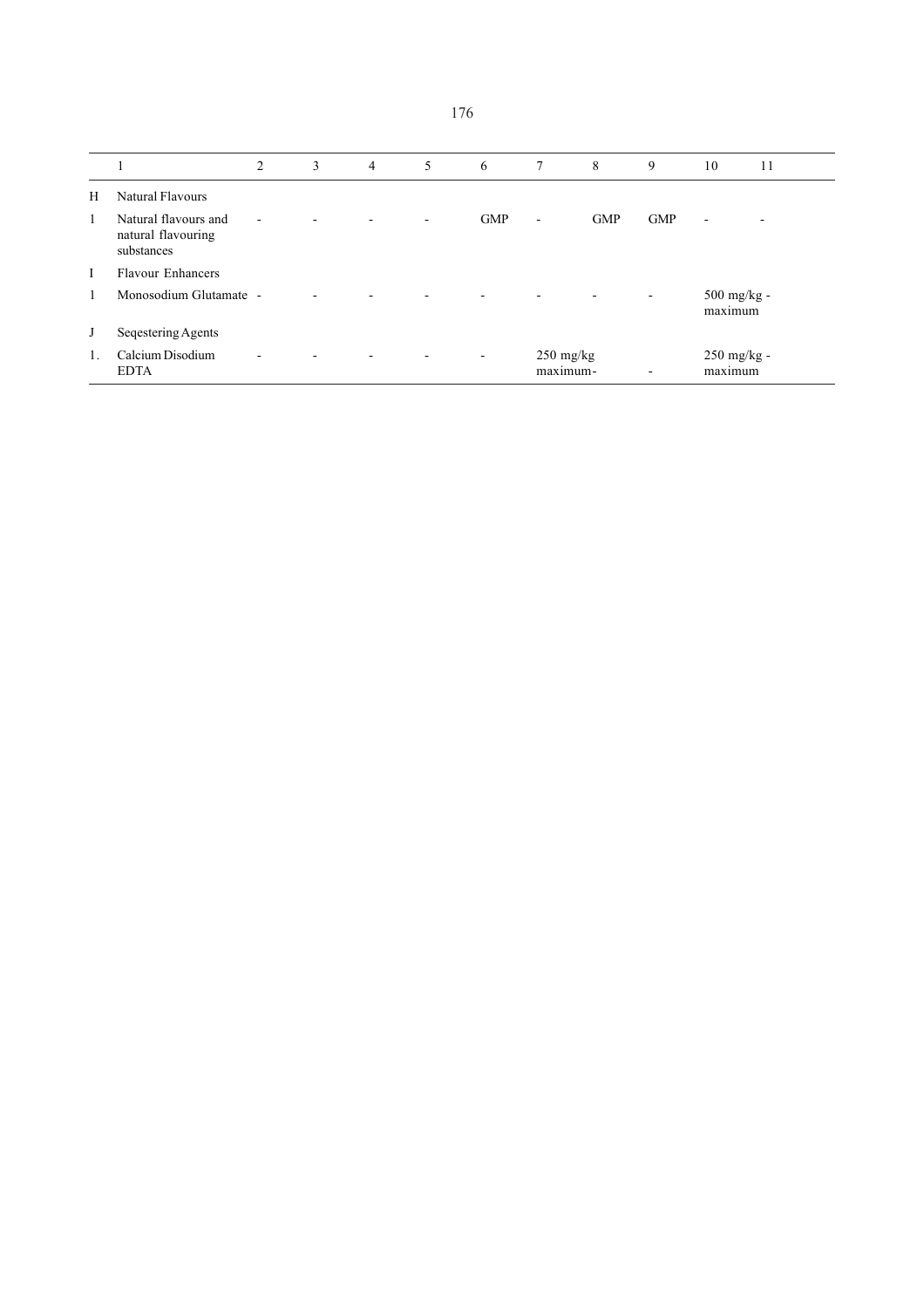| | 1 | 2 | 3 | 4 | 5 | 6 | 7 | 8 | 9 | 10 | 11 |
|---|---|---|---|---|---|---|---|---|---|---|---|
| H | Natural Flavours | | | | | | | | | | |
| 1 | Natural flavours and natural flavouring substances | - | - | - | - | GMP | - | GMP | GMP | - | - |
| I | Flavour Enhancers | | | | | | | | | | |
| 1 | Monosodium Glutamate | - | - | - | - | - | - | - | - | 500 mg/kg maximum | - |
| J | Seqestering Agents | | | | | | | | | | |
| 1. | Calcium Disodium EDTA | - | - | - | - | - | 250 mg/kg maximum | - | - | 250 mg/kg maximum | - |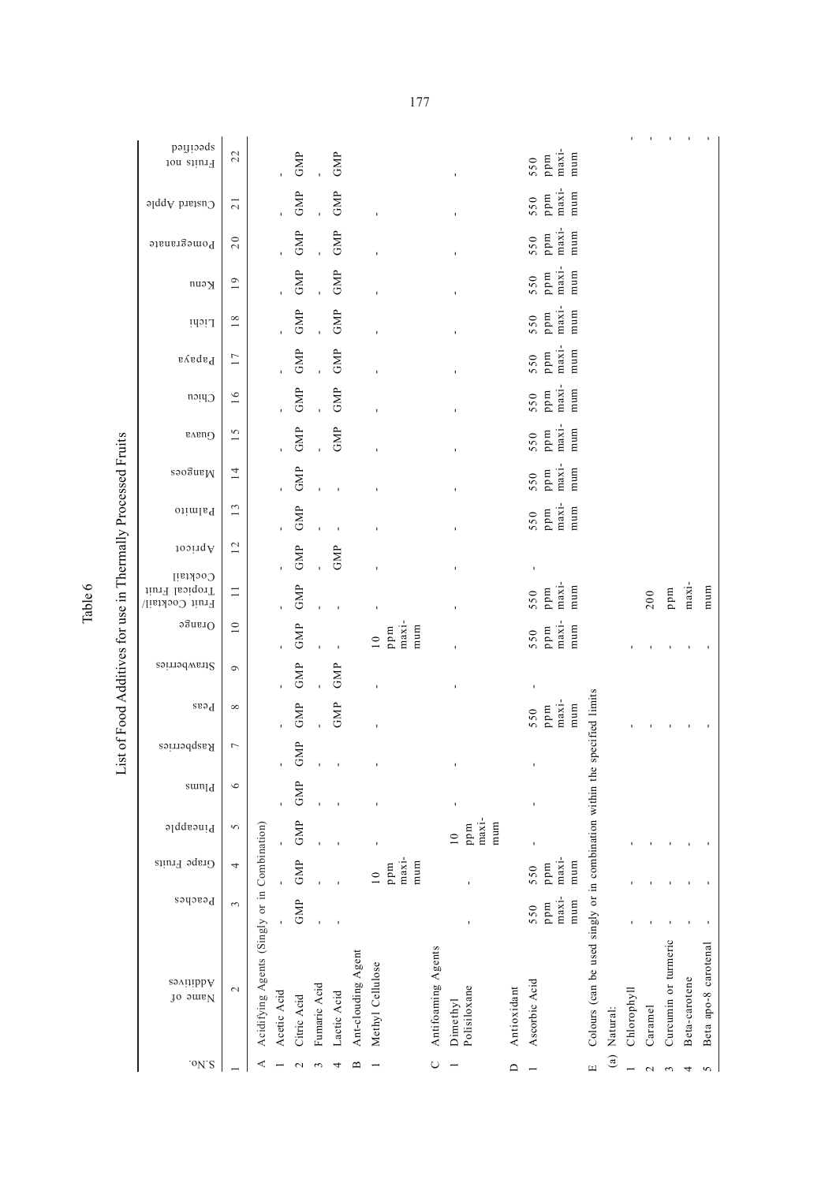# Table 6

## List of Food Additives for use in Thermally Processed Fruits

| S.No. | Name of Additives | Peaches | Grape Fruits | Pineapple | Plums | Raspberries | Peas | Strawberries | Orange | Fruit Cocktail/ Tropical Fruit Cocktail | Apricot | Palmito | Mangoes | Guava | Chicu | Papaya | Lichi | Kenu | Pomegranate | Custard Apple | Fruits not specified |
|---|---|---|---|---|---|---|---|---|---|---|---|---|---|---|---|---|---|---|---|---|---|
| 1 | 2 | 3 | 4 | 5 | 6 | 7 | 8 | 9 | 10 | 11 | 12 | 13 | 14 | 15 | 16 | 17 | 18 | 19 | 20 | 21 | 22 |
| A | Acidifying Agents (Singly or in Combination) | | | | | | | | | | | | | | | | | | | | |
| 1 | Acetic Acid | - | - | - | - | - | - | - | - | - | - | - | - | - | - | - | - | - | - | - | - |
| 2 | Citric Acid | GMP | GMP | GMP | GMP | GMP | GMP | GMP | GMP | GMP | GMP | GMP | GMP | GMP | GMP | GMP | GMP | GMP | GMP | GMP | GMP |
| 3 | Fumaric Acid | - | - | - | - | - | - | - | - | - | - | - | - | - | - | - | - | - | - | - | - |
| 4 | Lactic Acid | - | - | - | - | - | GMP | GMP | - | - | GMP | - | - | GMP | GMP | GMP | GMP | GMP | GMP | GMP | GMP |
| B | Ant-clouding Agent | | | | | | | | | | | | | | | | | | | | |
| 1 | Methyl Cellulose | | 10 ppm maximum | - | - | - | - | - | 10 ppm maximum | - | - | - | - | - | - | - | - | - | - | - | - |
| C | Antifoaming Agents | | | | | | | | | | | | | | | | | | | | |
| 1 | Dimethyl Polisiloxane | - | - | 10 ppm maximum | - | - | - | - | - | - | - | - | - | - | - | - | - | - | - | - | - |
| D | Antioxidant | | | | | | | | | | | | | | | | | | | | |
| 1 | Ascorbic Acid | 550 ppm maximum | 550 ppm maximum | - | - | - | 550 ppm maximum | - | 550 ppm maximum | 550 ppm maximum | - | 550 ppm maximum | 550 ppm maximum | 550 ppm maximum | 550 ppm maximum | 550 ppm maximum | 550 ppm maximum | 550 ppm maximum | 550 ppm maximum | 550 ppm maximum | 550 ppm maximum |
| E | Colours (can be used singly or in combination within the specified limits | | | | | | | | | | | | | | | | | | | | |
| (a) | Natural: | | | | | | | | | | | | | | | | | | | | |
| 1 | Chlorophyll | - | - | | | | - | - | | | | | | | | | | | | | - |
| 2 | Caramel | - | - | | | | - | - | | 200 ppm maximum | | | | | | | | | | | - |
| 3 | Curcumin or turmeric | - | - | | | | - | - | | | | | | | | | | | | | - |
| 4 | Beta-carotene | - | - | | | | - | - | | | | | | | | | | | | | - |
| 5 | Beta apo-8 carotenal | - | - | | | | - | - | | | | | | | | | | | | | - |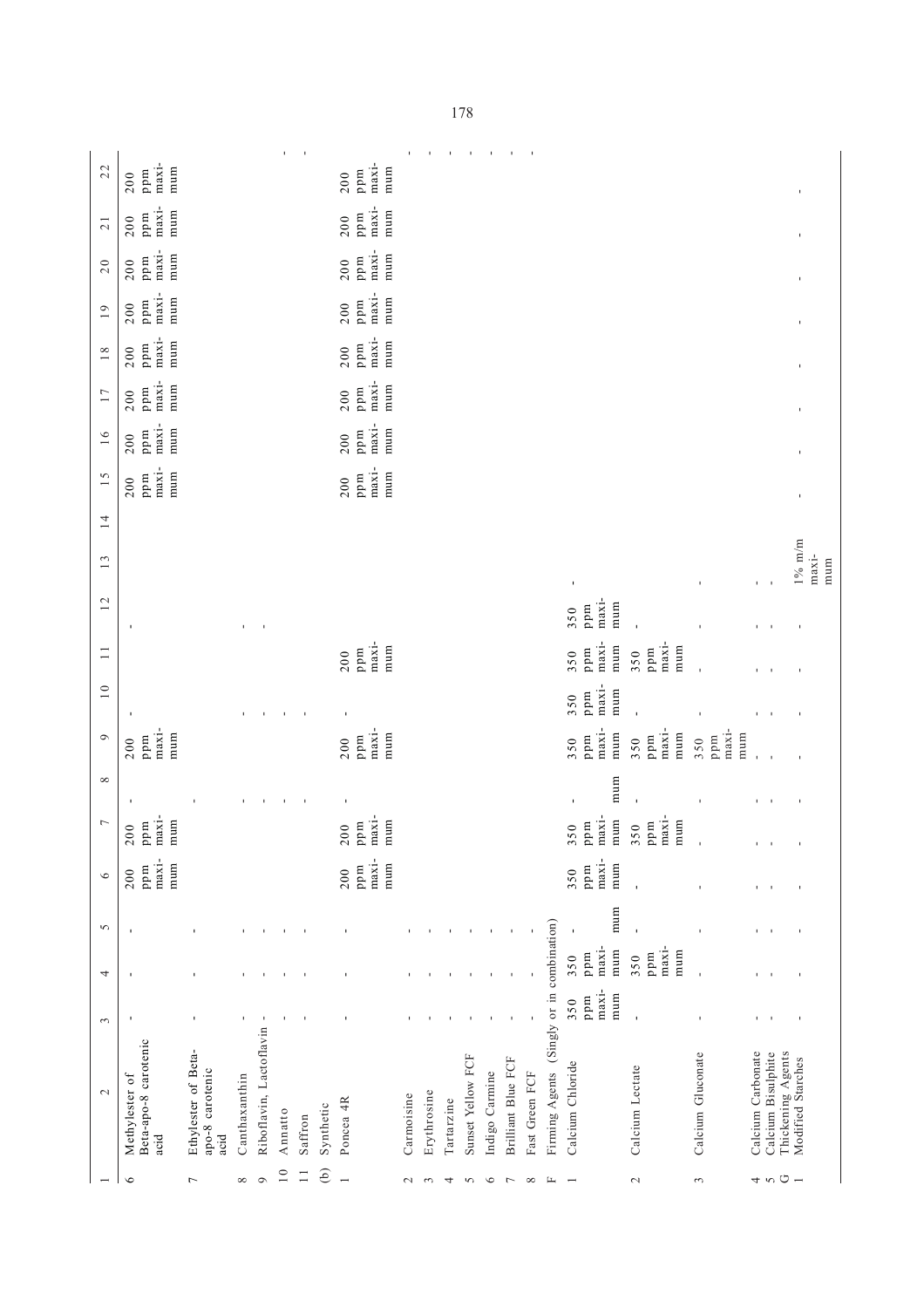| 1 | 2 | 3 | 4 | 5 | 6 | 7 | 8 | 9 | 10 | 11 | 12 | 13 | 14 | 15 | 16 | 17 | 18 | 19 | 20 | 21 | 22 |
|---|---|---|---|---|---|---|---|---|---|---|---|---|---|---|---|---|---|---|---|---|---|
| 6 | Methylester of Beta-apo-8 carotenic acid | - | - | - | 200 ppm maximum | 200 ppm maximum | - | 200 ppm maximum | - | | - | | | 200 ppm maximum | 200 ppm maximum | 200 ppm maximum | 200 ppm maximum | 200 ppm maximum | 200 ppm maximum | 200 ppm maximum | 200 ppm maximum |
| 7 | Ethylester of Beta-apo-8 carotenic acid | - | - | - | | | - | | | | | | | | | | | | | | |
| 8 | Canthaxanthin | - | - | - | | - | - | | - | | - | | | | | | | | | | |
| 9 | Riboflavin, Lactoflavin | - | - | - | | - | - | | - | | - | | | | | | | | | | |
| 10 | Annatto | - | - | - | | - | - | | - | | | | | | | | | | | | - |
| 11 | Saffron | - | - | - | | - | - | | - | | | | | | | | | | | | - |
| (b) | Synthetic | | | | | | | | | | | | | | | | | | | | |
| 1 | Poncea 4R | - | - | - | 200 ppm maximum | 200 ppm maximum | - | 200 ppm maximum | - | 200 ppm maximum | | | | 200 ppm maximum | 200 ppm maximum | 200 ppm maximum | 200 ppm maximum | 200 ppm maximum | 200 ppm maximum | 200 ppm maximum | 200 ppm maximum |
| 2 | Carmoisine | - | - | - | | | | | | | | | | | | | | | | | - |
| 3 | Erythrosine | - | - | - | | | | | | | | | | | | | | | | | - |
| 4 | Tartarzine | - | - | - | | | | | | | | | | | | | | | | | - |
| 5 | Sunset Yellow FCF | - | - | - | | | | | | | | | | | | | | | | | - |
| 6 | Indigo Carmine | - | - | - | | | | | | | | | | | | | | | | | - |
| 7 | Brilliant Blue FCF | - | - | - | | | | | | | | | | | | | | | | | - |
| 8 | Fast Green FCF | - | - | - | | | | | | | | | | | | | | | | | - |
| F | Firming Agents (Singly or in combination) | | | | | | | | | | | | | | | | | | | | |
| 1 | Calcium Chloride | 350 ppm maximum | 350 ppm maximum | - mum | 350 ppm maximum | 350 ppm maximum | - mum | 350 ppm maximum | 350 ppm maximum | 350 ppm maximum | 350 ppm maximum | - | | | | | | | | | |
| 2 | Calcium Lectate | - | 350 ppm maximum | - | - | 350 ppm maximum | - | 350 ppm maximum | - | 350 ppm maximum | - | | | | | | | | | | |
| 3 | Calcium Gluconate | - | - | - | - | - | - | 350 ppm maximum | - | - | - | - | | | | | | | | | |
| 4 | Calcium Carbonate | - | - | - | - | - | - | - | - | - | - | - | | | | | | | | | |
| 5 | Calcium Bisulphite | - | - | - | - | - | - | - | - | - | - | - | | | | | | | | | |
| G | Thickening Agents | | | | | | | | | | | | | | | | | | | | |
| 1 | Modified Starches | - | - | - | - | - | - | - | - | - | - | 1% m/m maximum | - | - | - | - | - | - | - | - | - |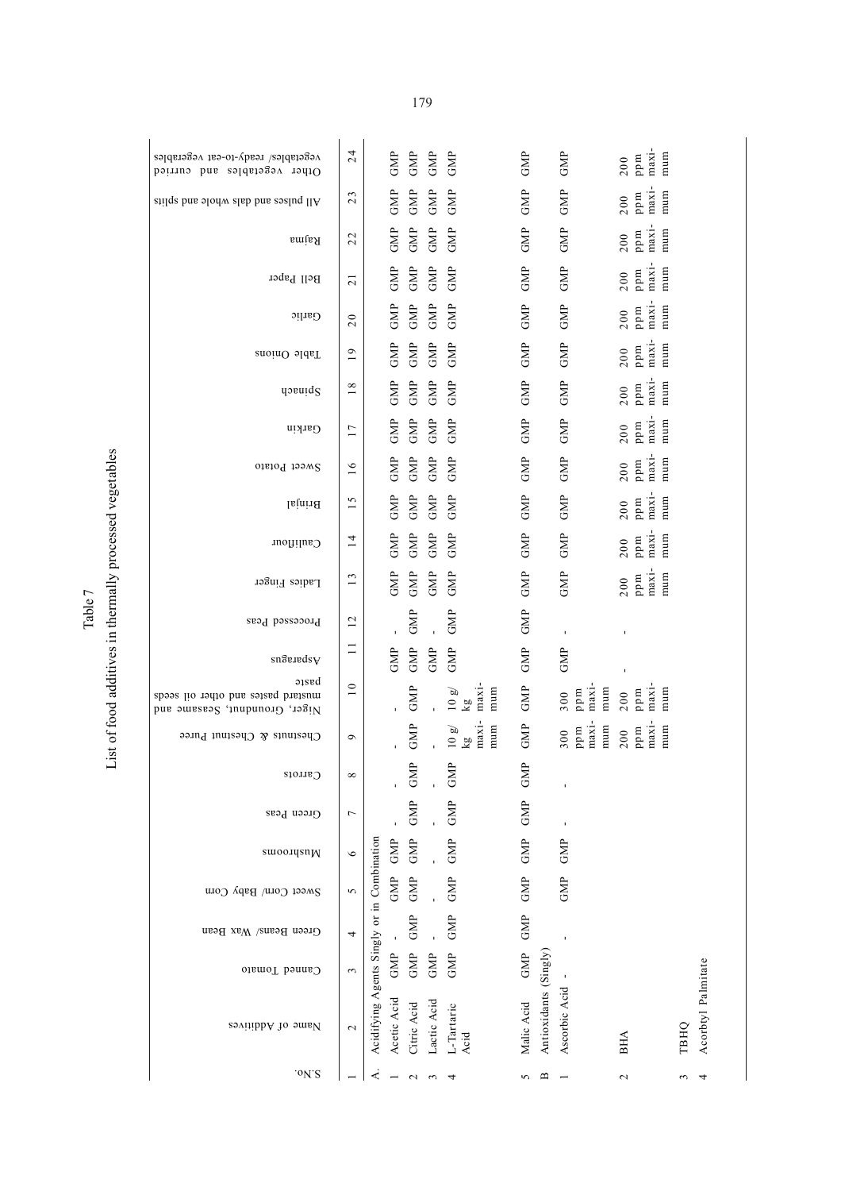## Table 7

### List of food additives in thermally processed vegetables

| S.No. | Name of Additives | Canned Tomato | Green Beans/ Wax Bean | Sweet Corn/ Baby Corn | Mushrooms | Green Peas | Carrots | Chestnuts & Chestnut Puree | Niger, Groundnut, Seasame and mustard pastes and other oil seeds paste | Asparagus | Processed Peas | Ladies Finger | Cauliflour | Brinjal | Sweet Potato | Garkin | Spinach | Table Onions | Garlic | Bell Paper | Rajma | All pulses and dals whole and splits | Other vegetables and curried vegetables/ ready-to-eat vegetables |
|---|---|---|---|---|---|---|---|---|---|---|---|---|---|---|---|---|---|---|---|---|---|---|---|
| 1 | 2 | 3 | 4 | 5 | 6 | 7 | 8 | 9 | 10 | 11 | 12 | 13 | 14 | 15 | 16 | 17 | 18 | 19 | 20 | 21 | 22 | 23 | 24 |
| A. | Acidifying Agents Singly or in Combination | | | | | | | | | | | | | | | | | | | | | | |
| 1 | Acetic Acid | GMP | - | GMP | GMP | - | - | - | - | GMP | - | GMP | GMP | GMP | GMP | GMP | GMP | GMP | GMP | GMP | GMP | GMP | GMP |
| 2 | Citric Acid | GMP | GMP | GMP | GMP | GMP | GMP | GMP | GMP | GMP | GMP | GMP | GMP | GMP | GMP | GMP | GMP | GMP | GMP | GMP | GMP | GMP | GMP |
| 3 | Lactic Acid | GMP | - | - | - | - | - | - | - | GMP | - | GMP | GMP | GMP | GMP | GMP | GMP | GMP | GMP | GMP | GMP | GMP | GMP |
| 4 | L-Tartaric Acid | GMP | GMP | GMP | GMP | GMP | GMP | 10 g/ kg maximum | 10 g/ kg maximum | GMP | GMP | GMP | GMP | GMP | GMP | GMP | GMP | GMP | GMP | GMP | GMP | GMP | GMP |
| 5 | Malic Acid | GMP | GMP | GMP | GMP | GMP | GMP | GMP | GMP | GMP | GMP | GMP | GMP | GMP | GMP | GMP | GMP | GMP | GMP | GMP | GMP | GMP | GMP |
| B | Antioxidants (Singly) | | | | | | | | | | | | | | | | | | | | | | |
| 1 | Ascorbic Acid | - | - | GMP | GMP | - | - | 300 ppm maximum | 300 ppm maximum | GMP | - | GMP | GMP | GMP | GMP | GMP | GMP | GMP | GMP | GMP | GMP | GMP | GMP |
| 2 | BHA | | | | | | | 200 ppm maximum | 200 ppm maximum | - | - | 200 ppm maximum | 200 ppm maximum | 200 ppm maximum | 200 ppm maximum | 200 ppm maximum | 200 ppm maximum | 200 ppm maximum | 200 ppm maximum | 200 ppm maximum | 200 ppm maximum | 200 ppm maximum | 200 ppm maximum |
| 3 | TBHQ | | | | | | | | | | | | | | | | | | | | | | |
| 4 | Acorbyl Palmitate | | | | | | | | | | | | | | | | | | | | | | |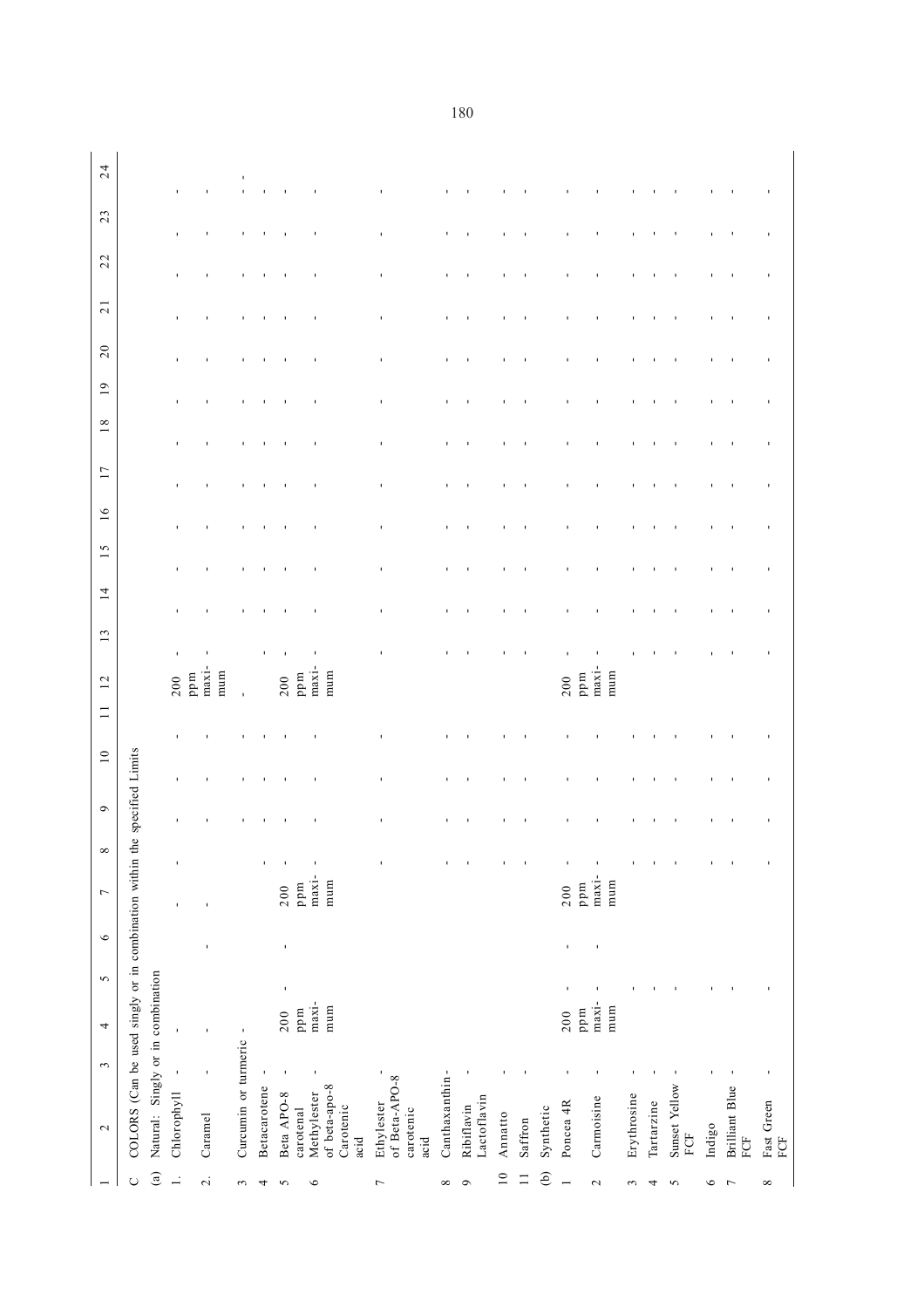| 1 | 2 | 3 | 4 | 5 | 6 | 7 | 8 | 9 | 10 | 11 | 12 | 13 | 14 | 15 | 16 | 17 | 18 | 19 | 20 | 21 | 22 | 23 | 24 |
|---|---|---|---|---|---|---|---|---|---|---|---|---|---|---|---|---|---|---|---|---|---|---|---|
| C | COLORS (Can be used singly or in combination within the specified Limits | | | | | | | | | | | | | | | | | | | | | | |
| (a) | Natural: Singly or in combination | | | | | | | | | | | | | | | | | | | | | | |
| 1. | Chlorophyll | - | - | | | - | - | - | - | - | 200 ppm maxi-mum | - | - | - | - | - | - | - | - | - | - | - | - |
| 2. | Caramel | - | - | | - | - | | - | - | - | | - | - | - | - | - | - | - | - | - | - | - | - |
| 3 | Curcumin or turmeric | | - | | | | | - | - | - | - | - | - | - | - | - | - | - | - | - | - | - | - |
| 4 | Betacarotene | - | | | | - | - | - | - | - | | - | - | - | - | - | - | - | - | - | - | - | - |
| 5 | Beta APO-8 carotenal | - | 200 ppm maxi-mum | - | - | 200 ppm maxi-mum | - | - | - | - | 200 ppm maxi-mum | - | - | - | - | - | - | - | - | - | - | - | - |
| 6 | Methylester of beta-apo-8 Carotenic acid | - | | - | | | - | - | - | - | | - | - | - | - | - | - | - | - | - | - | - | - |
| 7 | Ethylester of Beta-APO-8 carotenic acid | - | | | | | - | - | - | - | | - | - | - | - | - | - | - | - | - | - | - | - |
| 8 | Canthaxanthin | - | | | | | - | - | - | - | | - | - | - | - | - | - | - | - | - | - | - | - |
| 9 | Ribiflavin Lactoflavin | - | | | | | - | - | - | - | | - | - | - | - | - | - | - | - | - | - | - | - |
| 10 | Annatto | - | | | | | - | - | - | - | | - | - | - | - | - | - | - | - | - | - | - | - |
| 11 | Saffron | - | | | | | - | - | - | - | | - | - | - | - | - | - | - | - | - | - | - | - |
| (b) | Synthetic | | | | | | | | | | | | | | | | | | | | | | |
| 1 | Poncea 4R | - | 200 ppm maxi-mum | - | - | 200 ppm maxi-mum | - | - | - | - | 200 ppm maxi-mum | - | - | - | - | - | - | - | - | - | - | - | - |
| 2 | Carmoisine | - | | - | - | | - | - | - | - | | - | - | - | - | - | - | - | - | - | - | - | - |
| 3 | Erythrosine | - | | - | | | - | - | - | - | | - | - | - | - | - | - | - | - | - | - | - | - |
| 4 | Tartarzine | - | | - | | | - | - | - | - | | - | - | - | - | - | - | - | - | - | - | - | - |
| 5 | Sunset Yellow FCF | - | | - | | | - | - | - | - | | - | - | - | - | - | - | - | - | - | - | - | - |
| 6 | Indigo | - | | - | | | - | - | - | - | | - | - | - | - | - | - | - | - | - | - | - | - |
| 7 | Brilliant Blue FCF | - | | - | | | - | - | - | - | | - | - | - | - | - | - | - | - | - | - | - | - |
| 8 | Fast Green FCF | - | | - | | | - | - | - | - | | - | - | - | - | - | - | - | - | - | - | - | - |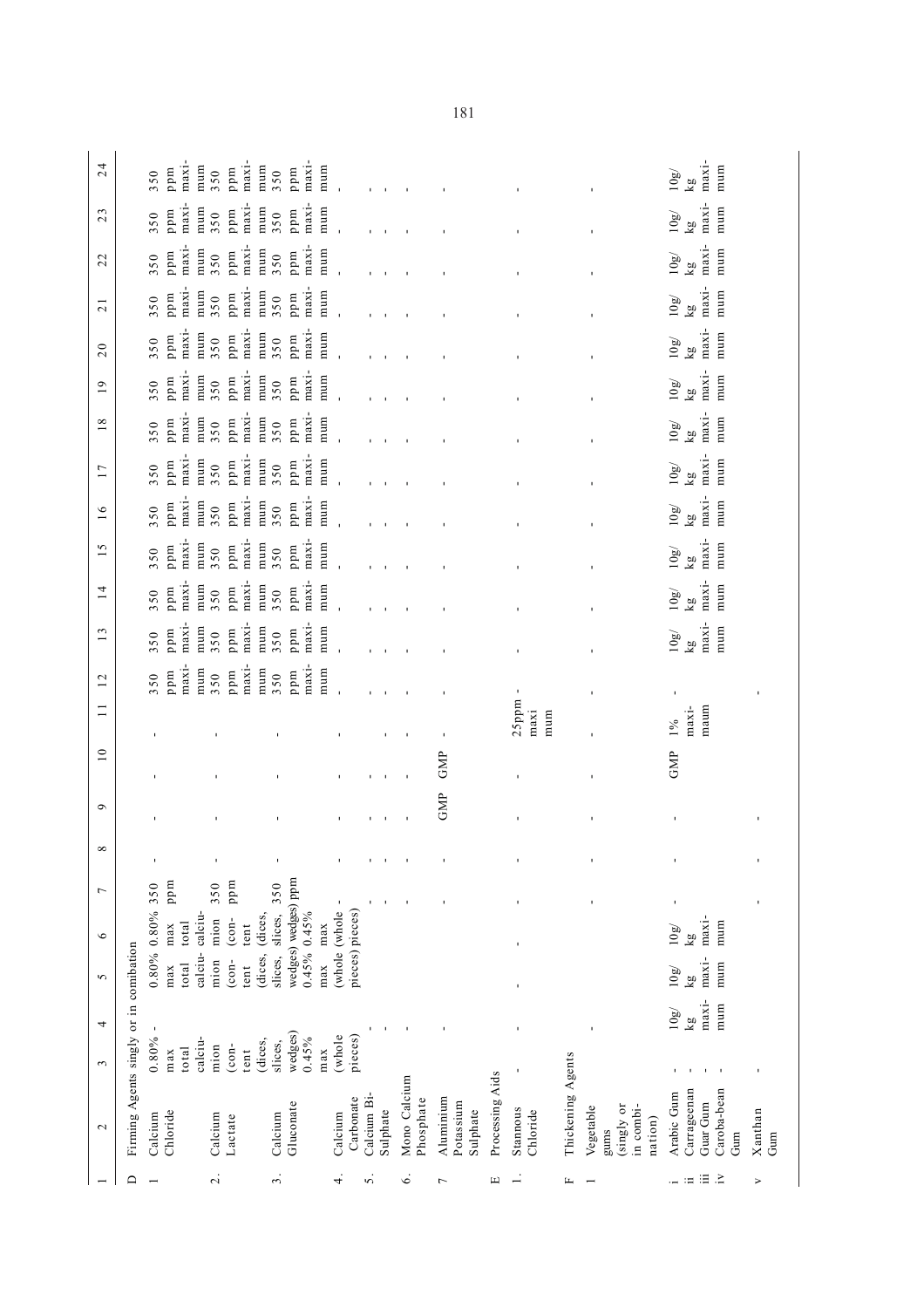| 1 | 2 | 3 | 4 | 5 | 6 | 7 | 8 | 9 | 10 | 11 | 12 | 13 | 14 | 15 | 16 | 17 | 18 | 19 | 20 | 21 | 22 | 23 | 24 |
|---|---|---|---|---|---|---|---|---|---|---|---|---|---|---|---|---|---|---|---|---|---|---|---|
| D | Firming Agents singly or in combination | | | | | | | | | | | | | | | | | | | | | | |
| 1 | Calcium Chloride | 0.80% max total calcium (content (dices, slices, wedges) 0.45% max (whole pieces) | - | 0.80% max total calcium (content (dices, slices, wedges) 0.45% max (whole pieces) | 0.80% max total calcium (content (dices, slices, wedges) 0.45% max (whole pieces) | 350 ppm | - | - | - | - | 350 ppm maximum | 350 ppm maximum | 350 ppm maximum | 350 ppm maximum | 350 ppm maximum | 350 ppm maximum | 350 ppm maximum | 350 ppm maximum | 350 ppm maximum | 350 ppm maximum | 350 ppm maximum | 350 ppm maximum | 350 ppm maximum |
| 2. | Calcium Lactate | | | | | 350 ppm | - | - | - | - | 350 ppm maximum | 350 ppm maximum | 350 ppm maximum | 350 ppm maximum | 350 ppm maximum | 350 ppm maximum | 350 ppm maximum | 350 ppm maximum | 350 ppm maximum | 350 ppm maximum | 350 ppm maximum | 350 ppm maximum | 350 ppm maximum |
| 3. | Calcium Gluconate | | | | | 350 ppm | - | - | - | - | 350 ppm maximum | 350 ppm maximum | 350 ppm maximum | 350 ppm maximum | 350 ppm maximum | 350 ppm maximum | 350 ppm maximum | 350 ppm maximum | 350 ppm maximum | 350 ppm maximum | 350 ppm maximum | 350 ppm maximum | 350 ppm maximum |
| 4. | Calcium Carbonate | | | | | - | - | - | - | - | - | - | - | - | - | - | - | - | - | - | - | - | - |
| 5. | Calcium Bi-Sulphate | - | - | | | - | - | - | - | - | - | - | - | - | - | - | - | - | - | - | - | - | - |
| 6. | Mono Calcium Phosphate | - | - | | | - | - | - | - | - | - | - | - | - | - | - | - | - | - | - | - | - | - |
| 7 | Aluminium Potassium Sulphate | - | - | | | - | - | GMP | GMP | - | - | - | - | - | - | - | - | - | - | - | - | - | - |
| E | Processing Aids | | | | | | | | | | | | | | | | | | | | | | |
| 1. | Stannous Chloride | - | - | - | - | - | - | - | - | 25ppm maxi mum | - | - | - | - | - | - | - | - | - | - | - | - | - |
| F | Thickening Agents | | | | | | | | | | | | | | | | | | | | | | |
| 1 | Vegetable gums (singly or in combination) | - | - | | | - | - | - | - | - | - | - | - | - | - | - | - | - | - | - | - | - | - |
| i<br>ii<br>iii<br>iv | Arabic Gum<br>Carrageenan<br>Guar Gum<br>Caroba-bean Gum | -<br>-<br>-<br>- | 10g/kg maximum | 10g/kg maximum | 10g/kg maximum | - | - | - | GMP | 1% maximum | - | 10g/kg maximum | 10g/kg maximum | 10g/kg maximum | 10g/kg maximum | 10g/kg maximum | 10g/kg maximum | 10g/kg maximum | 10g/kg maximum | 10g/kg maximum | 10g/kg maximum | 10g/kg maximum | 10g/kg maximum |
| v | Xanthan Gum | - | | | | - | - | - | | | - | | | | | | | | | | | | |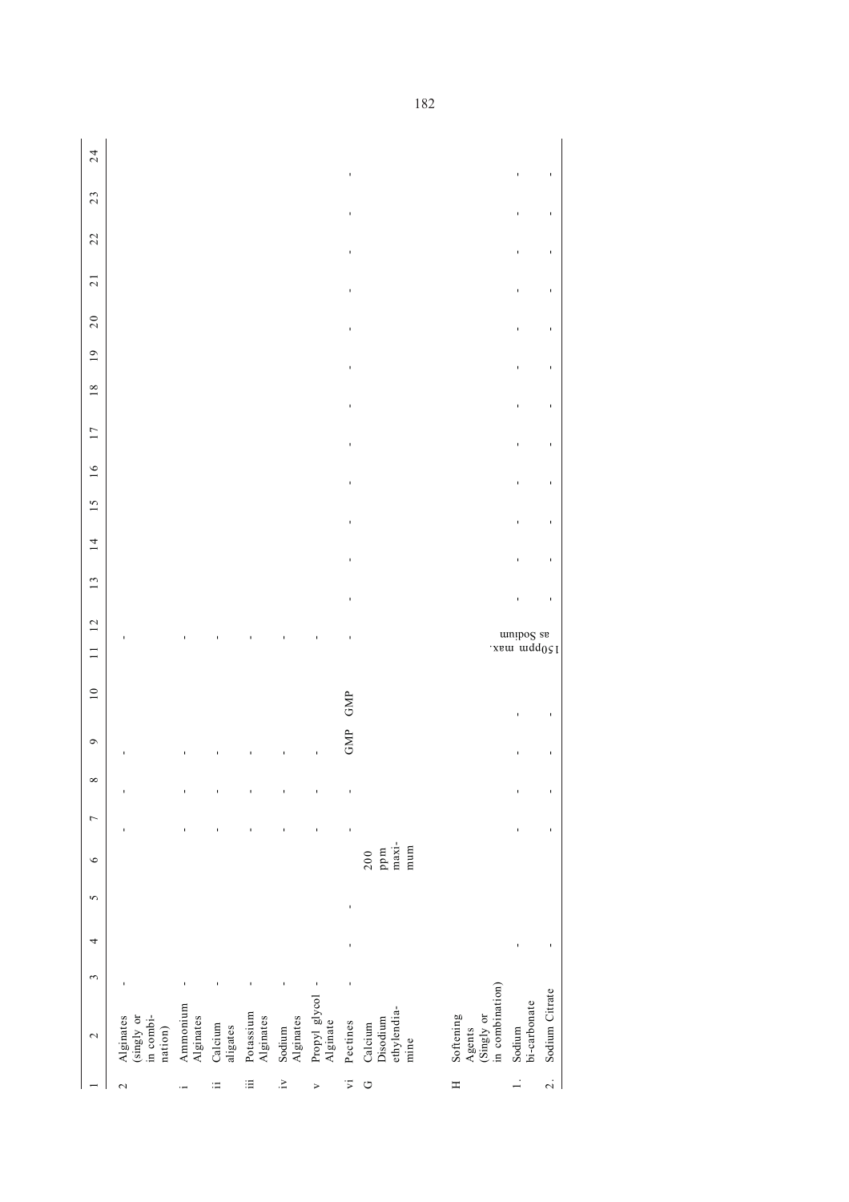| 1 | 2 | 3 | 4 | 5 | 6 | 7 | 8 | 9 | 10 | 11 | 12 | 13 | 14 | 15 | 16 | 17 | 18 | 19 | 20 | 21 | 22 | 23 | 24 |
|---|---|---|---|---|---|---|---|---|---|---|---|---|---|---|---|---|---|---|---|---|---|---|---|
| 2 | Alginates (singly or in combination) | - | | | | - | - | - | | | - | | | | | | | | | | | | |
| i | Ammonium Alginates | - | | | | - | - | - | | | - | | | | | | | | | | | | |
| ii | Calcium aligates | - | | | | - | - | - | | | - | | | | | | | | | | | | |
| iii | Potassium Alginates | - | | | | - | - | - | | | - | | | | | | | | | | | | |
| iv | Sodium Alginates | - | | | | - | - | - | | | - | | | | | | | | | | | | |
| v | Propyl glycol Alginate | - | | | | - | - | - | | | - | | | | | | | | | | | | |
| vi | Pectines | - | - | - | | - | - | GMP | GMP | | - | - | - | - | - | - | - | - | - | - | - | - | - |
| G | Calcium Disodium ethylendia-mine | | | | 200 ppm maxi-mum | | | | | | | | | | | | | | | | | | |
| H | Softening Agents (Singly or in combination) | | | | | | | | | | | | | | | | | | | | | | |
| 1. | Sodium bi-carbonate | | - | | | - | - | - | - | | | - | - | - | - | - | - | - | - | - | - | - | - |
| 2. | Sodium Citrate | | - | | | - | - | - | - | 150ppm max. as Sodium | | - | - | - | - | - | - | - | - | - | - | - | - |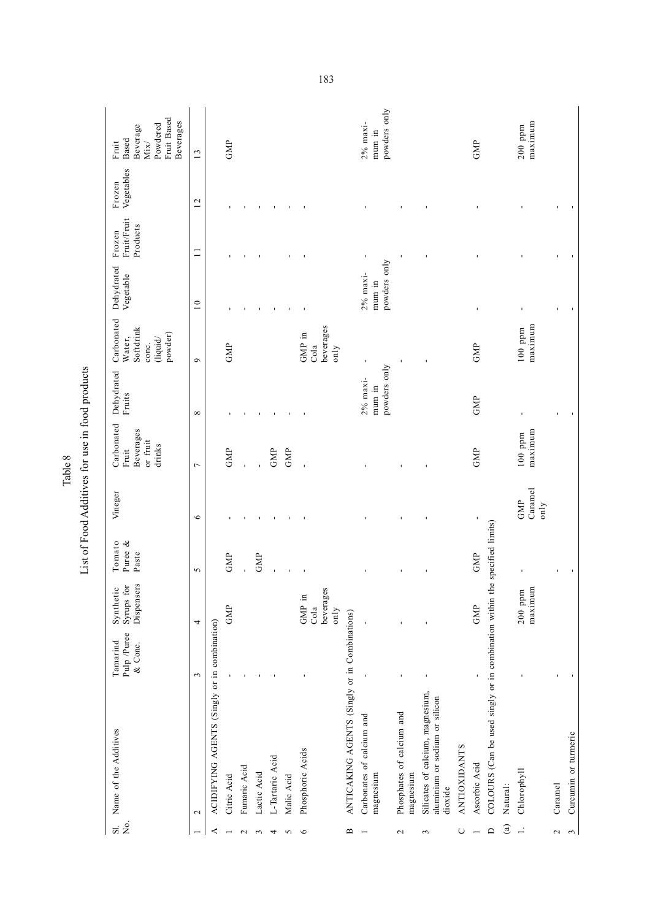# Table 8

## List of Food Additives for use in food products

| Sl. No. | Name of the Additives | Tamarind Pulp /Puree & Conc. | Synthetic Syrups for Dispensers | Tomato Puree & Paste | Vineger | Carbonated Fruit Beverages or fruit drinks | Dehydrated Fruits | Carbonated Water, Softdrink conc. (liquid/ powder) | Dehydrated Vegetable | Frozen Fruit/Fruit Products | Frozen Vegetables | Fruit Based Beverage Mix/ Powdered Fruit Based Beverages |
|---|---|---|---|---|---|---|---|---|---|---|---|---|
| 1 | 2 | 3 | 4 | 5 | 6 | 7 | 8 | 9 | 10 | 11 | 12 | 13 |
| A | ACIDIFYING AGENTS (Singly or in combination) | | | | | | | | | | | |
| 1 | Citric Acid | - | GMP | GMP | - | GMP | - | GMP | - | - | - | GMP |
| 2 | Fumaric Acid | - | | - | - | - | - | | - | - | - | |
| 3 | Lactic Acid | - | | GMP | - | - | - | | - | - | - | |
| 4 | L-Tartaric Acid | - | | - | - | GMP | - | | - | - | - | |
| 5 | Malic Acid | | | - | - | GMP | - | | - | - | - | |
| 6 | Phosphoric Acids | - | GMP in Cola beverages only | - | - | - | - | GMP in Cola beverages only | - | - | - | |
| B | ANTICAKING AGENTS (Singly or in Combinations) | | | | | | | | | | | |
| 1 | Carbonates of calcium and magnesium | - | - | - | - | - | 2% maximum in powders only | - | 2% maximum in powders only | - | - | 2% maximum in powders only |
| 2 | Phosphates of calcium and magnesium | - | - | - | - | - | | - | | - | - | |
| 3 | Silicates of calcium, magnesium, aluminium or sodium or silicon dioxide | - | - | - | - | - | | - | | - | - | |
| C | ANTIOXIDANTS | | | | | | | | | | | |
| 1 | Ascorbic Acid | - | GMP | GMP | - | GMP | GMP | GMP | - | - | - | GMP |
| D | COLOURS (Can be used singly or in combination within the specified limits) | | | | | | | | | | | |
| (a) | Natural: | | | | | | | | | | | |
| 1. | Chlorophyll | - | 200 ppm maximum | - | GMP Caramel only | 100 ppm maximum | - | 100 ppm maximum | - | - | - | 200 ppm maximum |
| 2 | Caramel | - | | - | | | - | | - | - | - | |
| 3 | Curcumin or turmeric | - | | - | | | - | | - | - | - | |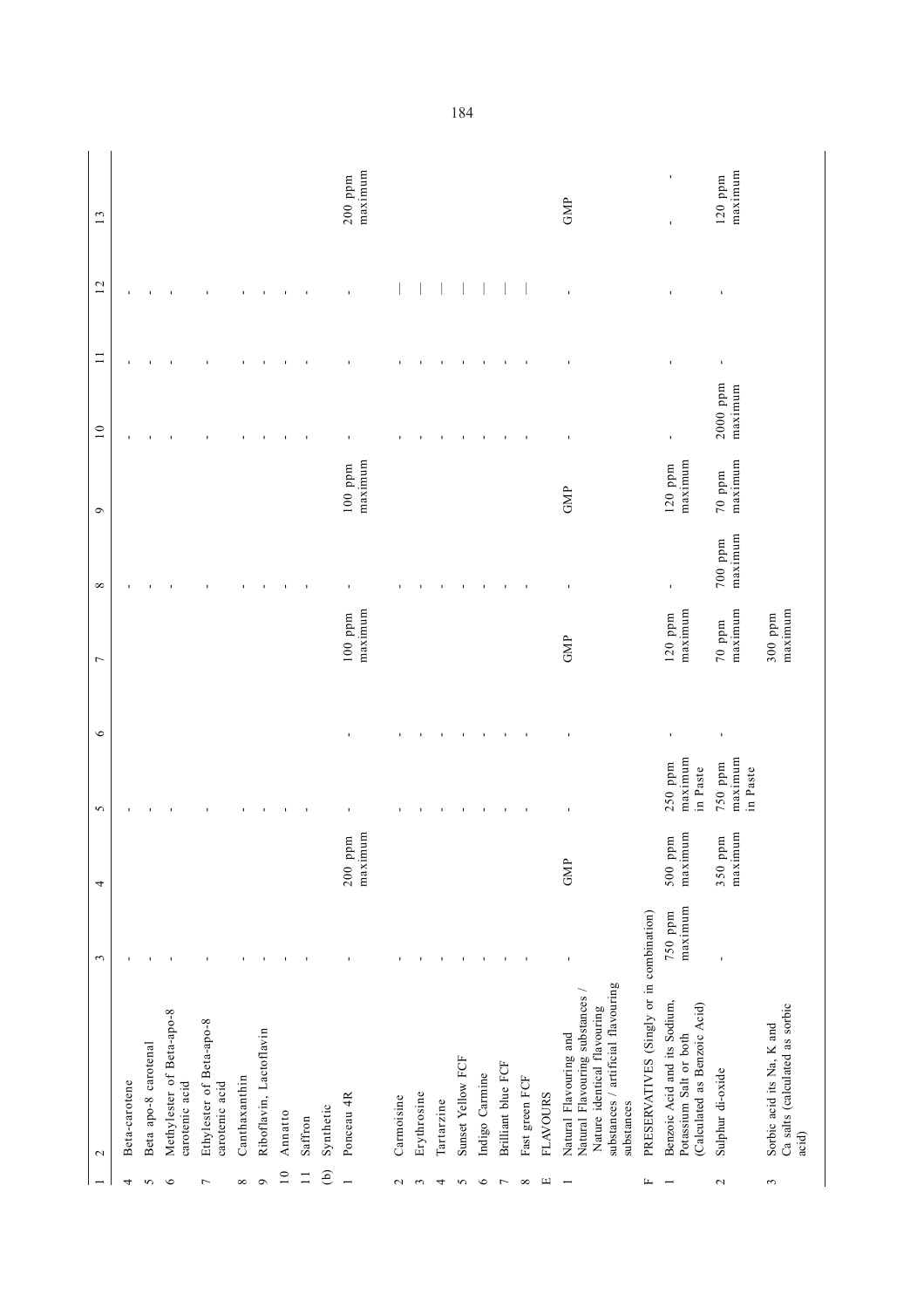| 1 | 2 | 3 | 4 | 5 | 6 | 7 | 8 | 9 | 10 | 11 | 12 | 13 |
|---|---|---|---|---|---|---|---|---|---|---|---|---|
| 4 | Beta-carotene | - | | - | | | - | | - | - | - | |
| 5 | Beta apo-8 carotenal | - | | - | | | - | | - | - | - | |
| 6 | Methylester of Beta-apo-8 carotenic acid | - | | - | | | - | | - | - | - | |
| 7 | Ethylester of Beta-apo-8 carotenic acid | - | | - | | | - | | - | - | - | |
| 8 | Canthaxanthin | - | | - | | | - | | - | - | - | |
| 9 | Riboflavin, Lactoflavin | - | | - | | | - | | - | - | - | |
| 10 | Annatto | - | | - | | | - | | - | - | - | |
| 11 | Saffron | - | | - | | | - | | - | - | - | |
| (b) | Synthetic | | | | | | | | | | | |
| 1 | Ponceau 4R | - | 200 ppm maximum | - | - | 100 ppm maximum | - | 100 ppm maximum | - | - | - | 200 ppm maximum |
| 2 | Carmoisine | - | | - | - | | - | | - | - | — | |
| 3 | Erythrosine | - | | - | - | | - | | - | - | — | |
| 4 | Tartarzine | - | | - | - | | - | | - | - | — | |
| 5 | Sunset Yellow FCF | - | | - | - | | - | | - | - | — | |
| 6 | Indigo Carmine | - | | - | - | | - | | - | - | — | |
| 7 | Brilliant blue FCF | - | | - | - | | - | | - | - | — | |
| 8 | Fast green FCF | - | | - | - | | - | | - | - | — | |
| E | FLAVOURS | | | | | | | | | | | |
| 1 | Natural Flavouring and Natural Flavouring substances / Nature identical flavouring substances / artificial flavouring substances | - | GMP | - | - | GMP | - | GMP | - | - | - | GMP |
| F | PRESERVATIVES (Singly or in combination) | | | | | | | | | | | |
| 1 | Benzoic Acid and its Sodium, Potassium Salt or both (Calculated as Benzoic Acid) | 750 ppm maximum | 500 ppm maximum | 250 ppm maximum in Paste | - | 120 ppm maximum | - | 120 ppm maximum | - | - | - | - - |
| 2 | Sulphur di-oxide | - | 350 ppm maximum | 750 ppm maximum in Paste | - | 70 ppm maximum | 700 ppm maximum | 70 ppm maximum | 2000 ppm maximum | - | - | 120 ppm maximum |
| 3 | Sorbic acid its Na, K and Ca salts (calculated as sorbic acid) | | | | | 300 ppm maximum | | | | | | |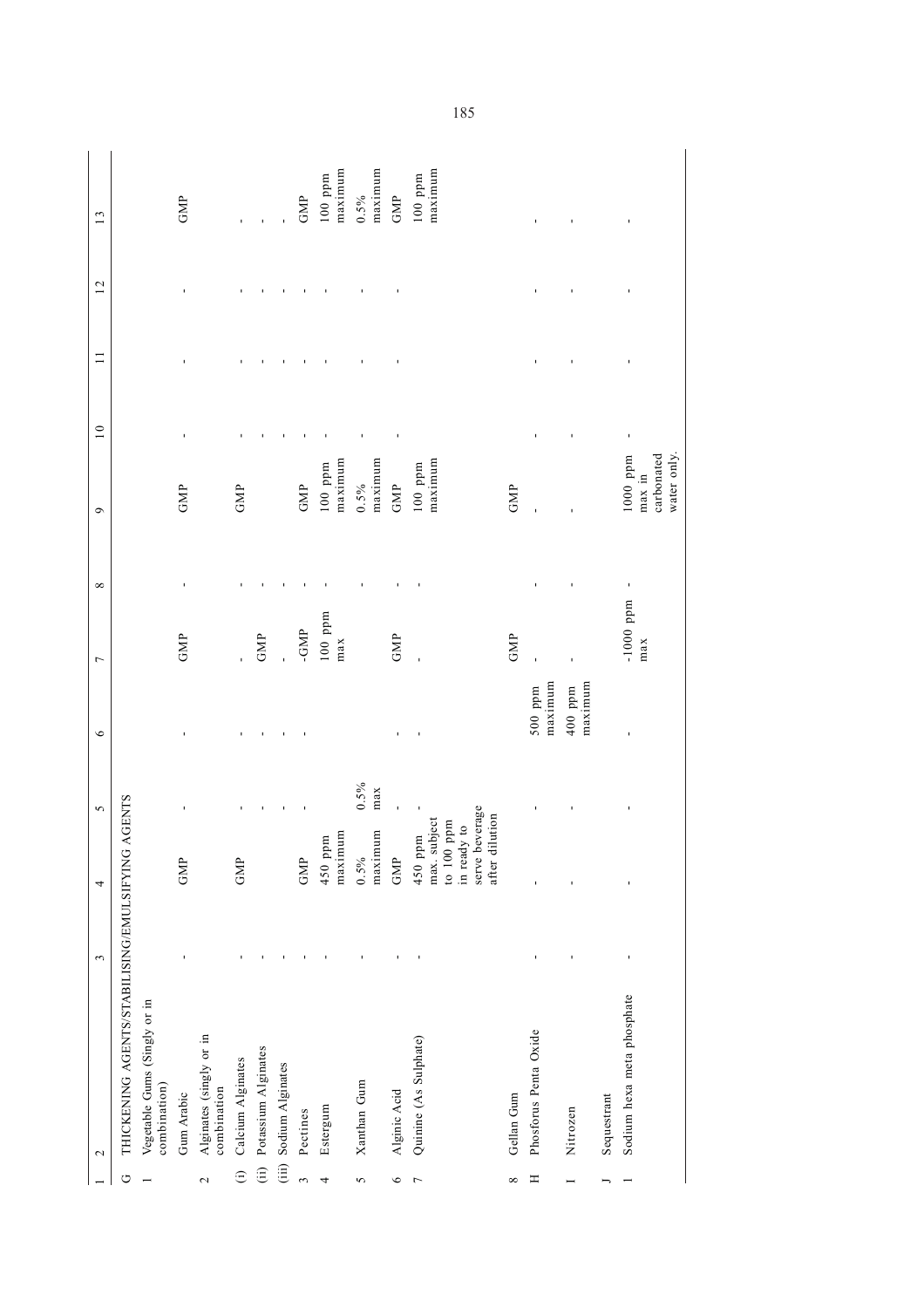| 1 | 2 | 3 | 4 | 5 | 6 | 7 | 8 | 9 | 10 | 11 | 12 | 13 |
|---|---|---|---|---|---|---|---|---|---|---|---|---|
| G | THICKENING AGENTS/STABILISING/EMULSIFYING AGENTS | | | | | | | | | | | |
| 1 | Vegetable Gums (Singly or in combination) | | | | | | | | | | | |
| | Gum Arabic | - | GMP | - | - | GMP | - | GMP | - | - | - | GMP |
| 2 | Alginates (singly or in combination | | | | | | | | | | | |
| (i) | Calcium Alginates | - | GMP | - | - | - | - | GMP | - | - | - | - |
| (ii) | Potassium Alginates | - | | - | - | GMP | - | | - | - | - | - |
| (iii) | Sodium Alginates | - | | - | - | - | - | | - | - | - | - |
| 3 | Pectines | - | GMP | - | - | -GMP | - | GMP | - | - | - | GMP |
| 4 | Estergum | - | 450 ppm maximum | | | 100 ppm max | - | 100 ppm maximum | - | - | - | 100 ppm maximum |
| 5 | Xanthan Gum | - | 0.5% maximum | 0.5% max | | | - | 0.5% maximum | - | - | - | 0.5% maximum |
| 6 | Alginic Acid | - | GMP | - | - | GMP | - | GMP | - | - | - | GMP |
| 7 | Quinine (As Sulphate) | - | 450 ppm max. subject to 100 ppm in ready to serve beverage after dilution | - | - | - | - | 100 ppm maximum | - | - | - | 100 ppm maximum |
| 8 | Gellan Gum | | | | | GMP | | GMP | | | | |
| H | Phosforus Penta Oxide | - | - | - | 500 ppm maximum | - | - | - | - | - | - | - |
| I | Nitrozen | - | - | - | 400 ppm maximum | - | - | - | - | - | - | - |
| J | Sequestrant | | | | | | | | | | | |
| 1 | Sodium hexa meta phosphate | - | - | - | - | -1000 ppm max | - | 1000 ppm max in carbonated water only. | - | - | - | - |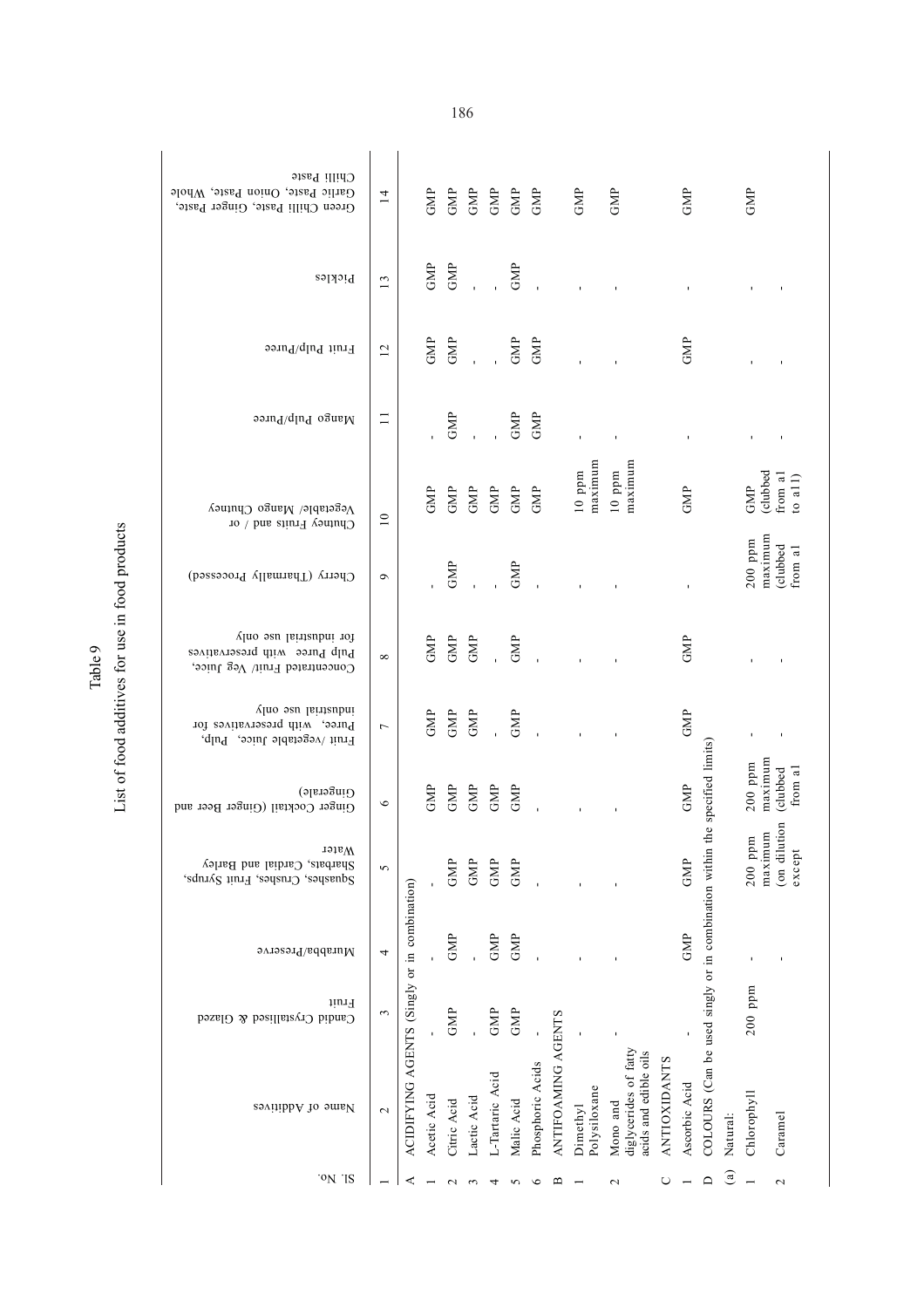Table 9

List of food additives for use in food products

| SL No. | Name of Additives | Candid Crystallised & Glazed Fruit | Murabba/Preserve | Squashes, Crushes, Fruit Syrups, Sharbats, Cardial and Barley Water | Ginger Cocktail (Ginger Beer and Gingerale) | Fruit /vegetable Juice, Pulp, Puree, with preservatives for industrial use only | Concentrated Fruit/ Veg Juice, Pulp Puree with preservatives for industrial use only | Cherry (Tharmally Processed) | Chutney Fruits and / or Vegetable/ Mango Chutney | Mango Pulp/Puree | Fruit Pulp/Puree | Pickles | Green Chilli Paste, Ginger Paste, Garlic Paste, Onion Paste, Whole Chilli Paste |
|---|---|---|---|---|---|---|---|---|---|---|---|---|---|
| 1 | 2 | 3 | 4 | 5 | 6 | 7 | 8 | 9 | 10 | 11 | 12 | 13 | 14 |
| A | ACIDIFYING AGENTS (Singly or in combination) | | | | | | | | | | | | |
| 1 | Acetic Acid | - | - | | GMP | GMP | GMP | - | GMP | - | GMP | GMP | GMP |
| 2 | Citric Acid | GMP | GMP | GMP | GMP | GMP | GMP | GMP | GMP | GMP | GMP | GMP | GMP |
| 3 | Lactic Acid | - | - | GMP | GMP | GMP | GMP | - | GMP | - | - | - | GMP |
| 4 | L-Tartaric Acid | GMP | GMP | GMP | GMP | - | - | - | GMP | - | - | - | GMP |
| 5 | Malic Acid | GMP | GMP | GMP | GMP | GMP | GMP | GMP | GMP | GMP | GMP | GMP | GMP |
| 6 | Phosphoric Acids | - | - | - | - | - | - | - | GMP | GMP | GMP | - | GMP |
| B | ANTIFOAMING AGENTS | | | | | | | | | | | | |
| 1 | Dimethyl Polysiloxane | - | - | - | - | - | - | - | 10 ppm maximum | - | - | - | GMP |
| 2 | Mono and diglycerides of fatty acids and edible oils | - | - | - | - | - | - | - | 10 ppm maximum | - | - | - | GMP |
| C | ANTIOXIDANTS | | | | | | | | | | | | |
| 1 | Ascorbic Acid | - | GMP | GMP | GMP | GMP | GMP | - | GMP | - | GMP | - | GMP |
| D | COLOURS (Can be used singly or in combination within the specified limits) | | | | | | | | | | | | |
| (a) | Natural: | | | | | | | | | | | | |
| 1 | Chlorophyll | 200 ppm | - | 200 ppm maximum (on dilution except | 200 ppm maximum (clubbed from a1 | - | - | 200 ppm maximum (clubbed from a1 | GMP (clubbed from a1 to a11) | - | - | - | GMP |
| 2 | Caramel | - | - | | | - | - | | | - | - | - | |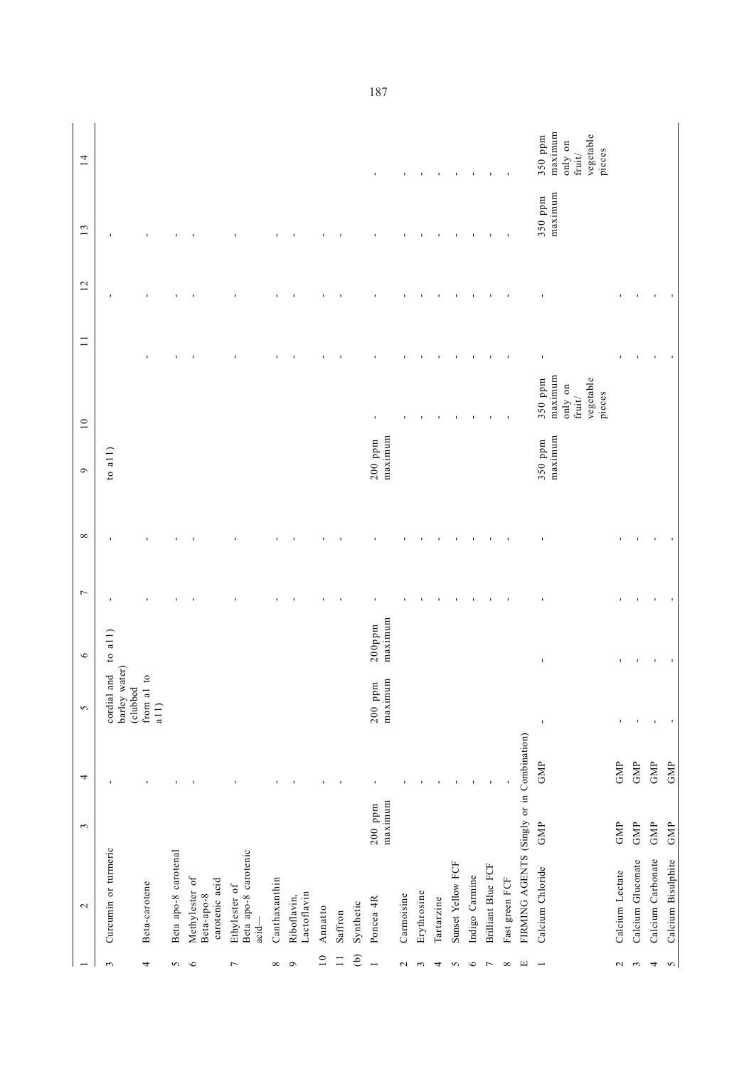| 1 | 2 | 3 | 4 | 5 | 6 | 7 | 8 | 9 | 10 | 11 | 12 | 13 | 14 |
|---|---|---|---|---|---|---|---|---|---|---|---|---|---|
| 3 | Curcumin or turmeric | | - | cordial and barley water) (clubbed from a1 to a11) | to a11) | - | - | to a11) | | | - | - | |
| 4 | Beta-carotene | | - | | | - | - | | | - | - | - | |
| 5 | Beta apo-8 carotenal | | - | | | - | - | | | - | - | - | |
| 6 | Methylester of Beta-apo-8 carotenic acid | | - | | | - | - | | | - | - | - | |
| 7 | Ethylester of Beta apo-8 carotenic acid— | | - | | | - | - | | | - | - | - | |
| 8 | Canthaxanthin | | - | | | - | - | | | - | - | - | |
| 9 | Riboflavin, Lactoflavin | | - | | | - | - | | | - | - | - | |
| 10 | Annatto | | - | | | - | - | | | - | - | - | |
| 11 | Saffron | | - | | | - | - | | | - | - | - | |
| (b) | Synthetic | | | | | | | | | | | | |
| 1 | Poncea 4R | 200 ppm maximum | - | 200 ppm maximum | 200ppm maximum | - | - | 200 ppm maximum | - | - | - | - | - |
| 2 | Carmoisine | | - | | | - | - | | - | - | - | - | - |
| 3 | Erythrosine | | - | | | - | - | | - | - | - | - | - |
| 4 | Tartarzine | | - | | | - | - | | - | - | - | - | - |
| 5 | Sunset Yellow FCF | | - | | | - | - | | - | - | - | - | - |
| 6 | Indigo Carmine | | - | | | - | - | | - | - | - | - | - |
| 7 | Brilliant Blue FCF | | - | | | - | - | | - | - | - | - | - |
| 8 | Fast green FCF | | - | | | - | - | | - | - | - | - | - |
| E | FIRMING AGENTS (Singly or in Combination) | | | | | | | | | | | | |
| 1 | Calcium Chloride | GMP | GMP | - | - | - | - | 350 ppm maximum | 350 ppm maximum only on fruit/ vegetable pieces | - | - | 350 ppm maximum | 350 ppm maximum only on fruit/ vegetable pieces |
| 2 | Calcium Lectate | GMP | GMP | - | - | - | - | | | - | - | | |
| 3 | Calcium Gluconate | GMP | GMP | - | - | - | - | | | - | - | | |
| 4 | Calcium Carbonate | GMP | GMP | - | - | - | - | | | - | - | | |
| 5 | Calcium Bisulphite | GMP | GMP | - | - | - | - | | | - | - | | |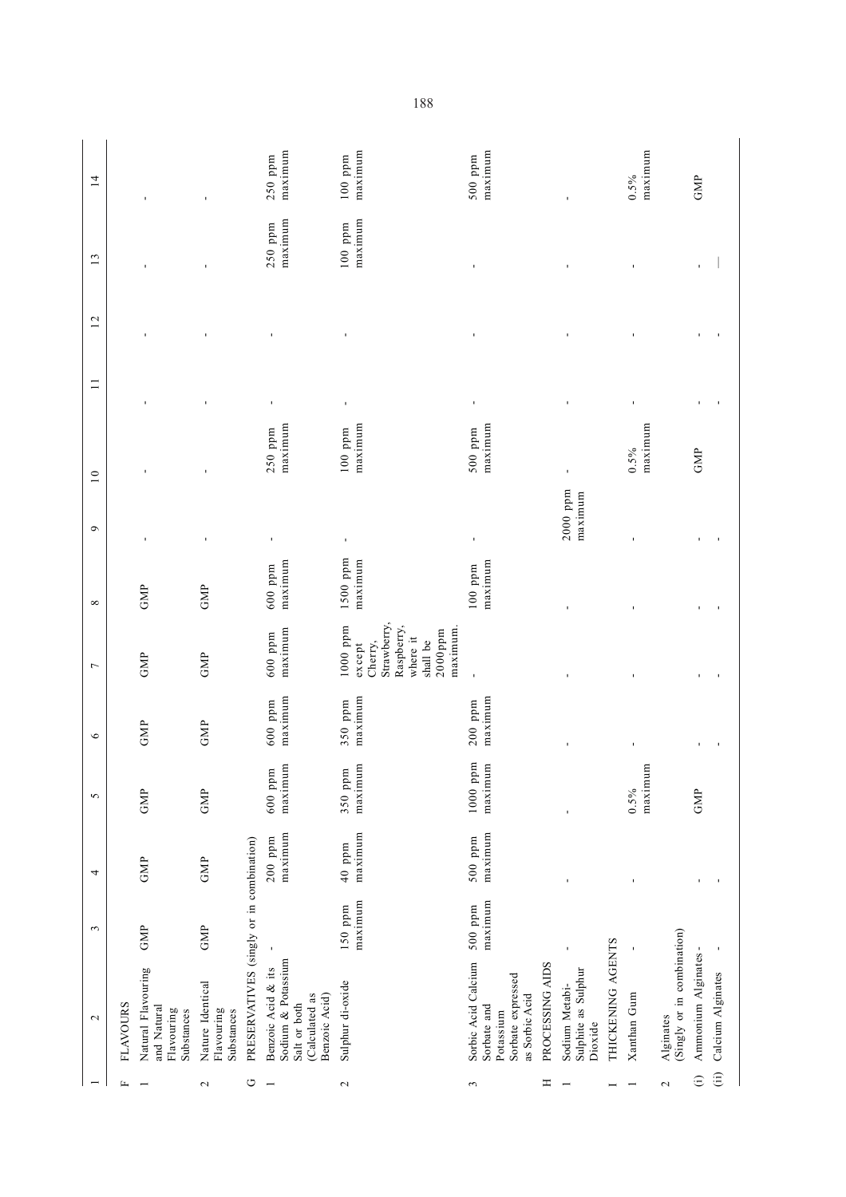| 1 | 2 | 3 | 4 | 5 | 6 | 7 | 8 | 9 | 10 | 11 | 12 | 13 | 14 |
|---|---|---|---|---|---|---|---|---|---|---|---|---|---|
| F | FLAVOURS | | | | | | | | | | | | |
| 1 | Natural Flavouring and Natural Flavouring Substances | GMP | GMP | GMP | GMP | GMP | GMP | - | - | - | - | - | - |
| 2 | Nature Identical Flavouring Substances | GMP | GMP | GMP | GMP | GMP | GMP | - | - | - | - | - | - |
| G | PRESERVATIVES (singly or in combination) | | | | | | | | | | | | |
| 1 | Benzoic Acid & its Sodium & Potassium Salt or both (Calculated as Benzoic Acid) | - | 200 ppm maximum | 600 ppm maximum | 600 ppm maximum | 600 ppm maximum | 600 ppm maximum | - | 250 ppm maximum | - | - | 250 ppm maximum | 250 ppm maximum |
| 2 | Sulphur di-oxide | 150 ppm maximum | 40 ppm maximum | 350 ppm maximum | 350 ppm maximum | 1000 ppm except Cherry, Strawberry, Raspberry, where it shall be 2000ppm maximum. | 1500 ppm maximum | - | 100 ppm maximum | - | - | 100 ppm maximum | 100 ppm maximum |
| 3 | Sorbic Acid Calcium Sorbate and Potassium Sorbate expressed as Sorbic Acid | 500 ppm maximum | 500 ppm maximum | 1000 ppm maximum | 200 ppm maximum | - | 100 ppm maximum | - | 500 ppm maximum | - | - | - | 500 ppm maximum |
| H | PROCESSING AIDS | | | | | | | | | | | | |
| 1 | Sodium Metabi-Sulphite as Sulphur Dioxide | - | - | - | - | - | - | 2000 ppm maximum | - | - | - | - | - |
| I | THICKENING AGENTS | | | | | | | | | | | | |
| 1 | Xanthan Gum | - | - | 0.5% maximum | - | - | - | - | 0.5% maximum | - | - | - | 0.5% maximum |
| 2 | Alginates (Singly or in combination) | | | | | | | | | | | | |
| (i) | Ammonium Alginates | - | - | GMP | - | - | - | - | GMP | - | - | - | GMP |
| (ii) | Calcium Alginates | - | - | | - | - | - | - | | - | - | — | |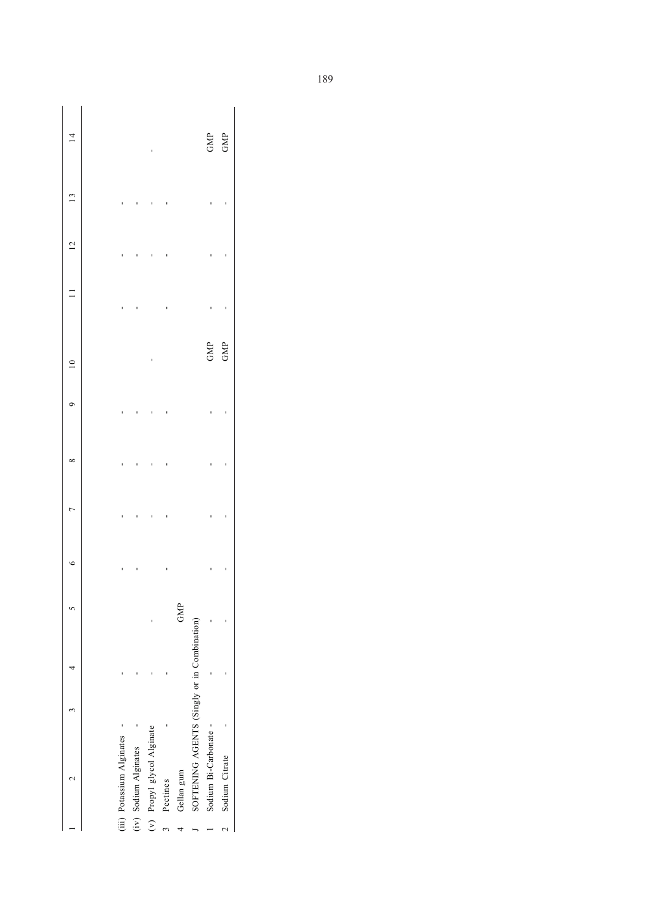| 1 | 2 | 3 | 4 | 5 | 6 | 7 | 8 | 9 | 10 | 11 | 12 | 13 | 14 |
|---|---|---|---|---|---|---|---|---|---|---|---|---|---|
| | (iii) Potassium Alginates | - | - | | - | - | - | - | | - | - | - | |
| | (iv) Sodium Alginates | - | - | | - | - | - | - | | - | - | - | |
| | (v) Propyl glycol Alginate | | - | - | | - | - | - | - | | - | - | - |
| 3 | Pectines | - | - | | - | - | - | - | | - | - | - | |
| 4 | Gellan gum | | | GMP | | | | | | | | | |
| J | SOFTENING AGENTS (Singly or in Combination) | | | | | | | | | | | | |
| 1 | Sodium Bi-Carbonate | - | - | - | - | - | - | - | GMP | - | - | - | GMP |
| 2 | Sodium Citrate | - | - | - | - | - | - | - | GMP | - | - | - | GMP |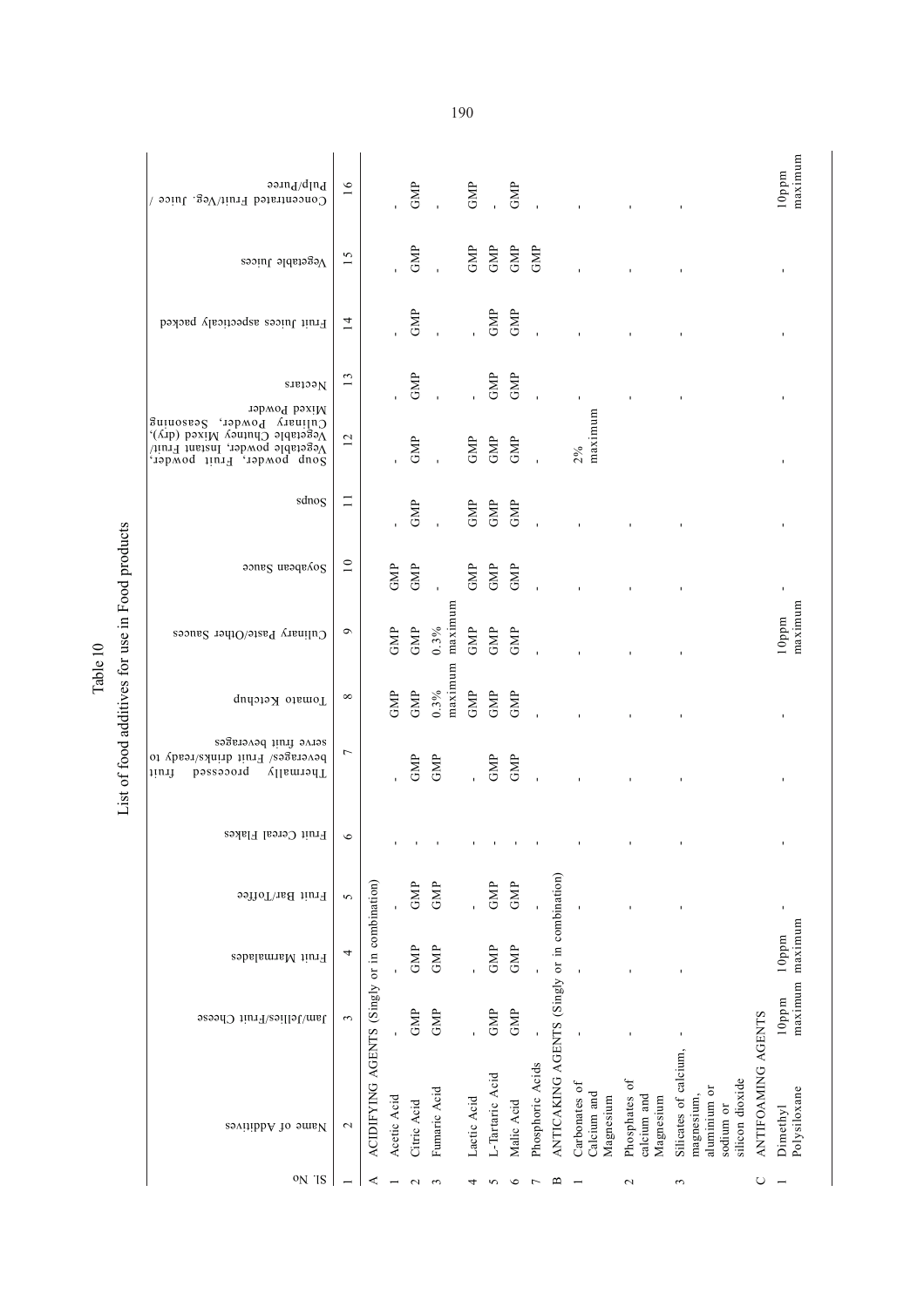# Table 10

## List of food additives for use in Food products

| Sl. No | Name of Additives | Jam/Jellies/Fruit Cheese | Fruit Marmalades | Fruit Bar/Toffee | Fruit Cereal Flakes | Thermally processed fruit beverages/ Fruit drinks/ready to serve fruit beverages | Tomato Ketchup | Culinary Paste/Other Sauces | Soyabean Sauce | Soups | Soup powder, Fruit powder, Vegetable powder, Instant Fruit/ Vegetable Chutney Mixed (dry), Culinary Powder, Seasoning Mixed Powder | Nectars | Fruit juices aseptically packed | Vegetable Juices | Concentrated Fruit/Veg. Juice / Pulp/Puree |
|---|---|---|---|---|---|---|---|---|---|---|---|---|---|---|---|
| 1 | 2 | 3 | 4 | 5 | 6 | 7 | 8 | 9 | 10 | 11 | 12 | 13 | 14 | 15 | 16 |
| A | ACIDIFYING AGENTS (Singly or in combination) | | | | | | | | | | | | | | |
| 1 | Acetic Acid | - | - | - | - | - | GMP | GMP | GMP | - | - | - | - | - | - |
| 2 | Citric Acid | GMP | GMP | GMP | - | GMP | GMP | GMP | GMP | GMP | GMP | GMP | GMP | GMP | GMP |
| 3 | Fumaric Acid | GMP | GMP | GMP | - | GMP | 0.3% maximum | 0.3% maximum | - | - | - | - | - | - | - |
| 4 | Lactic Acid | - | - | - | - | - | GMP | GMP | GMP | GMP | GMP | - | - | GMP | GMP |
| 5 | L-Tartaric Acid | GMP | GMP | GMP | - | GMP | GMP | GMP | GMP | GMP | GMP | GMP | GMP | GMP | - |
| 6 | Malic Acid | GMP | GMP | GMP | - | GMP | GMP | GMP | GMP | GMP | GMP | GMP | GMP | GMP | GMP |
| 7 | Phosphoric Acids | - | - | - | - | - | - | - | - | - | - | - | - | GMP | - |
| B | ANTICAKING AGENTS (Singly or in combination) | | | | | | | | | | | | | | |
| 1 | Carbonates of Calcium and Magnesium | - | - | - | - | - | - | - | - | - | 2% maximum | - | - | - | - |
| 2 | Phosphates of calcium and Magnesium | - | - | - | - | - | - | - | - | - | - | - | - | - | - |
| 3 | Silicates of calcium, magnesium, aluminium or sodium or silicon dioxide | - | - | - | - | - | - | - | - | - | - | - | - | - | - |
| C | ANTIFOAMING AGENTS | | | | | | | | | | | | | | |
| 1 | Dimethyl Polysiloxane | 10ppm maximum | 10ppm maximum | - | - | - | | 10ppm maximum | - | - | - | - | - | - | 10ppm maximum |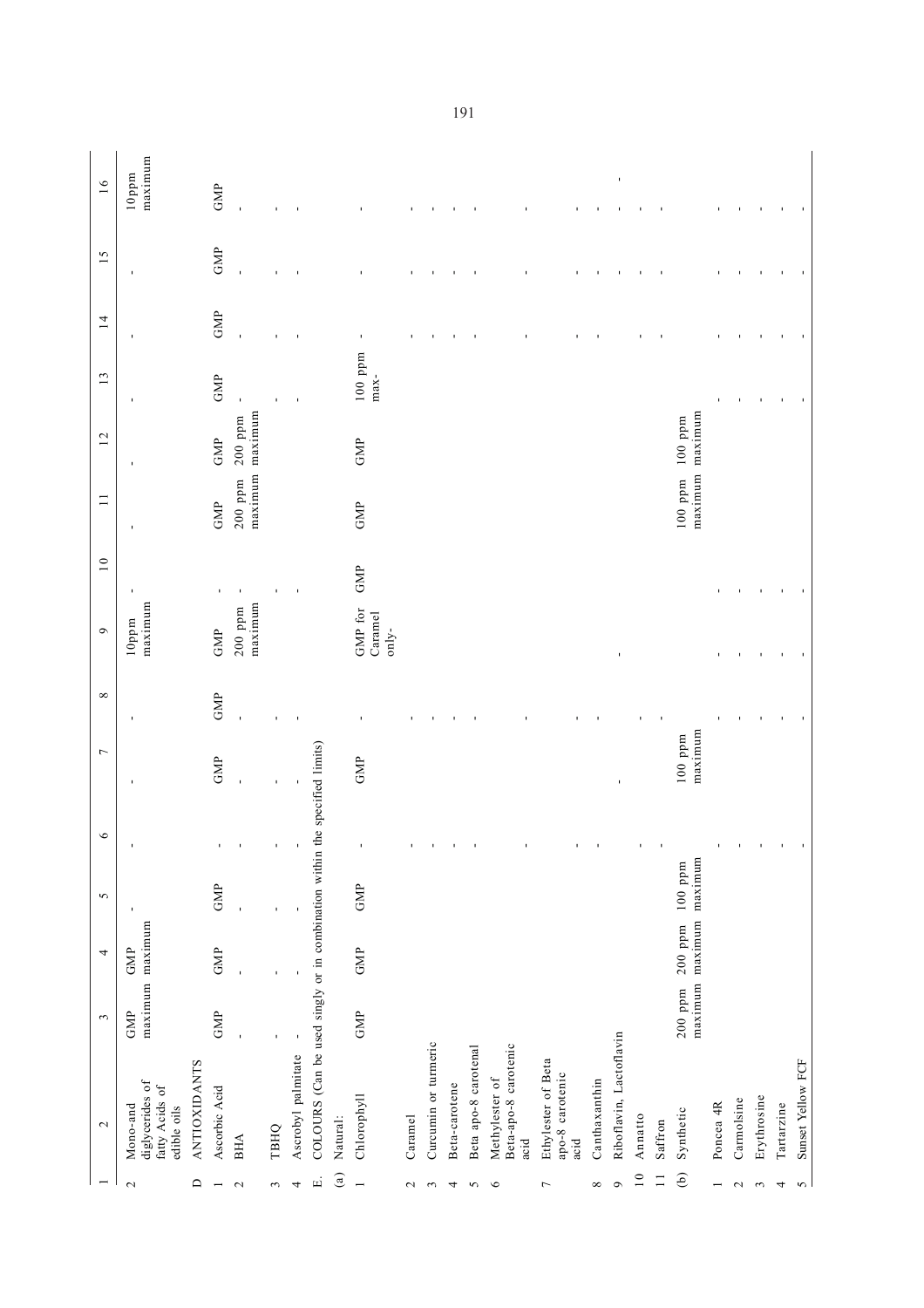| 1 | 2 | 3 | 4 | 5 | 6 | 7 | 8 | 9 | 10 | 11 | 12 | 13 | 14 | 15 | 16 |
|---|---|---|---|---|---|---|---|---|---|---|---|---|---|---|---|
| 2 | Mono-and diglycerides of fatty Acids of edible oils | GMP maximum | GMP maximum | - | - | - | - | 10ppm maximum | - | - | - | - | - | - | 10ppm maximum |
| D | ANTIOXIDANTS | | | | | | | | | | | | | | |
| 1 | Ascorbic Acid | GMP | GMP | GMP | - | GMP | GMP | GMP | - | GMP | GMP | GMP | GMP | GMP | GMP |
| 2 | BHA | - | - | - | - | - | - | 200 ppm maximum | - | 200 ppm maximum | 200 ppm maximum | - | - | - | - |
| 3 | TBHQ | - | - | - | - | - | - | - | - | | | - | - | - | - |
| 4 | Ascrobyl palmitate | - | - | - | - | - | - | - | - | | | - | - | - | - |
| E. | COLOURS (Can be used singly or in combination within the specified limits) | | | | | | | | | | | | | | |
| (a) | Natural: | | | | | | | | | | | | | | |
| 1 | Chlorophyll | GMP | GMP | GMP | - | GMP | - | GMP for Caramel only- | GMP | GMP | GMP | 100 ppm max- | - | - | - |
| 2 | Caramel | | | | - | | - | | | | | | - | - | - |
| 3 | Curcumin or turmeric | | | | - | | - | | | | | | - | - | - |
| 4 | Beta-carotene | | | | - | | - | | | | | | - | - | - |
| 5 | Beta apo-8 carotenal | | | | - | | - | | | | | | - | - | - |
| 6 | Methylester of Beta-apo-8 carotenic acid | | | | | | | | | | | | | | |
| 7 | Ethylester of Beta apo-8 carotenic acid | | | | - | | - | | | | | | - | - | - |
| 8 | Canthaxanthin | | | | - | | - | | | | | | - | - | - |
| 9 | Riboflavin, Lactoflavin | | | | | - | | - | | | | | | | - |
| 10 | Annatto | | | | - | | - | | | | | | - | - | - |
| 11 | Saffron | | | | - | | - | | | | | | - | - | - |
| (b) | Synthetic | 200 ppm maximum | 200 ppm maximum | 100 ppm maximum | | 100 ppm maximum | | | | 100 ppm maximum | 100 ppm maximum | | | | |
| 1 | Poncea 4R | | | | - | - | - | - | | | | - | - | - | - |
| 2 | Carmolsine | | | | - | - | - | - | | | | - | - | - | - |
| 3 | Erythrosine | | | | - | - | - | - | | | | - | - | - | - |
| 4 | Tartarzine | | | | - | - | - | - | | | | - | - | - | - |
| 5 | Sunset Yellow FCF | | | | - | - | - | - | | | | - | - | - | - |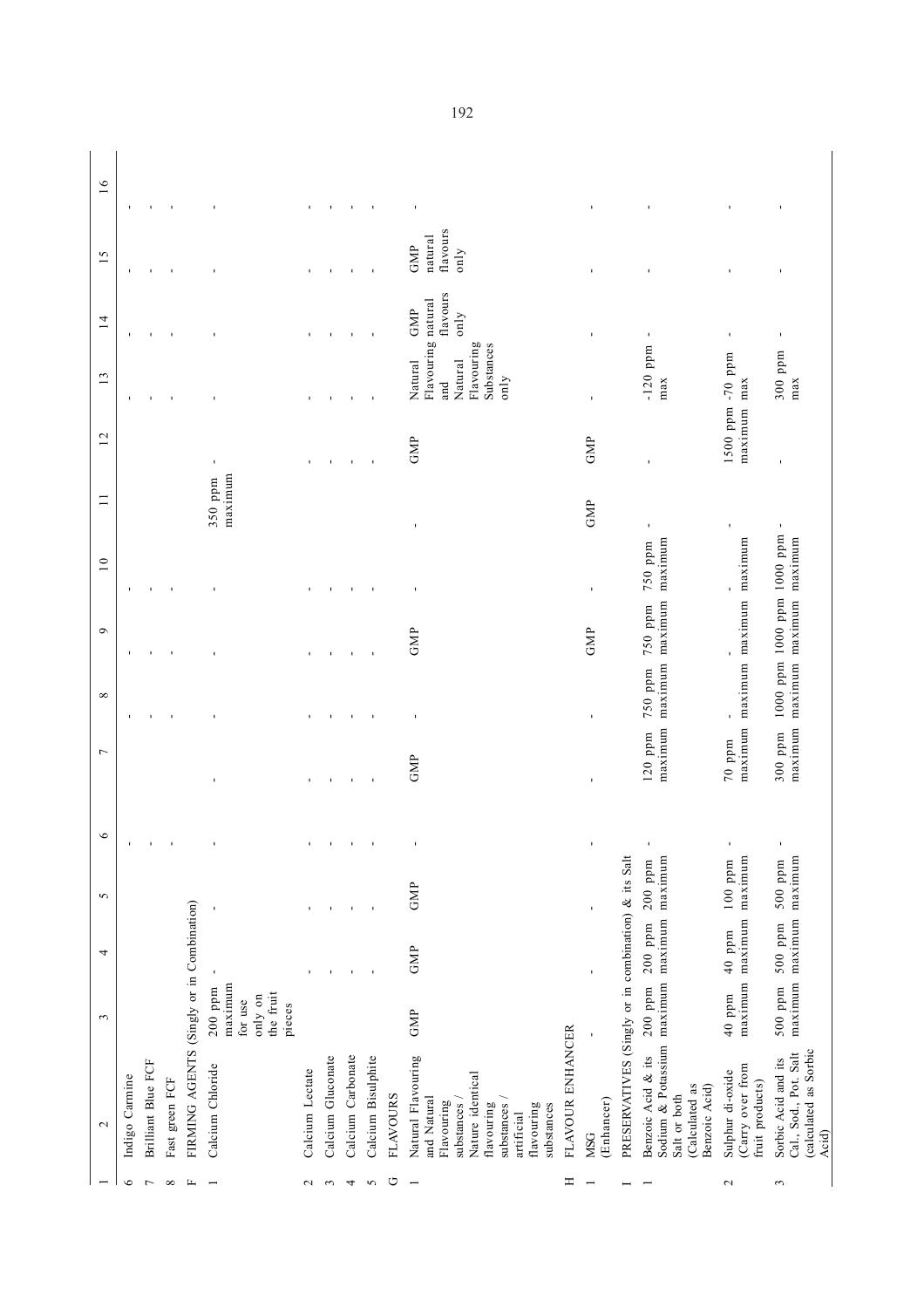| 1 | 2 | 3 | 4 | 5 | 6 | 7 | 8 | 9 | 10 | 11 | 12 | 13 | 14 | 15 | 16 |
|---|---|---|---|---|---|---|---|---|---|---|---|---|---|---|---|
| 6 | Indigo Carmine | | | | - | | - | - | - | | | | - | - | - |
| 7 | Brilliant Blue FCF | | | | - | | - | - | - | | | | - | - | - |
| 8 | Fast green FCF | | | | - | | - | - | - | | | | - | - | - |
| F | FIRMING AGENTS (Singly or in Combination) | | | | | | | | | | | | | | |
| 1 | Calcium Chloride | 200 ppm maximum for use only on the fruit pieces | - | - | - | - | - | - | - | 350 ppm maximum | - | - | - | - | - |
| 2 | Calcium Lactate | - | - | - | - | - | - | - | - | | - | - | - | - | - |
| 3 | Calcium Gluconate | - | - | - | - | - | - | - | - | | - | - | - | - | - |
| 4 | Calcium Carbonate | - | - | - | - | - | - | - | - | | - | - | - | - | - |
| 5 | Calcium Bisulphite | - | - | - | - | - | - | - | - | | - | - | - | - | - |
| G | FLAVOURS | | | | | | | | | | | | | | |
| 1 | Natural Flavouring and Natural Flavouring substances / Nature identical flavouring substances / artificial flavouring substances | GMP | GMP | GMP | - | GMP | - | GMP | - | - | GMP | Natural Flavouring and Natural Flavouring Substances only | GMP natural flavours only | GMP natural flavours only | - |
| H | FLAVOUR ENHANCER | | | | | | | | | | | | | | |
| 1 | MSG (Enhancer) | - | - | - | - | - | - | GMP | - | GMP | GMP | - | - | - | - |
| I | PRESERVATIVES (Singly or in combination) & its Salt | | | | | | | | | | | | | | |
| 1 | Benzoic Acid & its Sodium & Potassium Salt or both (Calculated as Benzoic Acid) | 200 ppm maximum | 200 ppm maximum | 200 ppm maximum | - | 120 ppm maximum | 750 ppm maximum | 750 ppm maximum | 750 ppm maximum | - | - | -120 ppm max | - | - | - |
| 2 | Sulphur di-oxide (Carry over from fruit products) | 40 ppm maximum | 40 ppm maximum | 100 ppm maximum | - | 70 ppm maximum | - maximum | - maximum | - maximum | - | 1500 ppm maximum | -70 ppm max | - | - | - |
| 3 | Sorbic Acid and its Cal., Sod., Pot. Salt (calculated as Sorbic Acid) | 500 ppm maximum | 500 ppm maximum | 500 ppm maximum | - | 300 ppm maximum | 1000 ppm maximum | 1000 ppm maximum | 1000 ppm maximum | - | - | 300 ppm max | - | - | - |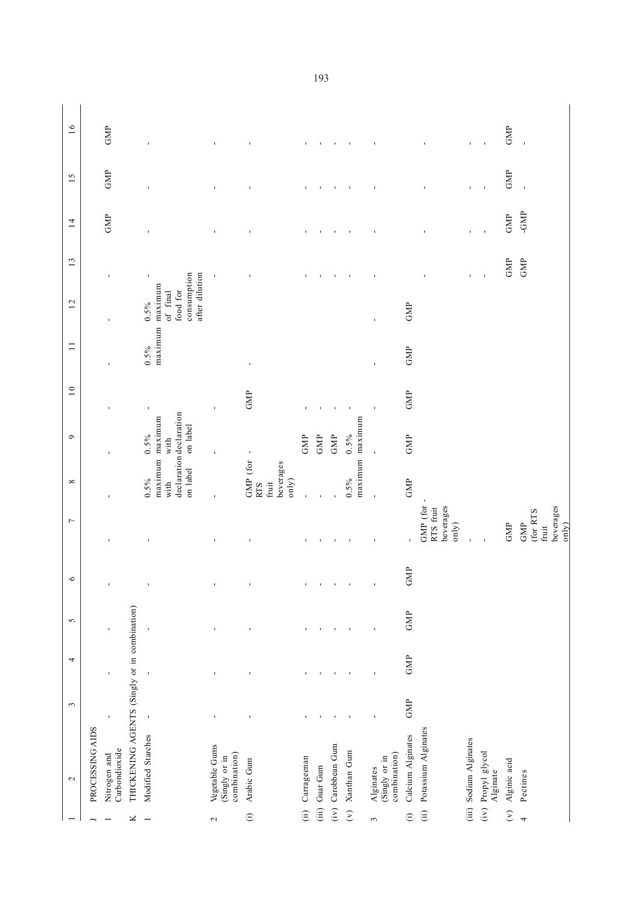| 1 | 2 | 3 | 4 | 5 | 6 | 7 | 8 | 9 | 10 | 11 | 12 | 13 | 14 | 15 | 16 |
|---|---|---|---|---|---|---|---|---|---|---|---|---|---|---|---|
| J | PROCESSING AIDS | | | | | | | | | | | | | | |
| 1 | Nitrogen and Carbondioxide | - | - | - | - | - | - | - | - | - | - | - | GMP | GMP | GMP |
| K | THICKENING AGENTS (Singly or in combination) | | | | | | | | | | | | | | |
| 1 | Modified Starches | - | - | - | - | - | 0.5% maximum with declaration on label | 0.5% maximum with declaration on label | - | 0.5% maximum | 0.5% maximum of final food for consumption after dilution | - | - | - | - |
| 2 | Vegetable Gums (Singly or in combination) | - | - | - | - | - | - | - | - | | | - | - | - | - |
| (i) | Arabic Gum | - | - | - | - | - | GMP (for RTS fruit beverages only) | - | GMP | - | | - | - | - | - |
| (ii) | Carrageenan | - | - | - | - | - | - | GMP | - | | | - | - | - | - |
| (iii) | Guar Gum | - | - | - | - | - | - | GMP | - | | | - | - | - | - |
| (iv) | Carobbean Gum | - | - | - | - | - | - | GMP | - | | | - | - | - | - |
| (v) | Xanthan Gum | - | - | - | - | - | 0.5% maximum | 0.5% maximum | - | | | - | - | - | - |
| 3 | Alginates (Singly or in combination) | - | - | - | - | - | - | - | - | - | - | - | - | - | - |
| (i) | Calcium Alginates | GMP | GMP | GMP | GMP | - | GMP | GMP | GMP | GMP | GMP | | | | |
| (ii) | Potassium Alginates | | | | | GMP (for RTS fruit beverages only) | - | | | | | - | - | - | - |
| (iii) | Sodium Alginates | | | | | - | | | | | | - | - | - | - |
| (iv) | Propyl glycol Alginate | | | | | - | | | | | | - | - | - | - |
| (v) | Alginic acid | | | | | GMP | | | | | | GMP | GMP | GMP | GMP |
| 4 | Pectines | | | | | GMP (for RTS fruit beverages only) | | | | | | GMP | -GMP | - | - |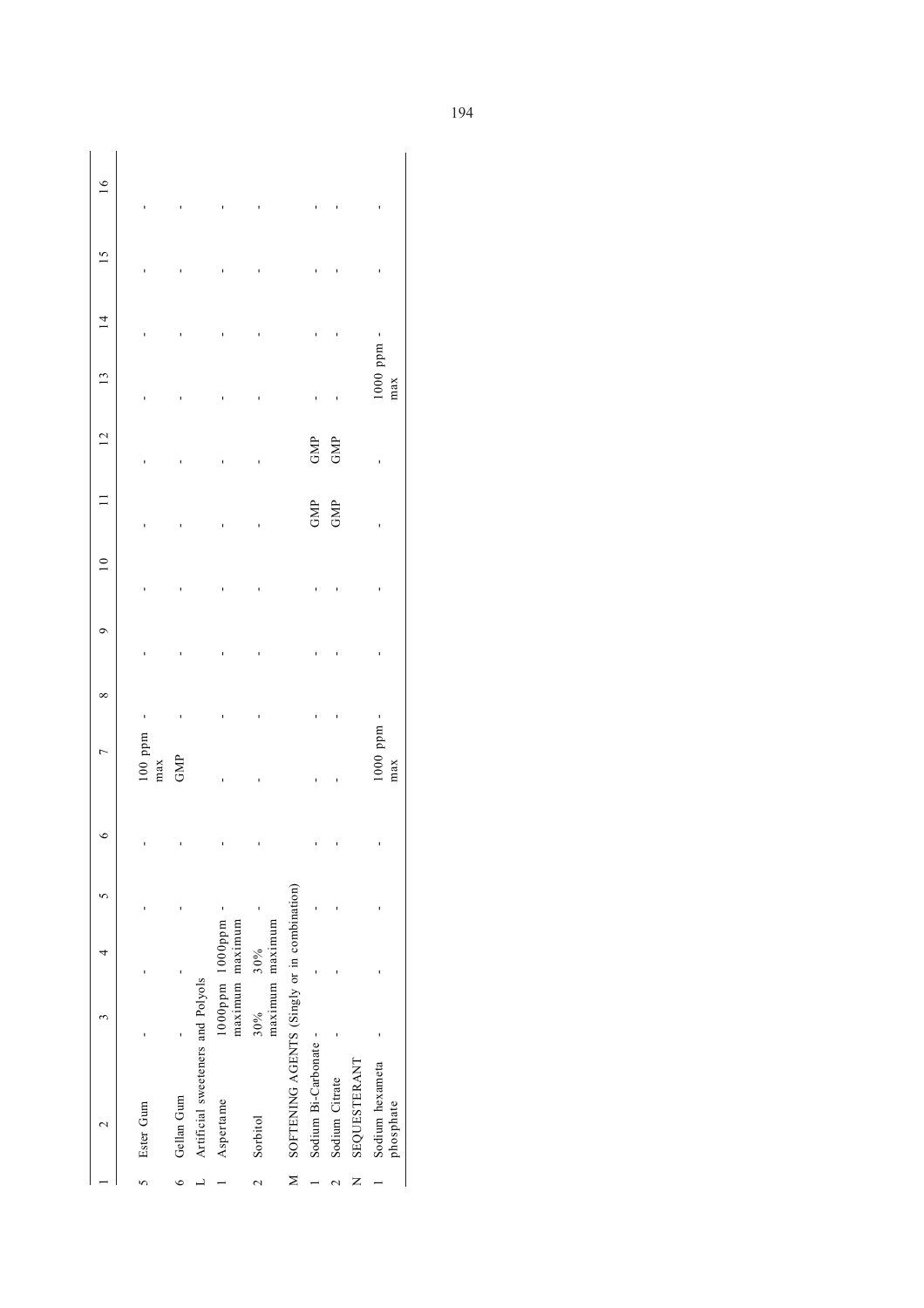| 1 | 2 | 3 | 4 | 5 | 6 | 7 | 8 | 9 | 10 | 11 | 12 | 13 | 14 | 15 | 16 |
|---|---|---|---|---|---|---|---|---|---|---|---|---|---|---|---|
| 5 | Ester Gum | - | - | - | - | 100 ppm max | - | - | - | - | - | - | - | - | - |
| 6 | Gellan Gum | - | - | - | - | GMP | - | - | - | - | - | - | - | - | - |
| L | Artificial sweeteners and Polyols | | | | | | | | | | | | | | |
| 1 | Aspertame | 1000ppm maximum | 1000ppm maximum | - | - | - | - | - | - | - | - | - | - | - | - |
| 2 | Sorbitol | 30% maximum | 30% maximum | - | - | - | - | - | - | - | - | - | - | - | - |
| M | SOFTENING AGENTS (Singly or in combination) | | | | | | | | | | | | | | |
| 1 | Sodium Bi-Carbonate | - | - | - | - | - | - | - | - | GMP | GMP | - | - | - | - |
| 2 | Sodium Citrate | - | - | - | - | - | - | - | - | GMP | GMP | - | - | - | - |
| N | SEQUESTERANT | | | | | | | | | | | | | | |
| 1 | Sodium hexameta phosphate | - | - | - | - | 1000 ppm max | - | - | - | - | - | 1000 ppm max | - | - | - |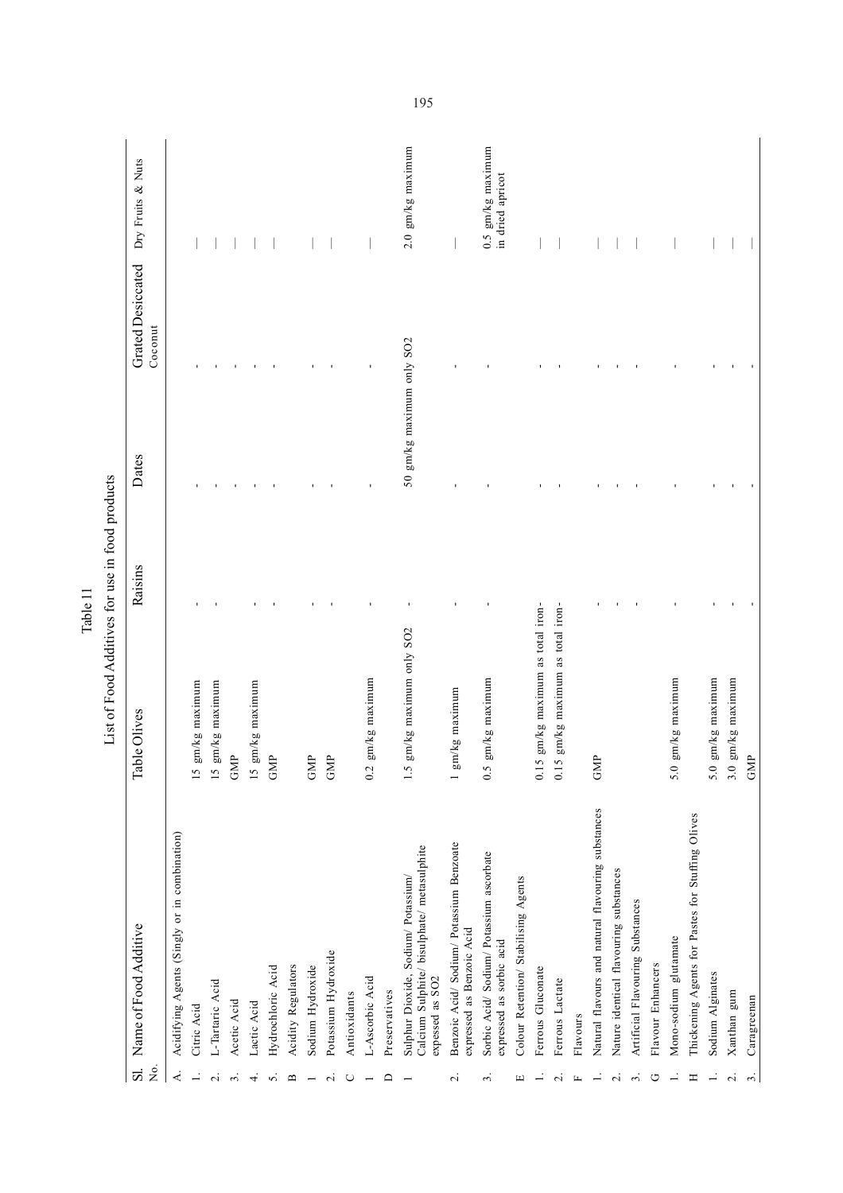Table 11

List of Food Additives for use in food products

| Sl. No. | Name of Food Additive | Table Olives | Raisins | Dates | Grated Desiccated Coconut | Dry Fruits & Nuts |
|---|---|---|---|---|---|---|
| A. | Acidifying Agents (Singly or in combination) | | | | | |
| 1. | Citric Acid | 15 gm/kg maximum | - | - | - | — |
| 2. | L-Tartaric Acid | 15 gm/kg maximum | - | - | - | — |
| 3. | Acetic Acid | GMP | - | - | - | — |
| 4. | Lactic Acid | 15 gm/kg maximum | - | - | - | — |
| 5. | Hydrochloric Acid | GMP | - | - | - | — |
| B | Acidity Regulators | | | | | |
| 1 | Sodium Hydroxide | GMP | - | - | - | — |
| 2. | Potassium Hydroxide | GMP | - | - | - | — |
| C | Antioxidants | | | | | |
| 1 | L-Ascorbic Acid | 0.2 gm/kg maximum | - | - | - | — |
| D | Preservatives | | | | | |
| 1 | Sulphur Dioxide, Sodium/ Potassium/ Calcium Sulphite/ bisulphate/ metasulphite expessed as SO2 | 1.5 gm/kg maximum only SO2 | - | 50 gm/kg maximum only SO2 | | 2.0 gm/kg maximum |
| 2. | Benzoic Acid/ Sodium/ Potassium Benzoate expressed as Benzoic Acid | 1 gm/kg maximum | - | - | - | — |
| 3. | Sorbic Acid/ Sodium/ Potassium ascorbate expressed as sorbic acid | 0.5 gm/kg maximum | - | - | - | 0.5 gm/kg maximum in dried apricot |
| E | Colour Retention/ Stabilising Agents | | | | | |
| 1. | Ferrous Gluconate | 0.15 gm/kg maximum as total iron- | - | - | - | — |
| 2. | Ferrous Lactate | 0.15 gm/kg maximum as total iron- | - | - | - | — |
| F | Flavours | | | | | |
| 1. | Natural flavours and natural flavouring substances | GMP | - | - | - | — |
| 2. | Nature identical flavouring substances | | - | - | - | — |
| 3. | Artificial Flavouring Substances | | - | - | - | — |
| G | Flavour Enhancers | | | | | |
| 1. | Mono-sodium glutamate | 5.0 gm/kg maximum | - | - | - | — |
| H | Thickening Agents for Pastes for Stuffing Olives | | | | | |
| 1. | Sodium Alginates | 5.0 gm/kg maximum | - | - | - | — |
| 2. | Xanthan gum | 3.0 gm/kg maximum | - | - | - | — |
| 3. | Caragreenan | GMP | - | - | - | — |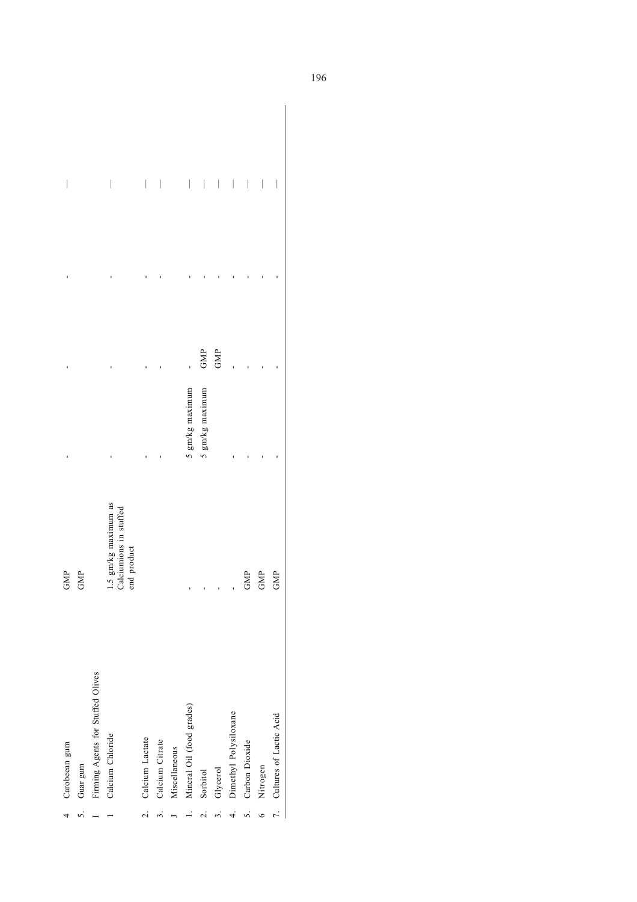| | | | | | | |
|---|---|---|---|---|---|---|
| 4 | Carobean gum | GMP | - | - | - | — |
| 5. | Guar gum | GMP | | | | |
| I | Firming Agents for Stuffed Olives | | | | | |
| 1 | Calcium Chloride | 1.5 gm/kg maximum as Calciumions in stuffed end product | - | - | - | — |
| 2. | Calcium Lactate | | - | - | - | — |
| 3. | Calcium Citrate | | - | - | - | — |
| J | Miscellaneous | | | | | |
| 1. | Mineral Oil (food grades) | - | 5 gm/kg maximum | - | - | — |
| 2. | Sorbitol | - | 5 gm/kg maximum | GMP | - | — |
| 3. | Glycerol | - | | GMP | - | — |
| 4. | Dimethyl Polysiloxane | - | - | - | - | — |
| 5. | Carbon Dioxide | GMP | - | - | - | — |
| 6 | Nitrogen | GMP | - | - | - | — |
| 7. | Cultures of Lactic Acid | GMP | - | - | - | — |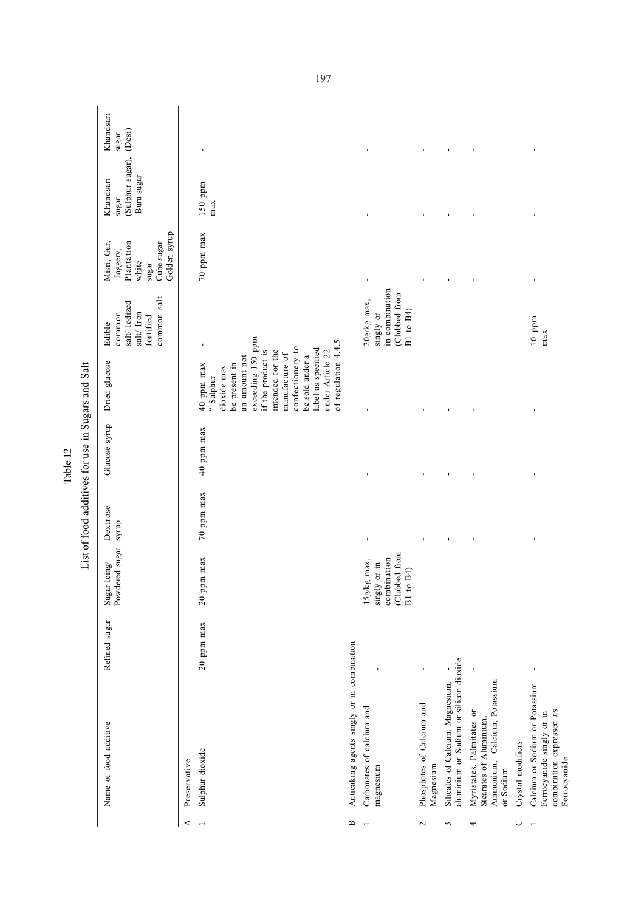# Table 12

## List of food additives for use in Sugars and Salt

| | Name of food additive | Refined sugar | Sugar Icing/ Powdered sugar | Dextrose syrup | Glucose syrup | Dried glucose | Edible common salt/ Iodized salt/ Iron fortified common salt | Misri, Gur, Jaggery, Plantation white sugar Cube sugar Golden syrup | Khandsari sugar (Sulphur sugar), Bura sugar | Khandsari sugar (Desi) |
|---|---|---|---|---|---|---|---|---|---|---|
| A | Preservative | | | | | | | | | |
| 1 | Sulphur dioxide | 20 ppm max | 20 ppm max | 70 ppm max | 40 ppm max | 40 ppm max " Sulphur dioxide may be present in an amount not exceeding 150 ppm if the product is intended for the manufacture of confectionery to be sold under a label as specified under Article 22 of regulation 4.4.5 | - | 70 ppm max | 150 ppm max | - |
| B | Anticaking agents singly or in combination | | | | | | | | | |
| 1 | Carbonates of calcium and magnesium | - | 15g/kg max, singly or in combination (Clubbed from B1 to B4) | - | - | - | 20g/kg max, singly or in combination (Clubbed from B1 to B4) | - | - | - |
| 2 | Phosphates of Calcium and Magnesium | - | | - | - | - | | - | - | - |
| 3 | Silicates of Calcium, Magnesium, aluminium or Sodium or silicon dioxide | - | | - | - | - | | - | - | - |
| 4 | Myristates, Palmitates or Stearates of Aluminium, Ammonium, Calcium, Potassium or Sodium | - | | - | - | - | | - | - | - |
| C | Crystal modifiers | | | | | | | | | |
| 1 | Calcium or Sodium or Potassium Ferrocyanide singly or in combination expressed as Ferrocyanide | - | - | - | - | - | 10 ppm max | - | - | - |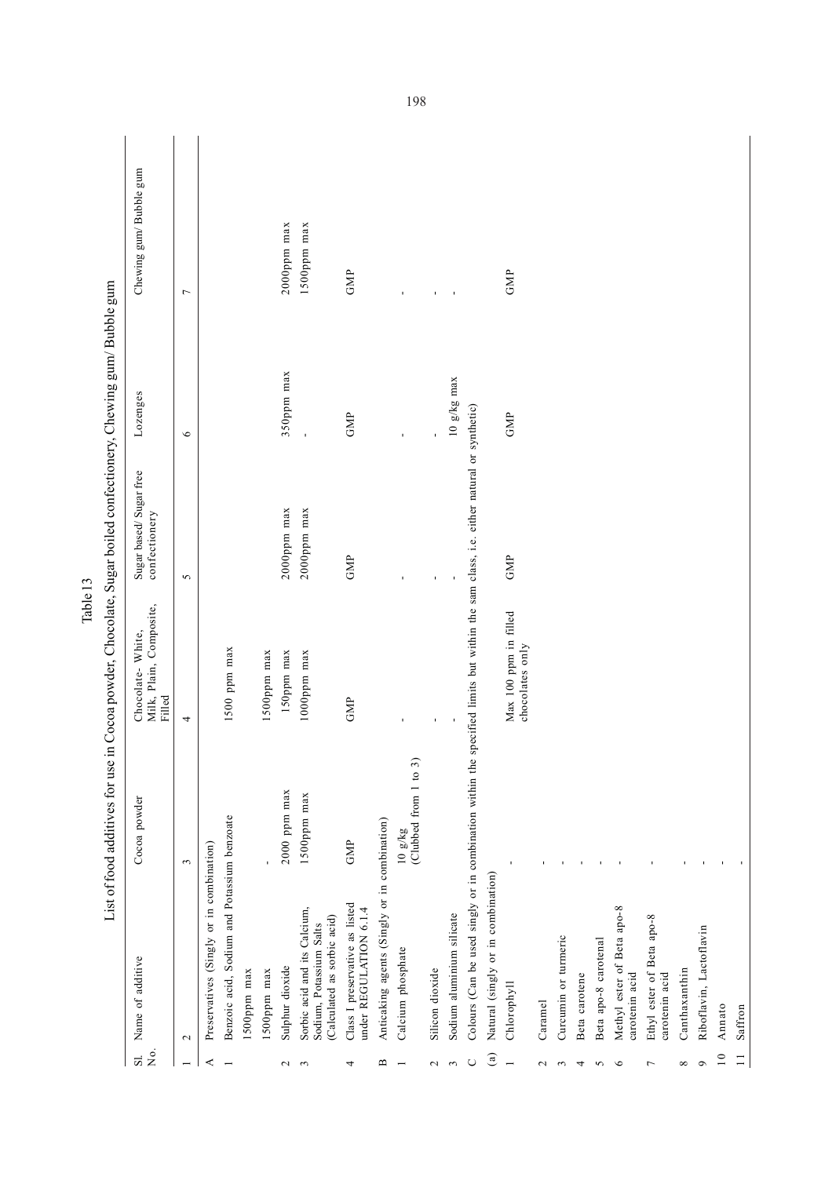Table 13

List of food additives for use in Cocoa powder, Chocolate, Sugar boiled confectionery, Chewing gum/ Bubble gum

| Sl. No. | Name of additive | Cocoa powder | Chocolate- White, Milk, Plain, Composite, Filled | Sugar based/ Sugar free confectionery | Lozenges | Chewing gum/ Bubble gum |
|---|---|---|---|---|---|---|
| 1 | 2 | 3 | 4 | 5 | 6 | 7 |
| A | Preservatives (Singly or in combination) | | | | | |
| 1 | Benzoic acid, Sodium and Potassium benzoate | | 1500 ppm max | | | |
| | 1500ppm max | | | | | |
| | 1500ppm max | - | 1500ppm max | | | |
| 2 | Sulphur dioxide | 2000 ppm max | 150ppm max | 2000ppm max | 350ppm max | 2000ppm max |
| 3 | Sorbic acid and its Calcium, Sodium, Potassium Salts (Calculated as sorbic acid) | 1500ppm max | 1000ppm max | 2000ppm max | - | 1500ppm max |
| 4 | Class I preservative as listed under REGULATION 6.1.4 | GMP | GMP | GMP | GMP | GMP |
| B | Anticaking agents (Singly or in combination) | | | | | |
| 1 | Calcium phosphate | 10 g/kg (Clubbed from 1 to 3) | - | - | - | - |
| 2 | Silicon dioxide | | - | - | - | - |
| 3 | Sodium aluminium silicate | | - | - | 10 g/kg max | - |
| C | Colours (Can be used singly or in combination within the specified limits but within the sam class, i.e. either natural or synthetic) | | | | | |
| (a) | Natural (singly or in combination) | | | | | |
| 1 | Chlorophyll | - | Max 100 ppm in filled chocolates only | GMP | GMP | GMP |
| 2 | Caramel | - | | | | |
| 3 | Curcumin or turmeric | - | | | | |
| 4 | Beta carotene | - | | | | |
| 5 | Beta apo-8 carotenal | - | | | | |
| 6 | Methyl ester of Beta apo-8 carotenin acid | - | | | | |
| 7 | Ethyl ester of Beta apo-8 carotenin acid | - | | | | |
| 8 | Canthaxanthin | - | | | | |
| 9 | Riboflavin, Lactoflavin | - | | | | |
| 10 | Annato | - | | | | |
| 11 | Saffron | - | | | | |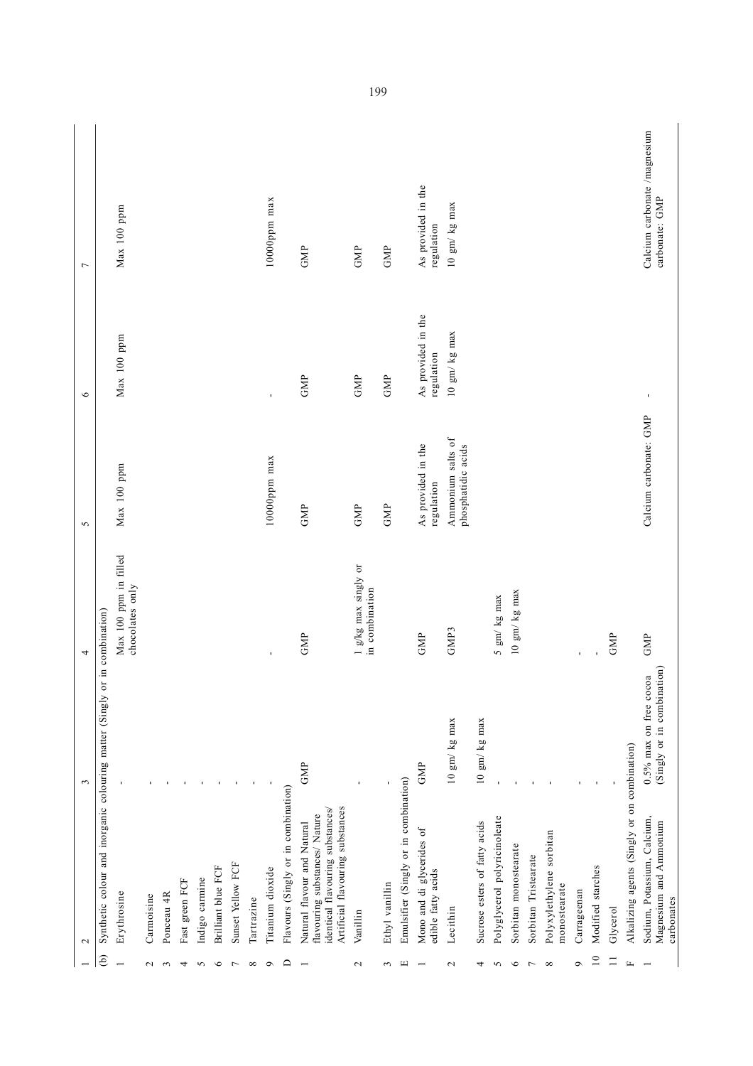| 1 | 2 | 3 | 4 | 5 | 6 | 7 |
|---|---|---|---|---|---|---|
| (b) | Synthetic colour and inorganic colouring matter (Singly or in combination) | | | | | |
| 1 | Erythrosine | - | Max 100 ppm in filled chocolates only | Max 100 ppm | Max 100 ppm | Max 100 ppm |
| 2 | Carmoisine | - | | | | |
| 3 | Ponceau 4R | - | | | | |
| 4 | Fast green FCF | - | | | | |
| 5 | Indigo carmine | - | | | | |
| 6 | Brilliant blue FCF | - | | | | |
| 7 | Sunset Yellow FCF | - | | | | |
| 8 | Tartrazine | - | | | | |
| 9 | Titanium dioxide | - | - | 10000ppm max | - | 10000ppm max |
| D | Flavours (Singly or in combination) | | | | | |
| 1 | Natural flavour and Natural flavouring substances/ Nature identical flavouring substances/ Artificial flavouring substances | GMP | GMP | GMP | GMP | GMP |
| 2 | Vanillin | - | 1 g/kg max singly or in combination | GMP | GMP | GMP |
| 3 | Ethyl vanillin | - | | GMP | GMP | GMP |
| E | Emulsifier (Singly or in combination) | | | | | |
| 1 | Mono and di glycerides of edible fatty acids | GMP | GMP | As provided in the regulation | As provided in the regulation | As provided in the regulation |
| 2 | Lecithin | 10 gm/ kg max | GMP3 | Ammonium salts of phosphatidic acids | 10 gm/ kg max | 10 gm/ kg max |
| 4 | Sucrose esters of fatty acids | 10 gm/ kg max | | | | |
| 5 | Polyglycerol polyricinoleate | - | 5 gm/ kg max | | | |
| 6 | Sorbitan monostearate | - | 10 gm/ kg max | | | |
| 7 | Sorbitan Tristearate | - | | | | |
| 8 | Polyxylethylene sorbitan monostearate | - | | | | |
| 9 | Carrageenan | - | - | | | |
| 10 | Modified starches | - | - | | | |
| 11 | Glycerol | - | GMP | | | |
| F | Alkalizing agents (Singly or on combination) | | | | | |
| 1 | Sodium, Potassium, Calcium, Magnesium and Ammonium carbonates | 0.5% max on free cocoa (Singly or in combination) | GMP | Calcium carbonate: GMP | - | Calcium carbonate /magnesium carbonate: GMP |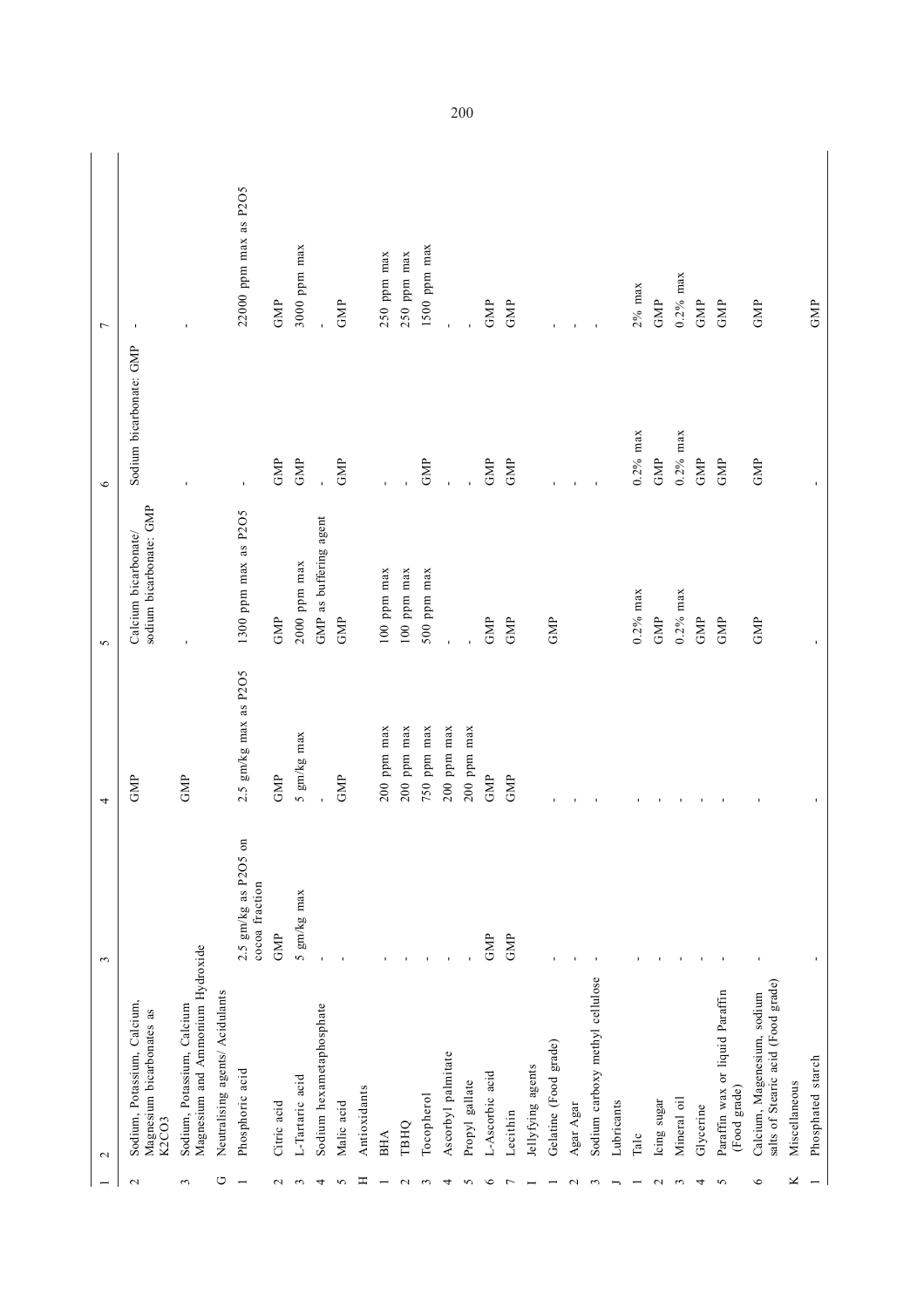| 1 | 2 | 3 | 4 | 5 | 6 | 7 |
|---|---|---|---|---|---|---|
| 2 | Sodium, Potassium, Calcium, Magnesium bicarbonates as $K_2CO_3$ | | GMP | Calcium bicarbonate/ sodium bicarbonate: GMP | Sodium bicarbonate: GMP | - |
| 3 | Sodium, Potassium, Calcium Magnesium and Ammonium Hydroxide | | GMP | - | - | - |
| G | Neutralising agents/ Acidulants | | | | | |
| 1 | Phosphoric acid | 2.5 gm/kg as $P_2O_5$ on cocoa fraction | 2.5 gm/kg max as $P_2O_5$ | 1300 ppm max as $P_2O_5$ | - | 22000 ppm max as $P_2O_5$ |
| 2 | Citric acid | GMP | GMP | GMP | GMP | GMP |
| 3 | L-Tartaric acid | 5 gm/kg max | 5 gm/kg max | 2000 ppm max | GMP | 3000 ppm max |
| 4 | Sodium hexametaphosphate | - | - | GMP as buffering agent | - | - |
| 5 | Malic acid | - | GMP | GMP | GMP | GMP |
| H | Antioxidants | | | | | |
| 1 | BHA | - | 200 ppm max | 100 ppm max | - | 250 ppm max |
| 2 | TBHQ | - | 200 ppm max | 100 ppm max | - | 250 ppm max |
| 3 | Tocopherol | - | 750 ppm max | 500 ppm max | GMP | 1500 ppm max |
| 4 | Ascorbyl palmitate | - | 200 ppm max | - | - | - |
| 5 | Propyl gallate | - | 200 ppm max | - | - | - |
| 6 | L-Ascorbic acid | GMP | GMP | GMP | GMP | GMP |
| 7 | Lecithin | GMP | GMP | GMP | GMP | GMP |
| I | Jellyfying agents | | | | | |
| 1 | Gelatine (Food grade) | - | - | GMP | - | - |
| 2 | Agar Agar | - | - | | - | - |
| 3 | Sodium carboxy methyl cellulose | - | - | | - | - |
| J | Lubricants | | | | | |
| 1 | Talc | - | - | 0.2% max | 0.2% max | 2% max |
| 2 | Icing sugar | - | - | GMP | GMP | GMP |
| 3 | Mineral oil | - | - | 0.2% max | 0.2% max | 0.2% max |
| 4 | Glycerine | - | - | GMP | GMP | GMP |
| 5 | Paraffin wax or liquid Paraffin (Food grade) | - | - | GMP | GMP | GMP |
| 6 | Calcium, Magenesium, sodium salts of Stearic acid (Food grade) | - | - | GMP | GMP | GMP |
| K | Miscellaneous | | | | | |
| 1 | Phosphated starch | - | - | - | - | GMP |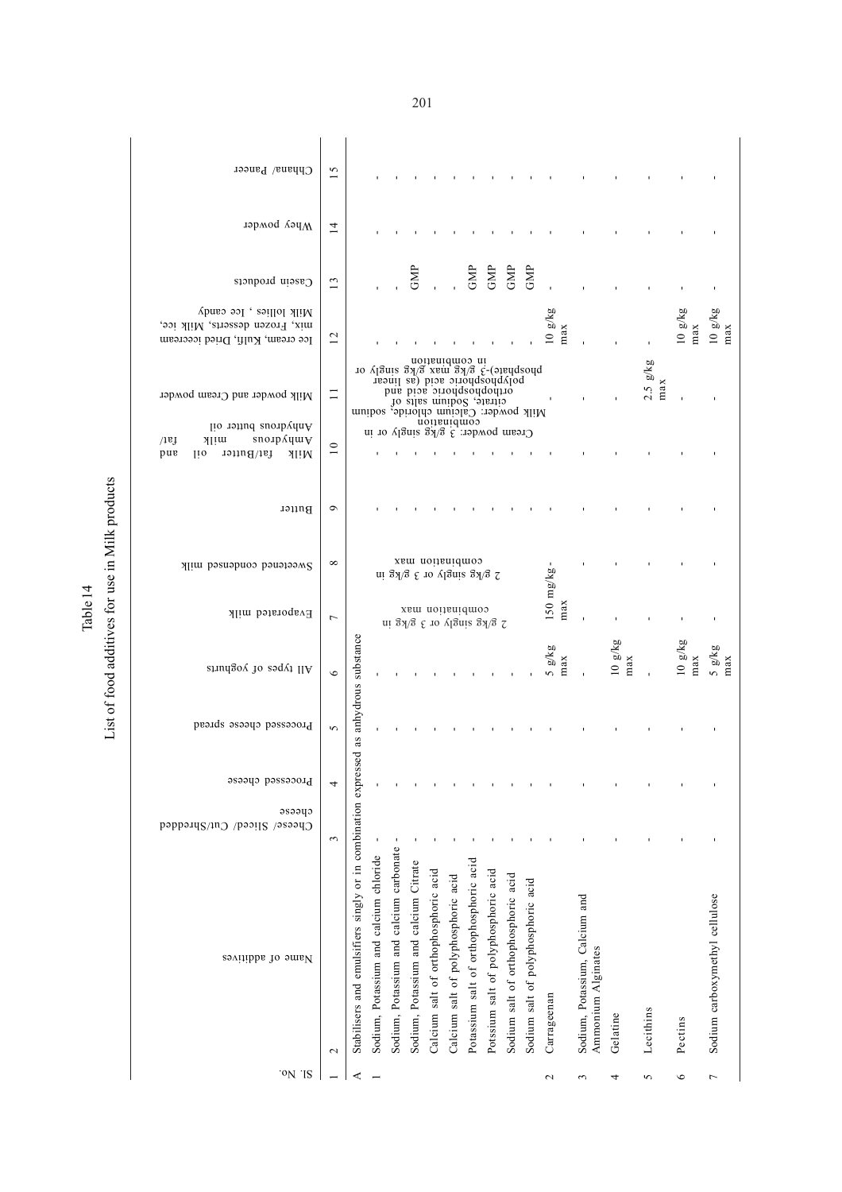## Table 14

## List of food additives for use in Milk products

| Sl. No. | Name of additives | Cheese/ Sliced/ Cut/Shredded cheese | Processed cheese | Processed cheese spread | All types of yoghurts | Evaporated milk | Sweetened condensed milk | Butter | Milk fat/Butter oil and Anhydrous milk fat/ Anhydrous butter oil | Milk powder and Cream powder | Ice cream, Kulfi, Dried icecream mix, Frozen desserts, Milk ice, Milk lollies , Ice candy | Casein products | Whey powder | Chhana/ Paneer |
|---|---|---|---|---|---|---|---|---|---|---|---|---|---|---|
| 1 | 2 | 3 | 4 | 5 | 6 | 7 | 8 | 9 | 10 | 11 | 12 | 13 | 14 | 15 |
| A | Stabilisers and emulsifiers singly or in combination expressed as anhydrous substance | | | | | | | | | | | | | |
| 1 | Sodium, Potassium and calcium chloride | - | - | - | - | 2 g/kg singly or 3 g/kg in combination max | 2 g/kg singly or 3 g/kg in combination max | - | - | Cream powder: 3 g/kg singly or in combination Milk powder: Calcium chloride, sodium citrate, Sodium salts of orthophosphoric acid and polyphosphoric acid (as linear phosphate)-5 g/kg max singly or in combination | - | - | - | - |
| | Sodium, Potassium and calcium carbonate | - | - | - | - | | | - | - | | - | - | - | - |
| | Sodium, Potassium and calcium Citrate | - | - | - | - | | | - | - | | - | GMP | - | - |
| | Calcium salt of orthophosphoric acid | - | - | - | - | | | - | - | | - | - | - | - |
| | Calcium salt of polyphosphoric acid | - | - | - | - | | | - | - | | - | - | - | - |
| | Potassium salt of orthophosphoric acid | - | - | - | - | | | - | - | | - | GMP | - | - |
| | Potssium salt of polyphosphoric acid | - | - | - | - | | | - | - | | - | GMP | - | - |
| | Sodium salt of orthophosphoric acid | - | - | - | - | | | - | - | | - | GMP | - | - |
| | Sodium salt of polyphosphoric acid | - | - | - | - | | | - | - | | - | GMP | - | - |
| 2 | Carrageenan | - | - | - | 5 g/kg max | 150 mg/kg max | - | - | - | - | 10 g/kg max | - | - | - |
| 3 | Sodium, Potassium, Calcium and Ammonium Alginates | - | - | - | - | - | - | - | - | - | - | - | - | - |
| 4 | Gelatine | - | - | - | 10 g/kg max | - | - | - | - | - | - | - | - | - |
| 5 | Lecithins | - | - | - | - | - | - | - | - | 2.5 g/kg max | - | - | - | - |
| 6 | Pectins | - | - | - | 10 g/kg max | - | - | - | - | - | 10 g/kg max | - | - | - |
| 7 | Sodium carboxymethyl cellulose | - | - | - | 5 g/kg max | - | - | - | - | - | 10 g/kg max | - | - | - |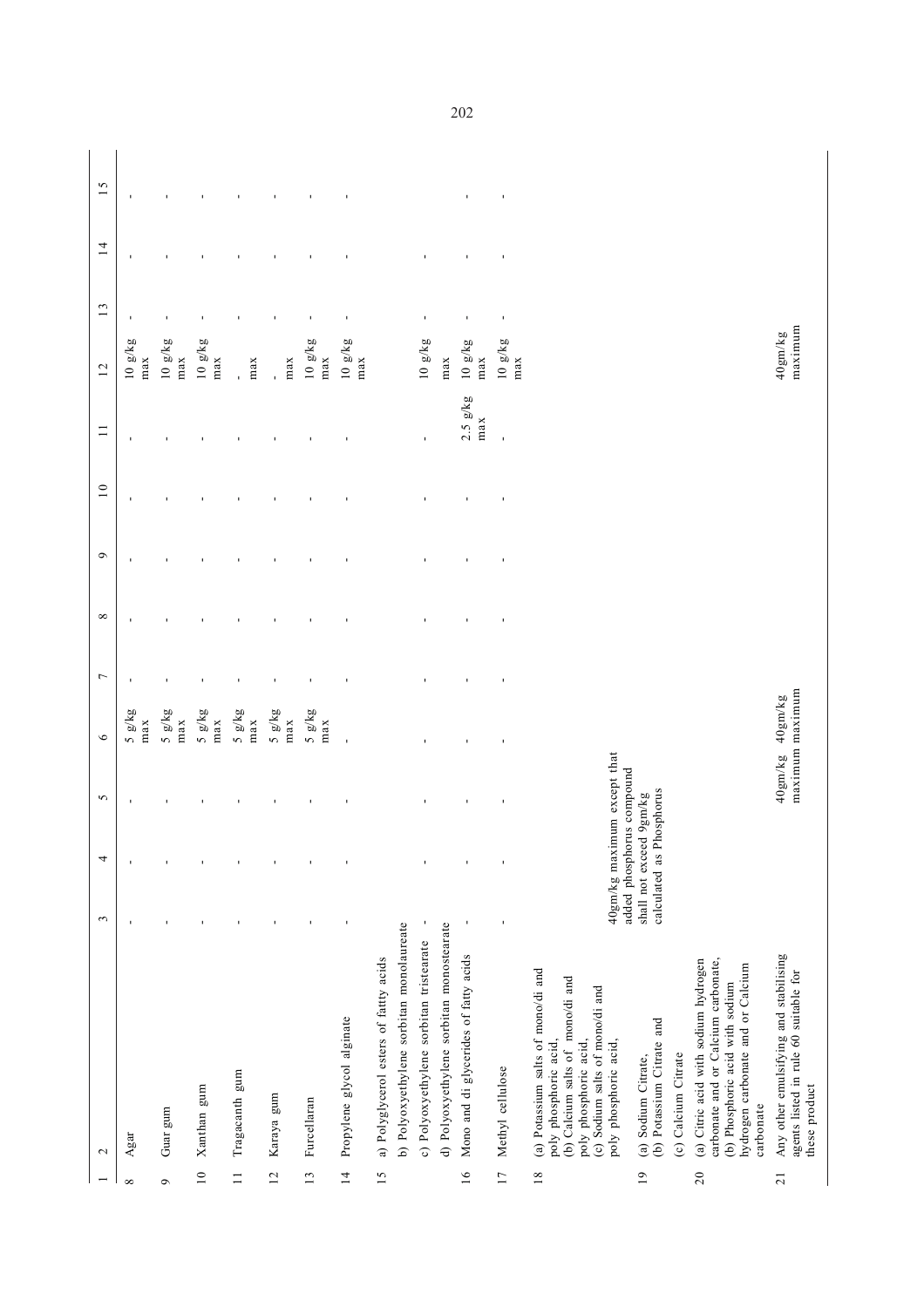| 1 | 2 | 3 | 4 | 5 | 6 | 7 | 8 | 9 | 10 | 11 | 12 | 13 | 14 | 15 |
|---|---|---|---|---|---|---|---|---|---|---|---|---|---|---|
| 8 | Agar | - | - | - | 5 g/kg max | - | - | - | - | - | 10 g/kg max | - | - | - |
| 9 | Guar gum | - | - | - | 5 g/kg max | - | - | - | - | - | 10 g/kg max | - | - | - |
| 10 | Xanthan gum | - | - | - | 5 g/kg max | - | - | - | - | - | 10 g/kg max | - | - | - |
| 11 | Tragacanth gum | - | - | - | 5 g/kg max | - | - | - | - | - | - max | - | - | - |
| 12 | Karaya gum | - | - | - | 5 g/kg max | - | - | - | - | - | - max | - | - | - |
| 13 | Furcellaran | - | - | - | 5 g/kg max | - | - | - | - | - | 10 g/kg max | - | - | - |
| 14 | Propylene glycol alginate | - | - | - | - | - | - | - | - | - | 10 g/kg max | - | - | - |
| 15 | a) Polyglycerol esters of fattty acids<br>b) Polyoxyethylene sorbitan monolaureate<br>c) Polyoxyethylene sorbitan tristearate<br>d) Polyoxyethylene sorbitan monostearate | - | - | - | - | - | - | - | - | - | 10 g/kg max | - | - | - |
| 16 | Mono and di glycerides of fatty acids | - | - | - | - | - | - | - | - | 2.5 g/kg max | 10 g/kg max | - | - | - |
| 17 | Methyl cellulose | - | - | - | - | - | - | - | - | - | 10 g/kg max | - | - | - |
| 18 | (a) Potassium salts of mono/di and poly phosphoric acid,<br>(b) Calcium salts of mono/di and poly phosphoric acid,<br>(c) Sodium salts of mono/di and poly phosphoric acid, | 40gm/kg maximum except that added phosphorus compound shall not exceed 9gm/kg calculated as Phosphorus | | | | | | | | | | | | |
| 19 | (a) Sodium Citrate,<br>(b) Potassium Citrate and<br>(c) Calcium Citrate | | | | | | | | | | | | | |
| 20 | (a) Citric acid with sodium hydrogen carbonate and or Calcium carbonate,<br>(b) Phosphoric acid with sodium hydrogen carbonate and or Calcium carbonate | | | | | | | | | | | | | |
| 21 | Any other emulsifying and stabilising agents listed in rule 60 suitable for these product | | | 40gm/kg maximum | 40gm/kg maximum | | | | | | 40gm/kg maximum | | | |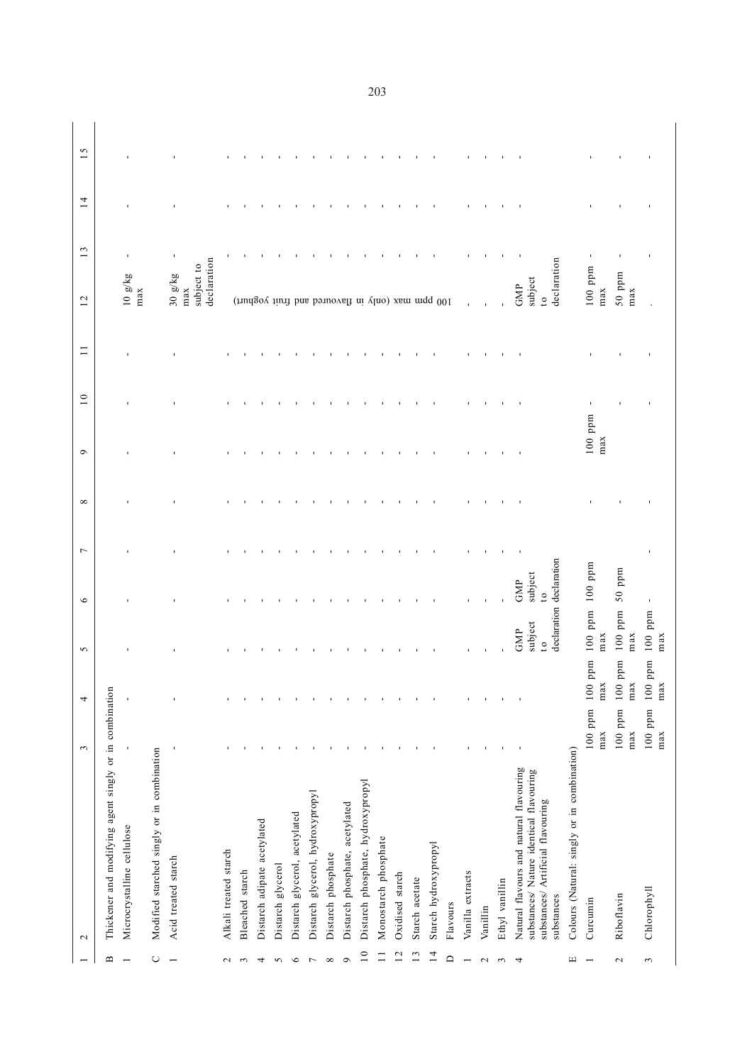| 1 | 2 | 3 | 4 | 5 | 6 | 7 | 8 | 9 | 10 | 11 | 12 | 13 | 14 | 15 |
|---|---|---|---|---|---|---|---|---|---|---|---|---|---|---|
| B | Thickener and modifying agent singly or in combination | | | | | | | | | | | | | |
| 1 | Microcrystalline cellulose | - | - | - | - | - | - | - | - | - | 10 g/kg max | - | - | - |
| C | Modified starched singly or in combination | | | | | | | | | | | | | |
| 1 | Acid treated starch | - | - | - | - | - | - | - | - | - | 30 g/kg max subject to declaration | - | - | - |
| 2 | Alkali treated starch | - | - | - | - | - | - | - | - | - | 100 ppm max (only in flavoured and fruit yoghurt) | - | - | - |
| 3 | Bleached starch | - | - | - | - | - | - | - | - | - | | - | - | - |
| 4 | Distarch adipate acetylated | - | - | - | - | - | - | - | - | - | | - | - | - |
| 5 | Distarch glycerol | - | - | - | - | - | - | - | - | - | | - | - | - |
| 6 | Distarch glycerol, acetylated | - | - | - | - | - | - | - | - | - | | - | - | - |
| 7 | Distarch glycerol, hydroxypropyl | - | - | - | - | - | - | - | - | - | | - | - | - |
| 8 | Distarch phosphate | - | - | - | - | - | - | - | - | - | | - | - | - |
| 9 | Distarch phosphate, acetylated | - | - | - | - | - | - | - | - | - | | - | - | - |
| 10 | Distarch phosphate, hydroxypropyl | - | - | - | - | - | - | - | - | - | | - | - | - |
| 11 | Monostarch phosphate | - | - | - | - | - | - | - | - | - | | - | - | - |
| 12 | Oxidised starch | - | - | - | - | - | - | - | - | - | | - | - | - |
| 13 | Starch acetate | - | - | - | - | - | - | - | - | - | | - | - | - |
| 14 | Starch hydroxypropyl | - | - | - | - | - | - | - | - | - | | - | - | - |
| D | Flavours | | | | | | | | | | | | | |
| 1 | Vanilla extracts | - | - | - | - | - | - | - | - | - | - | - | - | - |
| 2 | Vanillin | - | - | - | - | - | - | - | - | - | - | - | - | - |
| 3 | Ethyl vanillin | - | - | - | - | - | - | - | - | - | - | - | - | - |
| 4 | Natural flavours and natural flavouring substances/ Nature identical flavouring substances/ Artificial flavouring substances | - | - | GMP subject to declaration | GMP subject to declaration | - | - | - | - | - | GMP subject to declaration | - | - | - |
| E | Colours (Natural: singly or in combination) | | | | | | | | | | | | | |
| 1 | Curcumin | 100 ppm max | 100 ppm max | 100 ppm max | 100 ppm | | - | 100 ppm max | - | - | 100 ppm max | - | - | - |
| 2 | Riboflavin | 100 ppm max | 100 ppm max | 100 ppm max | 50 ppm | | - | | - | - | 50 ppm max | - | - | - |
| 3 | Chlorophyll | 100 ppm max | 100 ppm max | 100 ppm max | - | - | - | | - | - | . | - | - | - |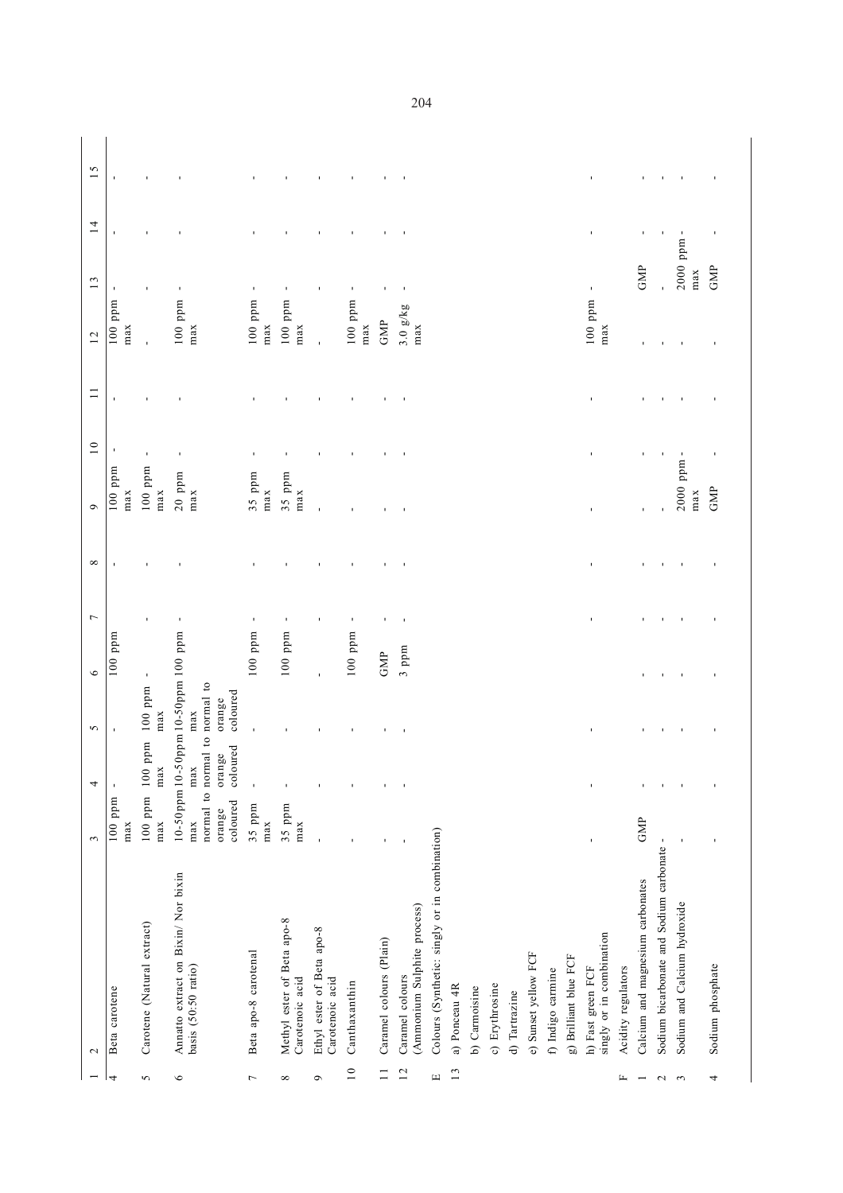| 1 | 2 | 3 | 4 | 5 | 6 | 7 | 8 | 9 | 10 | 11 | 12 | 13 | 14 | 15 |
|---|---|---|---|---|---|---|---|---|---|---|---|---|---|---|
| 4 | Beta carotene | 100 ppm max | - | - | | 100 ppm | - | 100 ppm max | - | - | 100 ppm max | - | - | - |
| 5 | Carotene (Natural extract) | 100 ppm max | 100 ppm max | 100 ppm max | - | - | - | 100 ppm max | - | - | - | - | - | - |
| 6 | Annatto extract on Bixin/ Nor bixin basis (50:50 ratio) | 10-50ppm max normal to orange coloured | 10-50ppm max normal to orange coloured | 10-50ppm max normal to orange coloured | 100 ppm | - | - | 20 ppm max | - | - | 100 ppm max | - | - | - |
| 7 | Beta apo-8 carotenal | 35 ppm max | - | - | 100 ppm | - | - | 35 ppm max | - | - | 100 ppm max | - | - | - |
| 8 | Methyl ester of Beta apo-8 Carotenoic acid | 35 ppm max | - | - | 100 ppm | - | - | 35 ppm max | - | - | 100 ppm max | - | - | - |
| 9 | Ethyl ester of Beta apo-8 Carotenoic acid | - | - | - | - | - | - | - | - | - | - | - | - | - |
| 10 | Canthaxanthin | - | - | - | 100 ppm | - | - | - | - | - | 100 ppm max | - | - | - |
| 11 | Caramel colours (Plain) | - | - | - | GMP | - | - | - | - | - | GMP | - | - | - |
| 12 | Caramel colours (Ammonium Sulphite process) | - | - | - | 3 ppm | - | - | - | - | - | 3.0 g/kg max | - | - | - |
| E | Colours (Synthetic: singly or in combination) | | | | | | | | | | | | | |
| 13 | a) Ponceau 4R | | | | | | | | | | | | | |
| | b) Carmoisine | | | | | | | | | | | | | |
| | c) Erythrosine | | | | | | | | | | | | | |
| | d) Tartrazine | | | | | | | | | | | | | |
| | e) Sunset yellow FCF | | | | | | | | | | | | | |
| | f) Indigo carmine | | | | | | | | | | | | | |
| | g) Brilliant blue FCF | | | | | | | | | | | | | |
| | h) Fast green FCF singly or in combination | - | - | - | - | - | - | - | - | - | 100 ppm max | - | - | - |
| F | Acidity regulators | | | | | | | | | | | | | |
| 1 | Calcium and magnesium carbonates | GMP | - | - | - | - | - | - | - | - | - | GMP | - | - |
| 2 | Sodium bicarbonate and Sodium carbonate | - | - | - | - | - | - | - | - | - | - | - | - | - |
| 3 | Sodium and Calcium hydroxide | - | - | - | - | - | - | 2000 ppm max | - | - | - | 2000 ppm max | - | - |
| 4 | Sodium phosphate | - | - | - | - | - | - | GMP | - | - | - | GMP | - | - |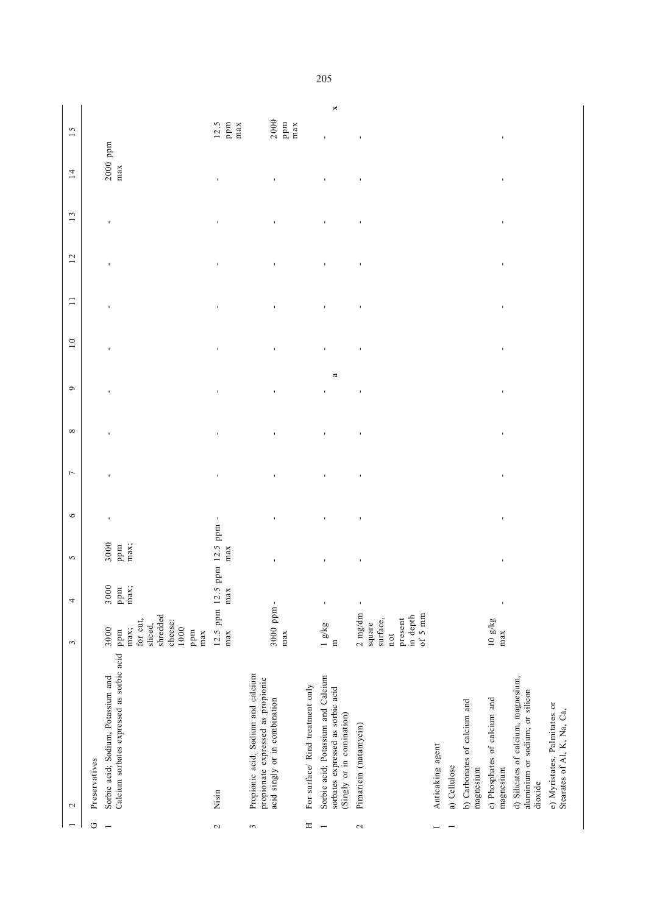| 1 | 2 | 3 | 4 | 5 | 6 | 7 | 8 | 9 | 10 | 11 | 12 | 13 | 14 | 15 |
|---|---|---|---|---|---|---|---|---|---|---|---|---|---|---|
| G | Preservatives | | | | | | | | | | | | | |
| 1 | Sorbic acid; Sodium, Potassium and Calcium sorbates expressed as sorbic acid | 3000 ppm max; for cut, sliced, shredded cheese: 1000 ppm max | 3000 ppm max; | 3000 ppm max; | - | - | - | - | - | - | - | - | 2000 ppm max | |
| 2 | Nisin | 12.5 ppm max | 12.5 ppm max | 12.5 ppm max | - | - | - | - | - | - | - | - | - | 12.5 ppm max |
| 3 | Propionic acid; Sodium and calcium propionate expressed as propionic acid singly or in combination | 3000 ppm max | - | - | - | - | - | - | - | - | - | - | - | 2000 ppm max |
| H | For surface/ Rind treatment only | | | | | | | | | | | | | |
| 1 | Sorbic acid; Potassium and Calcium sorbates expressed as sorbic acid (Singly or in cominaton) | 1 g/kg m | - | - | - | - | - | - a | - | - | - | - | - | - x |
| 2 | Pimaricin (natamycin) | 2 mg/dm square surface, not present in depth of 5 mm | - | - | - | - | - | - | - | - | - | - | - | - |
| I | Anticaking agent | | | | | | | | | | | | | |
| 1 | a) Cellulose | | | | | | | | | | | | | |
| | b) Carbonates of calcium and magnesium | | | | | | | | | | | | | |
| | c) Phosphates of calcium and magnesium | 10 g/kg max | - | - | - | - | - | - | - | - | - | - | - | - |
| | d) Silicates of calcium, magnesium, aluminium or sodium; or silicon dioxide | | | | | | | | | | | | | |
| | e) Myristates, Palmitates or Stearates of Al, K, Na, Ca, | | | | | | | | | | | | | |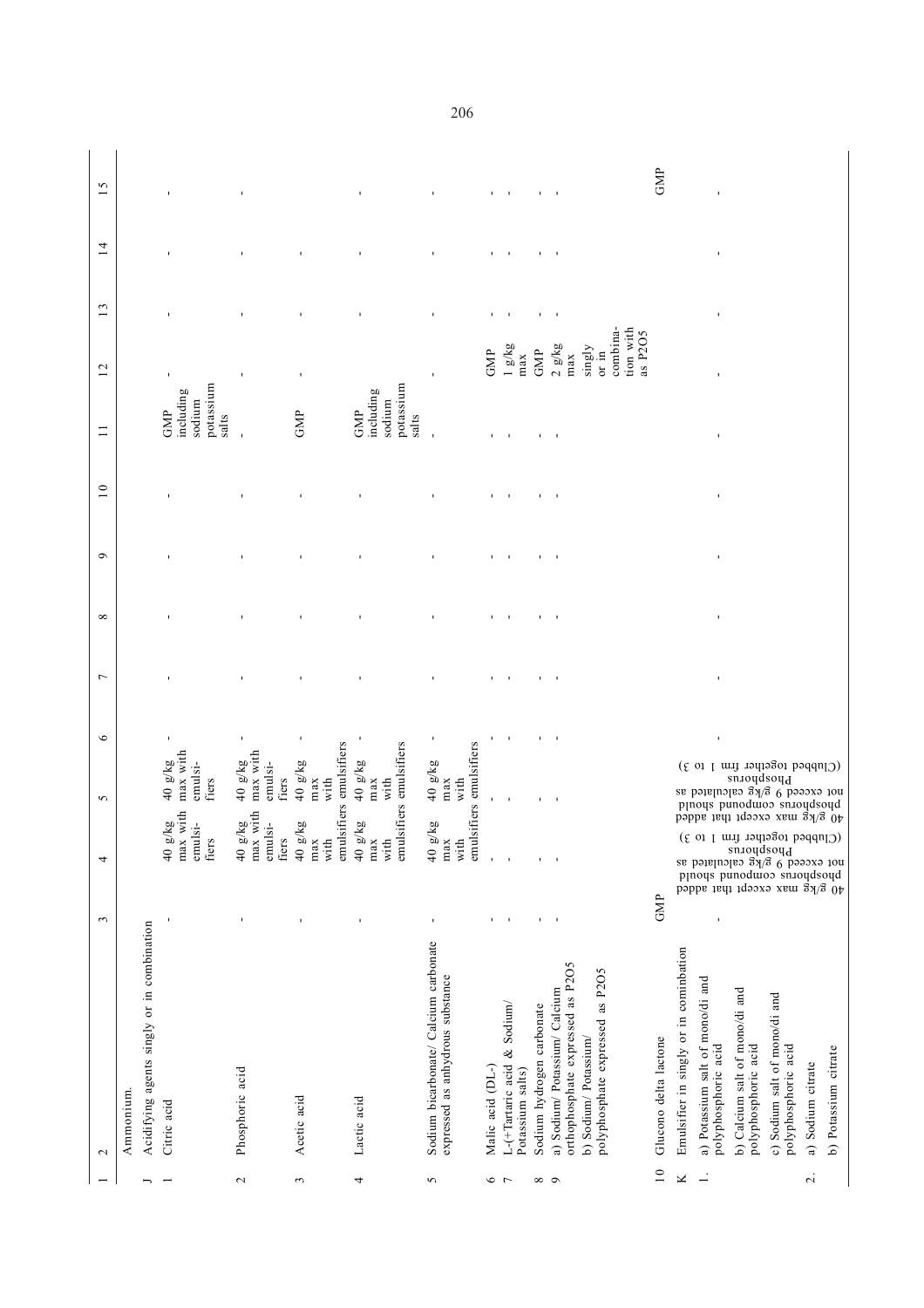| 1 | 2 | 3 | 4 | 5 | 6 | 7 | 8 | 9 | 10 | 11 | 12 | 13 | 14 | 15 |
|---|---|---|---|---|---|---|---|---|---|---|---|---|---|---|
| | Ammonium. | | | | | | | | | | | | | |
| J | Acidifying agents singly or in combination | | | | | | | | | | | | | |
| 1 | Citric acid | - | 40 g/kg max with emulsifiers | 40 g/kg max with emulsifiers | - | - | - | - | - | GMP including sodium potassium salts | - | - | - | - |
| 2 | Phosphoric acid | - | 40 g/kg max with emulsifiers | 40 g/kg max with emulsifiers | - | - | - | - | - | - | - | - | - | - |
| 3 | Acetic acid | - | 40 g/kg max with emulsifiers | 40 g/kg max with emulsifiers | - | - | - | - | - | GMP | - | - | - | - |
| 4 | Lactic acid | - | 40 g/kg max with emulsifiers | 40 g/kg max with emulsifiers | - | - | - | - | - | GMP including sodium potassium salts | - | - | - | - |
| 5 | Sodium bicarbonate/ Calcium carbonate expressed as anhydrous substance | - | 40 g/kg max with emulsifiers | 40 g/kg max with emulsifiers | - | - | - | - | - | - | - | - | - | - |
| 6 | Malic acid (DL-) | - | - | - | - | - | - | - | - | - | GMP | - | - | - |
| 7 | L-(+Tartaric acid & Sodium/ Potassium salts) | - | - | - | - | - | - | - | - | - | 1 g/kg max | - | - | - |
| 8 | Sodium hydrogen carbonate | - | - | - | - | - | - | - | - | - | GMP | - | - | - |
| 9 | a) Sodium/ Potassium/ Calcium orthophosphate expressed as P2O5<br>b) Sodium/ Potassium/ polyphosphate expressed as P2O5 | - | - | - | - | - | - | - | - | - | 2 g/kg max singly or in combination with as P2O5 | - | - | - |
| 10 | Glucono delta lactone | GMP | | | | | | | | | | | | GMP |
| K | Emulsifier in singly or in cominbation | | | | | | | | | | | | | |
| 1. | a) Potassium salt of mono/di and polyphosphoric acid<br>b) Calcium salt of mono/di and polyphosphoric acid<br>c) Sodium salt of mono/di and polyphosphoric acid | - | 40 g/kg max except that added phosphorus compound should not exceed 9 g/kg calculated as Phosphorus (Clubbed together frm 1 to 3) | 40 g/kg max except that added phosphorus compound should not exceed 9 g/kg calculated as Phosphorus (Clubbed together frm 1 to 3) | - | - | - | - | - | - | - | - | - | - |
| 2. | a) Sodium citrate<br>b) Potassium citrate | | | | | | | | | | | | | |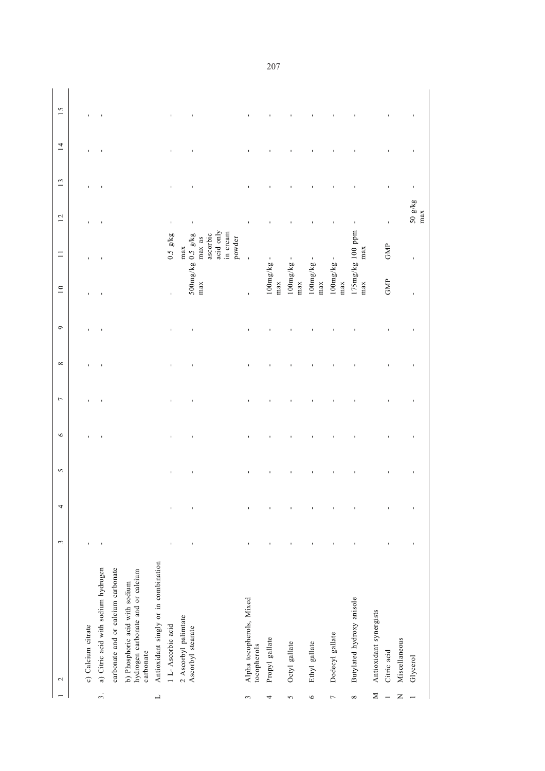| 1 | 2 | 3 | 4 | 5 | 6 | 7 | 8 | 9 | 10 | 11 | 12 | 13 | 14 | 15 |
|---|---|---|---|---|---|---|---|---|---|---|---|---|---|---|
| | c) Calcium citrate | - | | | - | - | - | - | - | - | - | - | - | - |
| 3. | a) Citric acid with sodium hydrogen carbonate and or calcium carbonate | - | | | - | - | - | - | - | - | - | - | - | - |
| | b) Phosphoric acid with sodium hydrogen carbonate and or calcium carbonate | | | | | | | | | | | | | |
| L | Antioxidant singly or in combination | | | | | | | | | | | | | |
| | 1 L- Ascorbic acid | - | - | - | - | - | - | - | - | 0.5 g/kg max | - | - | - | - |
| | 2 Ascorbyl palimtate Ascorbyl stearate | - | - | - | - | - | - | - | 500mg/kg max | 0.5 g/kg max as ascorbic acid only in cream powder | - | - | - | - |
| 3 | Alpha tocopherols, Mixed tocopherols | - | - | - | - | - | - | - | - | - | - | - | - | - |
| 4 | Propyl gallate | - | - | - | - | - | - | - | 100mg/kg max | - | - | - | - | - |
| 5 | Octyl gallate | - | - | - | - | - | - | - | 100mg/kg max | - | - | - | - | - |
| 6 | Ethyl gallate | - | - | - | - | - | - | - | 100mg/kg max | - | - | - | - | - |
| 7 | Dodecyl gallate | - | - | - | - | - | - | - | 100mg/kg max | - | - | - | - | - |
| 8 | Butylated hydroxy anisole | - | - | - | - | - | - | - | 175mg/kg max | 100 ppm max | - | - | - | - |
| M | Antioxidant synergists | | | | | | | | | | | | | |
| 1 | Citric acid | - | - | - | - | - | - | - | GMP | GMP | - | - | - | - |
| N | Miscellaneous | | | | | | | | | | | | | |
| 1 | Glycerol | - | - | - | - | - | - | - | - | - | 50 g/kg max | - | - | - |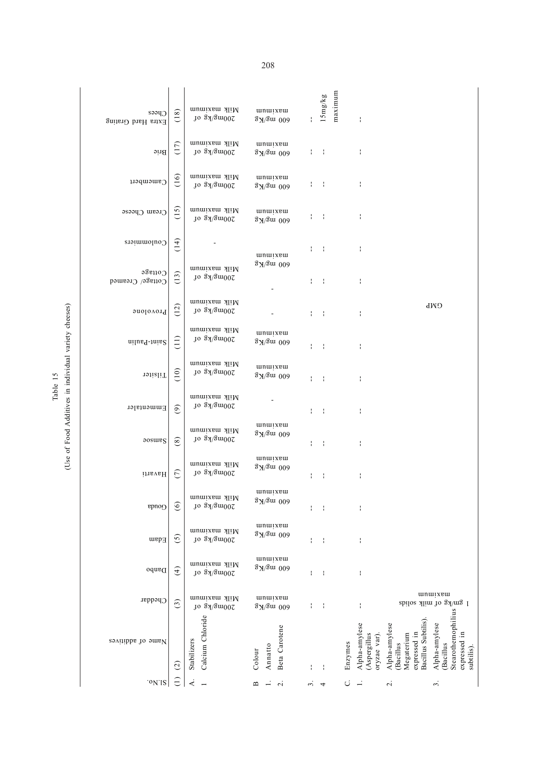Table 15

(Use of Food Additives in individual variety cheeses)

| Sl.No. | Name of additives | Cheddar | Danbo | Edam | Gouda | Havarti | Samsoe | Emmentaler | Tilsiter | Saint-Paulin | Provolone | Cottage/ Creamed Cottage | Coulommiers | Cream Cheese | Camembert | Brie | Extra Hard Grating Chees |
|---|---|---|---|---|---|---|---|---|---|---|---|---|---|---|---|---|---|
| (1) | (2) | (3) | (4) | (5) | (6) | (7) | (8) | (9) | (10) | (11) | (12) | (13) | (14) | (15) | (16) | (17) | (18) |
| A. | Stabilizers | | | | | | | | | | | | | | | | |
| 1 | Calcium Chloride | 200mg/kg of Milk maximum | 200mg/kg of Milk maximum | 200mg/kg of Milk maximum | 200mg/kg of Milk maximum | 200mg/kg of Milk maximum | 200mg/kg of Milk maximum | 200mg/kg of Milk maximum | 200mg/kg of Milk maximum | 200mg/kg of Milk maximum | 200mg/kg of Milk maximum | 200mg/kg of Milk maximum | - | 200mg/kg of Milk maximum | 200mg/kg of Milk maximum | 200mg/kg of Milk maximum | 200mg/kg of Milk maximum |
| B | Colour | | | | | | | | | | | | | | | | |
| 1. | Annatto | | | | | | | | | | | | | | | | |
| 2. | Beta Carotene | 600 mg/Kg maximum | 600 mg/Kg maximum | 600 mg/Kg maximum | 600 mg/Kg maximum | 600 mg/Kg maximum | 600 mg/Kg maximum | - | 600 mg/Kg maximum | 600 mg/Kg maximum | - | - | 600 mg/Kg maximum | 600 mg/Kg maximum | 600 mg/Kg maximum | 600 mg/Kg maximum | 600 mg/Kg maximum |
| 3. | -- | -- | -- | -- | -- | -- | -- | -- | -- | -- | -- | -- | -- | -- | -- | -- | -- |
| 4 | -- | -- | -- | -- | -- | -- | -- | -- | -- | -- | -- | -- | -- | -- | -- | -- | 15mg/kg maximum |
| C. | Enzymes | | | | | | | | | | | | | | | | |
| 1. | Alpha-amylese (Aspergillus oryzae var). | -- | -- | -- | -- | -- | -- | -- | -- | -- | -- | -- | -- | -- | -- | -- | -- |
| 2. | Alpha-amylese (Bacillus Megaterium expressed in Bacillus Subtilis). | 1 gm/kg of milk solids maximum | | | | | | | | | GMP | | | | | | |
| 3. | Alpha-amylese (Bacillus Stearothemophilius expressed in subtilis). | | | | | | | | | | | | | | | | |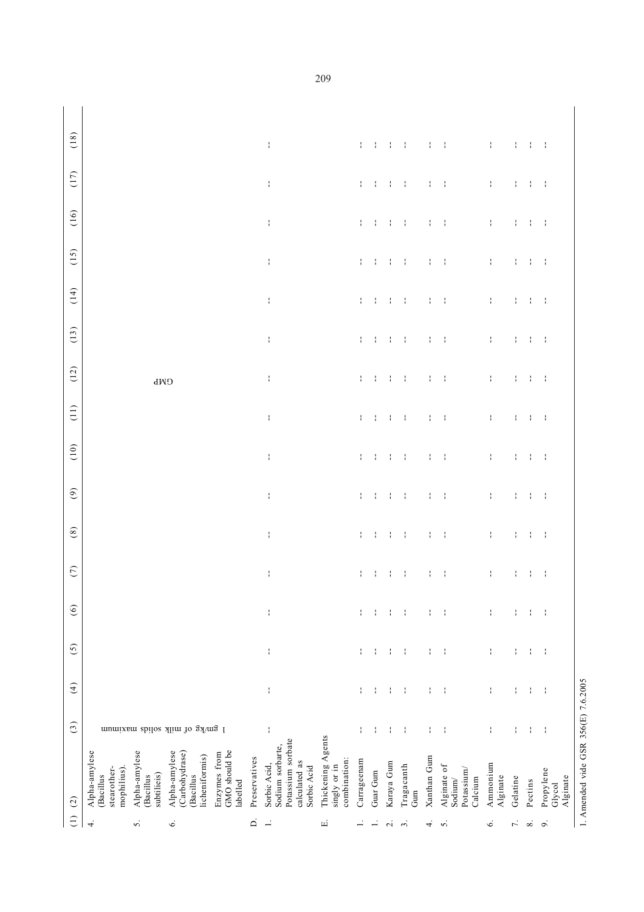| (1) | (2) | (3) | (4) | (5) | (6) | (7) | (8) | (9) | (10) | (11) | (12) | (13) | (14) | (15) | (16) | (17) | (18) |
|---|---|---|---|---|---|---|---|---|---|---|---|---|---|---|---|---|---|
| 4. | Alpha-amylese (Bacillus stearother-mophilius). | 1 gm/kg of milk solids maximum | | | | | | | | | GMP | | | | | | |
| 5. | Alpha-amylese (Bacillus subtilieis) | | | | | | | | | | | | | | | | |
| 6. | Alpha-amylese (Carbohydrase) (Bacillus licheniformis) | | | | | | | | | | | | | | | | |
| | Enzymes from GMO should be labelled | | | | | | | | | | | | | | | | |
| D. | Preservatives | | | | | | | | | | | | | | | | |
| 1. | Sorbic Acid, Sodium sorbarte, Potassium sorbate calculated as Sorbic Acid | -- | -- | -- | -- | -- | -- | -- | -- | -- | -- | -- | -- | -- | -- | -- | -- |
| E. | Thickening Agents singly or in combination: | | | | | | | | | | | | | | | | |
| 1. | Carrageenam | -- | -- | -- | -- | -- | -- | -- | -- | -- | -- | -- | -- | -- | -- | -- | -- |
| 1. | Guar Gum | -- | -- | -- | -- | -- | -- | -- | -- | -- | -- | -- | -- | -- | -- | -- | -- |
| 2. | Karaya Gum | -- | -- | -- | -- | -- | -- | -- | -- | -- | -- | -- | -- | -- | -- | -- | -- |
| 3. | Tragacanth Gum | -- | -- | -- | -- | -- | -- | -- | -- | -- | -- | -- | -- | -- | -- | -- | -- |
| 4. | Xanthan Gum | -- | -- | -- | -- | -- | -- | -- | -- | -- | -- | -- | -- | -- | -- | -- | -- |
| 5. | Alginate of Sodium/ Potassium/ Calcium | -- | -- | -- | -- | -- | -- | -- | -- | -- | -- | -- | -- | -- | -- | -- | -- |
| 6. | Ammonium Alginate | -- | -- | -- | -- | -- | -- | -- | -- | -- | -- | -- | -- | -- | -- | -- | -- |
| 7. | Gelatine | -- | -- | -- | -- | -- | -- | -- | -- | -- | -- | -- | -- | -- | -- | -- | -- |
| 8. | Pectins | -- | -- | -- | -- | -- | -- | -- | -- | -- | -- | -- | -- | -- | -- | -- | -- |
| 9. | Propylene Glycol Alginate | -- | -- | -- | -- | -- | -- | -- | -- | -- | -- | -- | -- | -- | -- | -- | -- |

1. Amended vide GSR 356(E) 7.6.2005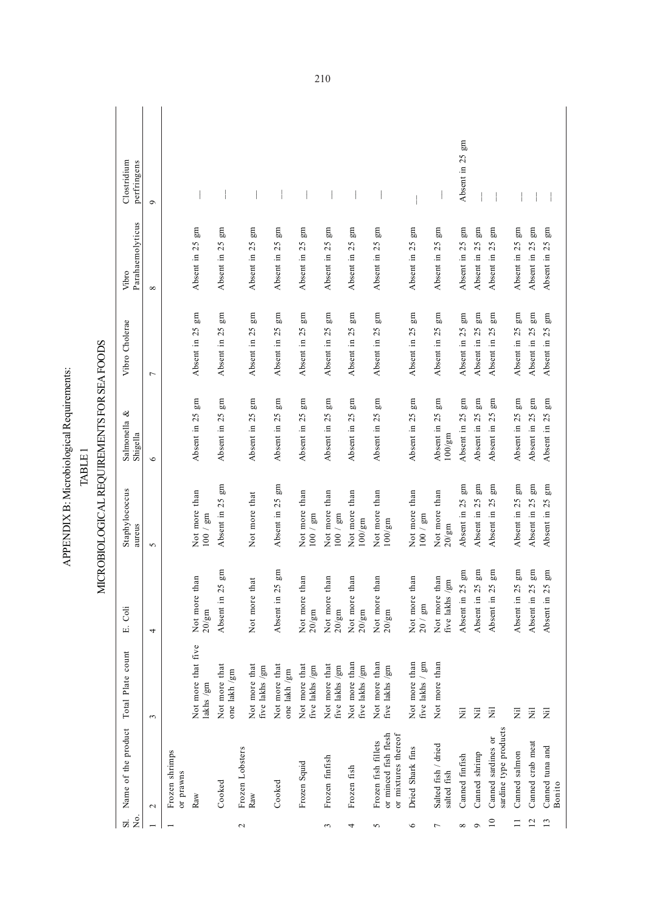# APPENDIX B: Microbiological Requirements:

## TABLE 1

## MICROBIOLOGICAL REQUIREMENTS FOR SEA FOODS

| Sl. No. | Name of the product | Total Plate count | E. Coli | Staphylococcus aureus | Salmonella & Shigella | Vibro Cholerae | Vibro Parahaemolyticus | Clostridium perfringens |
|---|---|---|---|---|---|---|---|---|
| 1 | 2 | 3 | 4 | 5 | 6 | 7 | 8 | 9 |
| 1 | Frozen shrimps or prawns | | | | | | | |
| | Raw | Not more that five lakhs /gm | Not more than 20/gm | Not more than 100 / gm | Absent in 25 gm | Absent in 25 gm | Absent in 25 gm | — |
| | Cooked | Not more that one lakh /gm | Absent in 25 gm | Absent in 25 gm | Absent in 25 gm | Absent in 25 gm | Absent in 25 gm | — |
| 2 | Frozen Lobsters | | | | | | | |
| | Raw | Not more that five lakhs /gm | Not more that | Not more that | Absent in 25 gm | Absent in 25 gm | Absent in 25 gm | — |
| | Cooked | Not more that one lakh /gm | Absent in 25 gm | Absent in 25 gm | Absent in 25 gm | Absent in 25 gm | Absent in 25 gm | — |
| | Frozen Squid | Not more that five lakhs /gm | Not more than 20/gm | Not more than 100 / gm | Absent in 25 gm | Absent in 25 gm | Absent in 25 gm | — |
| 3 | Frozen finfish | Not more that five lakhs /gm | Not more than 20/gm | Not more than 100 / gm | Absent in 25 gm | Absent in 25 gm | Absent in 25 gm | — |
| 4 | Frozen fish | Not more than five lakhs /gm | Not more than 20/gm | Not more than 100/gm | Absent in 25 gm | Absent in 25 gm | Absent in 25 gm | — |
| 5 | Frozen fish fillets or minced fish flesh or mixtures thereof | Not more than five lakhs /gm | Not more than 20/gm | Not more than 100/gm | Absent in 25 gm | Absent in 25 gm | Absent in 25 gm | — |
| 6 | Dried Shark fins | Not more than five lakhs / gm | Not more than 20 / gm | Not more than 100 / gm | Absent in 25 gm | Absent in 25 gm | Absent in 25 gm | — |
| 7 | Salted fish / dried salted fish | Not more than | Not more than five lakhs /gm | Not more than 20/gm | Absent in 25 gm 100/gm | Absent in 25 gm | Absent in 25 gm | — |
| 8 | Canned finfish | Nil | Absent in 25 gm | Absent in 25 gm | Absent in 25 gm | Absent in 25 gm | Absent in 25 gm | Absent in 25 gm |
| 9 | Canned shrimp | Nil | Absent in 25 gm | Absent in 25 gm | Absent in 25 gm | Absent in 25 gm | Absent in 25 gm | — |
| 10 | Canned sardines or sardine type products | Nil | Absent in 25 gm | Absent in 25 gm | Absent in 25 gm | Absent in 25 gm | Absent in 25 gm | — |
| 11 | Canned salmon | Nil | Absent in 25 gm | Absent in 25 gm | Absent in 25 gm | Absent in 25 gm | Absent in 25 gm | — |
| 12 | Canned crab meat | Nil | Absent in 25 gm | Absent in 25 gm | Absent in 25 gm | Absent in 25 gm | Absent in 25 gm | — |
| 13 | Canned tuna and Bonito | Nil | Absent in 25 gm | Absent in 25 gm | Absent in 25 gm | Absent in 25 gm | Absent in 25 gm | — |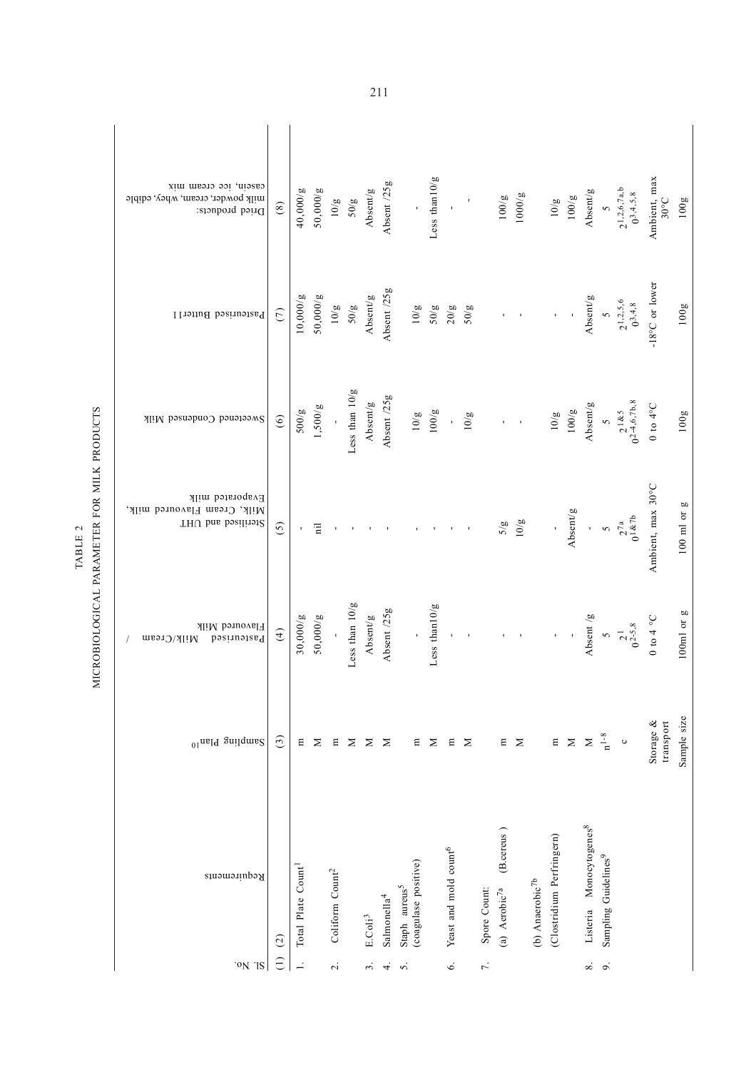## TABLE 2

## MICROBIOLOGICAL PARAMETER FOR MILK PRODUCTS

| Sl. No. | Requirements | Sampling Plan[10] | Pasteurised Milk/Cream / Flavoured Milk | Sterilised and UHT Milk, Cream Flavoured milk, Evaporated milk | Sweetened Condensed Milk | Pasteurised Butter11 | Dried products: milk powder, cream, whey, edible casein, ice cream mix |
|---|---|---|---|---|---|---|---|
| (1) | (2) | (3) | (4) | (5) | (6) | (7) | (8) |
| 1. | Total Plate Count[1] | m | 30,000/g | - | 500/g | 10,000/g | 40,000/g |
| | | M | 50,000/g | nil | 1,500/g | 50,000/g | 50,000/g |
| 2. | Coliform Count[2] | m | - | - | - | 10/g | 10/g |
| | | M | Less than 10/g | - | Less than 10/g | 50/g | 50/g |
| 3. | E.Coli[3] | M | Absent/g | - | Absent/g | Absent/g | Absent/g |
| 4. | Salmonella[4] | M | Absent /25g | - | Absent /25g | Absent /25g | Absent /25g |
| 5. | Staph aureus[5] (coagulase positive) | m | - | - | 10/g | 10/g | - |
| | | M | Less than10/g | - | 100/g | 50/g | Less than10/g |
| 6. | Yeast and mold count[6] | m | - | - | - | 20/g | - |
| | | M | - | - | 10/g | 50/g | - |
| 7. | Spore Count: | | | | | | |
| | (a) Aerobic[7a] (B.cereus) | m | - | 5/g | - | - | 100/g |
| | | M | - | 10/g | - | - | 1000/g |
| | (b) Anaerobic[7b] (Clostridium Perfringern) | m | - | - | 10/g | - | 10/g |
| | | M | - | Absent/g | 100/g | - | 100/g |
| 8. | Listeria Monocytogenes[8] | M | Absent /g | - | Absent/g | Absent/g | Absent/g |
| 9. | Sampling Guidelines[9] | n[1-8] | 5 | 5 | 5 | 5 | 5 |
| | | c | 2[1] 0[2-5,8] | 2[7a] 0[1&7b] | 2[1&5] 0[2-4,6,7b,8] | 2[1,2,5,6] 0[3,4,8] | 2[1,2,6,7a,b] 0[3,4,5,8] |
| | | Storage & transport | 0 to 4 °C | Ambient, max 30°C | 0 to 4°C | -18°C or lower | Ambient, max 30°C |
| | | Sample size | 100ml or g | 100 ml or g | 100g | 100g | 100g |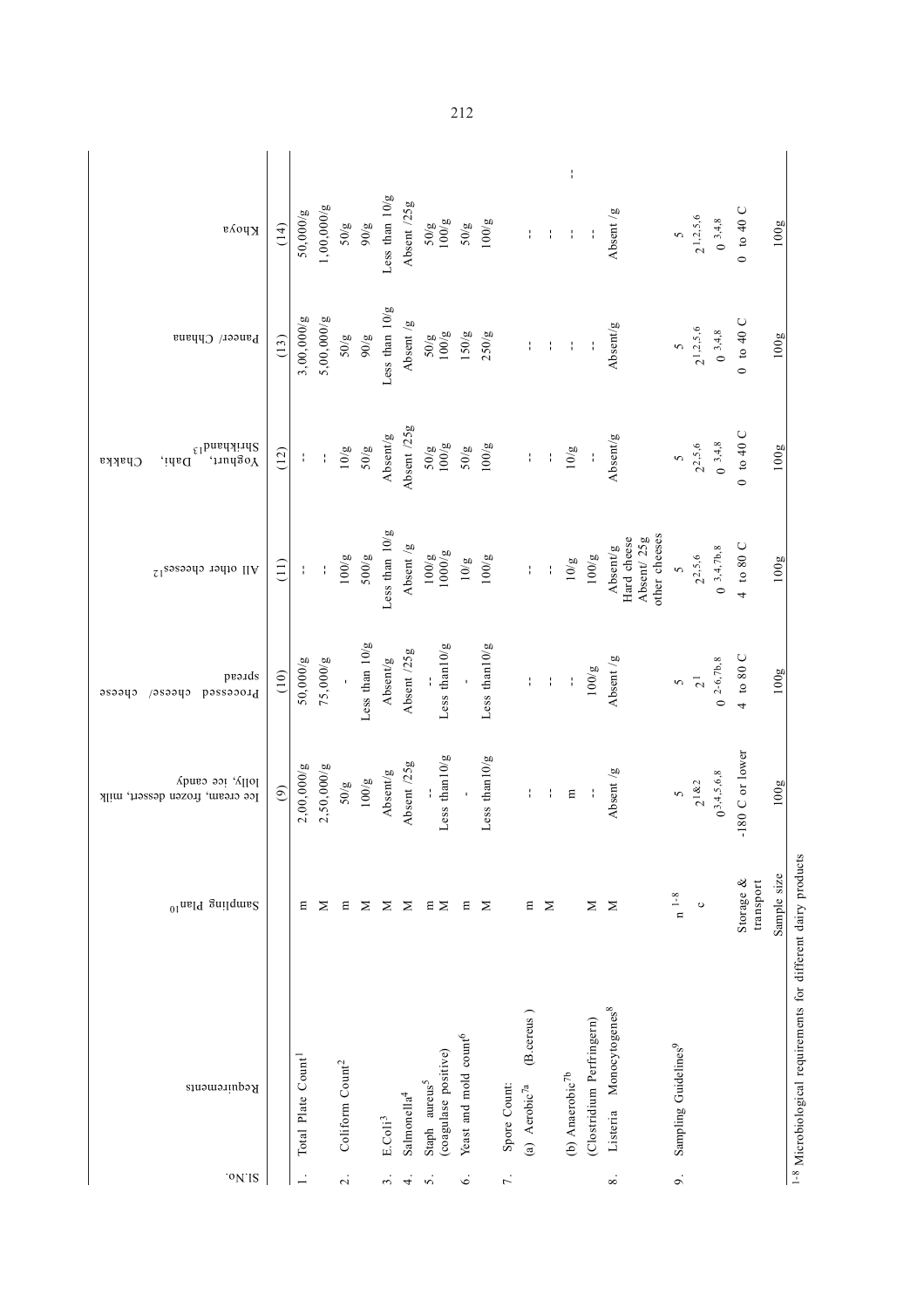| Sl.No. | Requirements | Sampling Plan[10] | Ice cream, frozen dessert, milk lolly, ice candy | Processed cheese/ cheese spread | All other cheeses[12] | Yoghurt, Dahi, Chakka Shrikhand[13] | Paneer/ Chhana | Khoya |
|---|---|---|---|---|---|---|---|---|
| | | | (9) | (10) | (11) | (12) | (13) | (14) |
| 1. | Total Plate Count[1] | m | 2,00,000/g | 50,000/g | -- | -- | 3,00,000/g | 50,000/g |
| | | M | 2,50,000/g | 75,000/g | -- | -- | 5,00,000/g | 1,00,000/g |
| 2. | Coliform Count[2] | m | 50/g | - | 100/g | 10/g | 50/g | 50/g |
| | | M | 100/g | Less than 10/g | 500/g | 50/g | 90/g | 90/g |
| 3. | E.Coli[3] | M | Absent/g | Absent/g | Less than 10/g | Absent/g | Less than 10/g | Less than 10/g |
| 4. | Salmonella[4] | M | Absent /25g | Absent /25g | Absent /g | Absent /25g | Absent /g | Absent /25g |
| 5. | Staph aureus[5] (coagulase positive) | m | -- | -- | 100/g | 50/g | 50/g | 50/g |
| | | M | Less than10/g | Less than10/g | 1000/g | 100/g | 100/g | 100/g |
| 6. | Yeast and mold count[6] | m | - | - | 10/g | 50/g | 150/g | 50/g |
| | | M | Less than10/g | Less than10/g | 100/g | 100/g | 250/g | 100/g |
| 7. | Spore Count: | | | | | | | |
| | (a) Aerobic[7a] (B.cereus) | m | -- | -- | -- | -- | -- | -- |
| | | M | -- | -- | -- | -- | -- | -- |
| | (b) Anaerobic[7b] | | m | -- | 10/g | 10/g | -- | -- |
| | (Clostridium Perfringern) | M | -- | 100/g | 100/g | -- | -- | -- |
| 8. | Listeria Monocytogenes[8] | M | Absent /g | Absent /g | Absent/g Hard cheese Absent/ 25g other cheeses | Absent/g | Absent/g | Absent /g |
| 9. | Sampling Guidelines[9] | n [1-8] | 5 | 5 | 5 | 5 | 5 | 5 |
| | | c | 2 [1&2] | 2 [1] | 2 [2,5,6] | 2 [2,5,6] | 2 [1,2,5,6] | 2 [1,2,5,6] |
| | | | 0 [3,4,5,6,8] | 0 [2-6,7b,8] | 0 [3,4,7b,8] | 0 [3,4,8] | 0 [3,4,8] | 0 [3,4,8] |
| | | Storage & transport | -180 C or lower | 4 to 80 C | 4 to 80 C | 0 to 40 C | 0 to 40 C | 0 to 40 C |
| | | Sample size | 100g | 100g | 100g | 100g | 100g | 100g |

[1-8] Microbiological requirements for different dairy products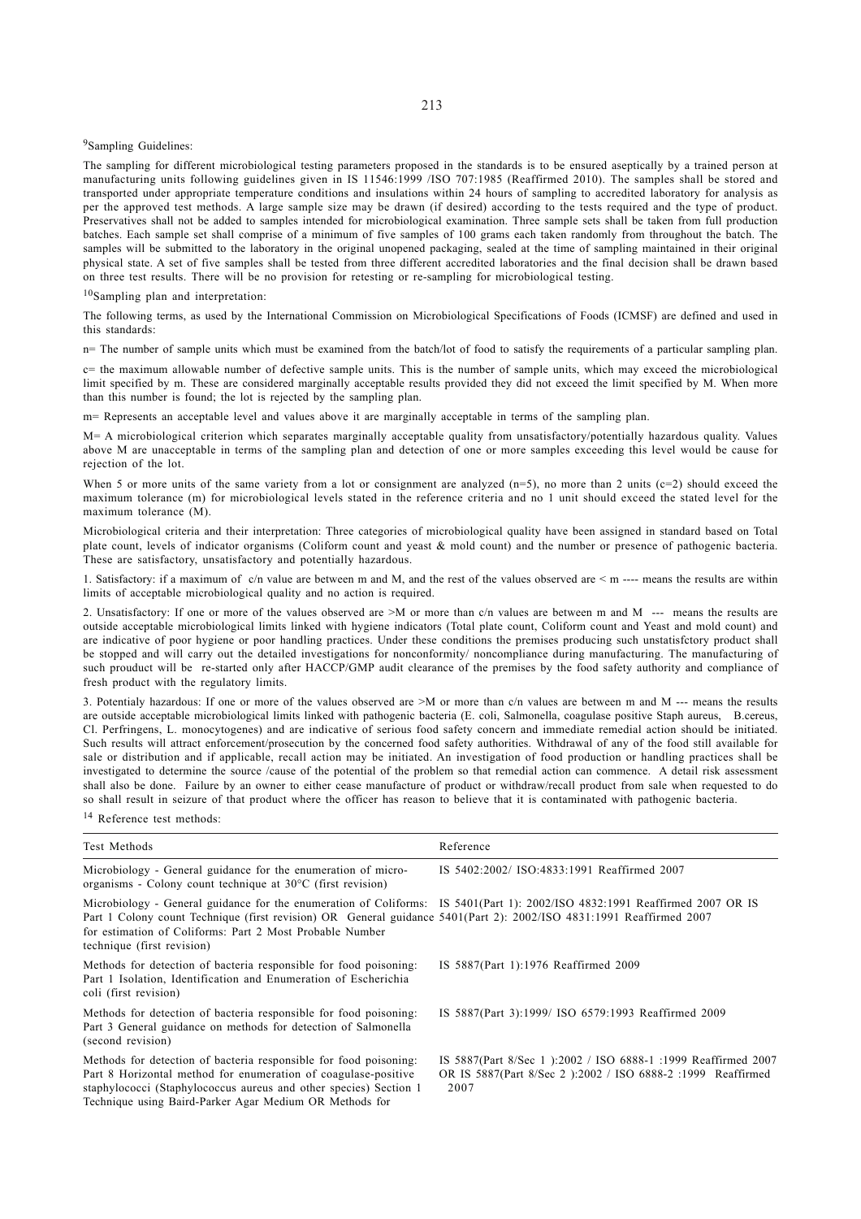[9]Sampling Guidelines:

The sampling for different microbiological testing parameters proposed in the standards is to be ensured aseptically by a trained person at manufacturing units following guidelines given in IS 11546:1999 /ISO 707:1985 (Reaffirmed 2010). The samples shall be stored and transported under appropriate temperature conditions and insulations within 24 hours of sampling to accredited laboratory for analysis as per the approved test methods. A large sample size may be drawn (if desired) according to the tests required and the type of product. Preservatives shall not be added to samples intended for microbiological examination. Three sample sets shall be taken from full production batches. Each sample set shall comprise of a minimum of five samples of 100 grams each taken randomly from throughout the batch. The samples will be submitted to the laboratory in the original unopened packaging, sealed at the time of sampling maintained in their original physical state. A set of five samples shall be tested from three different accredited laboratories and the final decision shall be drawn based on three test results. There will be no provision for retesting or re-sampling for microbiological testing.

[10]Sampling plan and interpretation:

The following terms, as used by the International Commission on Microbiological Specifications of Foods (ICMSF) are defined and used in this standards:

n= The number of sample units which must be examined from the batch/lot of food to satisfy the requirements of a particular sampling plan.

c= the maximum allowable number of defective sample units. This is the number of sample units, which may exceed the microbiological limit specified by m. These are considered marginally acceptable results provided they did not exceed the limit specified by M. When more than this number is found; the lot is rejected by the sampling plan.

m= Represents an acceptable level and values above it are marginally acceptable in terms of the sampling plan.

M= A microbiological criterion which separates marginally acceptable quality from unsatisfactory/potentially hazardous quality. Values above M are unacceptable in terms of the sampling plan and detection of one or more samples exceeding this level would be cause for rejection of the lot.

When 5 or more units of the same variety from a lot or consignment are analyzed (n=5), no more than 2 units (c=2) should exceed the maximum tolerance (m) for microbiological levels stated in the reference criteria and no 1 unit should exceed the stated level for the maximum tolerance (M).

Microbiological criteria and their interpretation: Three categories of microbiological quality have been assigned in standard based on Total plate count, levels of indicator organisms (Coliform count and yeast & mold count) and the number or presence of pathogenic bacteria. These are satisfactory, unsatisfactory and potentially hazardous.

1. Satisfactory: if a maximum of c/n value are between m and M, and the rest of the values observed are < m ---- means the results are within limits of acceptable microbiological quality and no action is required.

2. Unsatisfactory: If one or more of the values observed are >M or more than c/n values are between m and M --- means the results are outside acceptable microbiological limits linked with hygiene indicators (Total plate count, Coliform count and Yeast and mold count) and are indicative of poor hygiene or poor handling practices. Under these conditions the premises producing such unstatisfctory product shall be stopped and will carry out the detailed investigations for nonconformity/ noncompliance during manufacturing. The manufacturing of such prouduct will be re-started only after HACCP/GMP audit clearance of the premises by the food safety authority and compliance of fresh product with the regulatory limits.

3. Potentialy hazardous: If one or more of the values observed are >M or more than c/n values are between m and M --- means the results are outside acceptable microbiological limits linked with pathogenic bacteria (E. coli, Salmonella, coagulase positive Staph aureus, B.cereus, Cl. Perfringens, L. monocytogenes) and are indicative of serious food safety concern and immediate remedial action should be initiated. Such results will attract enforcement/prosecution by the concerned food safety authorities. Withdrawal of any of the food still available for sale or distribution and if applicable, recall action may be initiated. An investigation of food production or handling practices shall be investigated to determine the source /cause of the potential of the problem so that remedial action can commence. A detail risk assessment shall also be done. Failure by an owner to either cease manufacture of product or withdraw/recall product from sale when requested to do so shall result in seizure of that product where the officer has reason to believe that it is contaminated with pathogenic bacteria.

[14] Reference test methods:

| Test Methods | Reference |
|---|---|
| Microbiology - General guidance for the enumeration of micro-organisms - Colony count technique at 30°C (first revision) | IS 5402:2002/ ISO:4833:1991 Reaffirmed 2007 |
| Microbiology - General guidance for the enumeration of Coliforms: Part 1 Colony count Technique (first revision) OR General guidance for estimation of Coliforms: Part 2 Most Probable Number technique (first revision) | IS 5401(Part 1): 2002/ISO 4832:1991 Reaffirmed 2007 OR IS 5401(Part 2): 2002/ISO 4831:1991 Reaffirmed 2007 |
| Methods for detection of bacteria responsible for food poisoning: Part 1 Isolation, Identification and Enumeration of Escherichia coli (first revision) | IS 5887(Part 1):1976 Reaffirmed 2009 |
| Methods for detection of bacteria responsible for food poisoning: Part 3 General guidance on methods for detection of Salmonella (second revision) | IS 5887(Part 3):1999/ ISO 6579:1993 Reaffirmed 2009 |
| Methods for detection of bacteria responsible for food poisoning: Part 8 Horizontal method for enumeration of coagulase-positive staphylococci (Staphylococcus aureus and other species) Section 1 Technique using Baird-Parker Agar Medium OR Methods for | IS 5887(Part 8/Sec 1 ):2002 / ISO 6888-1 :1999 Reaffirmed 2007 OR IS 5887(Part 8/Sec 2 ):2002 / ISO 6888-2 :1999 Reaffirmed 2007 |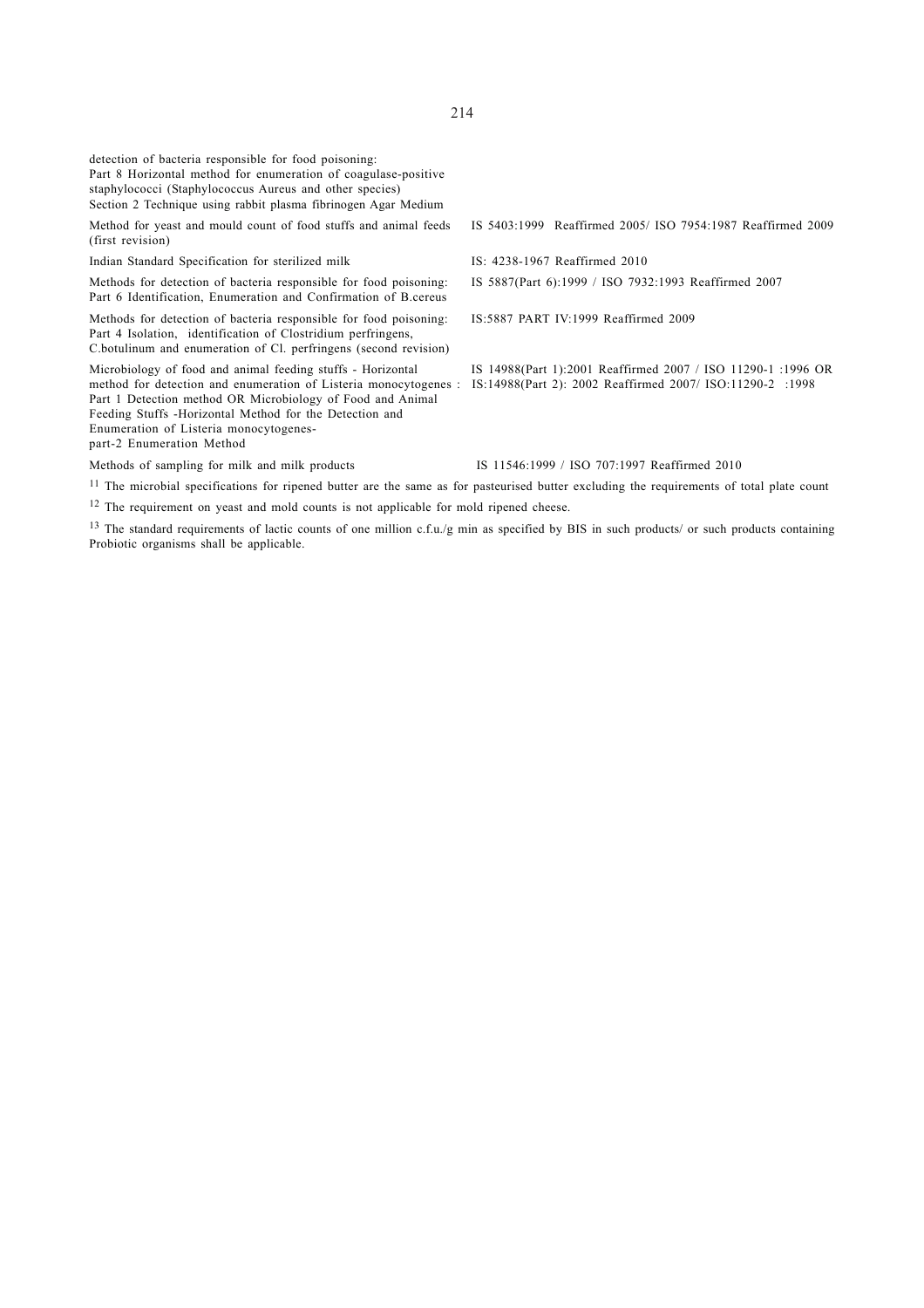| | |
|---|---|
| detection of bacteria responsible for food poisoning: Part 8 Horizontal method for enumeration of coagulase-positive staphylococci (Staphylococcus Aureus and other species) Section 2 Technique using rabbit plasma fibrinogen Agar Medium | |
| Method for yeast and mould count of food stuffs and animal feeds (first revision) | IS 5403:1999 Reaffirmed 2005/ ISO 7954:1987 Reaffirmed 2009 |
| Indian Standard Specification for sterilized milk | IS: 4238-1967 Reaffirmed 2010 |
| Methods for detection of bacteria responsible for food poisoning: Part 6 Identification, Enumeration and Confirmation of B.cereus | IS 5887(Part 6):1999 / ISO 7932:1993 Reaffirmed 2007 |
| Methods for detection of bacteria responsible for food poisoning: Part 4 Isolation, identification of Clostridium perfringens, C.botulinum and enumeration of Cl. perfringens (second revision) | IS:5887 PART IV:1999 Reaffirmed 2009 |
| Microbiology of food and animal feeding stuffs - Horizontal method for detection and enumeration of Listeria monocytogenes : Part 1 Detection method OR Microbiology of Food and Animal Feeding Stuffs -Horizontal Method for the Detection and Enumeration of Listeria monocytogenes- part-2 Enumeration Method | IS 14988(Part 1):2001 Reaffirmed 2007 / ISO 11290-1 :1996 OR IS:14988(Part 2): 2002 Reaffirmed 2007/ ISO:11290-2 :1998 |
| Methods of sampling for milk and milk products | IS 11546:1999 / ISO 707:1997 Reaffirmed 2010 |

[11] The microbial specifications for ripened butter are the same as for pasteurised butter excluding the requirements of total plate count

[12] The requirement on yeast and mold counts is not applicable for mold ripened cheese.

[13] The standard requirements of lactic counts of one million c.f.u./g min as specified by BIS in such products/ or such products containing Probiotic organisms shall be applicable.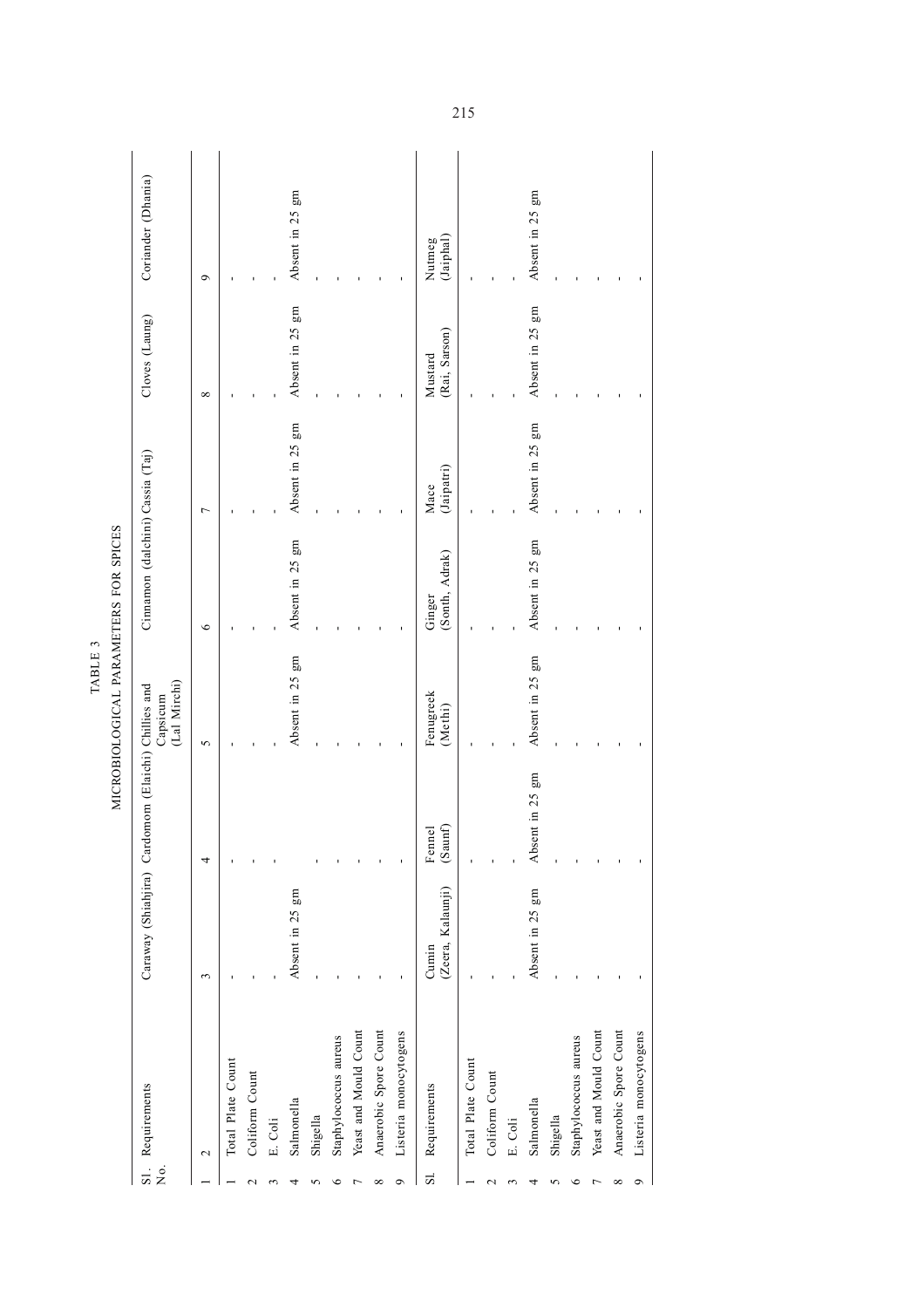TABLE 3

MICROBIOLOGICAL PARAMETERS FOR SPICES

| Sl. No. | Requirements | Caraway (Shiahjira) | Cardomom (Elaichi) | Chillies and Capsicum (Lal Mirchi) | Cinnamon (dalchini) | Cassia (Taj) | Cloves (Laung) | Coriander (Dhania) |
|---|---|---|---|---|---|---|---|---|
| 1 | 2 | 3 | 4 | 5 | 6 | 7 | 8 | 9 |
| 1 | Total Plate Count | - | - | - | - | - | - | - |
| 2 | Coliform Count | - | - | - | - | - | - | - |
| 3 | E. Coli | - | - | - | - | - | - | - |
| 4 | Salmonella | Absent in 25 gm | | Absent in 25 gm | Absent in 25 gm | Absent in 25 gm | Absent in 25 gm | Absent in 25 gm |
| 5 | Shigella | - | - | - | - | - | - | - |
| 6 | Staphylococcus aureus | - | - | - | - | - | - | - |
| 7 | Yeast and Mould Count | - | - | - | - | - | - | - |
| 8 | Anaerobic Spore Count | - | - | - | - | - | - | - |
| 9 | Listeria monocytogens | - | - | - | - | - | - | - |

| Sl. | Requirements | Cumin (Zeera, Kalaunji) | Fennel (Saunf) | Fenugreek (Methi) | Ginger (Sonth, Adrak) | Mace (Jaipatri) | Mustard (Rai, Sarson) | Nutmeg (Jaiphal) |
|---|---|---|---|---|---|---|---|---|
| 1 | Total Plate Count | - | - | - | - | - | - | - |
| 2 | Coliform Count | - | - | - | - | - | - | - |
| 3 | E. Coli | - | - | - | - | - | - | - |
| 4 | Salmonella | Absent in 25 gm | Absent in 25 gm | Absent in 25 gm | Absent in 25 gm | Absent in 25 gm | Absent in 25 gm | Absent in 25 gm |
| 5 | Shigella | - | - | - | - | - | - | - |
| 6 | Staphylococcus aureus | - | - | - | - | - | - | - |
| 7 | Yeast and Mould Count | - | - | - | - | - | - | - |
| 8 | Anaerobic Spore Count | - | - | - | - | - | - | - |
| 9 | Listeria monocytogens | - | - | - | - | - | - | - |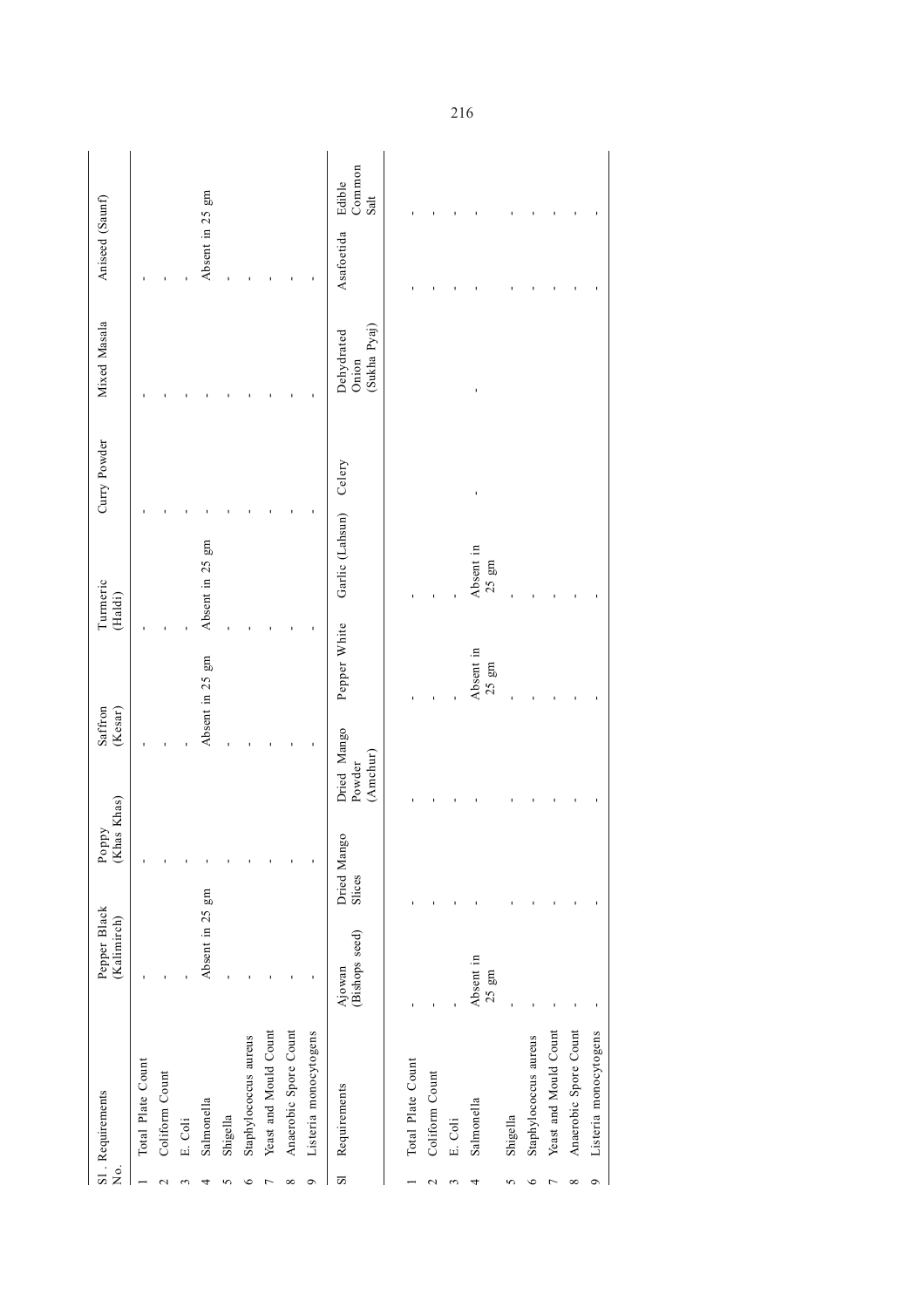| Sl. No. | Requirements | Pepper Black (Kalimirch) | Poppy (Khas Khas) | Saffron (Kesar) | Turmeric (Haldi) | Curry Powder | Mixed Masala | Aniseed (Saunf) |
|---|---|---|---|---|---|---|---|---|
| 1 | Total Plate Count | - | - | - | - | - | - | - |
| 2 | Coliform Count | - | - | - | - | - | - | - |
| 3 | E. Coli | - | - | - | - | - | - | - |
| 4 | Salmonella | Absent in 25 gm | - | Absent in 25 gm | Absent in 25 gm | - | - | Absent in 25 gm |
| 5 | Shigella | - | - | - | - | - | - | - |
| 6 | Staphylococcus aureus | - | - | - | - | - | - | - |
| 7 | Yeast and Mould Count | - | - | - | - | - | - | - |
| 8 | Anaerobic Spore Count | - | - | - | - | - | - | - |
| 9 | Listeria monocytogens | - | - | - | - | - | - | - |

| Sl | Requirements | Ajowan (Bishops seed) | Dried Mango Slices | Dried Mango Powder (Amchur) | Pepper White | Garlic (Lahsun) | Celery | Dehydrated Onion (Sukha Pyaj) | Asafoetida | Edible Common Salt |
|---|---|---|---|---|---|---|---|---|---|---|
| 1 | Total Plate Count | - | - | - | - | - | | | - | - |
| 2 | Coliform Count | - | - | - | - | - | | | - | - |
| 3 | E. Coli | - | - | - | - | - | | | - | - |
| 4 | Salmonella | Absent in 25 gm | - | - | Absent in 25 gm | Absent in 25 gm | - | - | - | - |
| 5 | Shigella | - | - | - | - | - | | | - | - |
| 6 | Staphylococcus aureus | - | - | - | - | - | | | - | - |
| 7 | Yeast and Mould Count | - | - | - | - | - | | | - | - |
| 8 | Anaerobic Spore Count | - | - | - | - | - | | | - | - |
| 9 | Listeria monocytogens | - | - | - | - | - | | | - | - |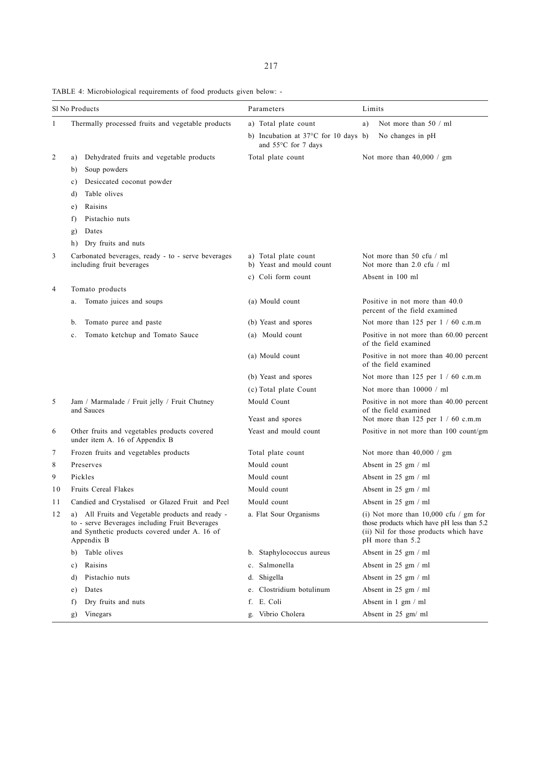TABLE 4: Microbiological requirements of food products given below: -

| Sl No | Products | Parameters | Limits |
|---|---|---|---|
| 1 | Thermally processed fruits and vegetable products | a) Total plate count | a) Not more than 50 / ml |
| | | b) Incubation at 37°C for 10 days and 55°C for 7 days | b) No changes in pH |
| 2 | a) Dehydrated fruits and vegetable products | Total plate count | Not more than 40,000 / gm |
| | b) Soup powders | | |
| | c) Desiccated coconut powder | | |
| | d) Table olives | | |
| | e) Raisins | | |
| | f) Pistachio nuts | | |
| | g) Dates | | |
| | h) Dry fruits and nuts | | |
| 3 | Carbonated beverages, ready - to - serve beverages including fruit beverages | a) Total plate count | Not more than 50 cfu / ml |
| | | b) Yeast and mould count | Not more than 2.0 cfu / ml |
| | | c) Coli form count | Absent in 100 ml |
| 4 | Tomato products | | |
| | a. Tomato juices and soups | (a) Mould count | Positive in not more than 40.0 percent of the field examined |
| | b. Tomato puree and paste | (b) Yeast and spores | Not more than 125 per 1 / 60 c.m.m |
| | c. Tomato ketchup and Tomato Sauce | (a) Mould count | Positive in not more than 60.00 percent of the field examined |
| | | (a) Mould count | Positive in not more than 40.00 percent of the field examined |
| | | (b) Yeast and spores | Not more than 125 per 1 / 60 c.m.m |
| | | (c) Total plate Count | Not more than 10000 / ml |
| 5 | Jam / Marmalade / Fruit jelly / Fruit Chutney and Sauces | Mould Count | Positive in not more than 40.00 percent of the field examined |
| | | Yeast and spores | Not more than 125 per 1 / 60 c.m.m |
| 6 | Other fruits and vegetables products covered under item A. 16 of Appendix B | Yeast and mould count | Positive in not more than 100 count/gm |
| 7 | Frozen fruits and vegetables products | Total plate count | Not more than 40,000 / gm |
| 8 | Preserves | Mould count | Absent in 25 gm / ml |
| 9 | Pickles | Mould count | Absent in 25 gm / ml |
| 10 | Fruits Cereal Flakes | Mould count | Absent in 25 gm / ml |
| 11 | Candied and Crystalised or Glazed Fruit and Peel | Mould count | Absent in 25 gm / ml |
| 12 | a) All Fruits and Vegetable products and ready - to - serve Beverages including Fruit Beverages and Synthetic products covered under A. 16 of Appendix B | a. Flat Sour Organisms | (i) Not more than 10,000 cfu / gm for those products which have pH less than 5.2 (ii) Nil for those products which have pH more than 5.2 |
| | b) Table olives | b. Staphylococcus aureus | Absent in 25 gm / ml |
| | c) Raisins | c. Salmonella | Absent in 25 gm / ml |
| | d) Pistachio nuts | d. Shigella | Absent in 25 gm / ml |
| | e) Dates | e. Clostridium botulinum | Absent in 25 gm / ml |
| | f) Dry fruits and nuts | f. E. Coli | Absent in 1 gm / ml |
| | g) Vinegars | g. Vibrio Cholera | Absent in 25 gm/ ml |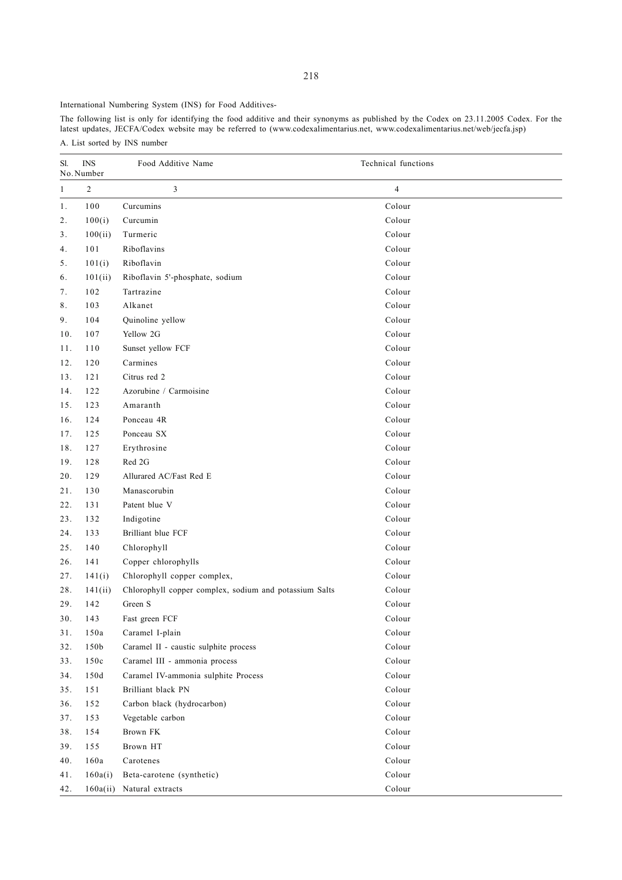International Numbering System (INS) for Food Additives-

The following list is only for identifying the food additive and their synonyms as published by the Codex on 23.11.2005 Codex. For the latest updates, JECFA/Codex website may be referred to (www.codexalimentarius.net, www.codexalimentarius.net/web/jecfa.jsp)

A. List sorted by INS number

| Sl. No. | INS Number | Food Additive Name | Technical functions |
|---|---|---|---|
| 1 | 2 | 3 | 4 |
| 1. | 100 | Curcumins | Colour |
| 2. | 100(i) | Curcumin | Colour |
| 3. | 100(ii) | Turmeric | Colour |
| 4. | 101 | Riboflavins | Colour |
| 5. | 101(i) | Riboflavin | Colour |
| 6. | 101(ii) | Riboflavin 5'-phosphate, sodium | Colour |
| 7. | 102 | Tartrazine | Colour |
| 8. | 103 | Alkanet | Colour |
| 9. | 104 | Quinoline yellow | Colour |
| 10. | 107 | Yellow 2G | Colour |
| 11. | 110 | Sunset yellow FCF | Colour |
| 12. | 120 | Carmines | Colour |
| 13. | 121 | Citrus red 2 | Colour |
| 14. | 122 | Azorubine / Carmoisine | Colour |
| 15. | 123 | Amaranth | Colour |
| 16. | 124 | Ponceau 4R | Colour |
| 17. | 125 | Ponceau SX | Colour |
| 18. | 127 | Erythrosine | Colour |
| 19. | 128 | Red 2G | Colour |
| 20. | 129 | Allurared AC/Fast Red E | Colour |
| 21. | 130 | Manascorubin | Colour |
| 22. | 131 | Patent blue V | Colour |
| 23. | 132 | Indigotine | Colour |
| 24. | 133 | Brilliant blue FCF | Colour |
| 25. | 140 | Chlorophyll | Colour |
| 26. | 141 | Copper chlorophylls | Colour |
| 27. | 141(i) | Chlorophyll copper complex, | Colour |
| 28. | 141(ii) | Chlorophyll copper complex, sodium and potassium Salts | Colour |
| 29. | 142 | Green S | Colour |
| 30. | 143 | Fast green FCF | Colour |
| 31. | 150a | Caramel I-plain | Colour |
| 32. | 150b | Caramel II - caustic sulphite process | Colour |
| 33. | 150c | Caramel III - ammonia process | Colour |
| 34. | 150d | Caramel IV-ammonia sulphite Process | Colour |
| 35. | 151 | Brilliant black PN | Colour |
| 36. | 152 | Carbon black (hydrocarbon) | Colour |
| 37. | 153 | Vegetable carbon | Colour |
| 38. | 154 | Brown FK | Colour |
| 39. | 155 | Brown HT | Colour |
| 40. | 160a | Carotenes | Colour |
| 41. | 160a(i) | Beta-carotene (synthetic) | Colour |
| 42. | 160a(ii) | Natural extracts | Colour |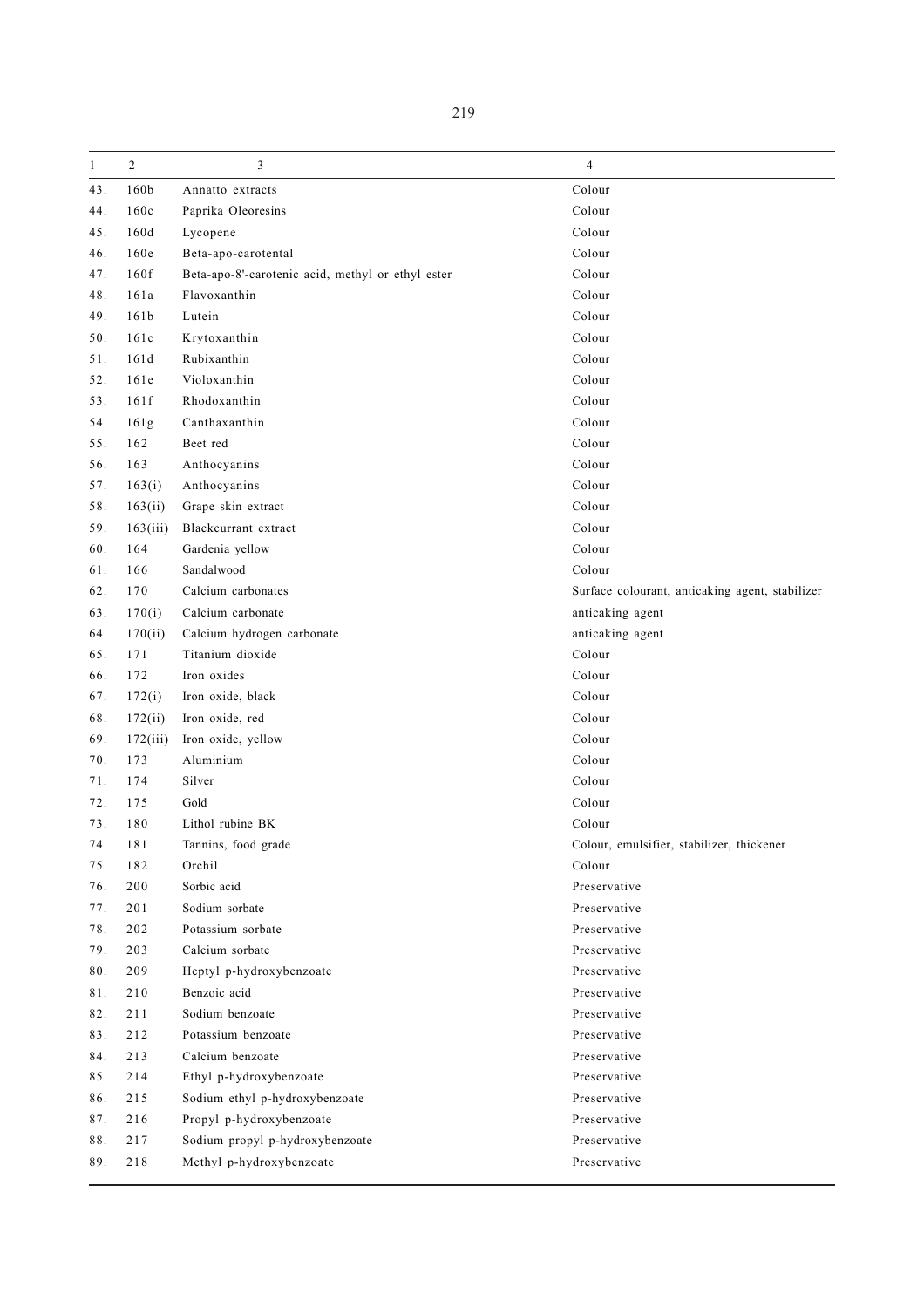| 1 | 2 | 3 | 4 |
|---|---|---|---|
| 43. | 160b | Annatto extracts | Colour |
| 44. | 160c | Paprika Oleoresins | Colour |
| 45. | 160d | Lycopene | Colour |
| 46. | 160e | Beta-apo-carotental | Colour |
| 47. | 160f | Beta-apo-8'-carotenic acid, methyl or ethyl ester | Colour |
| 48. | 161a | Flavoxanthin | Colour |
| 49. | 161b | Lutein | Colour |
| 50. | 161c | Krytoxanthin | Colour |
| 51. | 161d | Rubixanthin | Colour |
| 52. | 161e | Violoxanthin | Colour |
| 53. | 161f | Rhodoxanthin | Colour |
| 54. | 161g | Canthaxanthin | Colour |
| 55. | 162 | Beet red | Colour |
| 56. | 163 | Anthocyanins | Colour |
| 57. | 163(i) | Anthocyanins | Colour |
| 58. | 163(ii) | Grape skin extract | Colour |
| 59. | 163(iii) | Blackcurrant extract | Colour |
| 60. | 164 | Gardenia yellow | Colour |
| 61. | 166 | Sandalwood | Colour |
| 62. | 170 | Calcium carbonates | Surface colourant, anticaking agent, stabilizer |
| 63. | 170(i) | Calcium carbonate | anticaking agent |
| 64. | 170(ii) | Calcium hydrogen carbonate | anticaking agent |
| 65. | 171 | Titanium dioxide | Colour |
| 66. | 172 | Iron oxides | Colour |
| 67. | 172(i) | Iron oxide, black | Colour |
| 68. | 172(ii) | Iron oxide, red | Colour |
| 69. | 172(iii) | Iron oxide, yellow | Colour |
| 70. | 173 | Aluminium | Colour |
| 71. | 174 | Silver | Colour |
| 72. | 175 | Gold | Colour |
| 73. | 180 | Lithol rubine BK | Colour |
| 74. | 181 | Tannins, food grade | Colour, emulsifier, stabilizer, thickener |
| 75. | 182 | Orchil | Colour |
| 76. | 200 | Sorbic acid | Preservative |
| 77. | 201 | Sodium sorbate | Preservative |
| 78. | 202 | Potassium sorbate | Preservative |
| 79. | 203 | Calcium sorbate | Preservative |
| 80. | 209 | Heptyl p-hydroxybenzoate | Preservative |
| 81. | 210 | Benzoic acid | Preservative |
| 82. | 211 | Sodium benzoate | Preservative |
| 83. | 212 | Potassium benzoate | Preservative |
| 84. | 213 | Calcium benzoate | Preservative |
| 85. | 214 | Ethyl p-hydroxybenzoate | Preservative |
| 86. | 215 | Sodium ethyl p-hydroxybenzoate | Preservative |
| 87. | 216 | Propyl p-hydroxybenzoate | Preservative |
| 88. | 217 | Sodium propyl p-hydroxybenzoate | Preservative |
| 89. | 218 | Methyl p-hydroxybenzoate | Preservative |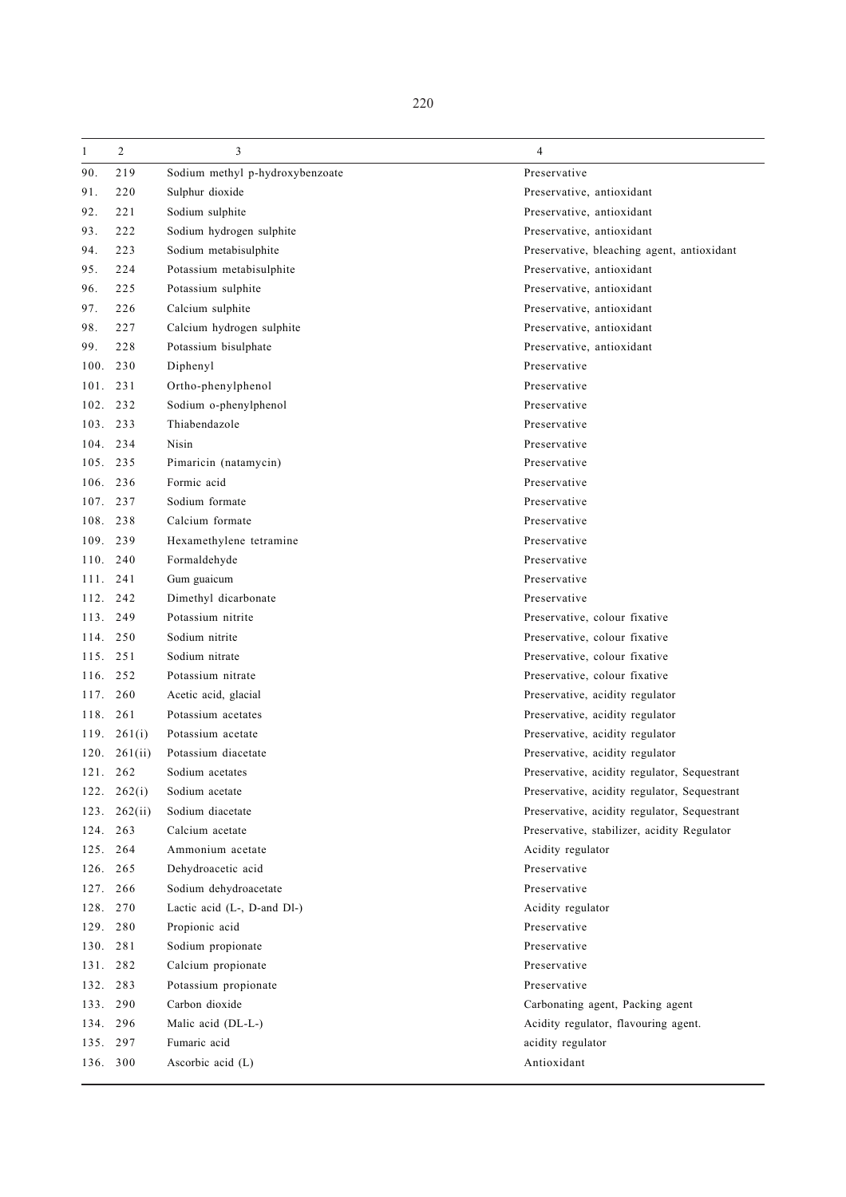| 1 | 2 | 3 | 4 |
|---|---|---|---|
| 90. | 219 | Sodium methyl p-hydroxybenzoate | Preservative |
| 91. | 220 | Sulphur dioxide | Preservative, antioxidant |
| 92. | 221 | Sodium sulphite | Preservative, antioxidant |
| 93. | 222 | Sodium hydrogen sulphite | Preservative, antioxidant |
| 94. | 223 | Sodium metabisulphite | Preservative, bleaching agent, antioxidant |
| 95. | 224 | Potassium metabisulphite | Preservative, antioxidant |
| 96. | 225 | Potassium sulphite | Preservative, antioxidant |
| 97. | 226 | Calcium sulphite | Preservative, antioxidant |
| 98. | 227 | Calcium hydrogen sulphite | Preservative, antioxidant |
| 99. | 228 | Potassium bisulphate | Preservative, antioxidant |
| 100. | 230 | Diphenyl | Preservative |
| 101. | 231 | Ortho-phenylphenol | Preservative |
| 102. | 232 | Sodium o-phenylphenol | Preservative |
| 103. | 233 | Thiabendazole | Preservative |
| 104. | 234 | Nisin | Preservative |
| 105. | 235 | Pimaricin (natamycin) | Preservative |
| 106. | 236 | Formic acid | Preservative |
| 107. | 237 | Sodium formate | Preservative |
| 108. | 238 | Calcium formate | Preservative |
| 109. | 239 | Hexamethylene tetramine | Preservative |
| 110. | 240 | Formaldehyde | Preservative |
| 111. | 241 | Gum guaicum | Preservative |
| 112. | 242 | Dimethyl dicarbonate | Preservative |
| 113. | 249 | Potassium nitrite | Preservative, colour fixative |
| 114. | 250 | Sodium nitrite | Preservative, colour fixative |
| 115. | 251 | Sodium nitrate | Preservative, colour fixative |
| 116. | 252 | Potassium nitrate | Preservative, colour fixative |
| 117. | 260 | Acetic acid, glacial | Preservative, acidity regulator |
| 118. | 261 | Potassium acetates | Preservative, acidity regulator |
| 119. | 261(i) | Potassium acetate | Preservative, acidity regulator |
| 120. | 261(ii) | Potassium diacetate | Preservative, acidity regulator |
| 121. | 262 | Sodium acetates | Preservative, acidity regulator, Sequestrant |
| 122. | 262(i) | Sodium acetate | Preservative, acidity regulator, Sequestrant |
| 123. | 262(ii) | Sodium diacetate | Preservative, acidity regulator, Sequestrant |
| 124. | 263 | Calcium acetate | Preservative, stabilizer, acidity Regulator |
| 125. | 264 | Ammonium acetate | Acidity regulator |
| 126. | 265 | Dehydroacetic acid | Preservative |
| 127. | 266 | Sodium dehydroacetate | Preservative |
| 128. | 270 | Lactic acid (L-, D-and Dl-) | Acidity regulator |
| 129. | 280 | Propionic acid | Preservative |
| 130. | 281 | Sodium propionate | Preservative |
| 131. | 282 | Calcium propionate | Preservative |
| 132. | 283 | Potassium propionate | Preservative |
| 133. | 290 | Carbon dioxide | Carbonating agent, Packing agent |
| 134. | 296 | Malic acid (DL-L-) | Acidity regulator, flavouring agent. |
| 135. | 297 | Fumaric acid | acidity regulator |
| 136. | 300 | Ascorbic acid (L) | Antioxidant |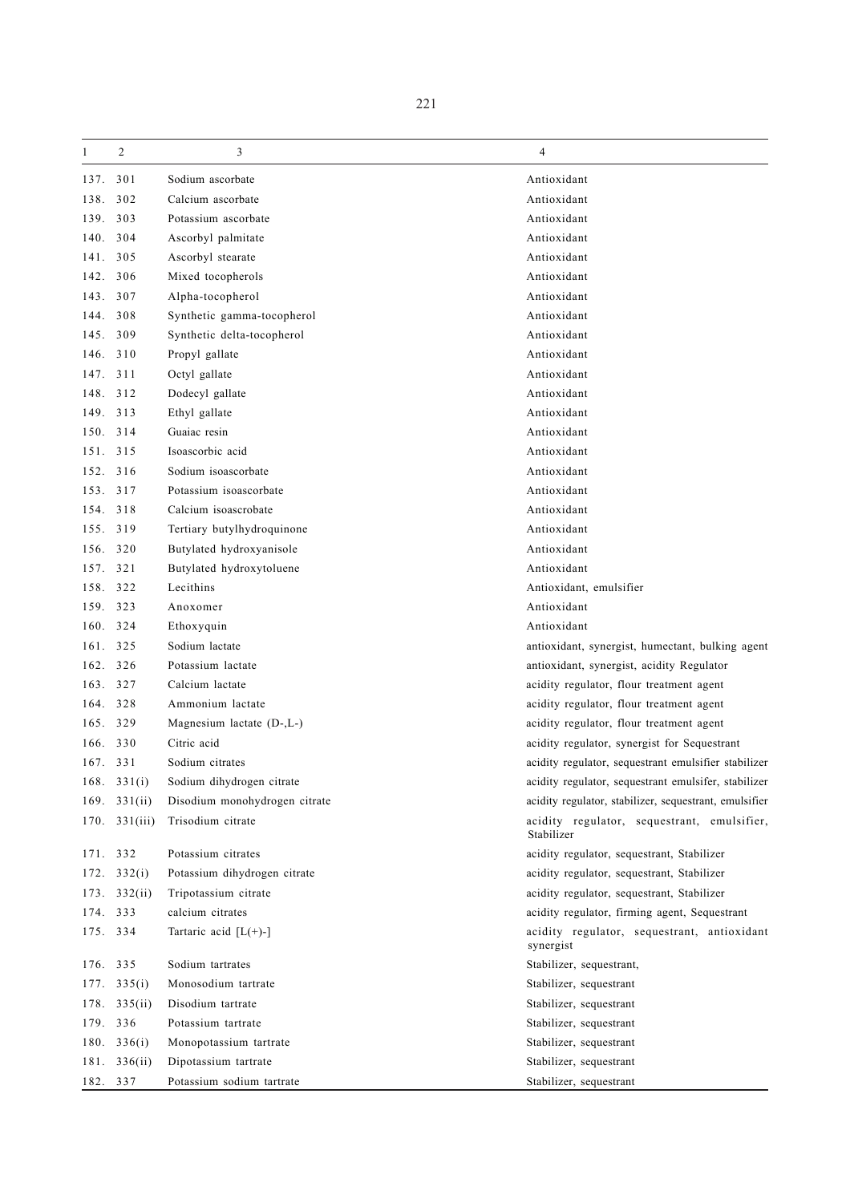| 1 | 2 | 3 | 4 |
|---|---|---|---|
| 137. | 301 | Sodium ascorbate | Antioxidant |
| 138. | 302 | Calcium ascorbate | Antioxidant |
| 139. | 303 | Potassium ascorbate | Antioxidant |
| 140. | 304 | Ascorbyl palmitate | Antioxidant |
| 141. | 305 | Ascorbyl stearate | Antioxidant |
| 142. | 306 | Mixed tocopherols | Antioxidant |
| 143. | 307 | Alpha-tocopherol | Antioxidant |
| 144. | 308 | Synthetic gamma-tocopherol | Antioxidant |
| 145. | 309 | Synthetic delta-tocopherol | Antioxidant |
| 146. | 310 | Propyl gallate | Antioxidant |
| 147. | 311 | Octyl gallate | Antioxidant |
| 148. | 312 | Dodecyl gallate | Antioxidant |
| 149. | 313 | Ethyl gallate | Antioxidant |
| 150. | 314 | Guaiac resin | Antioxidant |
| 151. | 315 | Isoascorbic acid | Antioxidant |
| 152. | 316 | Sodium isoascorbate | Antioxidant |
| 153. | 317 | Potassium isoascorbate | Antioxidant |
| 154. | 318 | Calcium isoascrobate | Antioxidant |
| 155. | 319 | Tertiary butylhydroquinone | Antioxidant |
| 156. | 320 | Butylated hydroxyanisole | Antioxidant |
| 157. | 321 | Butylated hydroxytoluene | Antioxidant |
| 158. | 322 | Lecithins | Antioxidant, emulsifier |
| 159. | 323 | Anoxomer | Antioxidant |
| 160. | 324 | Ethoxyquin | Antioxidant |
| 161. | 325 | Sodium lactate | antioxidant, synergist, humectant, bulking agent |
| 162. | 326 | Potassium lactate | antioxidant, synergist, acidity Regulator |
| 163. | 327 | Calcium lactate | acidity regulator, flour treatment agent |
| 164. | 328 | Ammonium lactate | acidity regulator, flour treatment agent |
| 165. | 329 | Magnesium lactate (D-,L-) | acidity regulator, flour treatment agent |
| 166. | 330 | Citric acid | acidity regulator, synergist for Sequestrant |
| 167. | 331 | Sodium citrates | acidity regulator, sequestrant emulsifier stabilizer |
| 168. | 331(i) | Sodium dihydrogen citrate | acidity regulator, sequestrant emulsifer, stabilizer |
| 169. | 331(ii) | Disodium monohydrogen citrate | acidity regulator, stabilizer, sequestrant, emulsifier |
| 170. | 331(iii) | Trisodium citrate | acidity regulator, sequestrant, emulsifier, Stabilizer |
| 171. | 332 | Potassium citrates | acidity regulator, sequestrant, Stabilizer |
| 172. | 332(i) | Potassium dihydrogen citrate | acidity regulator, sequestrant, Stabilizer |
| 173. | 332(ii) | Tripotassium citrate | acidity regulator, sequestrant, Stabilizer |
| 174. | 333 | calcium citrates | acidity regulator, firming agent, Sequestrant |
| 175. | 334 | Tartaric acid [L(+)-] | acidity regulator, sequestrant, antioxidant synergist |
| 176. | 335 | Sodium tartrates | Stabilizer, sequestrant, |
| 177. | 335(i) | Monosodium tartrate | Stabilizer, sequestrant |
| 178. | 335(ii) | Disodium tartrate | Stabilizer, sequestrant |
| 179. | 336 | Potassium tartrate | Stabilizer, sequestrant |
| 180. | 336(i) | Monopotassium tartrate | Stabilizer, sequestrant |
| 181. | 336(ii) | Dipotassium tartrate | Stabilizer, sequestrant |
| 182. | 337 | Potassium sodium tartrate | Stabilizer, sequestrant |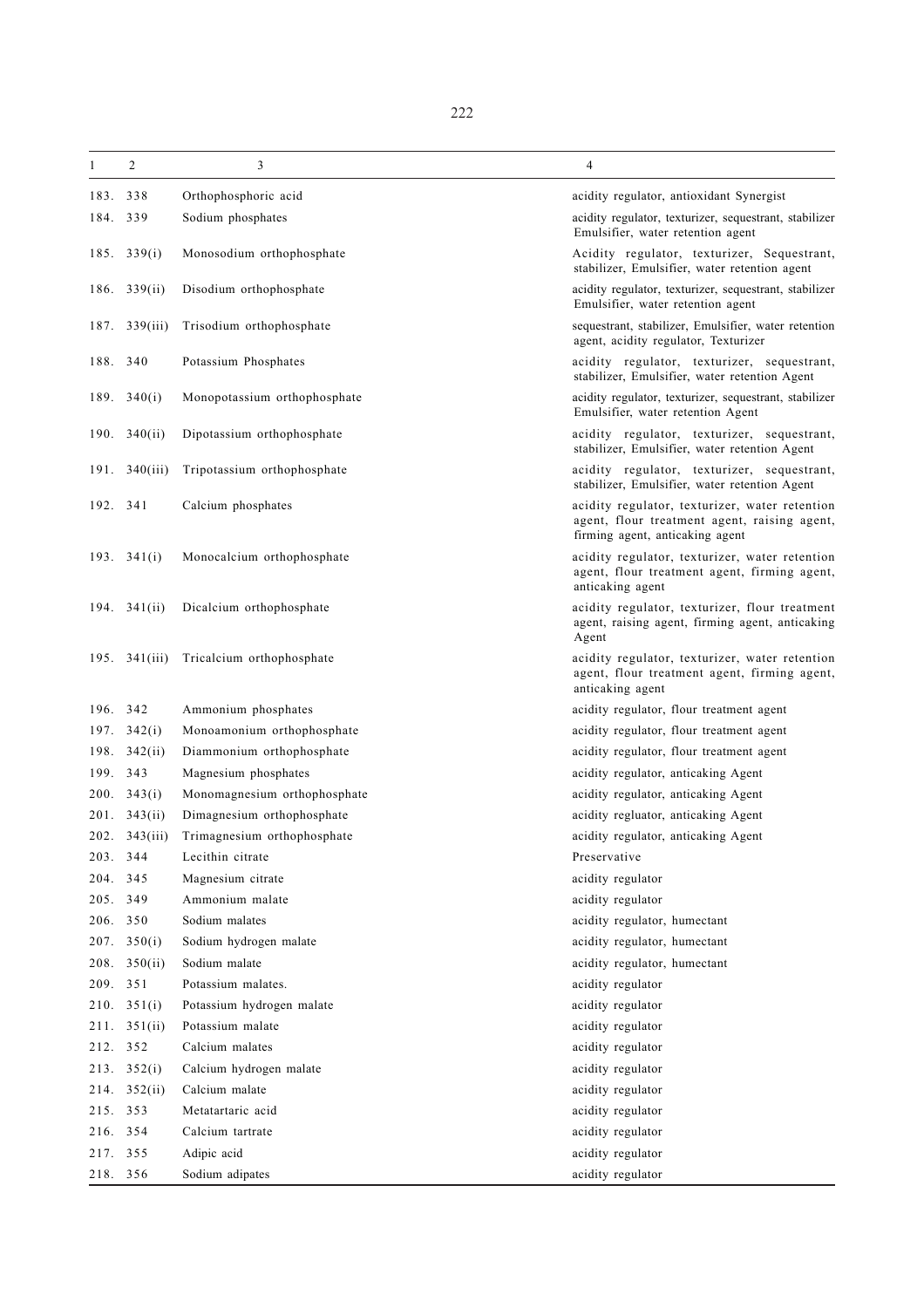| 1 | 2 | 3 | 4 |
|---|---|---|---|
| 183. | 338 | Orthophosphoric acid | acidity regulator, antioxidant Synergist |
| 184. | 339 | Sodium phosphates | acidity regulator, texturizer, sequestrant, stabilizer Emulsifier, water retention agent |
| 185. | 339(i) | Monosodium orthophosphate | Acidity regulator, texturizer, Sequestrant, stabilizer, Emulsifier, water retention agent |
| 186. | 339(ii) | Disodium orthophosphate | acidity regulator, texturizer, sequestrant, stabilizer Emulsifier, water retention agent |
| 187. | 339(iii) | Trisodium orthophosphate | sequestrant, stabilizer, Emulsifier, water retention agent, acidity regulator, Texturizer |
| 188. | 340 | Potassium Phosphates | acidity regulator, texturizer, sequestrant, stabilizer, Emulsifier, water retention Agent |
| 189. | 340(i) | Monopotassium orthophosphate | acidity regulator, texturizer, sequestrant, stabilizer Emulsifier, water retention Agent |
| 190. | 340(ii) | Dipotassium orthophosphate | acidity regulator, texturizer, sequestrant, stabilizer, Emulsifier, water retention Agent |
| 191. | 340(iii) | Tripotassium orthophosphate | acidity regulator, texturizer, sequestrant, stabilizer, Emulsifier, water retention Agent |
| 192. | 341 | Calcium phosphates | acidity regulator, texturizer, water retention agent, flour treatment agent, raising agent, firming agent, anticaking agent |
| 193. | 341(i) | Monocalcium orthophosphate | acidity regulator, texturizer, water retention agent, flour treatment agent, firming agent, anticaking agent |
| 194. | 341(ii) | Dicalcium orthophosphate | acidity regulator, texturizer, flour treatment agent, raising agent, firming agent, anticaking Agent |
| 195. | 341(iii) | Tricalcium orthophosphate | acidity regulator, texturizer, water retention agent, flour treatment agent, firming agent, anticaking agent |
| 196. | 342 | Ammonium phosphates | acidity regulator, flour treatment agent |
| 197. | 342(i) | Monoamonium orthophosphate | acidity regulator, flour treatment agent |
| 198. | 342(ii) | Diammonium orthophosphate | acidity regulator, flour treatment agent |
| 199. | 343 | Magnesium phosphates | acidity regulator, anticaking Agent |
| 200. | 343(i) | Monomagnesium orthophosphate | acidity regulator, anticaking Agent |
| 201. | 343(ii) | Dimagnesium orthophosphate | acidity regluator, anticaking Agent |
| 202. | 343(iii) | Trimagnesium orthophosphate | acidity regulator, anticaking Agent |
| 203. | 344 | Lecithin citrate | Preservative |
| 204. | 345 | Magnesium citrate | acidity regulator |
| 205. | 349 | Ammonium malate | acidity regulator |
| 206. | 350 | Sodium malates | acidity regulator, humectant |
| 207. | 350(i) | Sodium hydrogen malate | acidity regulator, humectant |
| 208. | 350(ii) | Sodium malate | acidity regulator, humectant |
| 209. | 351 | Potassium malates. | acidity regulator |
| 210. | 351(i) | Potassium hydrogen malate | acidity regulator |
| 211. | 351(ii) | Potassium malate | acidity regulator |
| 212. | 352 | Calcium malates | acidity regulator |
| 213. | 352(i) | Calcium hydrogen malate | acidity regulator |
| 214. | 352(ii) | Calcium malate | acidity regulator |
| 215. | 353 | Metatartaric acid | acidity regulator |
| 216. | 354 | Calcium tartrate | acidity regulator |
| 217. | 355 | Adipic acid | acidity regulator |
| 218. | 356 | Sodium adipates | acidity regulator |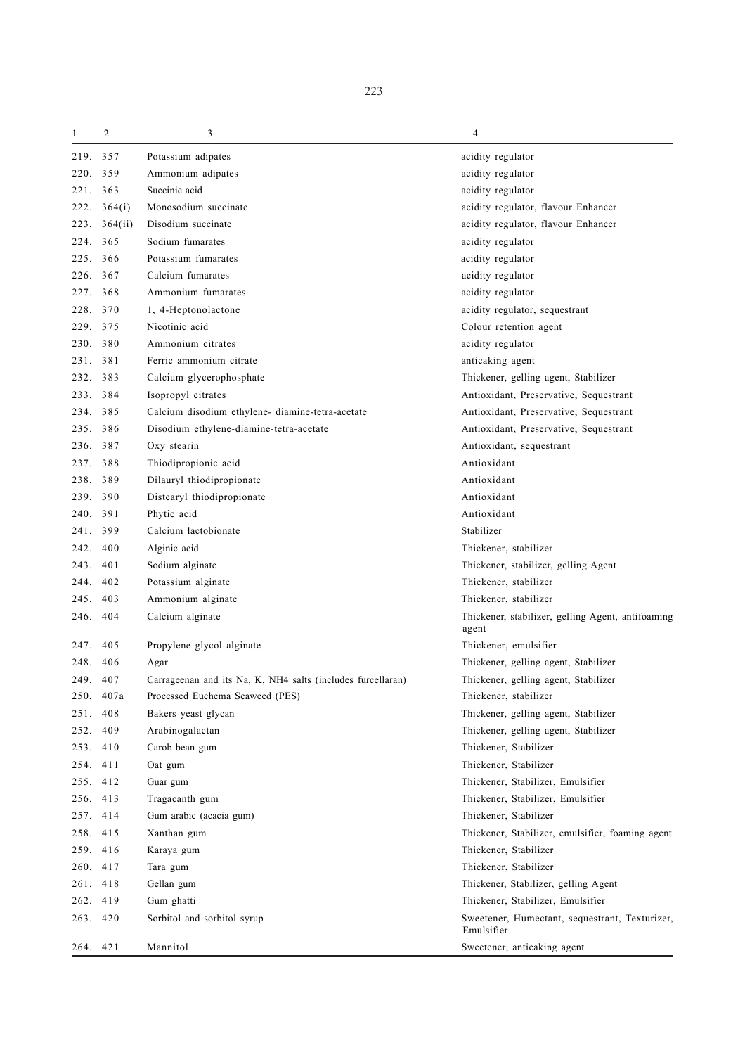| 1 | 2 | 3 | 4 |
|---|---|---|---|
| 219. | 357 | Potassium adipates | acidity regulator |
| 220. | 359 | Ammonium adipates | acidity regulator |
| 221. | 363 | Succinic acid | acidity regulator |
| 222. | 364(i) | Monosodium succinate | acidity regulator, flavour Enhancer |
| 223. | 364(ii) | Disodium succinate | acidity regulator, flavour Enhancer |
| 224. | 365 | Sodium fumarates | acidity regulator |
| 225. | 366 | Potassium fumarates | acidity regulator |
| 226. | 367 | Calcium fumarates | acidity regulator |
| 227. | 368 | Ammonium fumarates | acidity regulator |
| 228. | 370 | 1, 4-Heptonolactone | acidity regulator, sequestrant |
| 229. | 375 | Nicotinic acid | Colour retention agent |
| 230. | 380 | Ammonium citrates | acidity regulator |
| 231. | 381 | Ferric ammonium citrate | anticaking agent |
| 232. | 383 | Calcium glycerophosphate | Thickener, gelling agent, Stabilizer |
| 233. | 384 | Isopropyl citrates | Antioxidant, Preservative, Sequestrant |
| 234. | 385 | Calcium disodium ethylene- diamine-tetra-acetate | Antioxidant, Preservative, Sequestrant |
| 235. | 386 | Disodium ethylene-diamine-tetra-acetate | Antioxidant, Preservative, Sequestrant |
| 236. | 387 | Oxy stearin | Antioxidant, sequestrant |
| 237. | 388 | Thiodipropionic acid | Antioxidant |
| 238. | 389 | Dilauryl thiodipropionate | Antioxidant |
| 239. | 390 | Distearyl thiodipropionate | Antioxidant |
| 240. | 391 | Phytic acid | Antioxidant |
| 241. | 399 | Calcium lactobionate | Stabilizer |
| 242. | 400 | Alginic acid | Thickener, stabilizer |
| 243. | 401 | Sodium alginate | Thickener, stabilizer, gelling Agent |
| 244. | 402 | Potassium alginate | Thickener, stabilizer |
| 245. | 403 | Ammonium alginate | Thickener, stabilizer |
| 246. | 404 | Calcium alginate | Thickener, stabilizer, gelling Agent, antifoaming agent |
| 247. | 405 | Propylene glycol alginate | Thickener, emulsifier |
| 248. | 406 | Agar | Thickener, gelling agent, Stabilizer |
| 249. | 407 | Carrageenan and its Na, K, NH4 salts (includes furcellaran) | Thickener, gelling agent, Stabilizer |
| 250. | 407a | Processed Euchema Seaweed (PES) | Thickener, stabilizer |
| 251. | 408 | Bakers yeast glycan | Thickener, gelling agent, Stabilizer |
| 252. | 409 | Arabinogalactan | Thickener, gelling agent, Stabilizer |
| 253. | 410 | Carob bean gum | Thickener, Stabilizer |
| 254. | 411 | Oat gum | Thickener, Stabilizer |
| 255. | 412 | Guar gum | Thickener, Stabilizer, Emulsifier |
| 256. | 413 | Tragacanth gum | Thickener, Stabilizer, Emulsifier |
| 257. | 414 | Gum arabic (acacia gum) | Thickener, Stabilizer |
| 258. | 415 | Xanthan gum | Thickener, Stabilizer, emulsifier, foaming agent |
| 259. | 416 | Karaya gum | Thickener, Stabilizer |
| 260. | 417 | Tara gum | Thickener, Stabilizer |
| 261. | 418 | Gellan gum | Thickener, Stabilizer, gelling Agent |
| 262. | 419 | Gum ghatti | Thickener, Stabilizer, Emulsifier |
| 263. | 420 | Sorbitol and sorbitol syrup | Sweetener, Humectant, sequestrant, Texturizer, Emulsifier |
| 264. | 421 | Mannitol | Sweetener, anticaking agent |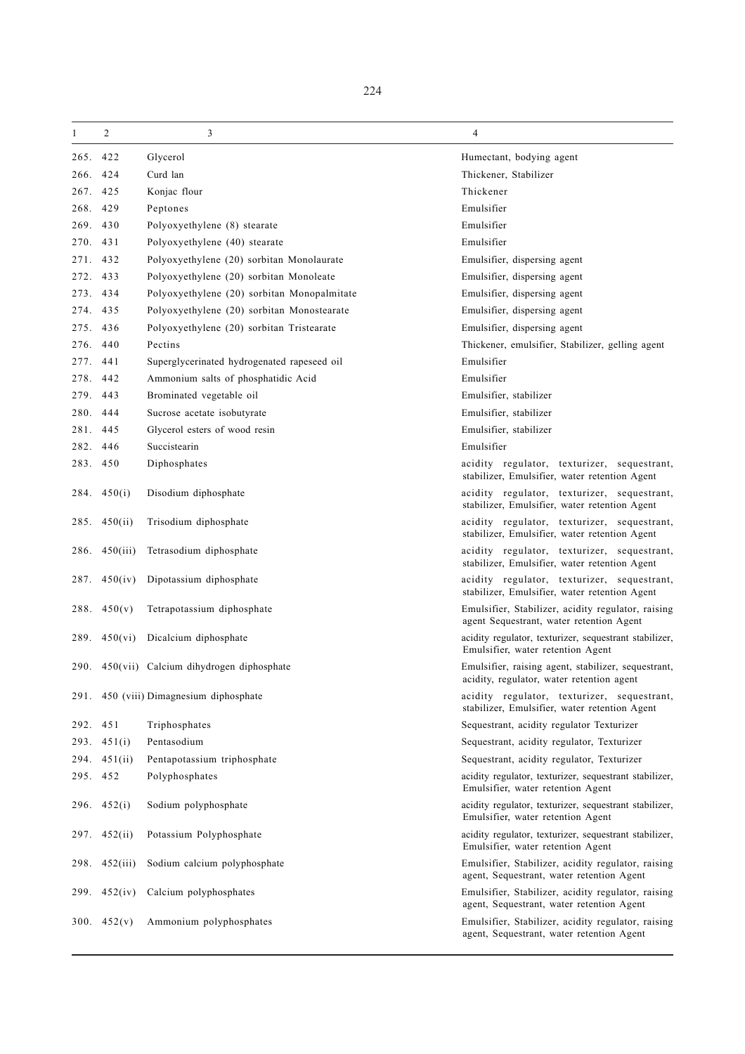| 1 | 2 | 3 | 4 |
|---|---|---|---|
| 265. | 422 | Glycerol | Humectant, bodying agent |
| 266. | 424 | Curd lan | Thickener, Stabilizer |
| 267. | 425 | Konjac flour | Thickener |
| 268. | 429 | Peptones | Emulsifier |
| 269. | 430 | Polyoxyethylene (8) stearate | Emulsifier |
| 270. | 431 | Polyoxyethylene (40) stearate | Emulsifier |
| 271. | 432 | Polyoxyethylene (20) sorbitan Monolaurate | Emulsifier, dispersing agent |
| 272. | 433 | Polyoxyethylene (20) sorbitan Monoleate | Emulsifier, dispersing agent |
| 273. | 434 | Polyoxyethylene (20) sorbitan Monopalmitate | Emulsifier, dispersing agent |
| 274. | 435 | Polyoxyethylene (20) sorbitan Monostearate | Emulsifier, dispersing agent |
| 275. | 436 | Polyoxyethylene (20) sorbitan Tristearate | Emulsifier, dispersing agent |
| 276. | 440 | Pectins | Thickener, emulsifier, Stabilizer, gelling agent |
| 277. | 441 | Superglycerinated hydrogenated rapeseed oil | Emulsifier |
| 278. | 442 | Ammonium salts of phosphatidic Acid | Emulsifier |
| 279. | 443 | Brominated vegetable oil | Emulsifier, stabilizer |
| 280. | 444 | Sucrose acetate isobutyrate | Emulsifier, stabilizer |
| 281. | 445 | Glycerol esters of wood resin | Emulsifier, stabilizer |
| 282. | 446 | Succistearin | Emulsifier |
| 283. | 450 | Diphosphates | acidity regulator, texturizer, sequestrant, stabilizer, Emulsifier, water retention Agent |
| 284. | 450(i) | Disodium diphosphate | acidity regulator, texturizer, sequestrant, stabilizer, Emulsifier, water retention Agent |
| 285. | 450(ii) | Trisodium diphosphate | acidity regulator, texturizer, sequestrant, stabilizer, Emulsifier, water retention Agent |
| 286. | 450(iii) | Tetrasodium diphosphate | acidity regulator, texturizer, sequestrant, stabilizer, Emulsifier, water retention Agent |
| 287. | 450(iv) | Dipotassium diphosphate | acidity regulator, texturizer, sequestrant, stabilizer, Emulsifier, water retention Agent |
| 288. | 450(v) | Tetrapotassium diphosphate | Emulsifier, Stabilizer, acidity regulator, raising agent Sequestrant, water retention Agent |
| 289. | 450(vi) | Dicalcium diphosphate | acidity regulator, texturizer, sequestrant stabilizer, Emulsifier, water retention Agent |
| 290. | 450(vii) | Calcium dihydrogen diphosphate | Emulsifier, raising agent, stabilizer, sequestrant, acidity, regulator, water retention agent |
| 291. | 450 (viii) | Dimagnesium diphosphate | acidity regulator, texturizer, sequestrant, stabilizer, Emulsifier, water retention Agent |
| 292. | 451 | Triphosphates | Sequestrant, acidity regulator Texturizer |
| 293. | 451(i) | Pentasodium | Sequestrant, acidity regulator, Texturizer |
| 294. | 451(ii) | Pentapotassium triphosphate | Sequestrant, acidity regulator, Texturizer |
| 295. | 452 | Polyphosphates | acidity regulator, texturizer, sequestrant stabilizer, Emulsifier, water retention Agent |
| 296. | 452(i) | Sodium polyphosphate | acidity regulator, texturizer, sequestrant stabilizer, Emulsifier, water retention Agent |
| 297. | 452(ii) | Potassium Polyphosphate | acidity regulator, texturizer, sequestrant stabilizer, Emulsifier, water retention Agent |
| 298. | 452(iii) | Sodium calcium polyphosphate | Emulsifier, Stabilizer, acidity regulator, raising agent, Sequestrant, water retention Agent |
| 299. | 452(iv) | Calcium polyphosphates | Emulsifier, Stabilizer, acidity regulator, raising agent, Sequestrant, water retention Agent |
| 300. | 452(v) | Ammonium polyphosphates | Emulsifier, Stabilizer, acidity regulator, raising agent, Sequestrant, water retention Agent |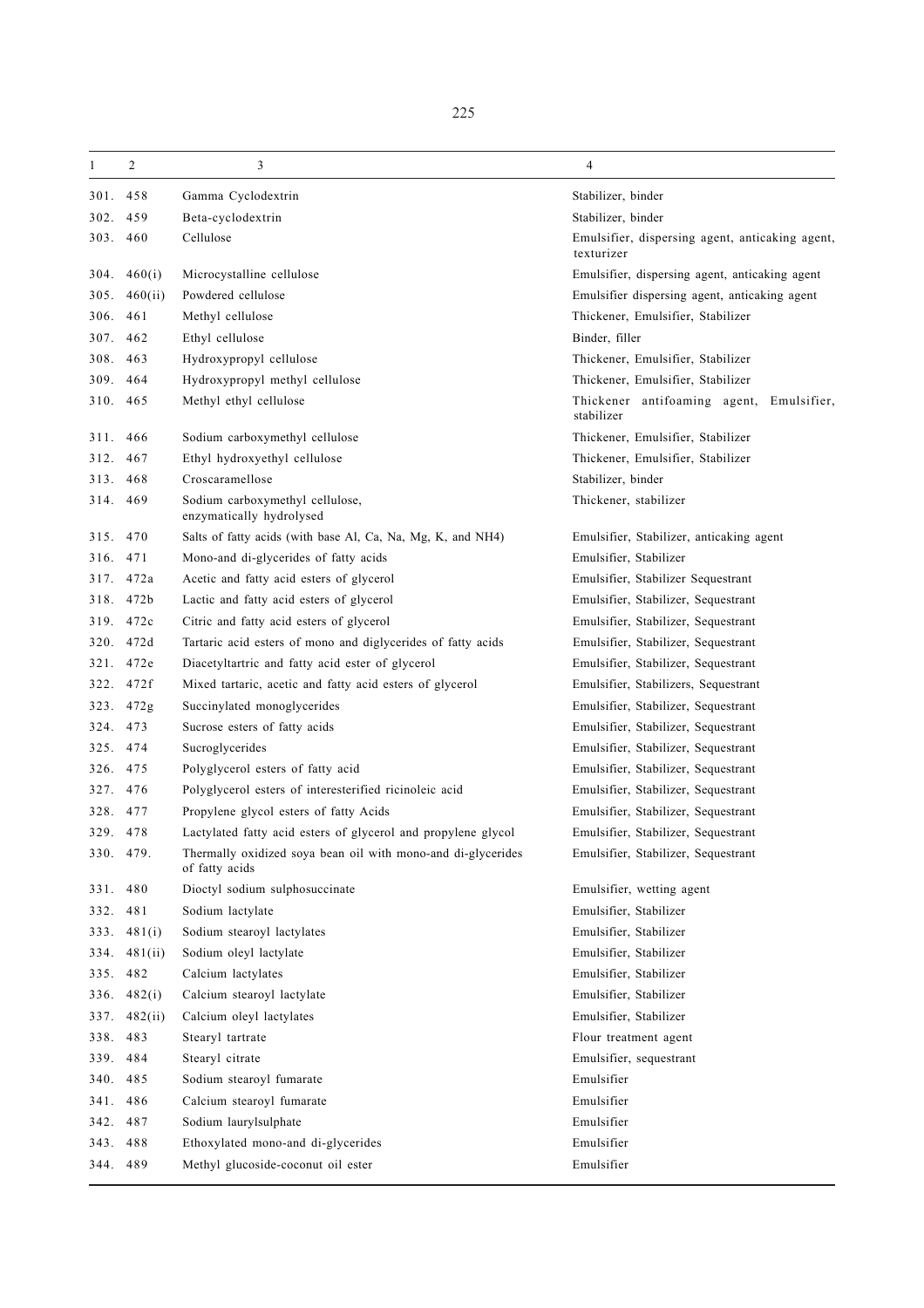| 1 | 2 | 3 | 4 |
|---|---|---|---|
| 301. | 458 | Gamma Cyclodextrin | Stabilizer, binder |
| 302. | 459 | Beta-cyclodextrin | Stabilizer, binder |
| 303. | 460 | Cellulose | Emulsifier, dispersing agent, anticaking agent, texturizer |
| 304. | 460(i) | Microcystalline cellulose | Emulsifier, dispersing agent, anticaking agent |
| 305. | 460(ii) | Powdered cellulose | Emulsifier dispersing agent, anticaking agent |
| 306. | 461 | Methyl cellulose | Thickener, Emulsifier, Stabilizer |
| 307. | 462 | Ethyl cellulose | Binder, filler |
| 308. | 463 | Hydroxypropyl cellulose | Thickener, Emulsifier, Stabilizer |
| 309. | 464 | Hydroxypropyl methyl cellulose | Thickener, Emulsifier, Stabilizer |
| 310. | 465 | Methyl ethyl cellulose | Thickener antifoaming agent, Emulsifier, stabilizer |
| 311. | 466 | Sodium carboxymethyl cellulose | Thickener, Emulsifier, Stabilizer |
| 312. | 467 | Ethyl hydroxyethyl cellulose | Thickener, Emulsifier, Stabilizer |
| 313. | 468 | Croscaramellose | Stabilizer, binder |
| 314. | 469 | Sodium carboxymethyl cellulose, enzymatically hydrolysed | Thickener, stabilizer |
| 315. | 470 | Salts of fatty acids (with base Al, Ca, Na, Mg, K, and NH4) | Emulsifier, Stabilizer, anticaking agent |
| 316. | 471 | Mono-and di-glycerides of fatty acids | Emulsifier, Stabilizer |
| 317. | 472a | Acetic and fatty acid esters of glycerol | Emulsifier, Stabilizer Sequestrant |
| 318. | 472b | Lactic and fatty acid esters of glycerol | Emulsifier, Stabilizer, Sequestrant |
| 319. | 472c | Citric and fatty acid esters of glycerol | Emulsifier, Stabilizer, Sequestrant |
| 320. | 472d | Tartaric acid esters of mono and diglycerides of fatty acids | Emulsifier, Stabilizer, Sequestrant |
| 321. | 472e | Diacetyltartric and fatty acid ester of glycerol | Emulsifier, Stabilizer, Sequestrant |
| 322. | 472f | Mixed tartaric, acetic and fatty acid esters of glycerol | Emulsifier, Stabilizers, Sequestrant |
| 323. | 472g | Succinylated monoglycerides | Emulsifier, Stabilizer, Sequestrant |
| 324. | 473 | Sucrose esters of fatty acids | Emulsifier, Stabilizer, Sequestrant |
| 325. | 474 | Sucroglycerides | Emulsifier, Stabilizer, Sequestrant |
| 326. | 475 | Polyglycerol esters of fatty acid | Emulsifier, Stabilizer, Sequestrant |
| 327. | 476 | Polyglycerol esters of interesterified ricinoleic acid | Emulsifier, Stabilizer, Sequestrant |
| 328. | 477 | Propylene glycol esters of fatty Acids | Emulsifier, Stabilizer, Sequestrant |
| 329. | 478 | Lactylated fatty acid esters of glycerol and propylene glycol | Emulsifier, Stabilizer, Sequestrant |
| 330. | 479. | Thermally oxidized soya bean oil with mono-and di-glycerides of fatty acids | Emulsifier, Stabilizer, Sequestrant |
| 331. | 480 | Dioctyl sodium sulphosuccinate | Emulsifier, wetting agent |
| 332. | 481 | Sodium lactylate | Emulsifier, Stabilizer |
| 333. | 481(i) | Sodium stearoyl lactylates | Emulsifier, Stabilizer |
| 334. | 481(ii) | Sodium oleyl lactylate | Emulsifier, Stabilizer |
| 335. | 482 | Calcium lactylates | Emulsifier, Stabilizer |
| 336. | 482(i) | Calcium stearoyl lactylate | Emulsifier, Stabilizer |
| 337. | 482(ii) | Calcium oleyl lactylates | Emulsifier, Stabilizer |
| 338. | 483 | Stearyl tartrate | Flour treatment agent |
| 339. | 484 | Stearyl citrate | Emulsifier, sequestrant |
| 340. | 485 | Sodium stearoyl fumarate | Emulsifier |
| 341. | 486 | Calcium stearoyl fumarate | Emulsifier |
| 342. | 487 | Sodium laurylsulphate | Emulsifier |
| 343. | 488 | Ethoxylated mono-and di-glycerides | Emulsifier |
| 344. | 489 | Methyl glucoside-coconut oil ester | Emulsifier |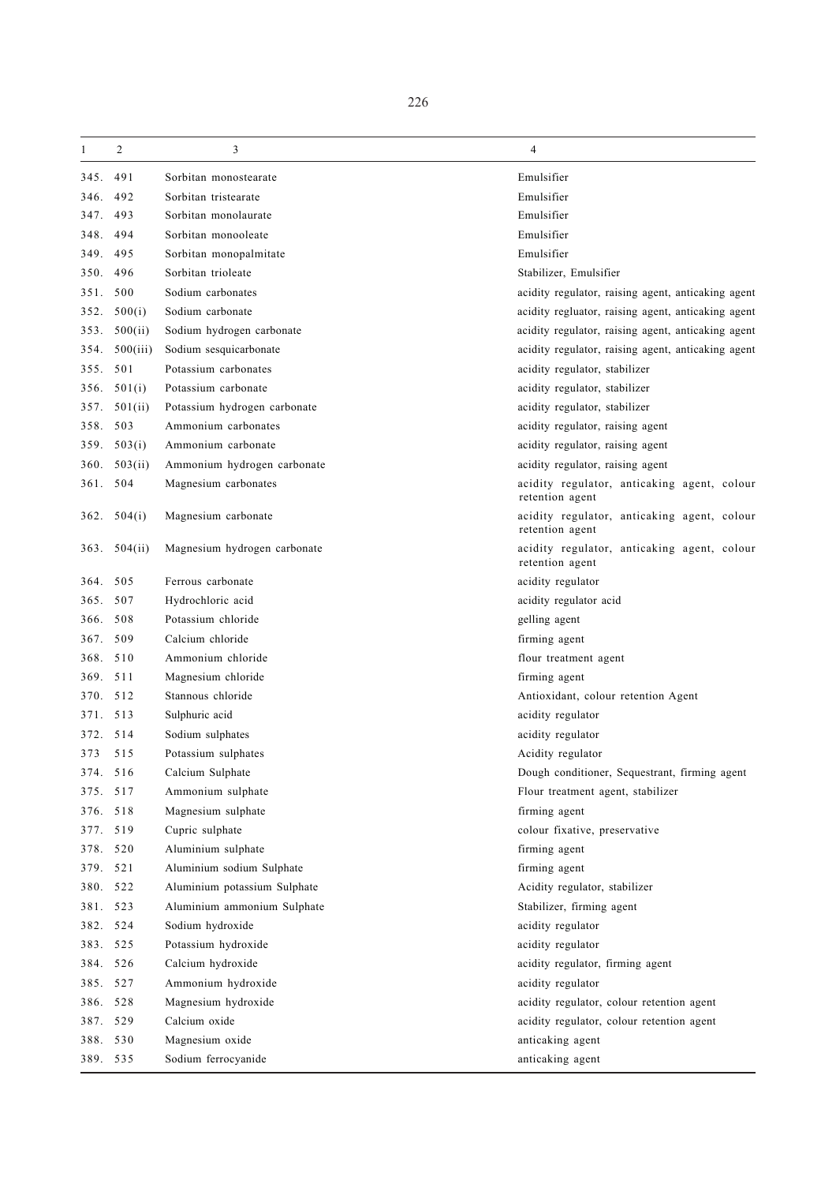| 1 | 2 | 3 | 4 |
|---|---|---|---|
| 345. | 491 | Sorbitan monostearate | Emulsifier |
| 346. | 492 | Sorbitan tristearate | Emulsifier |
| 347. | 493 | Sorbitan monolaurate | Emulsifier |
| 348. | 494 | Sorbitan monooleate | Emulsifier |
| 349. | 495 | Sorbitan monopalmitate | Emulsifier |
| 350. | 496 | Sorbitan trioleate | Stabilizer, Emulsifier |
| 351. | 500 | Sodium carbonates | acidity regulator, raising agent, anticaking agent |
| 352. | 500(i) | Sodium carbonate | acidity regluator, raising agent, anticaking agent |
| 353. | 500(ii) | Sodium hydrogen carbonate | acidity regulator, raising agent, anticaking agent |
| 354. | 500(iii) | Sodium sesquicarbonate | acidity regulator, raising agent, anticaking agent |
| 355. | 501 | Potassium carbonates | acidity regulator, stabilizer |
| 356. | 501(i) | Potassium carbonate | acidity regulator, stabilizer |
| 357. | 501(ii) | Potassium hydrogen carbonate | acidity regulator, stabilizer |
| 358. | 503 | Ammonium carbonates | acidity regulator, raising agent |
| 359. | 503(i) | Ammonium carbonate | acidity regulator, raising agent |
| 360. | 503(ii) | Ammonium hydrogen carbonate | acidity regulator, raising agent |
| 361. | 504 | Magnesium carbonates | acidity regulator, anticaking agent, colour retention agent |
| 362. | 504(i) | Magnesium carbonate | acidity regulator, anticaking agent, colour retention agent |
| 363. | 504(ii) | Magnesium hydrogen carbonate | acidity regulator, anticaking agent, colour retention agent |
| 364. | 505 | Ferrous carbonate | acidity regulator |
| 365. | 507 | Hydrochloric acid | acidity regulator acid |
| 366. | 508 | Potassium chloride | gelling agent |
| 367. | 509 | Calcium chloride | firming agent |
| 368. | 510 | Ammonium chloride | flour treatment agent |
| 369. | 511 | Magnesium chloride | firming agent |
| 370. | 512 | Stannous chloride | Antioxidant, colour retention Agent |
| 371. | 513 | Sulphuric acid | acidity regulator |
| 372. | 514 | Sodium sulphates | acidity regulator |
| 373 | 515 | Potassium sulphates | Acidity regulator |
| 374. | 516 | Calcium Sulphate | Dough conditioner, Sequestrant, firming agent |
| 375. | 517 | Ammonium sulphate | Flour treatment agent, stabilizer |
| 376. | 518 | Magnesium sulphate | firming agent |
| 377. | 519 | Cupric sulphate | colour fixative, preservative |
| 378. | 520 | Aluminium sulphate | firming agent |
| 379. | 521 | Aluminium sodium Sulphate | firming agent |
| 380. | 522 | Aluminium potassium Sulphate | Acidity regulator, stabilizer |
| 381. | 523 | Aluminium ammonium Sulphate | Stabilizer, firming agent |
| 382. | 524 | Sodium hydroxide | acidity regulator |
| 383. | 525 | Potassium hydroxide | acidity regulator |
| 384. | 526 | Calcium hydroxide | acidity regulator, firming agent |
| 385. | 527 | Ammonium hydroxide | acidity regulator |
| 386. | 528 | Magnesium hydroxide | acidity regulator, colour retention agent |
| 387. | 529 | Calcium oxide | acidity regulator, colour retention agent |
| 388. | 530 | Magnesium oxide | anticaking agent |
| 389. | 535 | Sodium ferrocyanide | anticaking agent |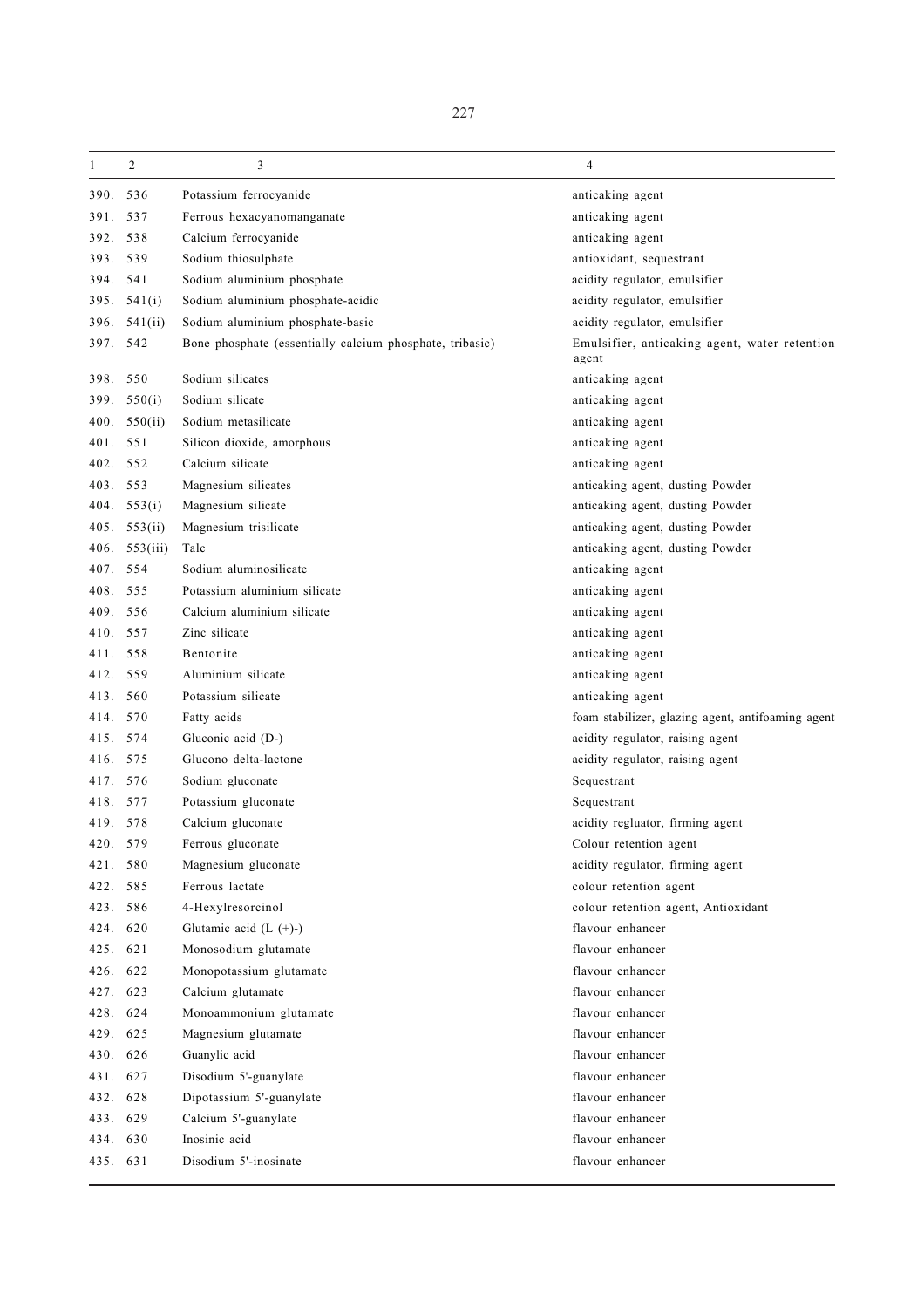| 1 | 2 | 3 | 4 |
|---|---|---|---|
| 390. | 536 | Potassium ferrocyanide | anticaking agent |
| 391. | 537 | Ferrous hexacyanomanganate | anticaking agent |
| 392. | 538 | Calcium ferrocyanide | anticaking agent |
| 393. | 539 | Sodium thiosulphate | antioxidant, sequestrant |
| 394. | 541 | Sodium aluminium phosphate | acidity regulator, emulsifier |
| 395. | 541(i) | Sodium aluminium phosphate-acidic | acidity regulator, emulsifier |
| 396. | 541(ii) | Sodium aluminium phosphate-basic | acidity regulator, emulsifier |
| 397. | 542 | Bone phosphate (essentially calcium phosphate, tribasic) | Emulsifier, anticaking agent, water retention agent |
| 398. | 550 | Sodium silicates | anticaking agent |
| 399. | 550(i) | Sodium silicate | anticaking agent |
| 400. | 550(ii) | Sodium metasilicate | anticaking agent |
| 401. | 551 | Silicon dioxide, amorphous | anticaking agent |
| 402. | 552 | Calcium silicate | anticaking agent |
| 403. | 553 | Magnesium silicates | anticaking agent, dusting Powder |
| 404. | 553(i) | Magnesium silicate | anticaking agent, dusting Powder |
| 405. | 553(ii) | Magnesium trisilicate | anticaking agent, dusting Powder |
| 406. | 553(iii) | Talc | anticaking agent, dusting Powder |
| 407. | 554 | Sodium aluminosilicate | anticaking agent |
| 408. | 555 | Potassium aluminium silicate | anticaking agent |
| 409. | 556 | Calcium aluminium silicate | anticaking agent |
| 410. | 557 | Zinc silicate | anticaking agent |
| 411. | 558 | Bentonite | anticaking agent |
| 412. | 559 | Aluminium silicate | anticaking agent |
| 413. | 560 | Potassium silicate | anticaking agent |
| 414. | 570 | Fatty acids | foam stabilizer, glazing agent, antifoaming agent |
| 415. | 574 | Gluconic acid (D-) | acidity regulator, raising agent |
| 416. | 575 | Glucono delta-lactone | acidity regulator, raising agent |
| 417. | 576 | Sodium gluconate | Sequestrant |
| 418. | 577 | Potassium gluconate | Sequestrant |
| 419. | 578 | Calcium gluconate | acidity regluator, firming agent |
| 420. | 579 | Ferrous gluconate | Colour retention agent |
| 421. | 580 | Magnesium gluconate | acidity regulator, firming agent |
| 422. | 585 | Ferrous lactate | colour retention agent |
| 423. | 586 | 4-Hexylresorcinol | colour retention agent, Antioxidant |
| 424. | 620 | Glutamic acid (L (+)-) | flavour enhancer |
| 425. | 621 | Monosodium glutamate | flavour enhancer |
| 426. | 622 | Monopotassium glutamate | flavour enhancer |
| 427. | 623 | Calcium glutamate | flavour enhancer |
| 428. | 624 | Monoammonium glutamate | flavour enhancer |
| 429. | 625 | Magnesium glutamate | flavour enhancer |
| 430. | 626 | Guanylic acid | flavour enhancer |
| 431. | 627 | Disodium 5'-guanylate | flavour enhancer |
| 432. | 628 | Dipotassium 5'-guanylate | flavour enhancer |
| 433. | 629 | Calcium 5'-guanylate | flavour enhancer |
| 434. | 630 | Inosinic acid | flavour enhancer |
| 435. | 631 | Disodium 5'-inosinate | flavour enhancer |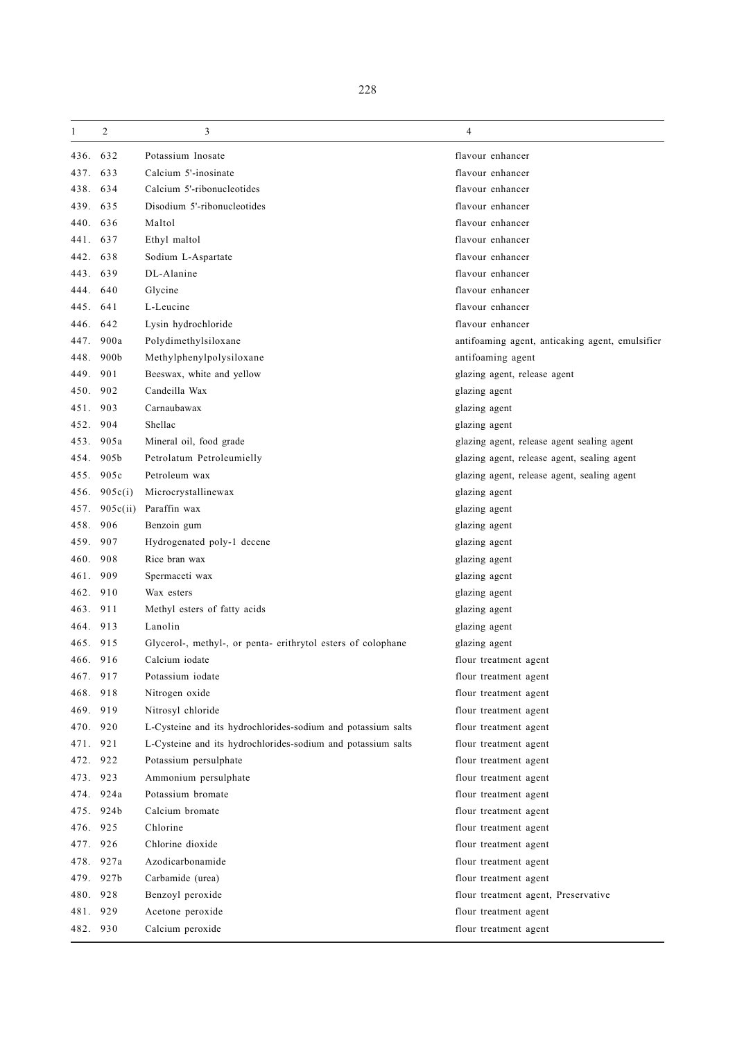| 1 | 2 | 3 | 4 |
|---|---|---|---|
| 436. | 632 | Potassium Inosate | flavour enhancer |
| 437. | 633 | Calcium 5'-inosinate | flavour enhancer |
| 438. | 634 | Calcium 5'-ribonucleotides | flavour enhancer |
| 439. | 635 | Disodium 5'-ribonucleotides | flavour enhancer |
| 440. | 636 | Maltol | flavour enhancer |
| 441. | 637 | Ethyl maltol | flavour enhancer |
| 442. | 638 | Sodium L-Aspartate | flavour enhancer |
| 443. | 639 | DL-Alanine | flavour enhancer |
| 444. | 640 | Glycine | flavour enhancer |
| 445. | 641 | L-Leucine | flavour enhancer |
| 446. | 642 | Lysin hydrochloride | flavour enhancer |
| 447. | 900a | Polydimethylsiloxane | antifoaming agent, anticaking agent, emulsifier |
| 448. | 900b | Methylphenylpolysiloxane | antifoaming agent |
| 449. | 901 | Beeswax, white and yellow | glazing agent, release agent |
| 450. | 902 | Candeilla Wax | glazing agent |
| 451. | 903 | Carnaubawax | glazing agent |
| 452. | 904 | Shellac | glazing agent |
| 453. | 905a | Mineral oil, food grade | glazing agent, release agent sealing agent |
| 454. | 905b | Petrolatum Petroleumielly | glazing agent, release agent, sealing agent |
| 455. | 905c | Petroleum wax | glazing agent, release agent, sealing agent |
| 456. | 905c(i) | Microcrystallinewax | glazing agent |
| 457. | 905c(ii) | Paraffin wax | glazing agent |
| 458. | 906 | Benzoin gum | glazing agent |
| 459. | 907 | Hydrogenated poly-1 decene | glazing agent |
| 460. | 908 | Rice bran wax | glazing agent |
| 461. | 909 | Spermaceti wax | glazing agent |
| 462. | 910 | Wax esters | glazing agent |
| 463. | 911 | Methyl esters of fatty acids | glazing agent |
| 464. | 913 | Lanolin | glazing agent |
| 465. | 915 | Glycerol-, methyl-, or penta- erithrytol esters of colophane | glazing agent |
| 466. | 916 | Calcium iodate | flour treatment agent |
| 467. | 917 | Potassium iodate | flour treatment agent |
| 468. | 918 | Nitrogen oxide | flour treatment agent |
| 469. | 919 | Nitrosyl chloride | flour treatment agent |
| 470. | 920 | L-Cysteine and its hydrochlorides-sodium and potassium salts | flour treatment agent |
| 471. | 921 | L-Cysteine and its hydrochlorides-sodium and potassium salts | flour treatment agent |
| 472. | 922 | Potassium persulphate | flour treatment agent |
| 473. | 923 | Ammonium persulphate | flour treatment agent |
| 474. | 924a | Potassium bromate | flour treatment agent |
| 475. | 924b | Calcium bromate | flour treatment agent |
| 476. | 925 | Chlorine | flour treatment agent |
| 477. | 926 | Chlorine dioxide | flour treatment agent |
| 478. | 927a | Azodicarbonamide | flour treatment agent |
| 479. | 927b | Carbamide (urea) | flour treatment agent |
| 480. | 928 | Benzoyl peroxide | flour treatment agent, Preservative |
| 481. | 929 | Acetone peroxide | flour treatment agent |
| 482. | 930 | Calcium peroxide | flour treatment agent |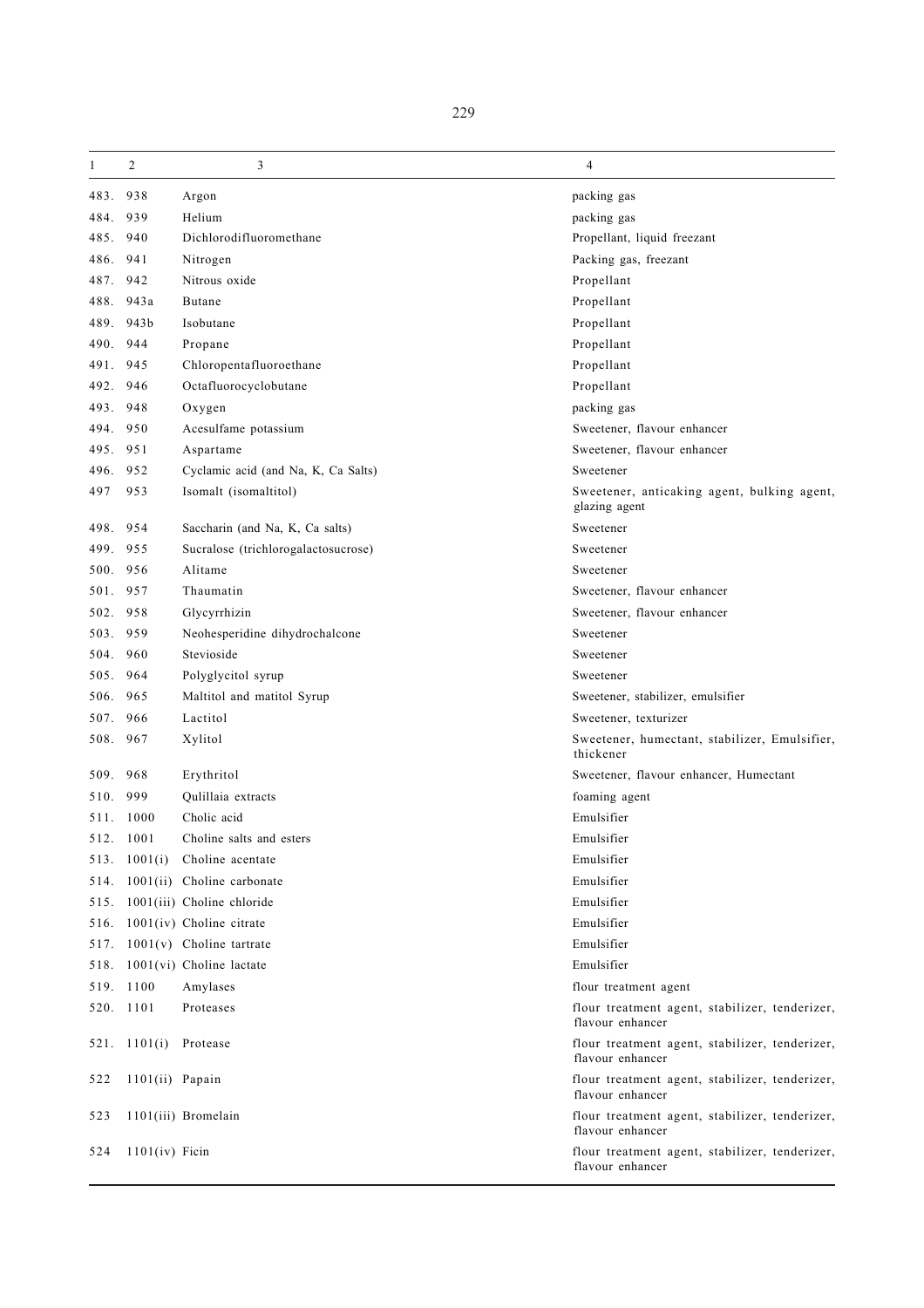| 1 | 2 | 3 | 4 |
|---|---|---|---|
| 483. | 938 | Argon | packing gas |
| 484. | 939 | Helium | packing gas |
| 485. | 940 | Dichlorodifluoromethane | Propellant, liquid freezant |
| 486. | 941 | Nitrogen | Packing gas, freezant |
| 487. | 942 | Nitrous oxide | Propellant |
| 488. | 943a | Butane | Propellant |
| 489. | 943b | Isobutane | Propellant |
| 490. | 944 | Propane | Propellant |
| 491. | 945 | Chloropentafluoroethane | Propellant |
| 492. | 946 | Octafluorocyclobutane | Propellant |
| 493. | 948 | Oxygen | packing gas |
| 494. | 950 | Acesulfame potassium | Sweetener, flavour enhancer |
| 495. | 951 | Aspartame | Sweetener, flavour enhancer |
| 496. | 952 | Cyclamic acid (and Na, K, Ca Salts) | Sweetener |
| 497 | 953 | Isomalt (isomaltitol) | Sweetener, anticaking agent, bulking agent, glazing agent |
| 498. | 954 | Saccharin (and Na, K, Ca salts) | Sweetener |
| 499. | 955 | Sucralose (trichlorogalactosucrose) | Sweetener |
| 500. | 956 | Alitame | Sweetener |
| 501. | 957 | Thaumatin | Sweetener, flavour enhancer |
| 502. | 958 | Glycyrrhizin | Sweetener, flavour enhancer |
| 503. | 959 | Neohesperidine dihydrochalcone | Sweetener |
| 504. | 960 | Stevioside | Sweetener |
| 505. | 964 | Polyglycitol syrup | Sweetener |
| 506. | 965 | Maltitol and matitol Syrup | Sweetener, stabilizer, emulsifier |
| 507. | 966 | Lactitol | Sweetener, texturizer |
| 508. | 967 | Xylitol | Sweetener, humectant, stabilizer, Emulsifier, thickener |
| 509. | 968 | Erythritol | Sweetener, flavour enhancer, Humectant |
| 510. | 999 | Qulillaia extracts | foaming agent |
| 511. | 1000 | Cholic acid | Emulsifier |
| 512. | 1001 | Choline salts and esters | Emulsifier |
| 513. | 1001(i) | Choline acentate | Emulsifier |
| 514. | 1001(ii) | Choline carbonate | Emulsifier |
| 515. | 1001(iii) | Choline chloride | Emulsifier |
| 516. | 1001(iv) | Choline citrate | Emulsifier |
| 517. | 1001(v) | Choline tartrate | Emulsifier |
| 518. | 1001(vi) | Choline lactate | Emulsifier |
| 519. | 1100 | Amylases | flour treatment agent |
| 520. | 1101 | Proteases | flour treatment agent, stabilizer, tenderizer, flavour enhancer |
| 521. | 1101(i) | Protease | flour treatment agent, stabilizer, tenderizer, flavour enhancer |
| 522 | 1101(ii) | Papain | flour treatment agent, stabilizer, tenderizer, flavour enhancer |
| 523 | 1101(iii) | Bromelain | flour treatment agent, stabilizer, tenderizer, flavour enhancer |
| 524 | 1101(iv) | Ficin | flour treatment agent, stabilizer, tenderizer, flavour enhancer |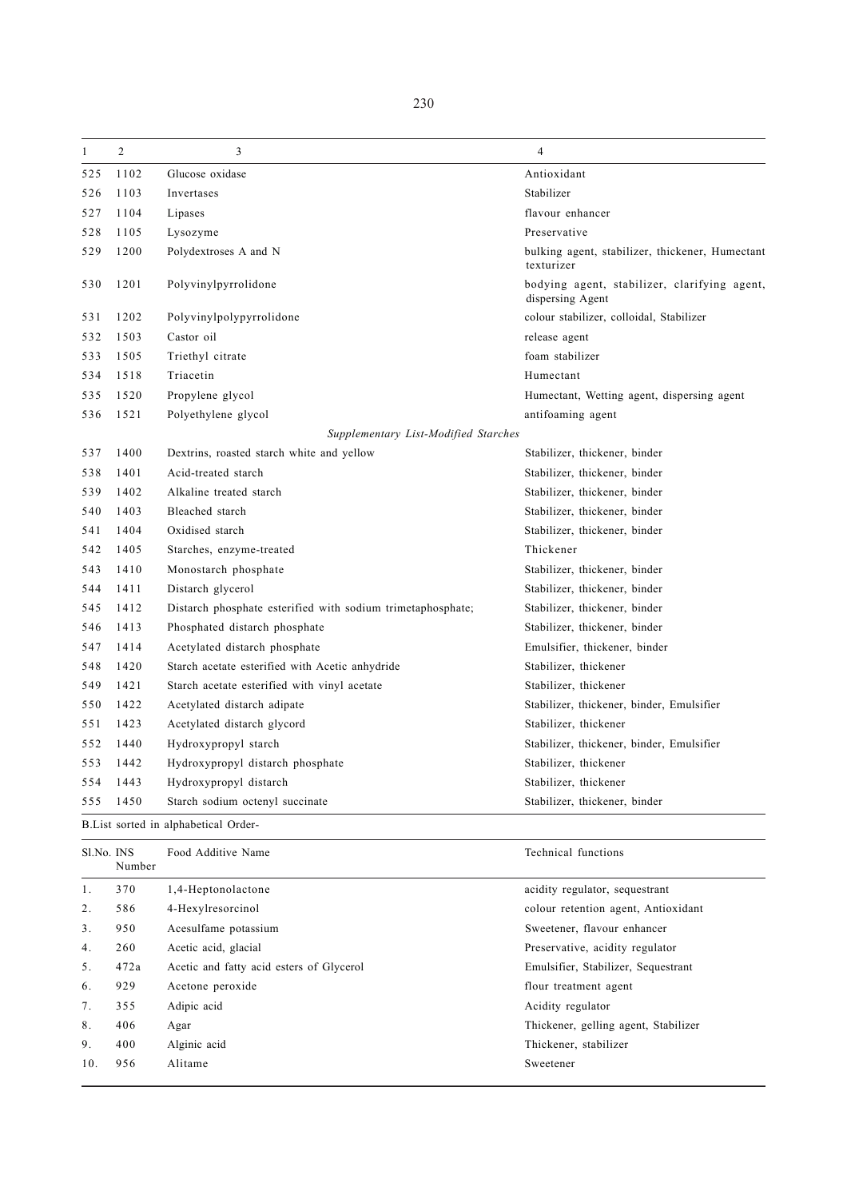| 1 | 2 | 3 | 4 |
|---|---|---|---|
| 525 | 1102 | Glucose oxidase | Antioxidant |
| 526 | 1103 | Invertases | Stabilizer |
| 527 | 1104 | Lipases | flavour enhancer |
| 528 | 1105 | Lysozyme | Preservative |
| 529 | 1200 | Polydextroses A and N | bulking agent, stabilizer, thickener, Humectant texturizer |
| 530 | 1201 | Polyvinylpyrrolidone | bodying agent, stabilizer, clarifying agent, dispersing Agent |
| 531 | 1202 | Polyvinylpolypyrrolidone | colour stabilizer, colloidal, Stabilizer |
| 532 | 1503 | Castor oil | release agent |
| 533 | 1505 | Triethyl citrate | foam stabilizer |
| 534 | 1518 | Triacetin | Humectant |
| 535 | 1520 | Propylene glycol | Humectant, Wetting agent, dispersing agent |
| 536 | 1521 | Polyethylene glycol | antifoaming agent |
| | | *Supplementary List-Modified Starches* | |
| 537 | 1400 | Dextrins, roasted starch white and yellow | Stabilizer, thickener, binder |
| 538 | 1401 | Acid-treated starch | Stabilizer, thickener, binder |
| 539 | 1402 | Alkaline treated starch | Stabilizer, thickener, binder |
| 540 | 1403 | Bleached starch | Stabilizer, thickener, binder |
| 541 | 1404 | Oxidised starch | Stabilizer, thickener, binder |
| 542 | 1405 | Starches, enzyme-treated | Thickener |
| 543 | 1410 | Monostarch phosphate | Stabilizer, thickener, binder |
| 544 | 1411 | Distarch glycerol | Stabilizer, thickener, binder |
| 545 | 1412 | Distarch phosphate esterified with sodium trimetaphosphate; | Stabilizer, thickener, binder |
| 546 | 1413 | Phosphated distarch phosphate | Stabilizer, thickener, binder |
| 547 | 1414 | Acetylated distarch phosphate | Emulsifier, thickener, binder |
| 548 | 1420 | Starch acetate esterified with Acetic anhydride | Stabilizer, thickener |
| 549 | 1421 | Starch acetate esterified with vinyl acetate | Stabilizer, thickener |
| 550 | 1422 | Acetylated distarch adipate | Stabilizer, thickener, binder, Emulsifier |
| 551 | 1423 | Acetylated distarch glycord | Stabilizer, thickener |
| 552 | 1440 | Hydroxypropyl starch | Stabilizer, thickener, binder, Emulsifier |
| 553 | 1442 | Hydroxypropyl distarch phosphate | Stabilizer, thickener |
| 554 | 1443 | Hydroxypropyl distarch | Stabilizer, thickener |
| 555 | 1450 | Starch sodium octenyl succinate | Stabilizer, thickener, binder |

B.List sorted in alphabetical Order-

| Sl.No. | INS Number | Food Additive Name | Technical functions |
|---|---|---|---|
| 1. | 370 | 1,4-Heptonolactone | acidity regulator, sequestrant |
| 2. | 586 | 4-Hexylresorcinol | colour retention agent, Antioxidant |
| 3. | 950 | Acesulfame potassium | Sweetener, flavour enhancer |
| 4. | 260 | Acetic acid, glacial | Preservative, acidity regulator |
| 5. | 472a | Acetic and fatty acid esters of Glycerol | Emulsifier, Stabilizer, Sequestrant |
| 6. | 929 | Acetone peroxide | flour treatment agent |
| 7. | 355 | Adipic acid | Acidity regulator |
| 8. | 406 | Agar | Thickener, gelling agent, Stabilizer |
| 9. | 400 | Alginic acid | Thickener, stabilizer |
| 10. | 956 | Alitame | Sweetener |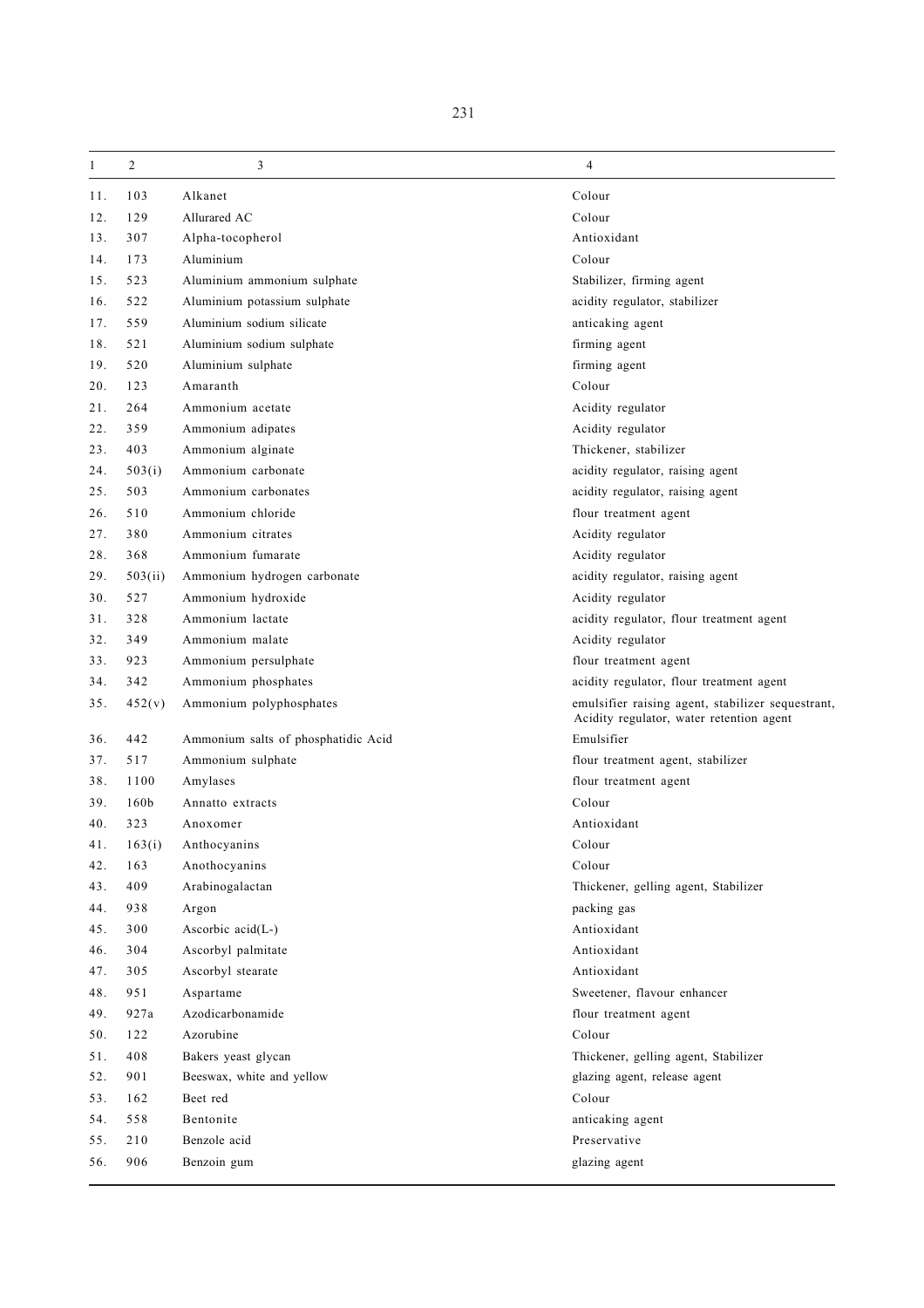| 1 | 2 | 3 | 4 |
|---|---|---|---|
| 11. | 103 | Alkanet | Colour |
| 12. | 129 | Allurared AC | Colour |
| 13. | 307 | Alpha-tocopherol | Antioxidant |
| 14. | 173 | Aluminium | Colour |
| 15. | 523 | Aluminium ammonium sulphate | Stabilizer, firming agent |
| 16. | 522 | Aluminium potassium sulphate | acidity regulator, stabilizer |
| 17. | 559 | Aluminium sodium silicate | anticaking agent |
| 18. | 521 | Aluminium sodium sulphate | firming agent |
| 19. | 520 | Aluminium sulphate | firming agent |
| 20. | 123 | Amaranth | Colour |
| 21. | 264 | Ammonium acetate | Acidity regulator |
| 22. | 359 | Ammonium adipates | Acidity regulator |
| 23. | 403 | Ammonium alginate | Thickener, stabilizer |
| 24. | 503(i) | Ammonium carbonate | acidity regulator, raising agent |
| 25. | 503 | Ammonium carbonates | acidity regulator, raising agent |
| 26. | 510 | Ammonium chloride | flour treatment agent |
| 27. | 380 | Ammonium citrates | Acidity regulator |
| 28. | 368 | Ammonium fumarate | Acidity regulator |
| 29. | 503(ii) | Ammonium hydrogen carbonate | acidity regulator, raising agent |
| 30. | 527 | Ammonium hydroxide | Acidity regulator |
| 31. | 328 | Ammonium lactate | acidity regulator, flour treatment agent |
| 32. | 349 | Ammonium malate | Acidity regulator |
| 33. | 923 | Ammonium persulphate | flour treatment agent |
| 34. | 342 | Ammonium phosphates | acidity regulator, flour treatment agent |
| 35. | 452(v) | Ammonium polyphosphates | emulsifier raising agent, stabilizer sequestrant, Acidity regulator, water retention agent |
| 36. | 442 | Ammonium salts of phosphatidic Acid | Emulsifier |
| 37. | 517 | Ammonium sulphate | flour treatment agent, stabilizer |
| 38. | 1100 | Amylases | flour treatment agent |
| 39. | 160b | Annatto extracts | Colour |
| 40. | 323 | Anoxomer | Antioxidant |
| 41. | 163(i) | Anthocyanins | Colour |
| 42. | 163 | Anothocyanins | Colour |
| 43. | 409 | Arabinogalactan | Thickener, gelling agent, Stabilizer |
| 44. | 938 | Argon | packing gas |
| 45. | 300 | Ascorbic acid(L-) | Antioxidant |
| 46. | 304 | Ascorbyl palmitate | Antioxidant |
| 47. | 305 | Ascorbyl stearate | Antioxidant |
| 48. | 951 | Aspartame | Sweetener, flavour enhancer |
| 49. | 927a | Azodicarbonamide | flour treatment agent |
| 50. | 122 | Azorubine | Colour |
| 51. | 408 | Bakers yeast glycan | Thickener, gelling agent, Stabilizer |
| 52. | 901 | Beeswax, white and yellow | glazing agent, release agent |
| 53. | 162 | Beet red | Colour |
| 54. | 558 | Bentonite | anticaking agent |
| 55. | 210 | Benzole acid | Preservative |
| 56. | 906 | Benzoin gum | glazing agent |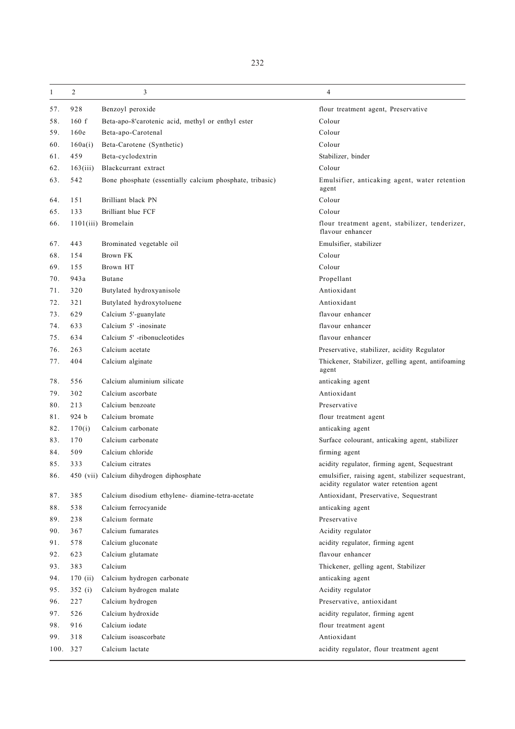| 1 | 2 | 3 | 4 |
|---|---|---|---|
| 57. | 928 | Benzoyl peroxide | flour treatment agent, Preservative |
| 58. | 160 f | Beta-apo-8'carotenic acid, methyl or enthyl ester | Colour |
| 59. | 160e | Beta-apo-Carotenal | Colour |
| 60. | 160a(i) | Beta-Carotene (Synthetic) | Colour |
| 61. | 459 | Beta-cyclodextrin | Stabilizer, binder |
| 62. | 163(iii) | Blackcurrant extract | Colour |
| 63. | 542 | Bone phosphate (essentially calcium phosphate, tribasic) | Emulsifier, anticaking agent, water retention agent |
| 64. | 151 | Brilliant black PN | Colour |
| 65. | 133 | Brilliant blue FCF | Colour |
| 66. | 1101(iii) | Bromelain | flour treatment agent, stabilizer, tenderizer, flavour enhancer |
| 67. | 443 | Brominated vegetable oil | Emulsifier, stabilizer |
| 68. | 154 | Brown FK | Colour |
| 69. | 155 | Brown HT | Colour |
| 70. | 943a | Butane | Propellant |
| 71. | 320 | Butylated hydroxyanisole | Antioxidant |
| 72. | 321 | Butylated hydroxytoluene | Antioxidant |
| 73. | 629 | Calcium 5'-guanylate | flavour enhancer |
| 74. | 633 | Calcium 5' -inosinate | flavour enhancer |
| 75. | 634 | Calcium 5' -ribonucleotides | flavour enhancer |
| 76. | 263 | Calcium acetate | Preservative, stabilizer, acidity Regulator |
| 77. | 404 | Calcium alginate | Thickener, Stabilizer, gelling agent, antifoaming agent |
| 78. | 556 | Calcium aluminium silicate | anticaking agent |
| 79. | 302 | Calcium ascorbate | Antioxidant |
| 80. | 213 | Calcium benzoate | Preservative |
| 81. | 924 b | Calcium bromate | flour treatment agent |
| 82. | 170(i) | Calcium carbonate | anticaking agent |
| 83. | 170 | Calcium carbonate | Surface colourant, anticaking agent, stabilizer |
| 84. | 509 | Calcium chloride | firming agent |
| 85. | 333 | Calcium citrates | acidity regulator, firming agent, Sequestrant |
| 86. | 450 (vii) | Calcium dihydrogen diphosphate | emulsifier, raising agent, stabilizer sequestrant, acidity regulator water retention agent |
| 87. | 385 | Calcium disodium ethylene- diamine-tetra-acetate | Antioxidant, Preservative, Sequestrant |
| 88. | 538 | Calcium ferrocyanide | anticaking agent |
| 89. | 238 | Calcium formate | Preservative |
| 90. | 367 | Calcium fumarates | Acidity regulator |
| 91. | 578 | Calcium gluconate | acidity regulator, firming agent |
| 92. | 623 | Calcium glutamate | flavour enhancer |
| 93. | 383 | Calcium | Thickener, gelling agent, Stabilizer |
| 94. | 170 (ii) | Calcium hydrogen carbonate | anticaking agent |
| 95. | 352 (i) | Calcium hydrogen malate | Acidity regulator |
| 96. | 227 | Calcium hydrogen | Preservative, antioxidant |
| 97. | 526 | Calcium hydroxide | acidity regulator, firming agent |
| 98. | 916 | Calcium iodate | flour treatment agent |
| 99. | 318 | Calcium isoascorbate | Antioxidant |
| 100. | 327 | Calcium lactate | acidity regulator, flour treatment agent |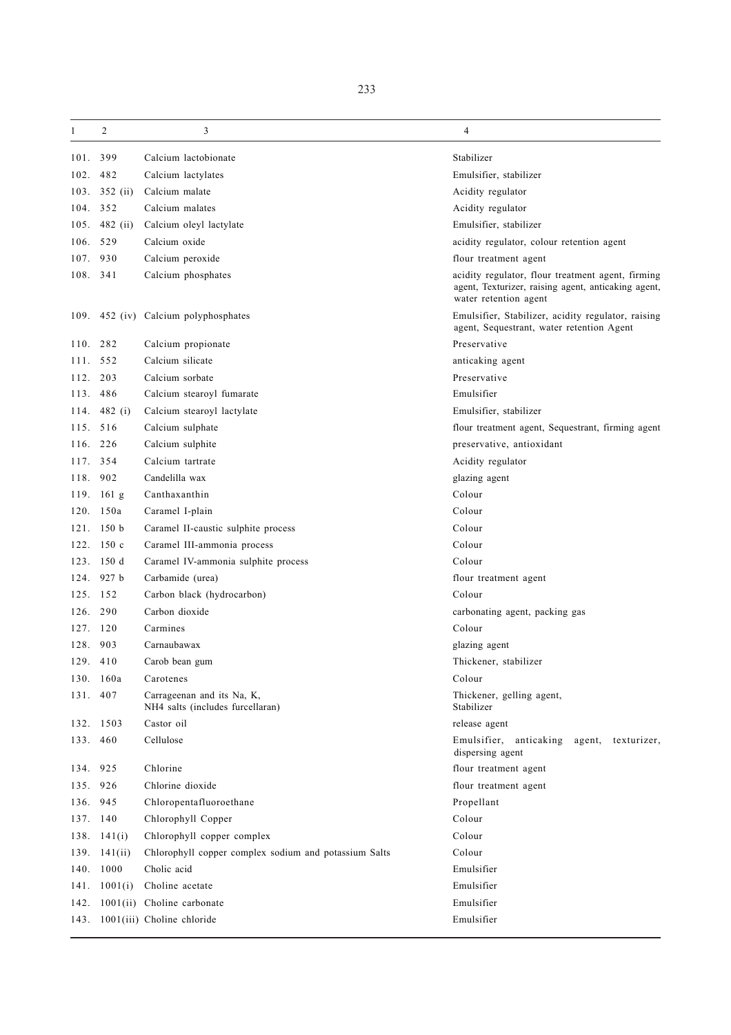| 1 | 2 | 3 | 4 |
|---|---|---|---|
| 101. | 399 | Calcium lactobionate | Stabilizer |
| 102. | 482 | Calcium lactylates | Emulsifier, stabilizer |
| 103. | 352 (ii) | Calcium malate | Acidity regulator |
| 104. | 352 | Calcium malates | Acidity regulator |
| 105. | 482 (ii) | Calcium oleyl lactylate | Emulsifier, stabilizer |
| 106. | 529 | Calcium oxide | acidity regulator, colour retention agent |
| 107. | 930 | Calcium peroxide | flour treatment agent |
| 108. | 341 | Calcium phosphates | acidity regulator, flour treatment agent, firming agent, Texturizer, raising agent, anticaking agent, water retention agent |
| 109. | 452 (iv) | Calcium polyphosphates | Emulsifier, Stabilizer, acidity regulator, raising agent, Sequestrant, water retention Agent |
| 110. | 282 | Calcium propionate | Preservative |
| 111. | 552 | Calcium silicate | anticaking agent |
| 112. | 203 | Calcium sorbate | Preservative |
| 113. | 486 | Calcium stearoyl fumarate | Emulsifier |
| 114. | 482 (i) | Calcium stearoyl lactylate | Emulsifier, stabilizer |
| 115. | 516 | Calcium sulphate | flour treatment agent, Sequestrant, firming agent |
| 116. | 226 | Calcium sulphite | preservative, antioxidant |
| 117. | 354 | Calcium tartrate | Acidity regulator |
| 118. | 902 | Candelilla wax | glazing agent |
| 119. | 161 g | Canthaxanthin | Colour |
| 120. | 150a | Caramel I-plain | Colour |
| 121. | 150 b | Caramel II-caustic sulphite process | Colour |
| 122. | 150 c | Caramel III-ammonia process | Colour |
| 123. | 150 d | Caramel IV-ammonia sulphite process | Colour |
| 124. | 927 b | Carbamide (urea) | flour treatment agent |
| 125. | 152 | Carbon black (hydrocarbon) | Colour |
| 126. | 290 | Carbon dioxide | carbonating agent, packing gas |
| 127. | 120 | Carmines | Colour |
| 128. | 903 | Carnaubawax | glazing agent |
| 129. | 410 | Carob bean gum | Thickener, stabilizer |
| 130. | 160a | Carotenes | Colour |
| 131. | 407 | Carrageenan and its Na, K, NH4 salts (includes furcellaran) | Thickener, gelling agent, Stabilizer |
| 132. | 1503 | Castor oil | release agent |
| 133. | 460 | Cellulose | Emulsifier, anticaking agent, texturizer, dispersing agent |
| 134. | 925 | Chlorine | flour treatment agent |
| 135. | 926 | Chlorine dioxide | flour treatment agent |
| 136. | 945 | Chloropentafluoroethane | Propellant |
| 137. | 140 | Chlorophyll Copper | Colour |
| 138. | 141(i) | Chlorophyll copper complex | Colour |
| 139. | 141(ii) | Chlorophyll copper complex sodium and potassium Salts | Colour |
| 140. | 1000 | Cholic acid | Emulsifier |
| 141. | 1001(i) | Choline acetate | Emulsifier |
| 142. | 1001(ii) | Choline carbonate | Emulsifier |
| 143. | 1001(iii) | Choline chloride | Emulsifier |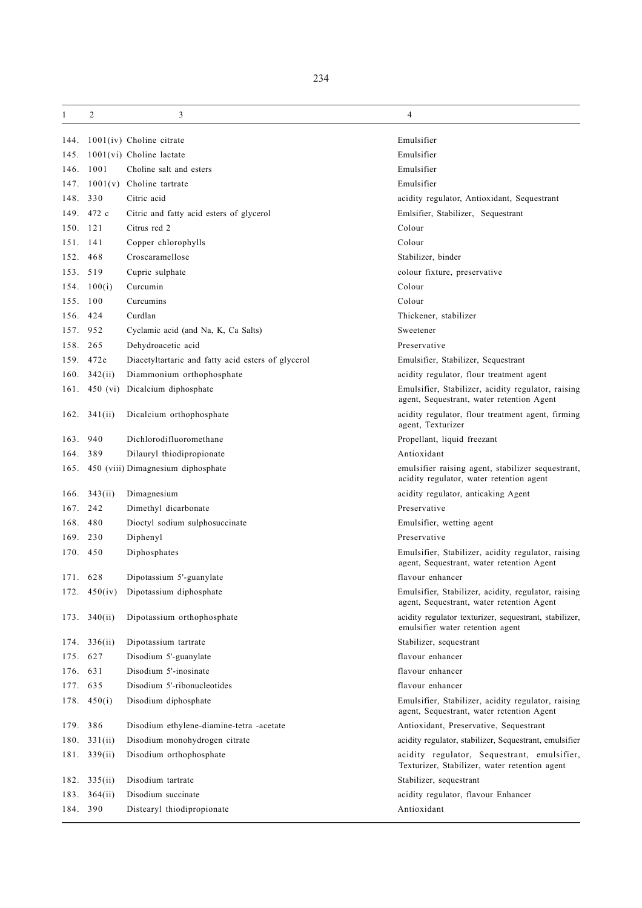| 1 | 2 | 3 | 4 |
|---|---|---|---|
| 144. | 1001(iv) | Choline citrate | Emulsifier |
| 145. | 1001(vi) | Choline lactate | Emulsifier |
| 146. | 1001 | Choline salt and esters | Emulsifier |
| 147. | 1001(v) | Choline tartrate | Emulsifier |
| 148. | 330 | Citric acid | acidity regulator, Antioxidant, Sequestrant |
| 149. | 472 c | Citric and fatty acid esters of glycerol | Emlsifier, Stabilizer, Sequestrant |
| 150. | 121 | Citrus red 2 | Colour |
| 151. | 141 | Copper chlorophylls | Colour |
| 152. | 468 | Croscaramellose | Stabilizer, binder |
| 153. | 519 | Cupric sulphate | colour fixture, preservative |
| 154. | 100(i) | Curcumin | Colour |
| 155. | 100 | Curcumins | Colour |
| 156. | 424 | Curdlan | Thickener, stabilizer |
| 157. | 952 | Cyclamic acid (and Na, K, Ca Salts) | Sweetener |
| 158. | 265 | Dehydroacetic acid | Preservative |
| 159. | 472e | Diacetyltartaric and fatty acid esters of glycerol | Emulsifier, Stabilizer, Sequestrant |
| 160. | 342(ii) | Diammonium orthophosphate | acidity regulator, flour treatment agent |
| 161. | 450 (vi) | Dicalcium diphosphate | Emulsifier, Stabilizer, acidity regulator, raising agent, Sequestrant, water retention Agent |
| 162. | 341(ii) | Dicalcium orthophosphate | acidity regulator, flour treatment agent, firming agent, Texturizer |
| 163. | 940 | Dichlorodifluoromethane | Propellant, liquid freezant |
| 164. | 389 | Dilauryl thiodipropionate | Antioxidant |
| 165. | 450 (viii) | Dimagnesium diphosphate | emulsifier raising agent, stabilizer sequestrant, acidity regulator, water retention agent |
| 166. | 343(ii) | Dimagnesium | acidity regulator, anticaking Agent |
| 167. | 242 | Dimethyl dicarbonate | Preservative |
| 168. | 480 | Dioctyl sodium sulphosuccinate | Emulsifier, wetting agent |
| 169. | 230 | Diphenyl | Preservative |
| 170. | 450 | Diphosphates | Emulsifier, Stabilizer, acidity regulator, raising agent, Sequestrant, water retention Agent |
| 171. | 628 | Dipotassium 5'-guanylate | flavour enhancer |
| 172. | 450(iv) | Dipotassium diphosphate | Emulsifier, Stabilizer, acidity, regulator, raising agent, Sequestrant, water retention Agent |
| 173. | 340(ii) | Dipotassium orthophosphate | acidity regulator texturizer, sequestrant, stabilizer, emulsifier water retention agent |
| 174. | 336(ii) | Dipotassium tartrate | Stabilizer, sequestrant |
| 175. | 627 | Disodium 5'-guanylate | flavour enhancer |
| 176. | 631 | Disodium 5'-inosinate | flavour enhancer |
| 177. | 635 | Disodium 5'-ribonucleotides | flavour enhancer |
| 178. | 450(i) | Disodium diphosphate | Emulsifier, Stabilizer, acidity regulator, raising agent, Sequestrant, water retention Agent |
| 179. | 386 | Disodium ethylene-diamine-tetra -acetate | Antioxidant, Preservative, Sequestrant |
| 180. | 331(ii) | Disodium monohydrogen citrate | acidity regulator, stabilizer, Sequestrant, emulsifier |
| 181. | 339(ii) | Disodium orthophosphate | acidity regulator, Sequestrant, emulsifier, Texturizer, Stabilizer, water retention agent |
| 182. | 335(ii) | Disodium tartrate | Stabilizer, sequestrant |
| 183. | 364(ii) | Disodium succinate | acidity regulator, flavour Enhancer |
| 184. | 390 | Distearyl thiodipropionate | Antioxidant |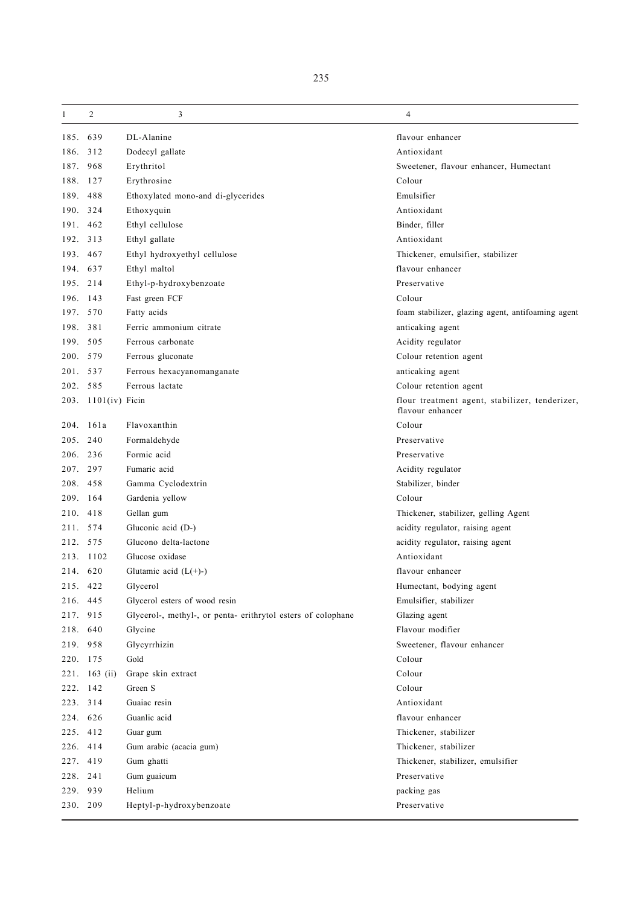| 1 | 2 | 3 | 4 |
|---|---|---|---|
| 185. | 639 | DL-Alanine | flavour enhancer |
| 186. | 312 | Dodecyl gallate | Antioxidant |
| 187. | 968 | Erythritol | Sweetener, flavour enhancer, Humectant |
| 188. | 127 | Erythrosine | Colour |
| 189. | 488 | Ethoxylated mono-and di-glycerides | Emulsifier |
| 190. | 324 | Ethoxyquin | Antioxidant |
| 191. | 462 | Ethyl cellulose | Binder, filler |
| 192. | 313 | Ethyl gallate | Antioxidant |
| 193. | 467 | Ethyl hydroxyethyl cellulose | Thickener, emulsifier, stabilizer |
| 194. | 637 | Ethyl maltol | flavour enhancer |
| 195. | 214 | Ethyl-p-hydroxybenzoate | Preservative |
| 196. | 143 | Fast green FCF | Colour |
| 197. | 570 | Fatty acids | foam stabilizer, glazing agent, antifoaming agent |
| 198. | 381 | Ferric ammonium citrate | anticaking agent |
| 199. | 505 | Ferrous carbonate | Acidity regulator |
| 200. | 579 | Ferrous gluconate | Colour retention agent |
| 201. | 537 | Ferrous hexacyanomanganate | anticaking agent |
| 202. | 585 | Ferrous lactate | Colour retention agent |
| 203. | 1101(iv) | Ficin | flour treatment agent, stabilizer, tenderizer, flavour enhancer |
| 204. | 161a | Flavoxanthin | Colour |
| 205. | 240 | Formaldehyde | Preservative |
| 206. | 236 | Formic acid | Preservative |
| 207. | 297 | Fumaric acid | Acidity regulator |
| 208. | 458 | Gamma Cyclodextrin | Stabilizer, binder |
| 209. | 164 | Gardenia yellow | Colour |
| 210. | 418 | Gellan gum | Thickener, stabilizer, gelling Agent |
| 211. | 574 | Gluconic acid (D-) | acidity regulator, raising agent |
| 212. | 575 | Glucono delta-lactone | acidity regulator, raising agent |
| 213. | 1102 | Glucose oxidase | Antioxidant |
| 214. | 620 | Glutamic acid (L(+)-) | flavour enhancer |
| 215. | 422 | Glycerol | Humectant, bodying agent |
| 216. | 445 | Glycerol esters of wood resin | Emulsifier, stabilizer |
| 217. | 915 | Glycerol-, methyl-, or penta- erithrytol esters of colophane | Glazing agent |
| 218. | 640 | Glycine | Flavour modifier |
| 219. | 958 | Glycyrrhizin | Sweetener, flavour enhancer |
| 220. | 175 | Gold | Colour |
| 221. | 163 (ii) | Grape skin extract | Colour |
| 222. | 142 | Green S | Colour |
| 223. | 314 | Guaiac resin | Antioxidant |
| 224. | 626 | Guanlic acid | flavour enhancer |
| 225. | 412 | Guar gum | Thickener, stabilizer |
| 226. | 414 | Gum arabic (acacia gum) | Thickener, stabilizer |
| 227. | 419 | Gum ghatti | Thickener, stabilizer, emulsifier |
| 228. | 241 | Gum guaicum | Preservative |
| 229. | 939 | Helium | packing gas |
| 230. | 209 | Heptyl-p-hydroxybenzoate | Preservative |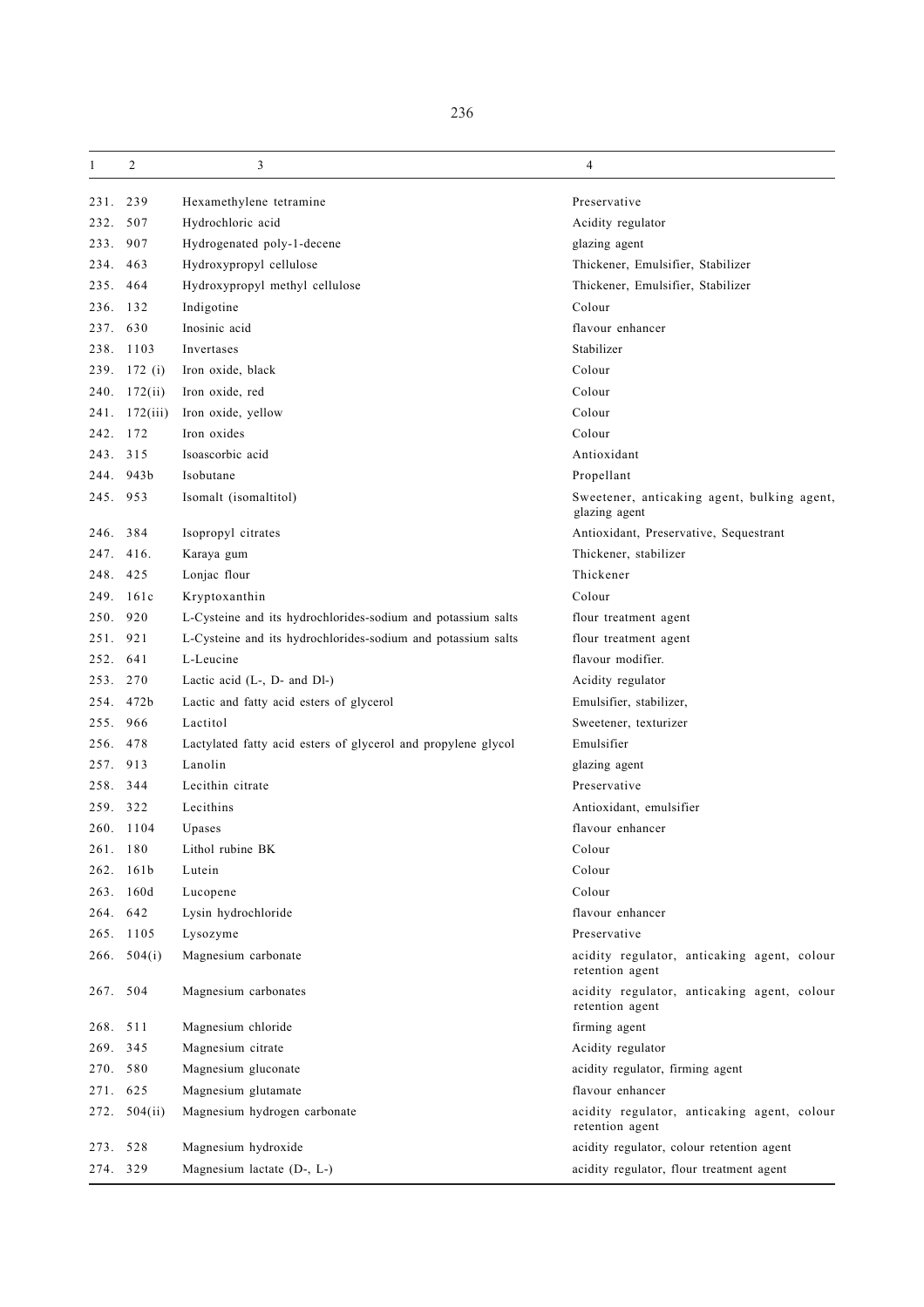| 1 | 2 | 3 | 4 |
|---|---|---|---|
| 231. | 239 | Hexamethylene tetramine | Preservative |
| 232. | 507 | Hydrochloric acid | Acidity regulator |
| 233. | 907 | Hydrogenated poly-1-decene | glazing agent |
| 234. | 463 | Hydroxypropyl cellulose | Thickener, Emulsifier, Stabilizer |
| 235. | 464 | Hydroxypropyl methyl cellulose | Thickener, Emulsifier, Stabilizer |
| 236. | 132 | Indigotine | Colour |
| 237. | 630 | Inosinic acid | flavour enhancer |
| 238. | 1103 | Invertases | Stabilizer |
| 239. | 172 (i) | Iron oxide, black | Colour |
| 240. | 172(ii) | Iron oxide, red | Colour |
| 241. | 172(iii) | Iron oxide, yellow | Colour |
| 242. | 172 | Iron oxides | Colour |
| 243. | 315 | Isoascorbic acid | Antioxidant |
| 244. | 943b | Isobutane | Propellant |
| 245. | 953 | Isomalt (isomaltitol) | Sweetener, anticaking agent, bulking agent, glazing agent |
| 246. | 384 | Isopropyl citrates | Antioxidant, Preservative, Sequestrant |
| 247. | 416. | Karaya gum | Thickener, stabilizer |
| 248. | 425 | Lonjac flour | Thickener |
| 249. | 161c | Kryptoxanthin | Colour |
| 250. | 920 | L-Cysteine and its hydrochlorides-sodium and potassium salts | flour treatment agent |
| 251. | 921 | L-Cysteine and its hydrochlorides-sodium and potassium salts | flour treatment agent |
| 252. | 641 | L-Leucine | flavour modifier. |
| 253. | 270 | Lactic acid (L-, D- and Dl-) | Acidity regulator |
| 254. | 472b | Lactic and fatty acid esters of glycerol | Emulsifier, stabilizer, |
| 255. | 966 | Lactitol | Sweetener, texturizer |
| 256. | 478 | Lactylated fatty acid esters of glycerol and propylene glycol | Emulsifier |
| 257. | 913 | Lanolin | glazing agent |
| 258. | 344 | Lecithin citrate | Preservative |
| 259. | 322 | Lecithins | Antioxidant, emulsifier |
| 260. | 1104 | Upases | flavour enhancer |
| 261. | 180 | Lithol rubine BK | Colour |
| 262. | 161b | Lutein | Colour |
| 263. | 160d | Lucopene | Colour |
| 264. | 642 | Lysin hydrochloride | flavour enhancer |
| 265. | 1105 | Lysozyme | Preservative |
| 266. | 504(i) | Magnesium carbonate | acidity regulator, anticaking agent, colour retention agent |
| 267. | 504 | Magnesium carbonates | acidity regulator, anticaking agent, colour retention agent |
| 268. | 511 | Magnesium chloride | firming agent |
| 269. | 345 | Magnesium citrate | Acidity regulator |
| 270. | 580 | Magnesium gluconate | acidity regulator, firming agent |
| 271. | 625 | Magnesium glutamate | flavour enhancer |
| 272. | 504(ii) | Magnesium hydrogen carbonate | acidity regulator, anticaking agent, colour retention agent |
| 273. | 528 | Magnesium hydroxide | acidity regulator, colour retention agent |
| 274. | 329 | Magnesium lactate (D-, L-) | acidity regulator, flour treatment agent |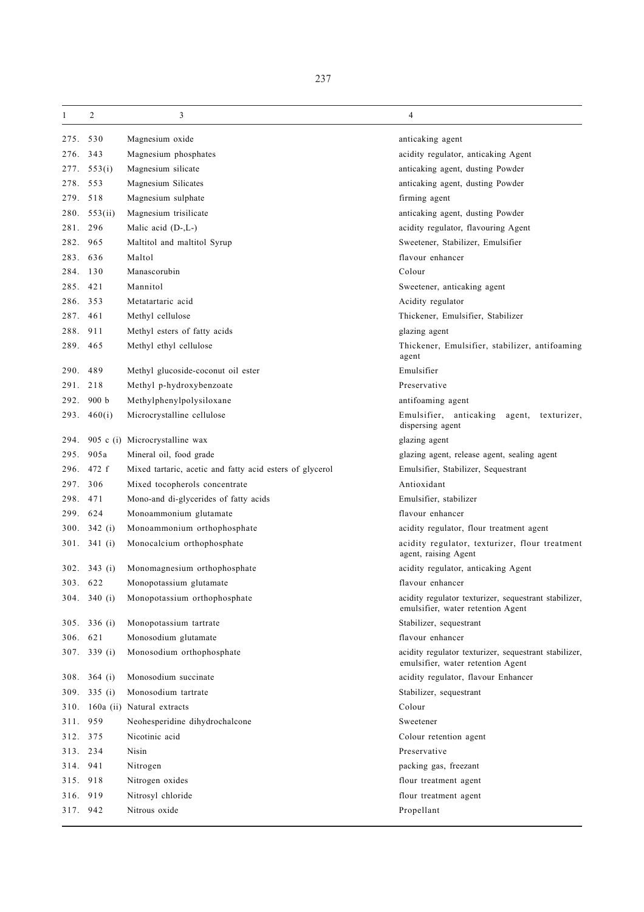| 1 | 2 | 3 | 4 |
|---|---|---|---|
| 275. | 530 | Magnesium oxide | anticaking agent |
| 276. | 343 | Magnesium phosphates | acidity regulator, anticaking Agent |
| 277. | 553(i) | Magnesium silicate | anticaking agent, dusting Powder |
| 278. | 553 | Magnesium Silicates | anticaking agent, dusting Powder |
| 279. | 518 | Magnesium sulphate | firming agent |
| 280. | 553(ii) | Magnesium trisilicate | anticaking agent, dusting Powder |
| 281. | 296 | Malic acid (D-,L-) | acidity regulator, flavouring Agent |
| 282. | 965 | Maltitol and maltitol Syrup | Sweetener, Stabilizer, Emulsifier |
| 283. | 636 | Maltol | flavour enhancer |
| 284. | 130 | Manascorubin | Colour |
| 285. | 421 | Mannitol | Sweetener, anticaking agent |
| 286. | 353 | Metatartaric acid | Acidity regulator |
| 287. | 461 | Methyl cellulose | Thickener, Emulsifier, Stabilizer |
| 288. | 911 | Methyl esters of fatty acids | glazing agent |
| 289. | 465 | Methyl ethyl cellulose | Thickener, Emulsifier, stabilizer, antifoaming agent |
| 290. | 489 | Methyl glucoside-coconut oil ester | Emulsifier |
| 291. | 218 | Methyl p-hydroxybenzoate | Preservative |
| 292. | 900 b | Methylphenylpolysiloxane | antifoaming agent |
| 293. | 460(i) | Microcrystalline cellulose | Emulsifier, anticaking agent, texturizer, dispersing agent |
| 294. | 905 c (i) | Microcrystalline wax | glazing agent |
| 295. | 905a | Mineral oil, food grade | glazing agent, release agent, sealing agent |
| 296. | 472 f | Mixed tartaric, acetic and fatty acid esters of glycerol | Emulsifier, Stabilizer, Sequestrant |
| 297. | 306 | Mixed tocopherols concentrate | Antioxidant |
| 298. | 471 | Mono-and di-glycerides of fatty acids | Emulsifier, stabilizer |
| 299. | 624 | Monoammonium glutamate | flavour enhancer |
| 300. | 342 (i) | Monoammonium orthophosphate | acidity regulator, flour treatment agent |
| 301. | 341 (i) | Monocalcium orthophosphate | acidity regulator, texturizer, flour treatment agent, raising Agent |
| 302. | 343 (i) | Monomagnesium orthophosphate | acidity regulator, anticaking Agent |
| 303. | 622 | Monopotassium glutamate | flavour enhancer |
| 304. | 340 (i) | Monopotassium orthophosphate | acidity regulator texturizer, sequestrant stabilizer, emulsifier, water retention Agent |
| 305. | 336 (i) | Monopotassium tartrate | Stabilizer, sequestrant |
| 306. | 621 | Monosodium glutamate | flavour enhancer |
| 307. | 339 (i) | Monosodium orthophosphate | acidity regulator texturizer, sequestrant stabilizer, emulsifier, water retention Agent |
| 308. | 364 (i) | Monosodium succinate | acidity regulator, flavour Enhancer |
| 309. | 335 (i) | Monosodium tartrate | Stabilizer, sequestrant |
| 310. | 160a (ii) | Natural extracts | Colour |
| 311. | 959 | Neohesperidine dihydrochalcone | Sweetener |
| 312. | 375 | Nicotinic acid | Colour retention agent |
| 313. | 234 | Nisin | Preservative |
| 314. | 941 | Nitrogen | packing gas, freezant |
| 315. | 918 | Nitrogen oxides | flour treatment agent |
| 316. | 919 | Nitrosyl chloride | flour treatment agent |
| 317. | 942 | Nitrous oxide | Propellant |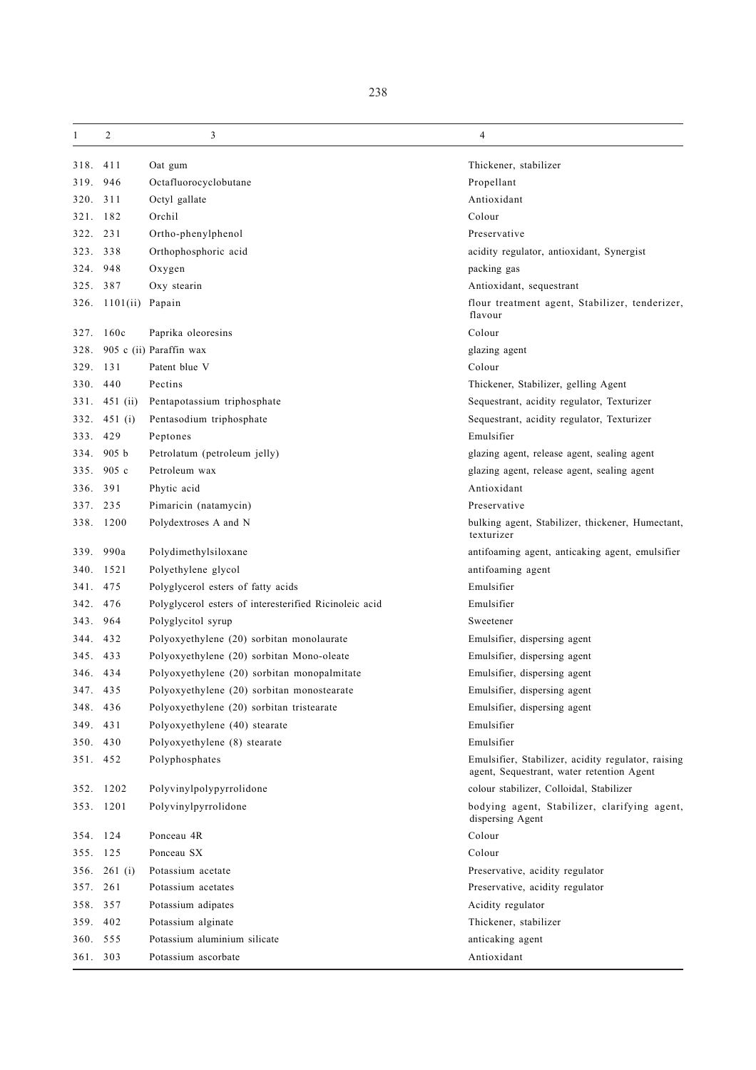| 1 | 2 | 3 | 4 |
|---|---|---|---|
| 318. | 411 | Oat gum | Thickener, stabilizer |
| 319. | 946 | Octafluorocyclobutane | Propellant |
| 320. | 311 | Octyl gallate | Antioxidant |
| 321. | 182 | Orchil | Colour |
| 322. | 231 | Ortho-phenylphenol | Preservative |
| 323. | 338 | Orthophosphoric acid | acidity regulator, antioxidant, Synergist |
| 324. | 948 | Oxygen | packing gas |
| 325. | 387 | Oxy stearin | Antioxidant, sequestrant |
| 326. | 1101(ii) | Papain | flour treatment agent, Stabilizer, tenderizer, flavour |
| 327. | 160c | Paprika oleoresins | Colour |
| 328. | 905 c (ii) | Paraffin wax | glazing agent |
| 329. | 131 | Patent blue V | Colour |
| 330. | 440 | Pectins | Thickener, Stabilizer, gelling Agent |
| 331. | 451 (ii) | Pentapotassium triphosphate | Sequestrant, acidity regulator, Texturizer |
| 332. | 451 (i) | Pentasodium triphosphate | Sequestrant, acidity regulator, Texturizer |
| 333. | 429 | Peptones | Emulsifier |
| 334. | 905 b | Petrolatum (petroleum jelly) | glazing agent, release agent, sealing agent |
| 335. | 905 c | Petroleum wax | glazing agent, release agent, sealing agent |
| 336. | 391 | Phytic acid | Antioxidant |
| 337. | 235 | Pimaricin (natamycin) | Preservative |
| 338. | 1200 | Polydextroses A and N | bulking agent, Stabilizer, thickener, Humectant, texturizer |
| 339. | 990a | Polydimethylsiloxane | antifoaming agent, anticaking agent, emulsifier |
| 340. | 1521 | Polyethylene glycol | antifoaming agent |
| 341. | 475 | Polyglycerol esters of fatty acids | Emulsifier |
| 342. | 476 | Polyglycerol esters of interesterified Ricinoleic acid | Emulsifier |
| 343. | 964 | Polyglycitol syrup | Sweetener |
| 344. | 432 | Polyoxyethylene (20) sorbitan monolaurate | Emulsifier, dispersing agent |
| 345. | 433 | Polyoxyethylene (20) sorbitan Mono-oleate | Emulsifier, dispersing agent |
| 346. | 434 | Polyoxyethylene (20) sorbitan monopalmitate | Emulsifier, dispersing agent |
| 347. | 435 | Polyoxyethylene (20) sorbitan monostearate | Emulsifier, dispersing agent |
| 348. | 436 | Polyoxyethylene (20) sorbitan tristearate | Emulsifier, dispersing agent |
| 349. | 431 | Polyoxyethylene (40) stearate | Emulsifier |
| 350. | 430 | Polyoxyethylene (8) stearate | Emulsifier |
| 351. | 452 | Polyphosphates | Emulsifier, Stabilizer, acidity regulator, raising agent, Sequestrant, water retention Agent |
| 352. | 1202 | Polyvinylpolypyrrolidone | colour stabilizer, Colloidal, Stabilizer |
| 353. | 1201 | Polyvinylpyrrolidone | bodying agent, Stabilizer, clarifying agent, dispersing Agent |
| 354. | 124 | Ponceau 4R | Colour |
| 355. | 125 | Ponceau SX | Colour |
| 356. | 261 (i) | Potassium acetate | Preservative, acidity regulator |
| 357. | 261 | Potassium acetates | Preservative, acidity regulator |
| 358. | 357 | Potassium adipates | Acidity regulator |
| 359. | 402 | Potassium alginate | Thickener, stabilizer |
| 360. | 555 | Potassium aluminium silicate | anticaking agent |
| 361. | 303 | Potassium ascorbate | Antioxidant |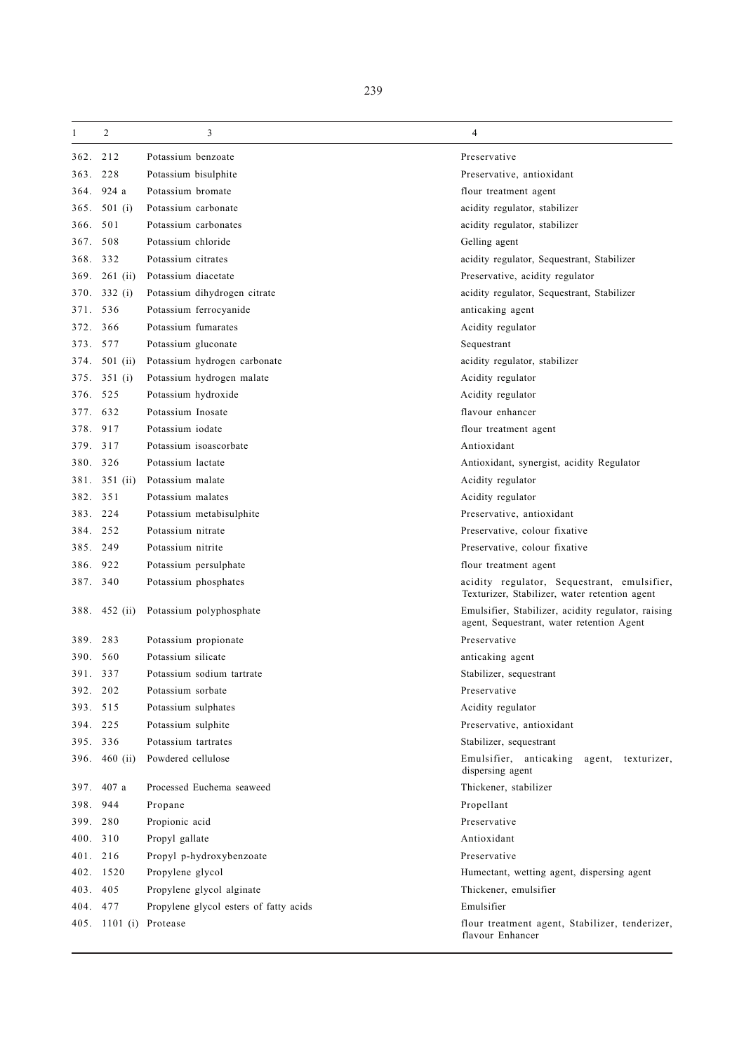| 1 | 2 | 3 | 4 |
|---|---|---|---|
| 362. | 212 | Potassium benzoate | Preservative |
| 363. | 228 | Potassium bisulphite | Preservative, antioxidant |
| 364. | 924 a | Potassium bromate | flour treatment agent |
| 365. | 501 (i) | Potassium carbonate | acidity regulator, stabilizer |
| 366. | 501 | Potassium carbonates | acidity regulator, stabilizer |
| 367. | 508 | Potassium chloride | Gelling agent |
| 368. | 332 | Potassium citrates | acidity regulator, Sequestrant, Stabilizer |
| 369. | 261 (ii) | Potassium diacetate | Preservative, acidity regulator |
| 370. | 332 (i) | Potassium dihydrogen citrate | acidity regulator, Sequestrant, Stabilizer |
| 371. | 536 | Potassium ferrocyanide | anticaking agent |
| 372. | 366 | Potassium fumarates | Acidity regulator |
| 373. | 577 | Potassium gluconate | Sequestrant |
| 374. | 501 (ii) | Potassium hydrogen carbonate | acidity regulator, stabilizer |
| 375. | 351 (i) | Potassium hydrogen malate | Acidity regulator |
| 376. | 525 | Potassium hydroxide | Acidity regulator |
| 377. | 632 | Potassium Inosate | flavour enhancer |
| 378. | 917 | Potassium iodate | flour treatment agent |
| 379. | 317 | Potassium isoascorbate | Antioxidant |
| 380. | 326 | Potassium lactate | Antioxidant, synergist, acidity Regulator |
| 381. | 351 (ii) | Potassium malate | Acidity regulator |
| 382. | 351 | Potassium malates | Acidity regulator |
| 383. | 224 | Potassium metabisulphite | Preservative, antioxidant |
| 384. | 252 | Potassium nitrate | Preservative, colour fixative |
| 385. | 249 | Potassium nitrite | Preservative, colour fixative |
| 386. | 922 | Potassium persulphate | flour treatment agent |
| 387. | 340 | Potassium phosphates | acidity regulator, Sequestrant, emulsifier, Texturizer, Stabilizer, water retention agent |
| 388. | 452 (ii) | Potassium polyphosphate | Emulsifier, Stabilizer, acidity regulator, raising agent, Sequestrant, water retention Agent |
| 389. | 283 | Potassium propionate | Preservative |
| 390. | 560 | Potassium silicate | anticaking agent |
| 391. | 337 | Potassium sodium tartrate | Stabilizer, sequestrant |
| 392. | 202 | Potassium sorbate | Preservative |
| 393. | 515 | Potassium sulphates | Acidity regulator |
| 394. | 225 | Potassium sulphite | Preservative, antioxidant |
| 395. | 336 | Potassium tartrates | Stabilizer, sequestrant |
| 396. | 460 (ii) | Powdered cellulose | Emulsifier, anticaking agent, texturizer, dispersing agent |
| 397. | 407 a | Processed Euchema seaweed | Thickener, stabilizer |
| 398. | 944 | Propane | Propellant |
| 399. | 280 | Propionic acid | Preservative |
| 400. | 310 | Propyl gallate | Antioxidant |
| 401. | 216 | Propyl p-hydroxybenzoate | Preservative |
| 402. | 1520 | Propylene glycol | Humectant, wetting agent, dispersing agent |
| 403. | 405 | Propylene glycol alginate | Thickener, emulsifier |
| 404. | 477 | Propylene glycol esters of fatty acids | Emulsifier |
| 405. | 1101 (i) | Protease | flour treatment agent, Stabilizer, tenderizer, flavour Enhancer |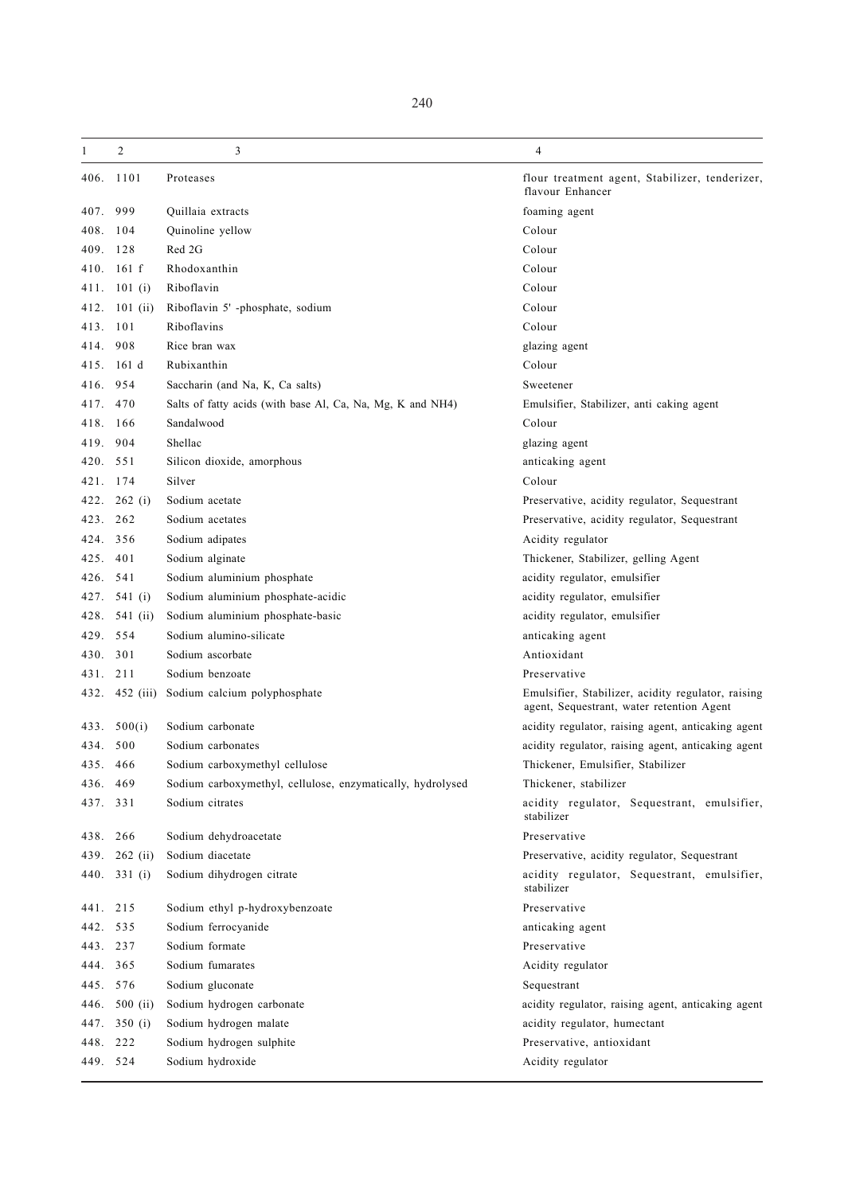| 1 | 2 | 3 | 4 |
|---|---|---|---|
| 406. | 1101 | Proteases | flour treatment agent, Stabilizer, tenderizer, flavour Enhancer |
| 407. | 999 | Quillaia extracts | foaming agent |
| 408. | 104 | Quinoline yellow | Colour |
| 409. | 128 | Red 2G | Colour |
| 410. | 161 f | Rhodoxanthin | Colour |
| 411. | 101 (i) | Riboflavin | Colour |
| 412. | 101 (ii) | Riboflavin 5' -phosphate, sodium | Colour |
| 413. | 101 | Riboflavins | Colour |
| 414. | 908 | Rice bran wax | glazing agent |
| 415. | 161 d | Rubixanthin | Colour |
| 416. | 954 | Saccharin (and Na, K, Ca salts) | Sweetener |
| 417. | 470 | Salts of fatty acids (with base Al, Ca, Na, Mg, K and NH4) | Emulsifier, Stabilizer, anti caking agent |
| 418. | 166 | Sandalwood | Colour |
| 419. | 904 | Shellac | glazing agent |
| 420. | 551 | Silicon dioxide, amorphous | anticaking agent |
| 421. | 174 | Silver | Colour |
| 422. | 262 (i) | Sodium acetate | Preservative, acidity regulator, Sequestrant |
| 423. | 262 | Sodium acetates | Preservative, acidity regulator, Sequestrant |
| 424. | 356 | Sodium adipates | Acidity regulator |
| 425. | 401 | Sodium alginate | Thickener, Stabilizer, gelling Agent |
| 426. | 541 | Sodium aluminium phosphate | acidity regulator, emulsifier |
| 427. | 541 (i) | Sodium aluminium phosphate-acidic | acidity regulator, emulsifier |
| 428. | 541 (ii) | Sodium aluminium phosphate-basic | acidity regulator, emulsifier |
| 429. | 554 | Sodium alumino-silicate | anticaking agent |
| 430. | 301 | Sodium ascorbate | Antioxidant |
| 431. | 211 | Sodium benzoate | Preservative |
| 432. | 452 (iii) | Sodium calcium polyphosphate | Emulsifier, Stabilizer, acidity regulator, raising agent, Sequestrant, water retention Agent |
| 433. | 500(i) | Sodium carbonate | acidity regulator, raising agent, anticaking agent |
| 434. | 500 | Sodium carbonates | acidity regulator, raising agent, anticaking agent |
| 435. | 466 | Sodium carboxymethyl cellulose | Thickener, Emulsifier, Stabilizer |
| 436. | 469 | Sodium carboxymethyl, cellulose, enzymatically, hydrolysed | Thickener, stabilizer |
| 437. | 331 | Sodium citrates | acidity regulator, Sequestrant, emulsifier, stabilizer |
| 438. | 266 | Sodium dehydroacetate | Preservative |
| 439. | 262 (ii) | Sodium diacetate | Preservative, acidity regulator, Sequestrant |
| 440. | 331 (i) | Sodium dihydrogen citrate | acidity regulator, Sequestrant, emulsifier, stabilizer |
| 441. | 215 | Sodium ethyl p-hydroxybenzoate | Preservative |
| 442. | 535 | Sodium ferrocyanide | anticaking agent |
| 443. | 237 | Sodium formate | Preservative |
| 444. | 365 | Sodium fumarates | Acidity regulator |
| 445. | 576 | Sodium gluconate | Sequestrant |
| 446. | 500 (ii) | Sodium hydrogen carbonate | acidity regulator, raising agent, anticaking agent |
| 447. | 350 (i) | Sodium hydrogen malate | acidity regulator, humectant |
| 448. | 222 | Sodium hydrogen sulphite | Preservative, antioxidant |
| 449. | 524 | Sodium hydroxide | Acidity regulator |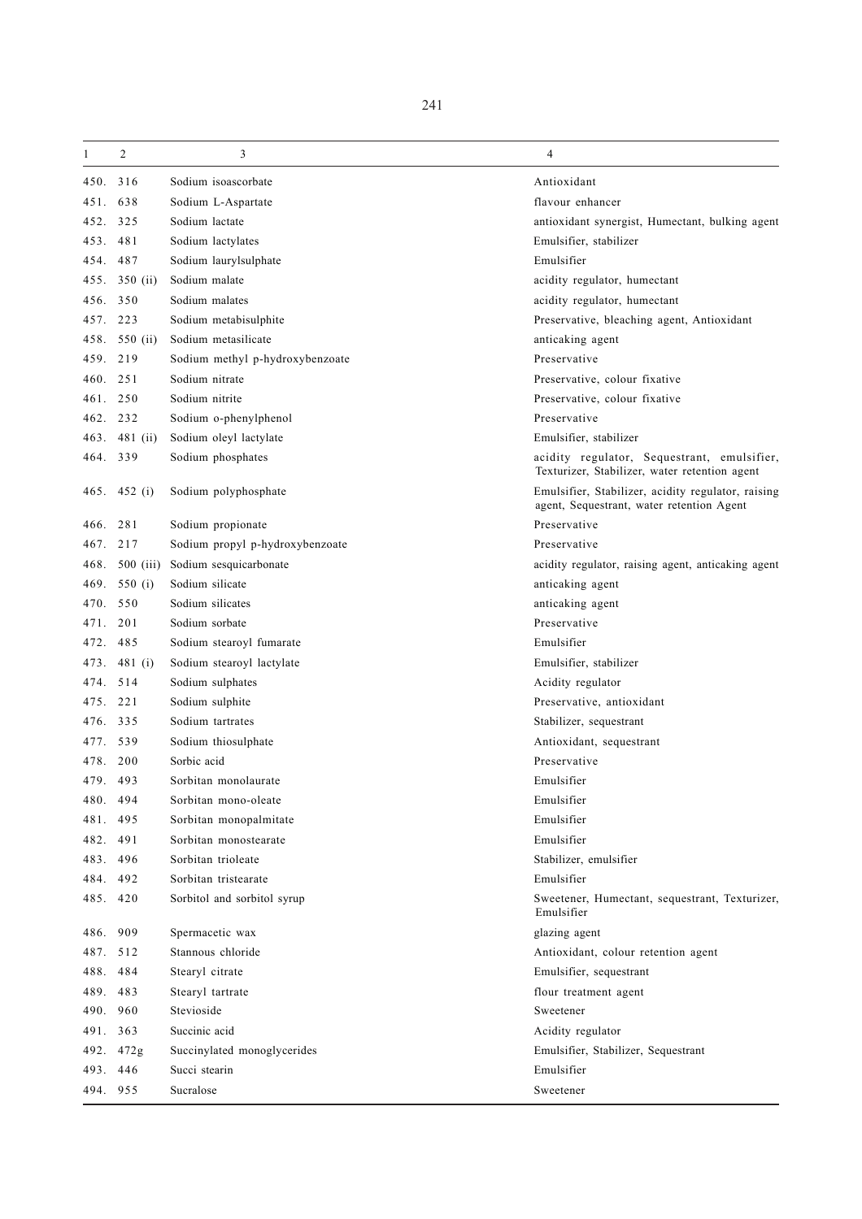| 1 | 2 | 3 | 4 |
|---|---|---|---|
| 450. | 316 | Sodium isoascorbate | Antioxidant |
| 451. | 638 | Sodium L-Aspartate | flavour enhancer |
| 452. | 325 | Sodium lactate | antioxidant synergist, Humectant, bulking agent |
| 453. | 481 | Sodium lactylates | Emulsifier, stabilizer |
| 454. | 487 | Sodium laurylsulphate | Emulsifier |
| 455. | 350 (ii) | Sodium malate | acidity regulator, humectant |
| 456. | 350 | Sodium malates | acidity regulator, humectant |
| 457. | 223 | Sodium metabisulphite | Preservative, bleaching agent, Antioxidant |
| 458. | 550 (ii) | Sodium metasilicate | anticaking agent |
| 459. | 219 | Sodium methyl p-hydroxybenzoate | Preservative |
| 460. | 251 | Sodium nitrate | Preservative, colour fixative |
| 461. | 250 | Sodium nitrite | Preservative, colour fixative |
| 462. | 232 | Sodium o-phenylphenol | Preservative |
| 463. | 481 (ii) | Sodium oleyl lactylate | Emulsifier, stabilizer |
| 464. | 339 | Sodium phosphates | acidity regulator, Sequestrant, emulsifier, Texturizer, Stabilizer, water retention agent |
| 465. | 452 (i) | Sodium polyphosphate | Emulsifier, Stabilizer, acidity regulator, raising agent, Sequestrant, water retention Agent |
| 466. | 281 | Sodium propionate | Preservative |
| 467. | 217 | Sodium propyl p-hydroxybenzoate | Preservative |
| 468. | 500 (iii) | Sodium sesquicarbonate | acidity regulator, raising agent, anticaking agent |
| 469. | 550 (i) | Sodium silicate | anticaking agent |
| 470. | 550 | Sodium silicates | anticaking agent |
| 471. | 201 | Sodium sorbate | Preservative |
| 472. | 485 | Sodium stearoyl fumarate | Emulsifier |
| 473. | 481 (i) | Sodium stearoyl lactylate | Emulsifier, stabilizer |
| 474. | 514 | Sodium sulphates | Acidity regulator |
| 475. | 221 | Sodium sulphite | Preservative, antioxidant |
| 476. | 335 | Sodium tartrates | Stabilizer, sequestrant |
| 477. | 539 | Sodium thiosulphate | Antioxidant, sequestrant |
| 478. | 200 | Sorbic acid | Preservative |
| 479. | 493 | Sorbitan monolaurate | Emulsifier |
| 480. | 494 | Sorbitan mono-oleate | Emulsifier |
| 481. | 495 | Sorbitan monopalmitate | Emulsifier |
| 482. | 491 | Sorbitan monostearate | Emulsifier |
| 483. | 496 | Sorbitan trioleate | Stabilizer, emulsifier |
| 484. | 492 | Sorbitan tristearate | Emulsifier |
| 485. | 420 | Sorbitol and sorbitol syrup | Sweetener, Humectant, sequestrant, Texturizer, Emulsifier |
| 486. | 909 | Spermacetic wax | glazing agent |
| 487. | 512 | Stannous chloride | Antioxidant, colour retention agent |
| 488. | 484 | Stearyl citrate | Emulsifier, sequestrant |
| 489. | 483 | Stearyl tartrate | flour treatment agent |
| 490. | 960 | Stevioside | Sweetener |
| 491. | 363 | Succinic acid | Acidity regulator |
| 492. | 472g | Succinylated monoglycerides | Emulsifier, Stabilizer, Sequestrant |
| 493. | 446 | Succi stearin | Emulsifier |
| 494. | 955 | Sucralose | Sweetener |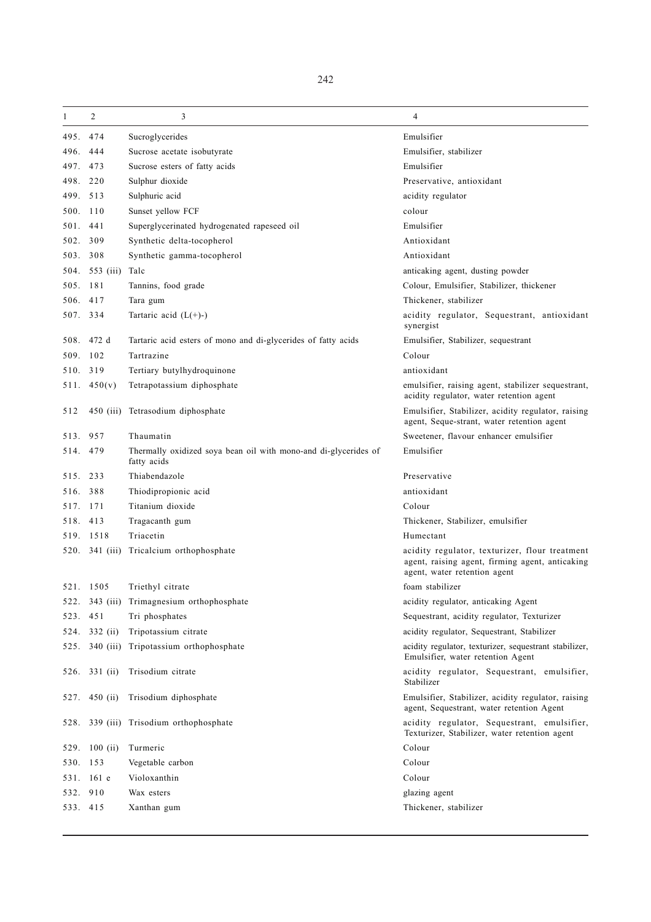| 1 | 2 | 3 | 4 |
|---|---|---|---|
| 495. | 474 | Sucroglycerides | Emulsifier |
| 496. | 444 | Sucrose acetate isobutyrate | Emulsifier, stabilizer |
| 497. | 473 | Sucrose esters of fatty acids | Emulsifier |
| 498. | 220 | Sulphur dioxide | Preservative, antioxidant |
| 499. | 513 | Sulphuric acid | acidity regulator |
| 500. | 110 | Sunset yellow FCF | colour |
| 501. | 441 | Superglycerinated hydrogenated rapeseed oil | Emulsifier |
| 502. | 309 | Synthetic delta-tocopherol | Antioxidant |
| 503. | 308 | Synthetic gamma-tocopherol | Antioxidant |
| 504. | 553 (iii) | Talc | anticaking agent, dusting powder |
| 505. | 181 | Tannins, food grade | Colour, Emulsifier, Stabilizer, thickener |
| 506. | 417 | Tara gum | Thickener, stabilizer |
| 507. | 334 | Tartaric acid (L(+)-) | acidity regulator, Sequestrant, antioxidant synergist |
| 508. | 472 d | Tartaric acid esters of mono and di-glycerides of fatty acids | Emulsifier, Stabilizer, sequestrant |
| 509. | 102 | Tartrazine | Colour |
| 510. | 319 | Tertiary butylhydroquinone | antioxidant |
| 511. | 450(v) | Tetrapotassium diphosphate | emulsifier, raising agent, stabilizer sequestrant, acidity regulator, water retention agent |
| 512 | 450 (iii) | Tetrasodium diphosphate | Emulsifier, Stabilizer, acidity regulator, raising agent, Seque-strant, water retention agent |
| 513. | 957 | Thaumatin | Sweetener, flavour enhancer emulsifier |
| 514. | 479 | Thermally oxidized soya bean oil with mono-and di-glycerides of fatty acids | Emulsifier |
| 515. | 233 | Thiabendazole | Preservative |
| 516. | 388 | Thiodipropionic acid | antioxidant |
| 517. | 171 | Titanium dioxide | Colour |
| 518. | 413 | Tragacanth gum | Thickener, Stabilizer, emulsifier |
| 519. | 1518 | Triacetin | Humectant |
| 520. | 341 (iii) | Tricalcium orthophosphate | acidity regulator, texturizer, flour treatment agent, raising agent, firming agent, anticaking agent, water retention agent |
| 521. | 1505 | Triethyl citrate | foam stabilizer |
| 522. | 343 (iii) | Trimagnesium orthophosphate | acidity regulator, anticaking Agent |
| 523. | 451 | Tri phosphates | Sequestrant, acidity regulator, Texturizer |
| 524. | 332 (ii) | Tripotassium citrate | acidity regulator, Sequestrant, Stabilizer |
| 525. | 340 (iii) | Tripotassium orthophosphate | acidity regulator, texturizer, sequestrant stabilizer, Emulsifier, water retention Agent |
| 526. | 331 (ii) | Trisodium citrate | acidity regulator, Sequestrant, emulsifier, Stabilizer |
| 527. | 450 (ii) | Trisodium diphosphate | Emulsifier, Stabilizer, acidity regulator, raising agent, Sequestrant, water retention Agent |
| 528. | 339 (iii) | Trisodium orthophosphate | acidity regulator, Sequestrant, emulsifier, Texturizer, Stabilizer, water retention agent |
| 529. | 100 (ii) | Turmeric | Colour |
| 530. | 153 | Vegetable carbon | Colour |
| 531. | 161 e | Violoxanthin | Colour |
| 532. | 910 | Wax esters | glazing agent |
| 533. | 415 | Xanthan gum | Thickener, stabilizer |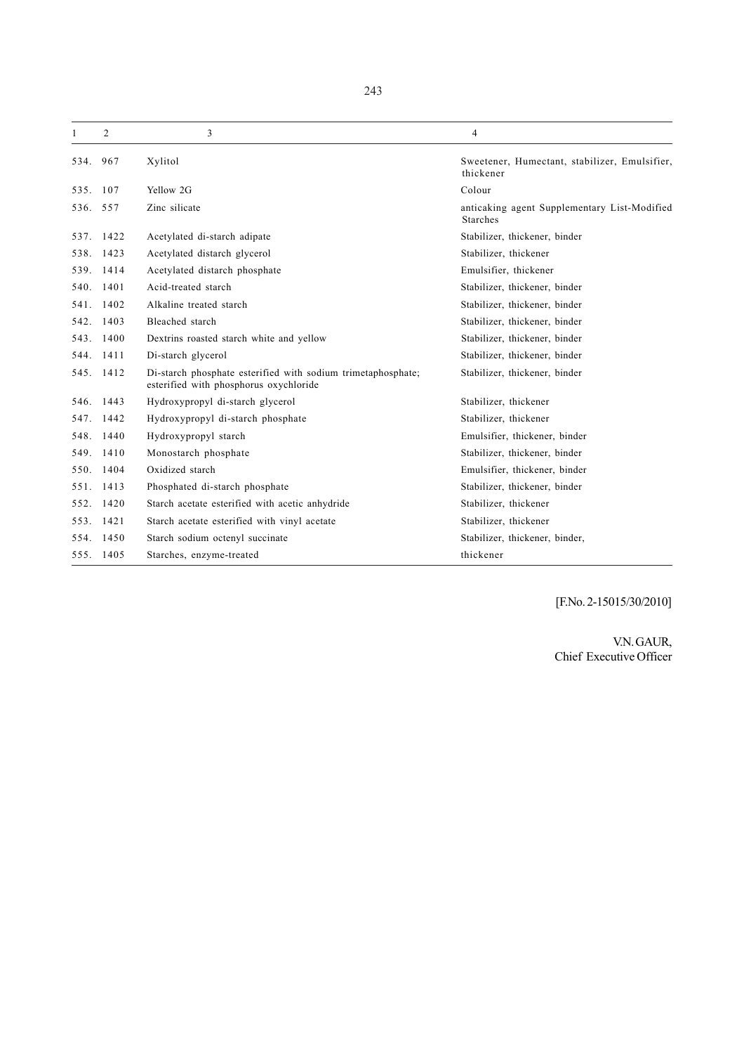| 1 | 2 | 3 | 4 |
|---|---|---|---|
| 534. | 967 | Xylitol | Sweetener, Humectant, stabilizer, Emulsifier, thickener |
| 535. | 107 | Yellow 2G | Colour |
| 536. | 557 | Zinc silicate | anticaking agent Supplementary List-Modified Starches |
| 537. | 1422 | Acetylated di-starch adipate | Stabilizer, thickener, binder |
| 538. | 1423 | Acetylated distarch glycerol | Stabilizer, thickener |
| 539. | 1414 | Acetylated distarch phosphate | Emulsifier, thickener |
| 540. | 1401 | Acid-treated starch | Stabilizer, thickener, binder |
| 541. | 1402 | Alkaline treated starch | Stabilizer, thickener, binder |
| 542. | 1403 | Bleached starch | Stabilizer, thickener, binder |
| 543. | 1400 | Dextrins roasted starch white and yellow | Stabilizer, thickener, binder |
| 544. | 1411 | Di-starch glycerol | Stabilizer, thickener, binder |
| 545. | 1412 | Di-starch phosphate esterified with sodium trimetaphosphate; esterified with phosphorus oxychloride | Stabilizer, thickener, binder |
| 546. | 1443 | Hydroxypropyl di-starch glycerol | Stabilizer, thickener |
| 547. | 1442 | Hydroxypropyl di-starch phosphate | Stabilizer, thickener |
| 548. | 1440 | Hydroxypropyl starch | Emulsifier, thickener, binder |
| 549. | 1410 | Monostarch phosphate | Stabilizer, thickener, binder |
| 550. | 1404 | Oxidized starch | Emulsifier, thickener, binder |
| 551. | 1413 | Phosphated di-starch phosphate | Stabilizer, thickener, binder |
| 552. | 1420 | Starch acetate esterified with acetic anhydride | Stabilizer, thickener |
| 553. | 1421 | Starch acetate esterified with vinyl acetate | Stabilizer, thickener |
| 554. | 1450 | Starch sodium octenyl succinate | Stabilizer, thickener, binder, |
| 555. | 1405 | Starches, enzyme-treated | thickener |

[F.No. 2-15015/30/2010]

V.N. GAUR,
Chief Executive Officer